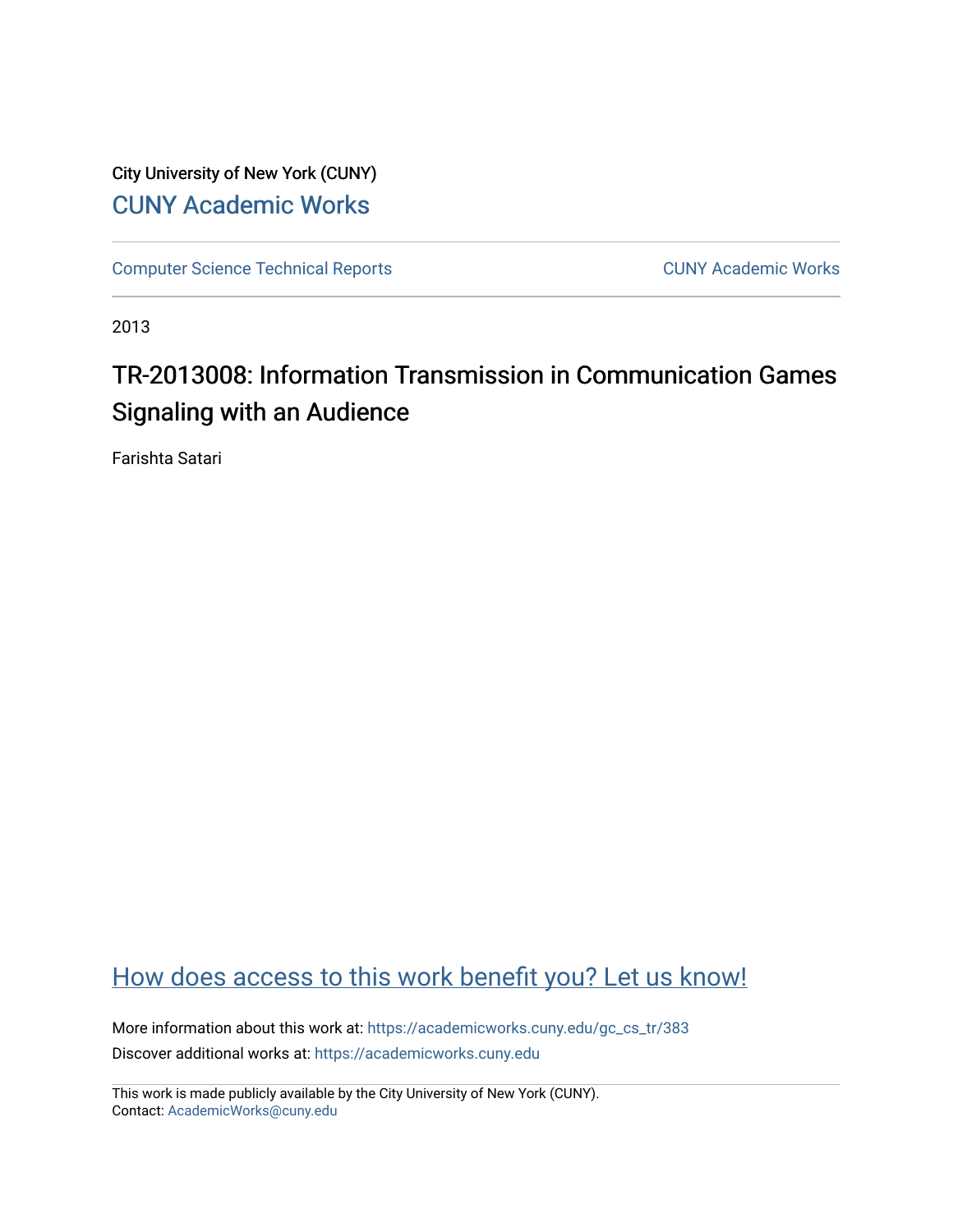City University of New York (CUNY)

CUNY Academic Works

Computer Science Technical Reports | CUNY Academic Works

2013

# TR-2013008: Information Transmission in Communication Games Signaling with an Audience

Farishta Satari

How does access to this work benefit you? Let us know!

More information about this work at: https://academicworks.cuny.edu/gc_cs_tr/383

Discover additional works at: https://academicworks.cuny.edu

This work is made publicly available by the City University of New York (CUNY).
Contact: AcademicWorks@cuny.edu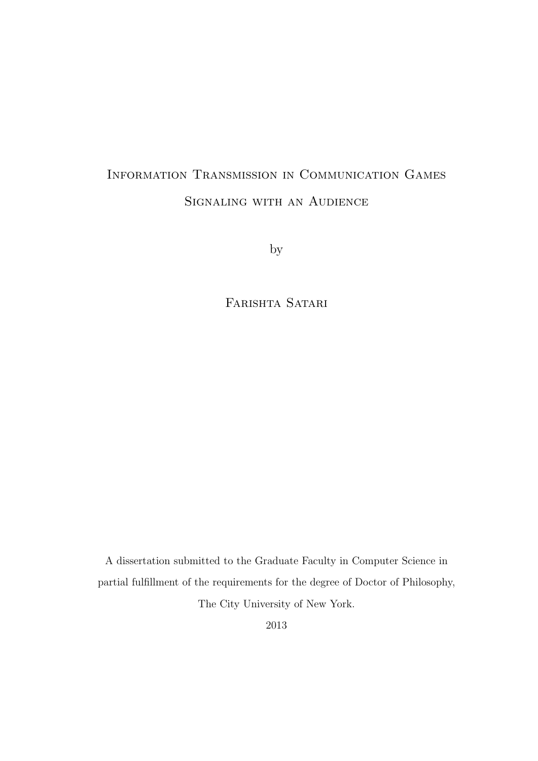# Information Transmission in Communication Games

# Signaling with an Audience

by

Farishta Satari

A dissertation submitted to the Graduate Faculty in Computer Science in partial fulfillment of the requirements for the degree of Doctor of Philosophy, The City University of New York.

2013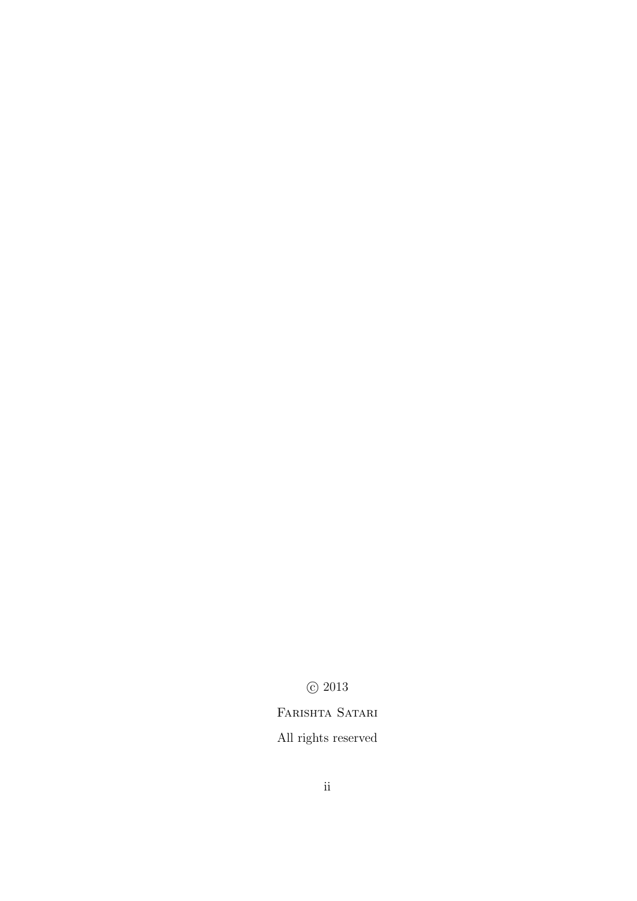© 2013

Farishta Satari

All rights reserved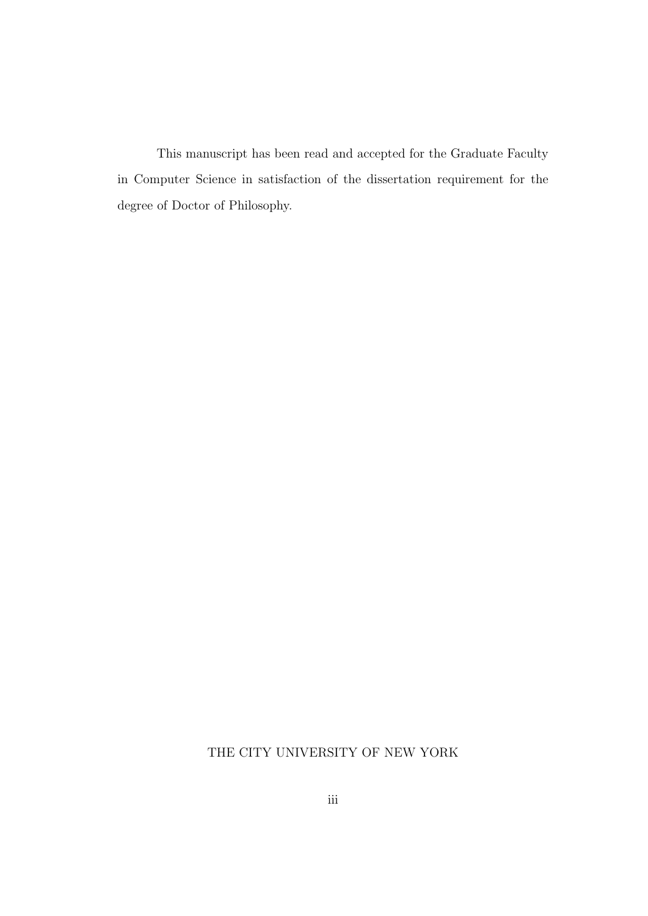This manuscript has been read and accepted for the Graduate Faculty in Computer Science in satisfaction of the dissertation requirement for the degree of Doctor of Philosophy.

THE CITY UNIVERSITY OF NEW YORK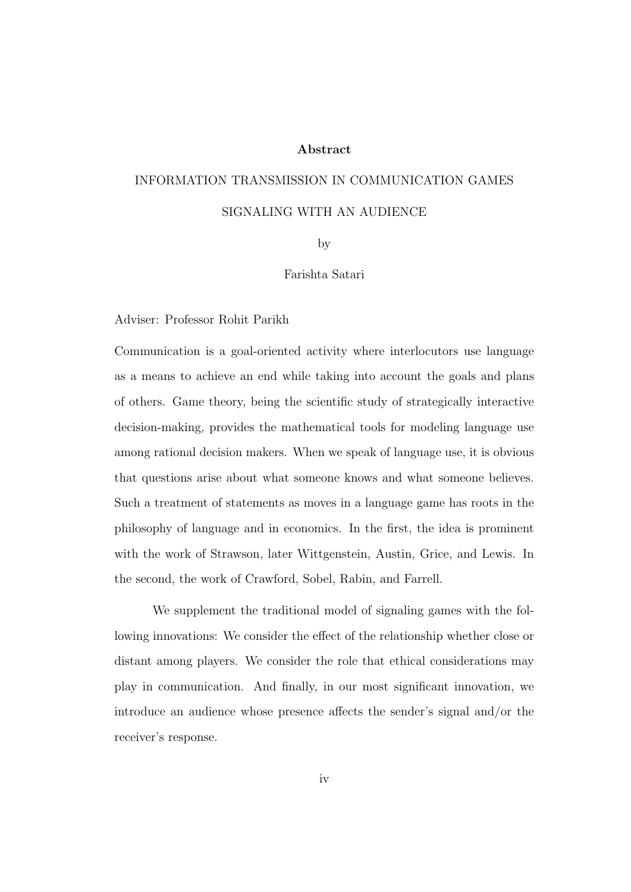## Abstract

INFORMATION TRANSMISSION IN COMMUNICATION GAMES

SIGNALING WITH AN AUDIENCE

by

Farishta Satari

Adviser: Professor Rohit Parikh

Communication is a goal-oriented activity where interlocutors use language as a means to achieve an end while taking into account the goals and plans of others. Game theory, being the scientific study of strategically interactive decision-making, provides the mathematical tools for modeling language use among rational decision makers. When we speak of language use, it is obvious that questions arise about what someone knows and what someone believes. Such a treatment of statements as moves in a language game has roots in the philosophy of language and in economics. In the first, the idea is prominent with the work of Strawson, later Wittgenstein, Austin, Grice, and Lewis. In the second, the work of Crawford, Sobel, Rabin, and Farrell.

We supplement the traditional model of signaling games with the following innovations: We consider the effect of the relationship whether close or distant among players. We consider the role that ethical considerations may play in communication. And finally, in our most significant innovation, we introduce an audience whose presence affects the sender's signal and/or the receiver's response.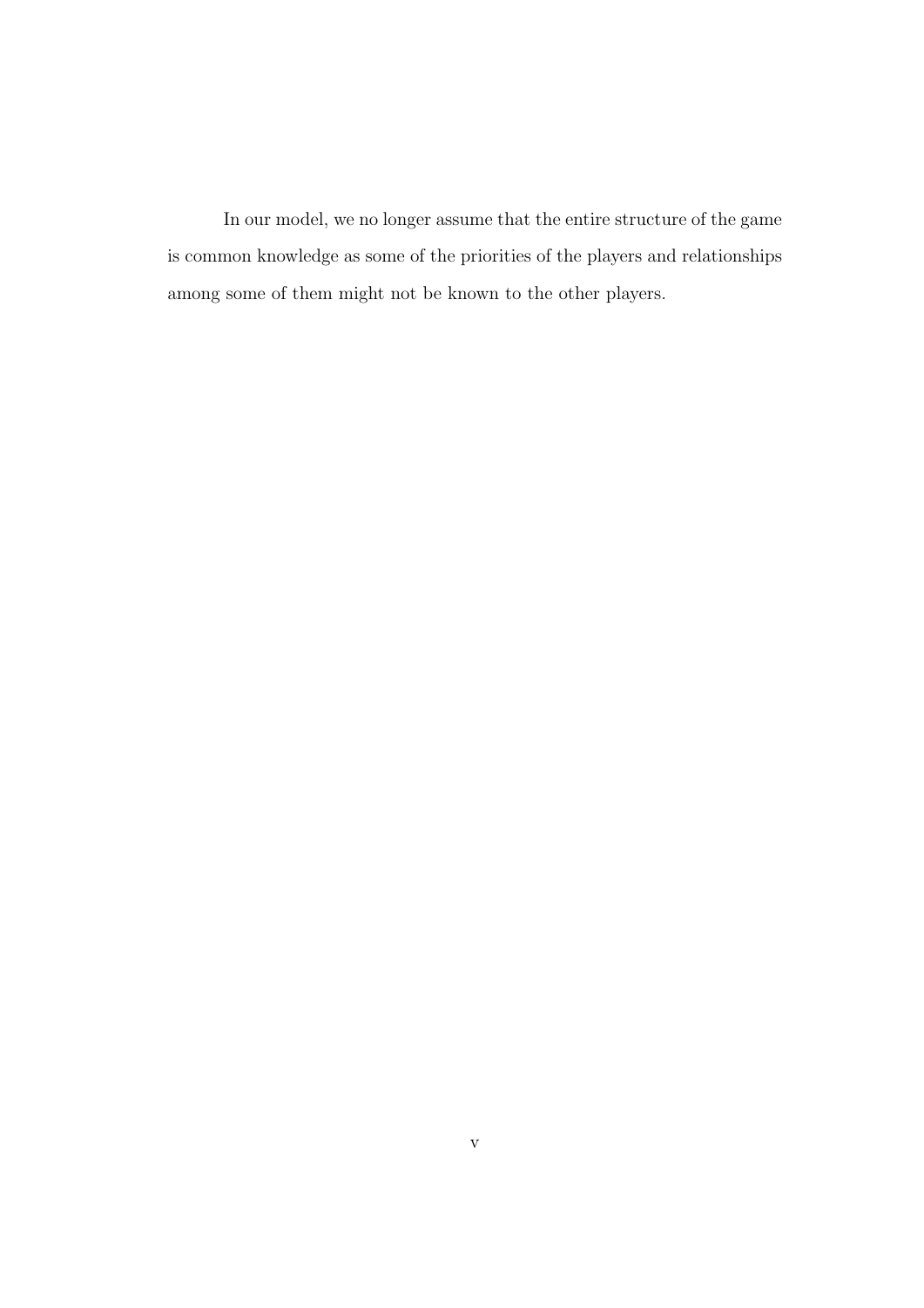In our model, we no longer assume that the entire structure of the game is common knowledge as some of the priorities of the players and relationships among some of them might not be known to the other players.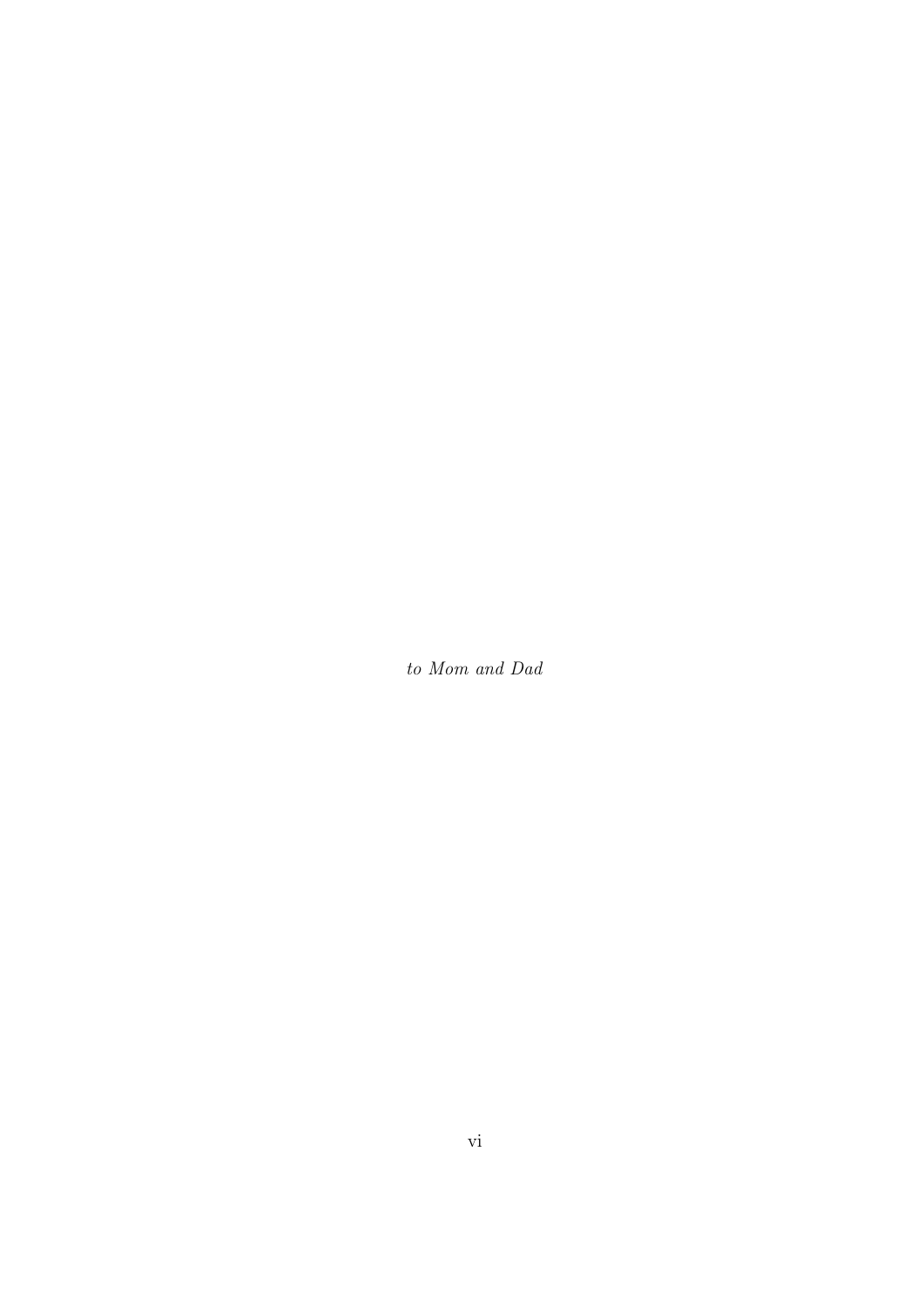*to Mom and Dad*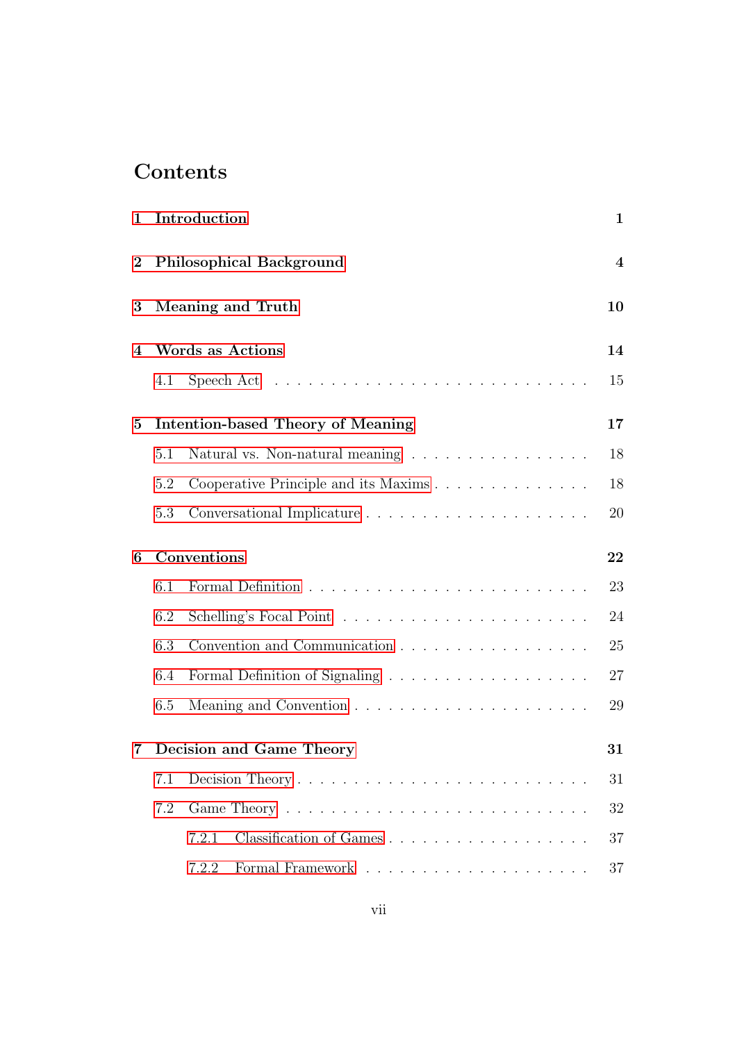# Contents

**1 Introduction** **1**

**2 Philosophical Background** **4**

**3 Meaning and Truth** **10**

**4 Words as Actions** **14**

4.1 Speech Act . . . . . . . . . . . . . . . . . . . . . . . . . . 15

**5 Intention-based Theory of Meaning** **17**

5.1 Natural vs. Non-natural meaning . . . . . . . . . . . . . . . . 18

5.2 Cooperative Principle and its Maxims . . . . . . . . . . . . . . 18

5.3 Conversational Implicature . . . . . . . . . . . . . . . . . . . 20

**6 Conventions** **22**

6.1 Formal Definition . . . . . . . . . . . . . . . . . . . . . . . . 23

6.2 Schelling's Focal Point . . . . . . . . . . . . . . . . . . . . . 24

6.3 Convention and Communication . . . . . . . . . . . . . . . . . 25

6.4 Formal Definition of Signaling . . . . . . . . . . . . . . . . . 27

6.5 Meaning and Convention . . . . . . . . . . . . . . . . . . . . 29

**7 Decision and Game Theory** **31**

7.1 Decision Theory . . . . . . . . . . . . . . . . . . . . . . . . . 31

7.2 Game Theory . . . . . . . . . . . . . . . . . . . . . . . . . . 32

7.2.1 Classification of Games . . . . . . . . . . . . . . . . . . 37

7.2.2 Formal Framework . . . . . . . . . . . . . . . . . . . . 37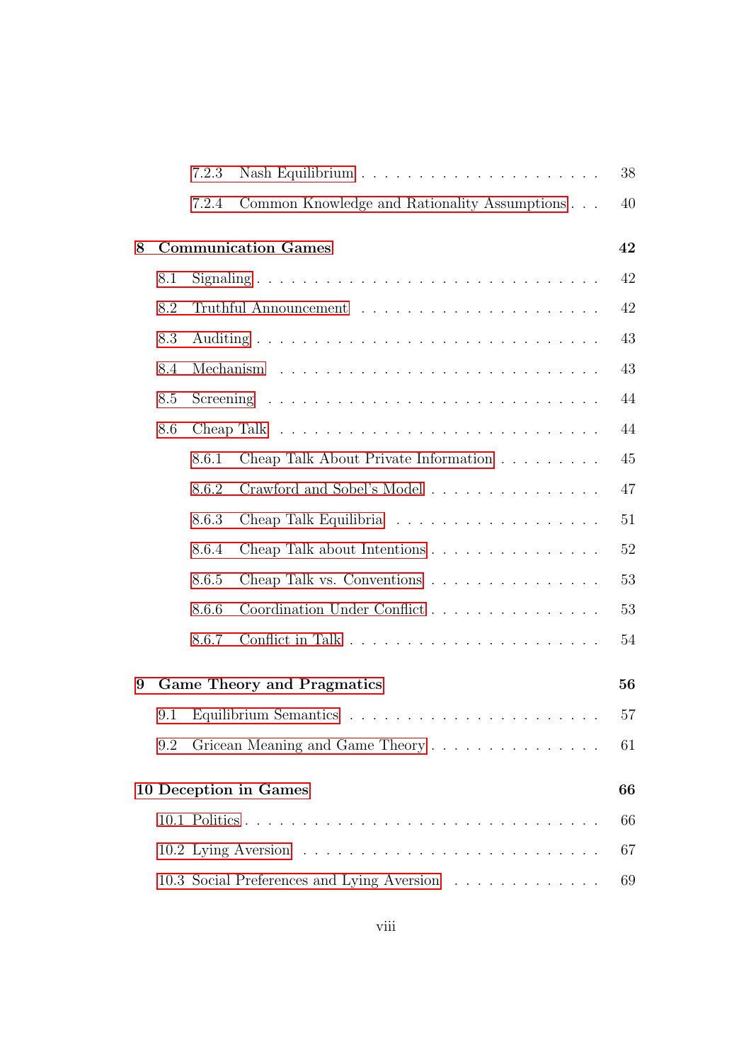- 7.2.3 Nash Equilibrium . . . . . . . . . . . . . . . . . . . . 38
- 7.2.4 Common Knowledge and Rationality Assumptions . . . 40

**8 Communication Games** **42**

- 8.1 Signaling . . . . . . . . . . . . . . . . . . . . . . . . . . . 42
- 8.2 Truthful Announcement . . . . . . . . . . . . . . . . . . . . 42
- 8.3 Auditing . . . . . . . . . . . . . . . . . . . . . . . . . . . 43
- 8.4 Mechanism . . . . . . . . . . . . . . . . . . . . . . . . . . 43
- 8.5 Screening . . . . . . . . . . . . . . . . . . . . . . . . . . 44
- 8.6 Cheap Talk . . . . . . . . . . . . . . . . . . . . . . . . . . 44
  - 8.6.1 Cheap Talk About Private Information . . . . . . . . . 45
  - 8.6.2 Crawford and Sobel's Model . . . . . . . . . . . . . . . 47
  - 8.6.3 Cheap Talk Equilibria . . . . . . . . . . . . . . . . . . 51
  - 8.6.4 Cheap Talk about Intentions . . . . . . . . . . . . . . . 52
  - 8.6.5 Cheap Talk vs. Conventions . . . . . . . . . . . . . . . 53
  - 8.6.6 Coordination Under Conflict . . . . . . . . . . . . . . . 53
  - 8.6.7 Conflict in Talk . . . . . . . . . . . . . . . . . . . . . 54

**9 Game Theory and Pragmatics** **56**

- 9.1 Equilibrium Semantics . . . . . . . . . . . . . . . . . . . . 57
- 9.2 Gricean Meaning and Game Theory . . . . . . . . . . . . . . . 61

**10 Deception in Games** **66**

- 10.1 Politics . . . . . . . . . . . . . . . . . . . . . . . . . . . 66
- 10.2 Lying Aversion . . . . . . . . . . . . . . . . . . . . . . . . 67
- 10.3 Social Preferences and Lying Aversion . . . . . . . . . . . . 69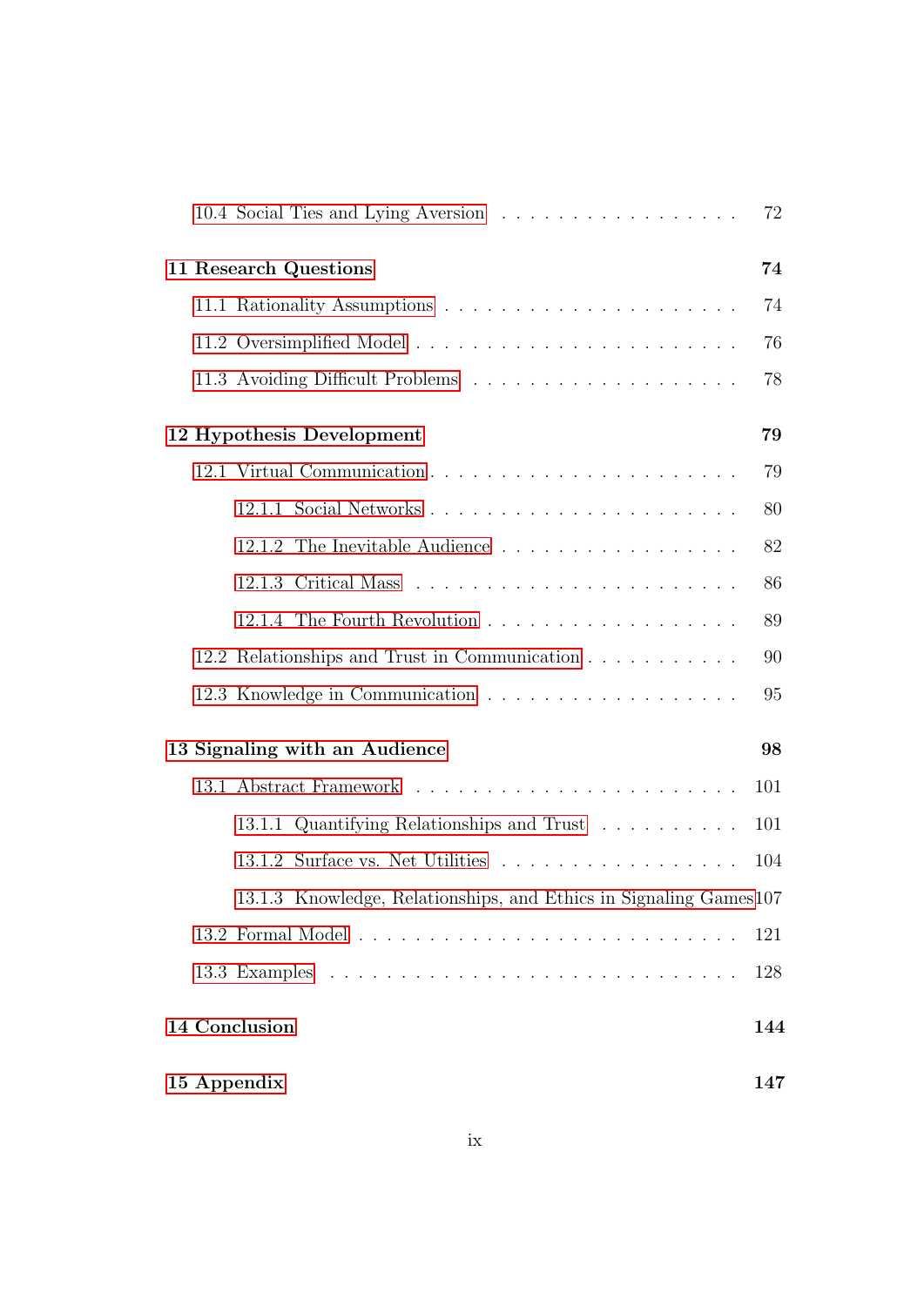- 10.4 Social Ties and Lying Aversion . . . . . . . . . . . . . . . . . 72

**11 Research Questions** **74**

- 11.1 Rationality Assumptions . . . . . . . . . . . . . . . . . . . . . 74
- 11.2 Oversimplified Model . . . . . . . . . . . . . . . . . . . . . . 76
- 11.3 Avoiding Difficult Problems . . . . . . . . . . . . . . . . . . 78

**12 Hypothesis Development** **79**

- 12.1 Virtual Communication . . . . . . . . . . . . . . . . . . . . . 79
  - 12.1.1 Social Networks . . . . . . . . . . . . . . . . . . . . . 80
  - 12.1.2 The Inevitable Audience . . . . . . . . . . . . . . . . 82
  - 12.1.3 Critical Mass . . . . . . . . . . . . . . . . . . . . . . 86
  - 12.1.4 The Fourth Revolution . . . . . . . . . . . . . . . . . 89
- 12.2 Relationships and Trust in Communication . . . . . . . . . . . 90
- 12.3 Knowledge in Communication . . . . . . . . . . . . . . . . . 95

**13 Signaling with an Audience** **98**

- 13.1 Abstract Framework . . . . . . . . . . . . . . . . . . . . . . 101
  - 13.1.1 Quantifying Relationships and Trust . . . . . . . . . . 101
  - 13.1.2 Surface vs. Net Utilities . . . . . . . . . . . . . . . . 104
  - 13.1.3 Knowledge, Relationships, and Ethics in Signaling Games 107
- 13.2 Formal Model . . . . . . . . . . . . . . . . . . . . . . . . . . 121
- 13.3 Examples . . . . . . . . . . . . . . . . . . . . . . . . . . . . 128

**14 Conclusion** **144**

**15 Appendix** **147**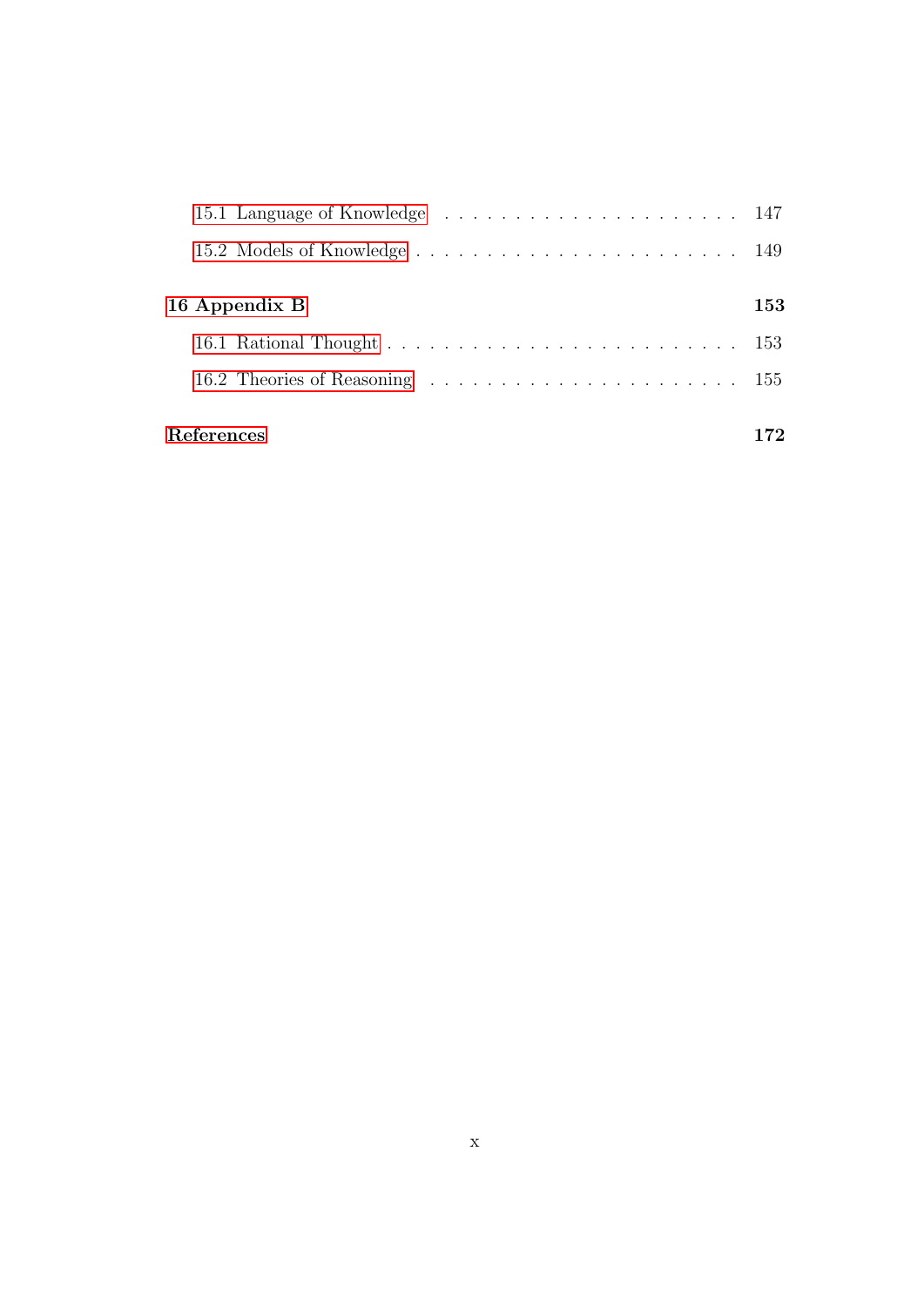- 15.1 Language of Knowledge . . . . . . . . . . . . . . . . . . . . . 147
- 15.2 Models of Knowledge . . . . . . . . . . . . . . . . . . . . . . 149

**16 Appendix B** **153**

- 16.1 Rational Thought . . . . . . . . . . . . . . . . . . . . . . . . 153
- 16.2 Theories of Reasoning . . . . . . . . . . . . . . . . . . . . . 155

**References** **172**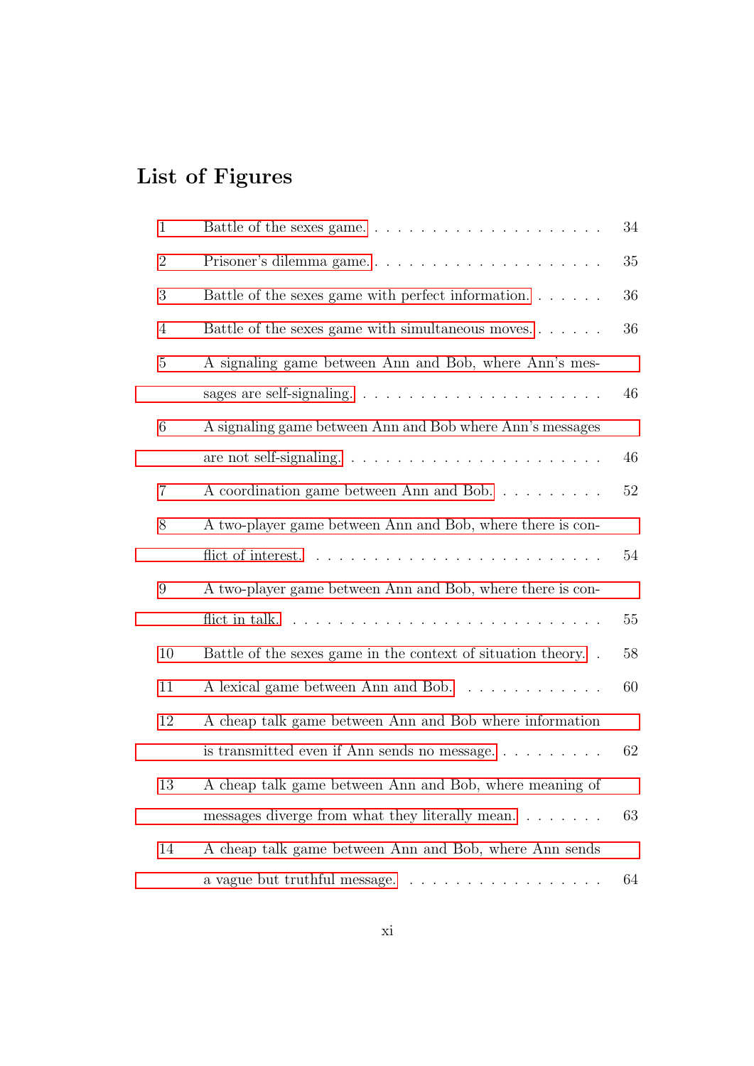# List of Figures

1 Battle of the sexes game. . . . . . . . . . . . . . . . . . . . 34

2 Prisoner's dilemma game. . . . . . . . . . . . . . . . . . . . 35

3 Battle of the sexes game with perfect information. . . . . . . 36

4 Battle of the sexes game with simultaneous moves. . . . . . . 36

5 A signaling game between Ann and Bob, where Ann's messages are self-signaling. . . . . . . . . . . . . . . . . . . . . . 46

6 A signaling game between Ann and Bob where Ann's messages are not self-signaling. . . . . . . . . . . . . . . . . . . . . 46

7 A coordination game between Ann and Bob. . . . . . . . . . 52

8 A two-player game between Ann and Bob, where there is conflict of interest. . . . . . . . . . . . . . . . . . . . . . . . 54

9 A two-player game between Ann and Bob, where there is conflict in talk. . . . . . . . . . . . . . . . . . . . . . . . . . 55

10 Battle of the sexes game in the context of situation theory. . 58

11 A lexical game between Ann and Bob. . . . . . . . . . . . . 60

12 A cheap talk game between Ann and Bob where information is transmitted even if Ann sends no message. . . . . . . . . . 62

13 A cheap talk game between Ann and Bob, where meaning of messages diverge from what they literally mean. . . . . . . . 63

14 A cheap talk game between Ann and Bob, where Ann sends a vague but truthful message. . . . . . . . . . . . . . . . . . 64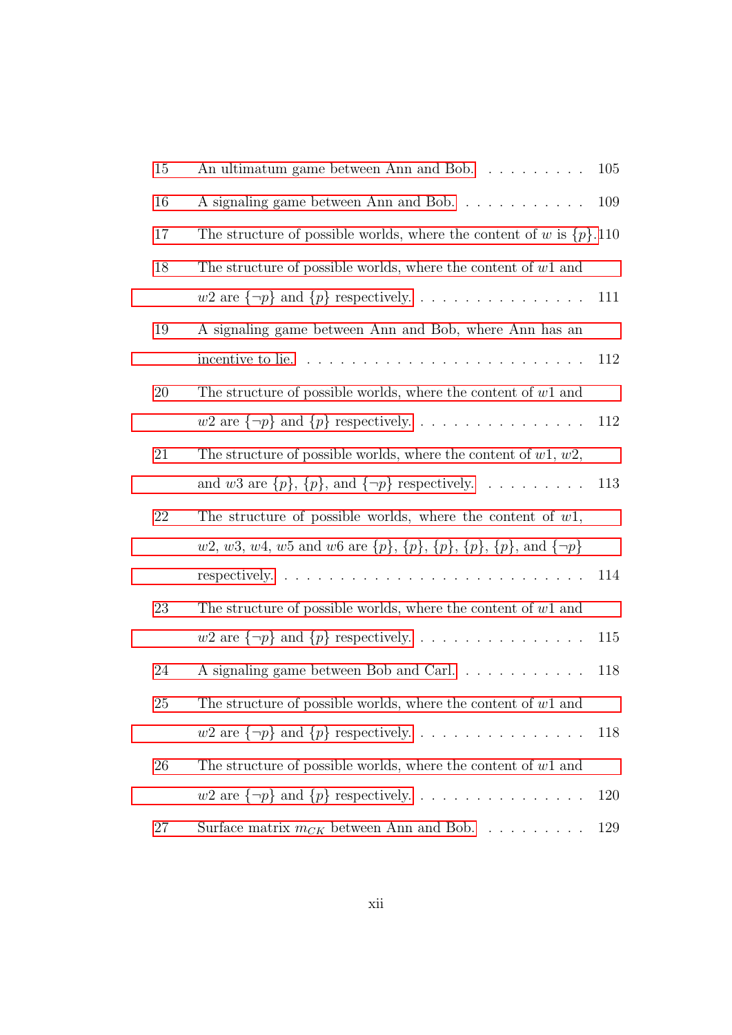15 An ultimatum game between Ann and Bob. . . . . . . . . . 105

16 A signaling game between Ann and Bob. . . . . . . . . . . . 109

17 The structure of possible worlds, where the content of $w$ is $\{p\}$. 110

18 The structure of possible worlds, where the content of $w1$ and $w2$ are $\{\neg p\}$ and $\{p\}$ respectively. . . . . . . . . . . . . . . . 111

19 A signaling game between Ann and Bob, where Ann has an incentive to lie. . . . . . . . . . . . . . . . . . . . . . . . . 112

20 The structure of possible worlds, where the content of $w1$ and $w2$ are $\{\neg p\}$ and $\{p\}$ respectively. . . . . . . . . . . . . . . . 112

21 The structure of possible worlds, where the content of $w1$, $w2$, and $w3$ are $\{p\}$, $\{p\}$, and $\{\neg p\}$ respectively. . . . . . . . . . 113

22 The structure of possible worlds, where the content of $w1$, $w2$, $w3$, $w4$, $w5$ and $w6$ are $\{p\}$, $\{p\}$, $\{p\}$, $\{p\}$, $\{p\}$, and $\{\neg p\}$ respectively. . . . . . . . . . . . . . . . . . . . . . . . . . . 114

23 The structure of possible worlds, where the content of $w1$ and $w2$ are $\{\neg p\}$ and $\{p\}$ respectively. . . . . . . . . . . . . . . . 115

24 A signaling game between Bob and Carl. . . . . . . . . . . . 118

25 The structure of possible worlds, where the content of $w1$ and $w2$ are $\{\neg p\}$ and $\{p\}$ respectively. . . . . . . . . . . . . . . . 118

26 The structure of possible worlds, where the content of $w1$ and $w2$ are $\{\neg p\}$ and $\{p\}$ respectively. . . . . . . . . . . . . . . . 120

27 Surface matrix $m_{CK}$ between Ann and Bob. . . . . . . . . . 129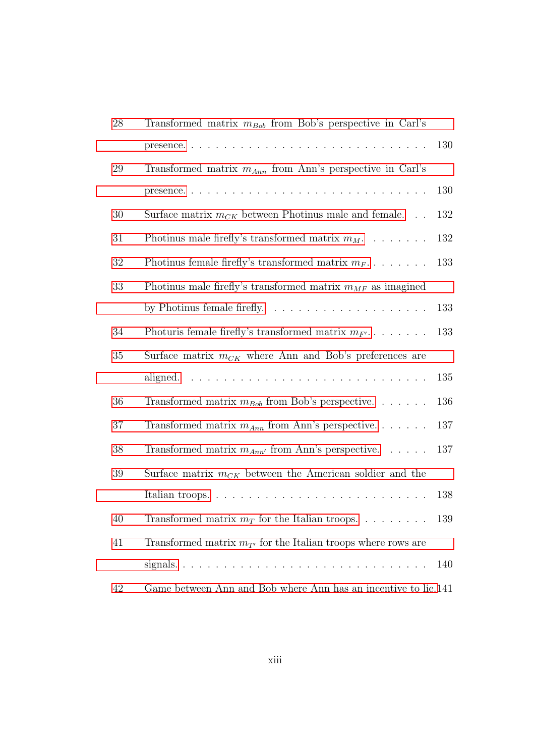28 Transformed matrix $m_{Bob}$ from Bob's perspective in Carl's presence. . . . . . . . . . . . . . . . . . . . . . . . . . . . . 130

29 Transformed matrix $m_{Ann}$ from Ann's perspective in Carl's presence. . . . . . . . . . . . . . . . . . . . . . . . . . . . . 130

30 Surface matrix $m_{CK}$ between Photinus male and female. . . 132

31 Photinus male firefly's transformed matrix $m_M$. . . . . . . . 132

32 Photinus female firefly's transformed matrix $m_F$. . . . . . . . 133

33 Photinus male firefly's transformed matrix $m_{MF}$ as imagined by Photinus female firefly. . . . . . . . . . . . . . . . . . . . 133

34 Photuris female firefly's transformed matrix $m_{F'}$. . . . . . . . 133

35 Surface matrix $m_{CK}$ where Ann and Bob's preferences are aligned. . . . . . . . . . . . . . . . . . . . . . . . . . . . . 135

36 Transformed matrix $m_{Bob}$ from Bob's perspective. . . . . . . 136

37 Transformed matrix $m_{Ann}$ from Ann's perspective. . . . . . . 137

38 Transformed matrix $m_{Ann'}$ from Ann's perspective. . . . . . 137

39 Surface matrix $m_{CK}$ between the American soldier and the Italian troops. . . . . . . . . . . . . . . . . . . . . . . . . . 138

40 Transformed matrix $m_T$ for the Italian troops. . . . . . . . . 139

41 Transformed matrix $m_{T'}$ for the Italian troops where rows are signals. . . . . . . . . . . . . . . . . . . . . . . . . . . . . 140

42 Game between Ann and Bob where Ann has an incentive to lie. 141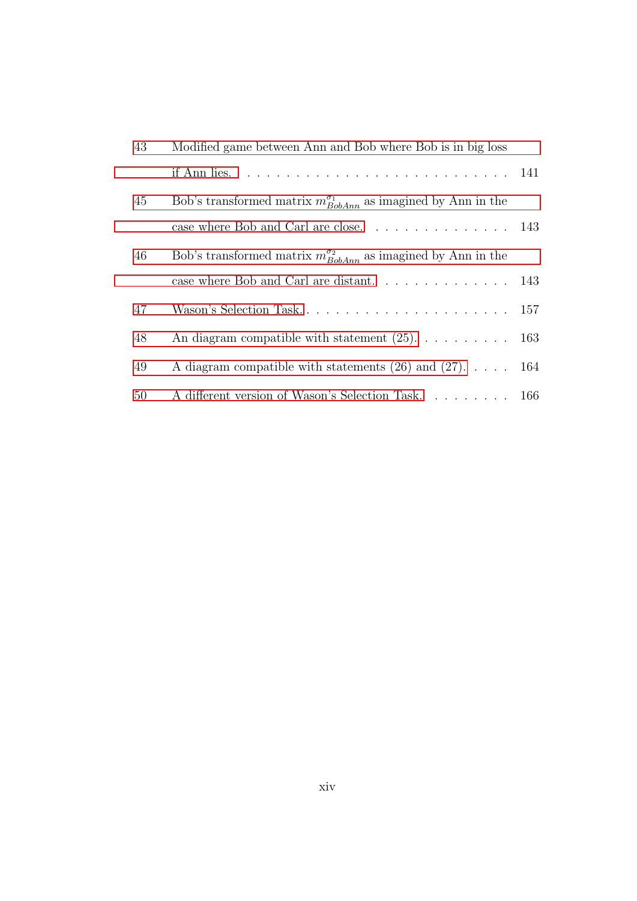43 Modified game between Ann and Bob where Bob is in big loss if Ann lies. . . . . . . . . . . . . . . . . . . . . . . . . . . . . 141

45 Bob's transformed matrix $m^{\sigma_1}_{BobAnn}$ as imagined by Ann in the case where Bob and Carl are close. . . . . . . . . . . . . . . 143

46 Bob's transformed matrix $m^{\sigma_2}_{BobAnn}$ as imagined by Ann in the case where Bob and Carl are distant. . . . . . . . . . . . . . 143

47 Wason's Selection Task. . . . . . . . . . . . . . . . . . . . . . 157

48 An diagram compatible with statement (25). . . . . . . . . . 163

49 A diagram compatible with statements (26) and (27). . . . . 164

50 A different version of Wason's Selection Task. . . . . . . . . 166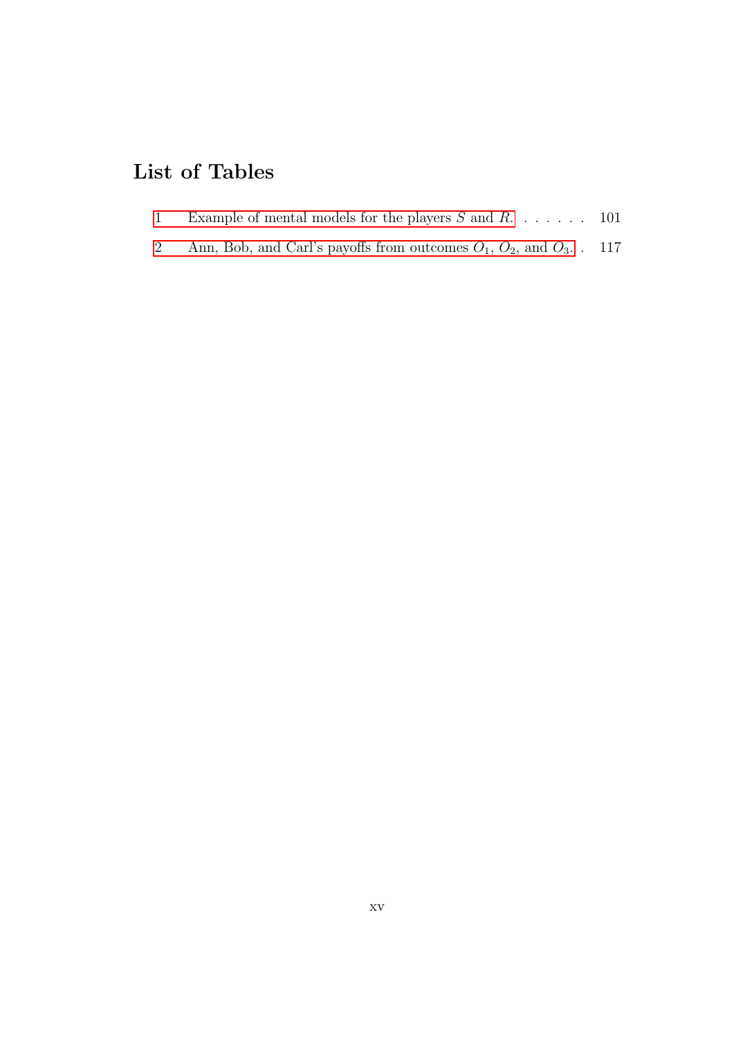# List of Tables

1 Example of mental models for the players $S$ and $R$. . . . . . . 101

2 Ann, Bob, and Carl's payoffs from outcomes $O_1$, $O_2$, and $O_3$. . 117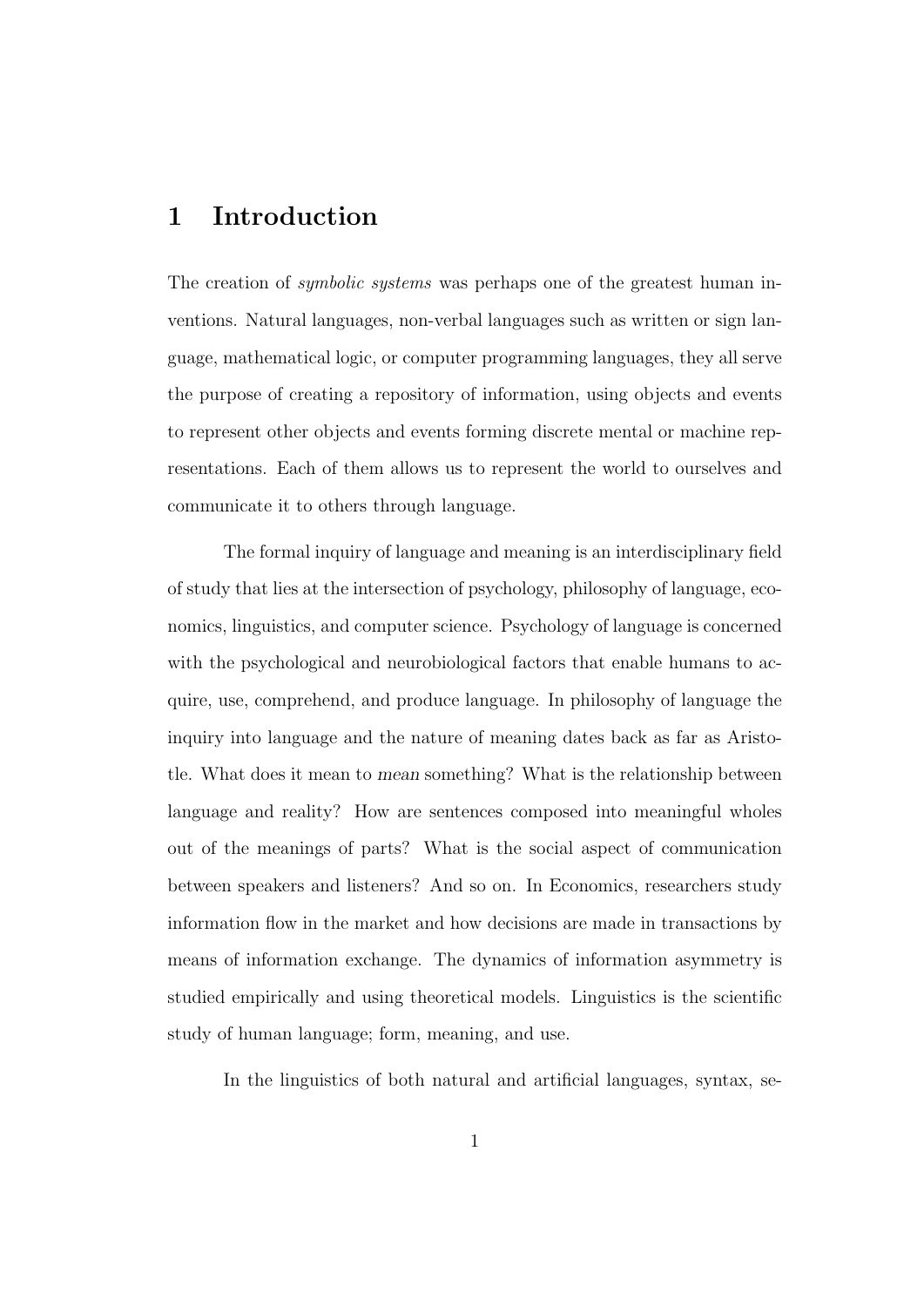# 1 Introduction

The creation of *symbolic systems* was perhaps one of the greatest human inventions. Natural languages, non-verbal languages such as written or sign language, mathematical logic, or computer programming languages, they all serve the purpose of creating a repository of information, using objects and events to represent other objects and events forming discrete mental or machine representations. Each of them allows us to represent the world to ourselves and communicate it to others through language.

The formal inquiry of language and meaning is an interdisciplinary field of study that lies at the intersection of psychology, philosophy of language, economics, linguistics, and computer science. Psychology of language is concerned with the psychological and neurobiological factors that enable humans to acquire, use, comprehend, and produce language. In philosophy of language the inquiry into language and the nature of meaning dates back as far as Aristotle. What does it mean to *mean* something? What is the relationship between language and reality? How are sentences composed into meaningful wholes out of the meanings of parts? What is the social aspect of communication between speakers and listeners? And so on. In Economics, researchers study information flow in the market and how decisions are made in transactions by means of information exchange. The dynamics of information asymmetry is studied empirically and using theoretical models. Linguistics is the scientific study of human language; form, meaning, and use.

In the linguistics of both natural and artificial languages, syntax, se-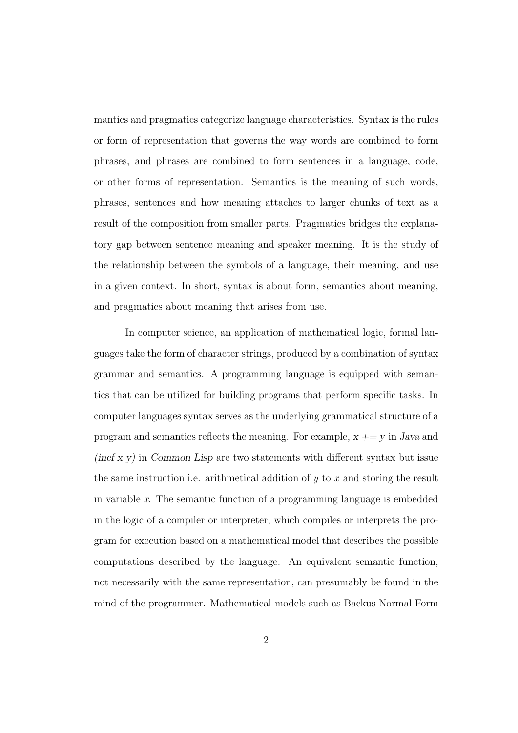mantics and pragmatics categorize language characteristics. Syntax is the rules or form of representation that governs the way words are combined to form phrases, and phrases are combined to form sentences in a language, code, or other forms of representation. Semantics is the meaning of such words, phrases, sentences and how meaning attaches to larger chunks of text as a result of the composition from smaller parts. Pragmatics bridges the explanatory gap between sentence meaning and speaker meaning. It is the study of the relationship between the symbols of a language, their meaning, and use in a given context. In short, syntax is about form, semantics about meaning, and pragmatics about meaning that arises from use.

In computer science, an application of mathematical logic, formal languages take the form of character strings, produced by a combination of syntax grammar and semantics. A programming language is equipped with semantics that can be utilized for building programs that perform specific tasks. In computer languages syntax serves as the underlying grammatical structure of a program and semantics reflects the meaning. For example, *x += y* in *Java* and *(incf x y)* in *Common Lisp* are two statements with different syntax but issue the same instruction i.e. arithmetical addition of $y$ to $x$ and storing the result in variable $x$. The semantic function of a programming language is embedded in the logic of a compiler or interpreter, which compiles or interprets the program for execution based on a mathematical model that describes the possible computations described by the language. An equivalent semantic function, not necessarily with the same representation, can presumably be found in the mind of the programmer. Mathematical models such as Backus Normal Form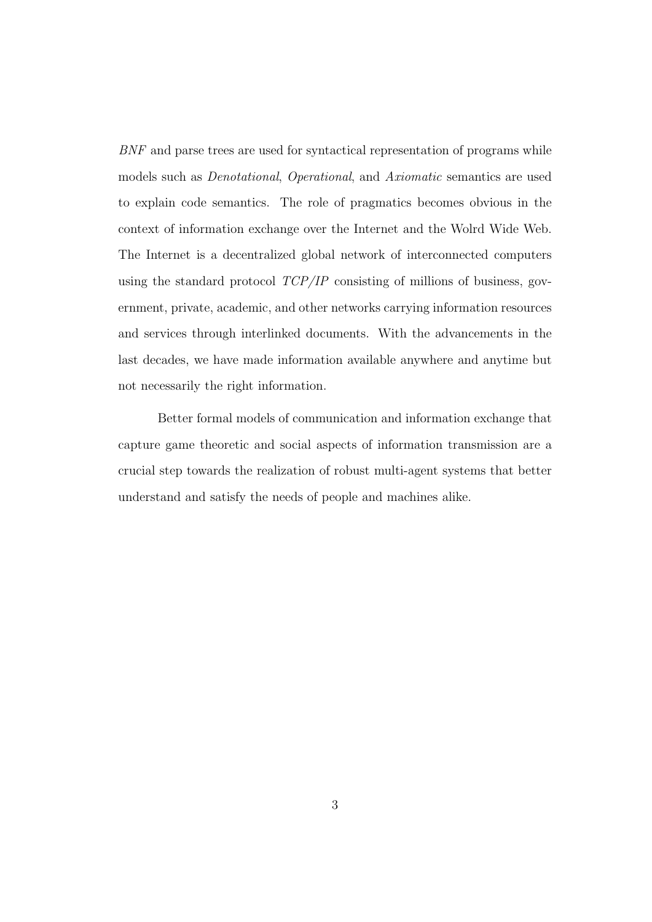*BNF* and parse trees are used for syntactical representation of programs while models such as *Denotational*, *Operational*, and *Axiomatic* semantics are used to explain code semantics. The role of pragmatics becomes obvious in the context of information exchange over the Internet and the Wolrd Wide Web. The Internet is a decentralized global network of interconnected computers using the standard protocol *TCP/IP* consisting of millions of business, government, private, academic, and other networks carrying information resources and services through interlinked documents. With the advancements in the last decades, we have made information available anywhere and anytime but not necessarily the right information.

Better formal models of communication and information exchange that capture game theoretic and social aspects of information transmission are a crucial step towards the realization of robust multi-agent systems that better understand and satisfy the needs of people and machines alike.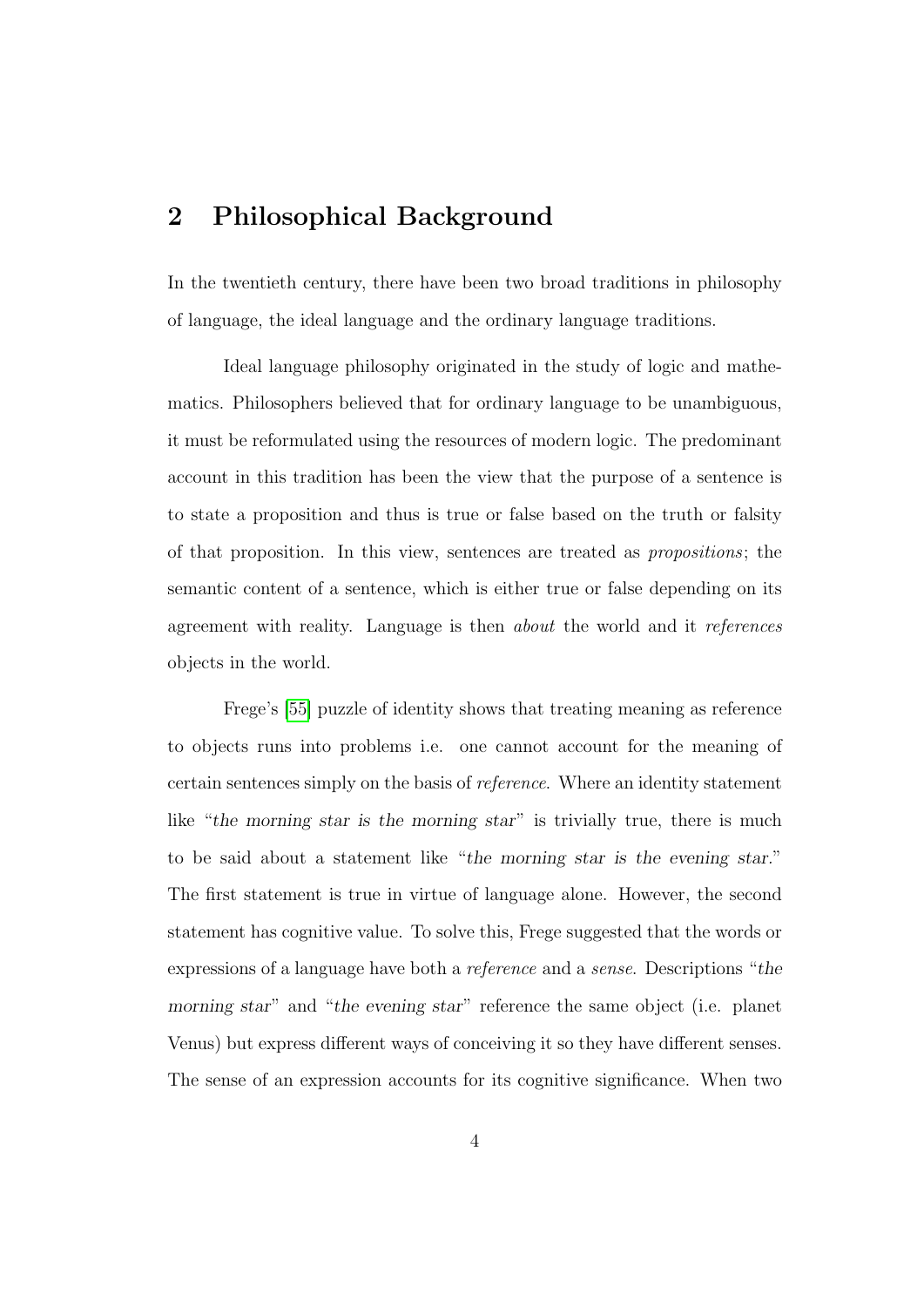## 2 Philosophical Background

In the twentieth century, there have been two broad traditions in philosophy of language, the ideal language and the ordinary language traditions.

Ideal language philosophy originated in the study of logic and mathematics. Philosophers believed that for ordinary language to be unambiguous, it must be reformulated using the resources of modern logic. The predominant account in this tradition has been the view that the purpose of a sentence is to state a proposition and thus is true or false based on the truth or falsity of that proposition. In this view, sentences are treated as *propositions*; the semantic content of a sentence, which is either true or false depending on its agreement with reality. Language is then *about* the world and it *references* objects in the world.

Frege's [55] puzzle of identity shows that treating meaning as reference to objects runs into problems i.e. one cannot account for the meaning of certain sentences simply on the basis of *reference*. Where an identity statement like "*the morning star is the morning star*" is trivially true, there is much to be said about a statement like "*the morning star is the evening star*." The first statement is true in virtue of language alone. However, the second statement has cognitive value. To solve this, Frege suggested that the words or expressions of a language have both a *reference* and a *sense*. Descriptions "*the morning star*" and "*the evening star*" reference the same object (i.e. planet Venus) but express different ways of conceiving it so they have different senses. The sense of an expression accounts for its cognitive significance. When two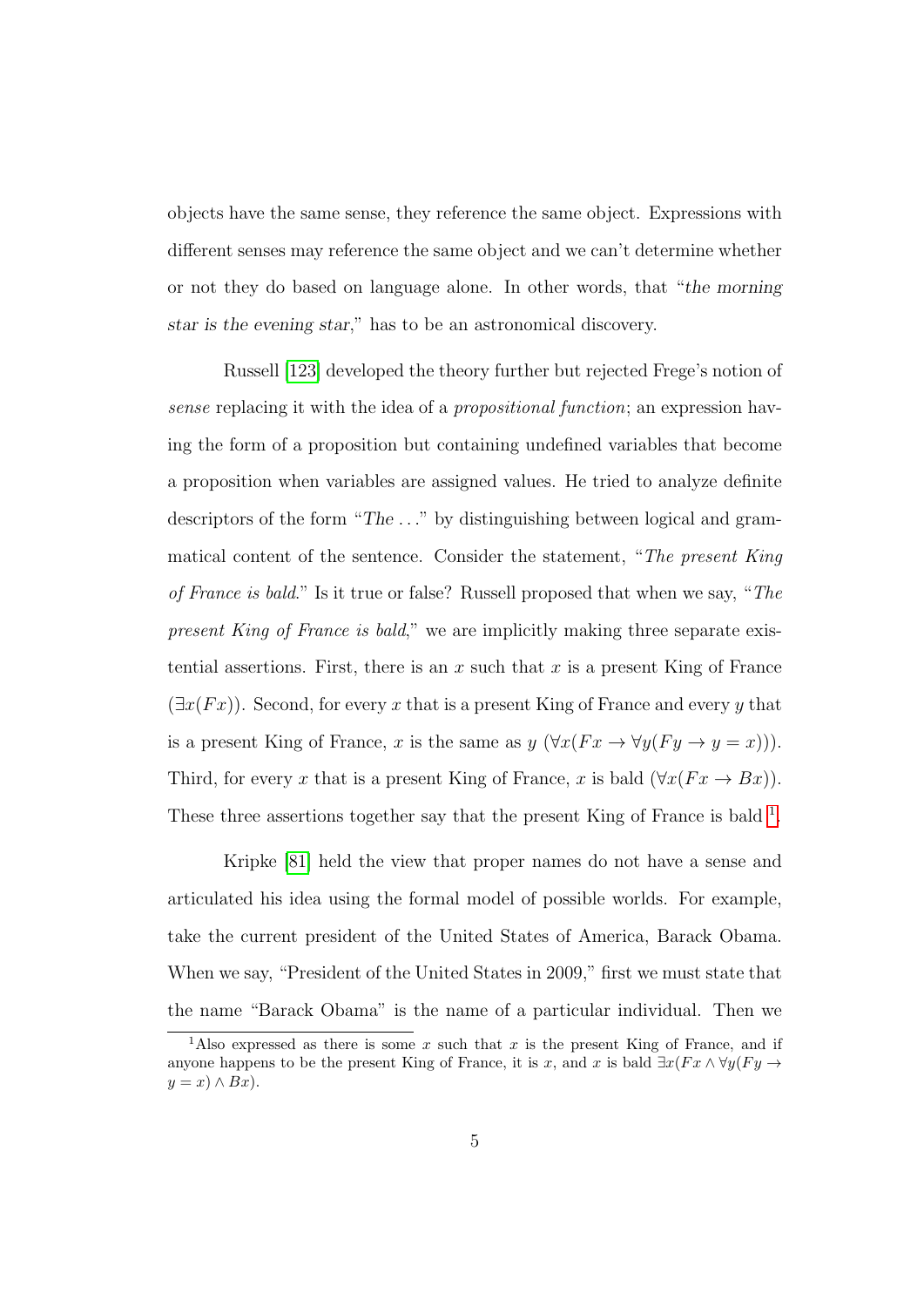objects have the same sense, they reference the same object. Expressions with different senses may reference the same object and we can't determine whether or not they do based on language alone. In other words, that "*the morning star is the evening star*," has to be an astronomical discovery.

Russell [123] developed the theory further but rejected Frege's notion of *sense* replacing it with the idea of a *propositional function*; an expression having the form of a proposition but containing undefined variables that become a proposition when variables are assigned values. He tried to analyze definite descriptors of the form "*The* ..." by distinguishing between logical and grammatical content of the sentence. Consider the statement, "*The present King of France is bald*." Is it true or false? Russell proposed that when we say, "*The present King of France is bald*," we are implicitly making three separate existential assertions. First, there is an $x$ such that $x$ is a present King of France ($\exists x(Fx)$). Second, for every $x$ that is a present King of France and every $y$ that is a present King of France, $x$ is the same as $y$ ($\forall x(Fx \rightarrow \forall y(Fy \rightarrow y = x))$). Third, for every $x$ that is a present King of France, $x$ is bald ($\forall x(Fx \rightarrow Bx)$). These three assertions together say that the present King of France is bald [1].

Kripke [81] held the view that proper names do not have a sense and articulated his idea using the formal model of possible worlds. For example, take the current president of the United States of America, Barack Obama. When we say, "President of the United States in 2009," first we must state that the name "Barack Obama" is the name of a particular individual. Then we

[1] Also expressed as there is some $x$ such that $x$ is the present King of France, and if anyone happens to be the present King of France, it is $x$, and $x$ is bald $\exists x(Fx \wedge \forall y(Fy \rightarrow y = x) \wedge Bx)$.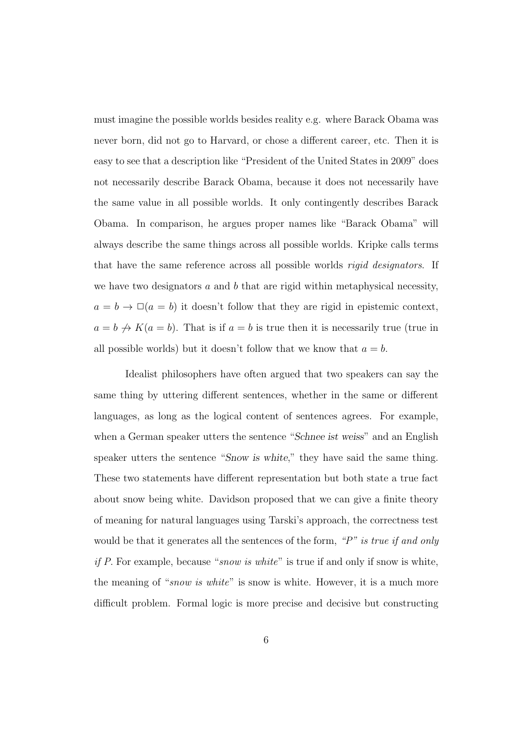must imagine the possible worlds besides reality e.g. where Barack Obama was never born, did not go to Harvard, or chose a different career, etc. Then it is easy to see that a description like "President of the United States in 2009" does not necessarily describe Barack Obama, because it does not necessarily have the same value in all possible worlds. It only contingently describes Barack Obama. In comparison, he argues proper names like "Barack Obama" will always describe the same things across all possible worlds. Kripke calls terms that have the same reference across all possible worlds *rigid designators*. If we have two designators $a$ and $b$ that are rigid within metaphysical necessity, $a = b \rightarrow \Box(a = b)$ it doesn't follow that they are rigid in epistemic context, $a = b \not\rightarrow K(a = b)$. That is if $a = b$ is true then it is necessarily true (true in all possible worlds) but it doesn't follow that we know that $a = b$.

Idealist philosophers have often argued that two speakers can say the same thing by uttering different sentences, whether in the same or different languages, as long as the logical content of sentences agrees. For example, when a German speaker utters the sentence "Schnee ist weiss" and an English speaker utters the sentence "Snow is white," they have said the same thing. These two statements have different representation but both state a true fact about snow being white. Davidson proposed that we can give a finite theory of meaning for natural languages using Tarski's approach, the correctness test would be that it generates all the sentences of the form, *"P" is true if and only if P*. For example, because "*snow is white*" is true if and only if snow is white, the meaning of "*snow is white*" is snow is white. However, it is a much more difficult problem. Formal logic is more precise and decisive but constructing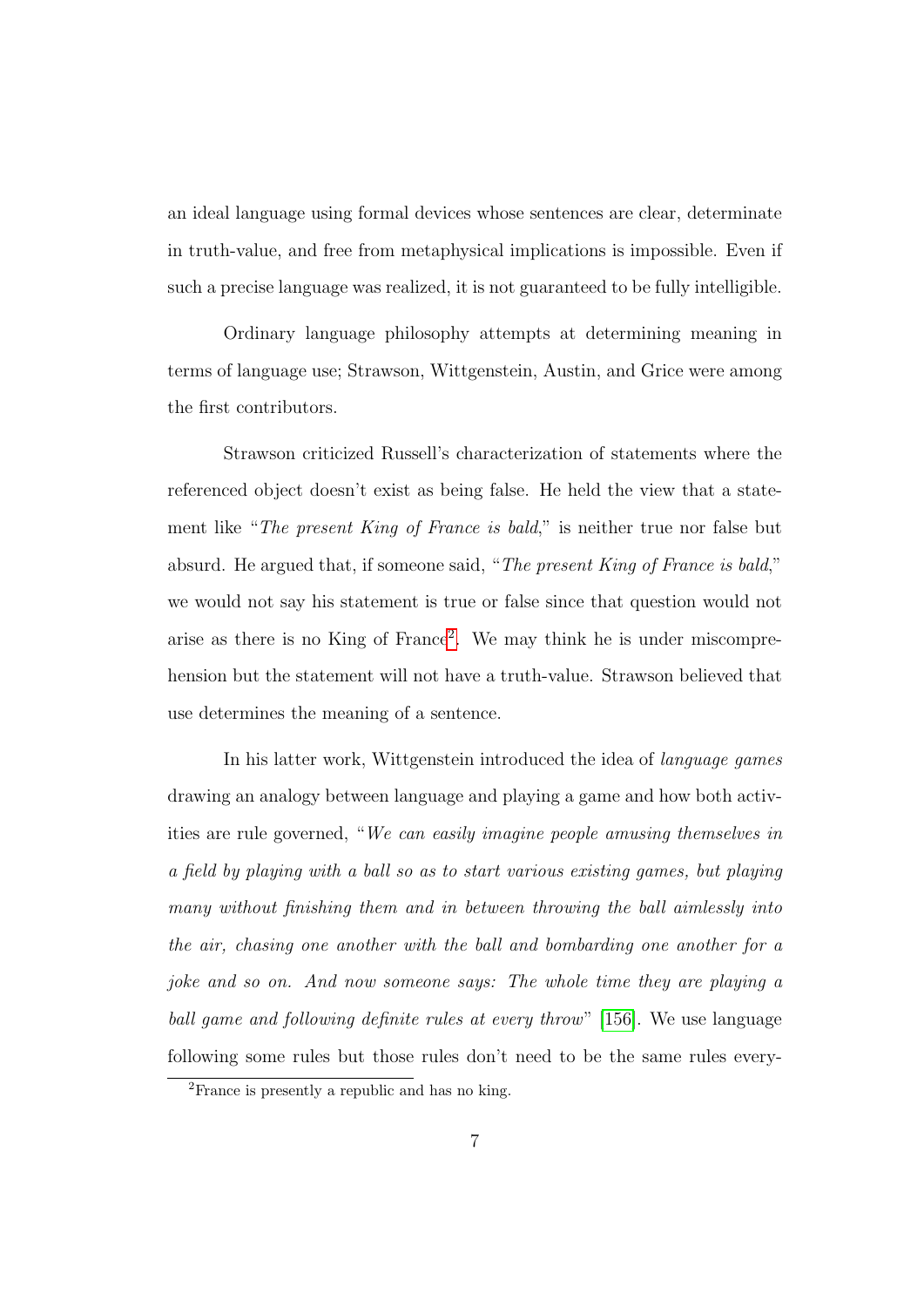an ideal language using formal devices whose sentences are clear, determinate in truth-value, and free from metaphysical implications is impossible. Even if such a precise language was realized, it is not guaranteed to be fully intelligible.

Ordinary language philosophy attempts at determining meaning in terms of language use; Strawson, Wittgenstein, Austin, and Grice were among the first contributors.

Strawson criticized Russell's characterization of statements where the referenced object doesn't exist as being false. He held the view that a statement like "*The present King of France is bald*," is neither true nor false but absurd. He argued that, if someone said, "*The present King of France is bald*," we would not say his statement is true or false since that question would not arise as there is no King of France[2]. We may think he is under miscomprehension but the statement will not have a truth-value. Strawson believed that use determines the meaning of a sentence.

In his latter work, Wittgenstein introduced the idea of *language games* drawing an analogy between language and playing a game and how both activities are rule governed, "*We can easily imagine people amusing themselves in a field by playing with a ball so as to start various existing games, but playing many without finishing them and in between throwing the ball aimlessly into the air, chasing one another with the ball and bombarding one another for a joke and so on. And now someone says: The whole time they are playing a ball game and following definite rules at every throw*" [156]. We use language following some rules but those rules don't need to be the same rules every-

[2] France is presently a republic and has no king.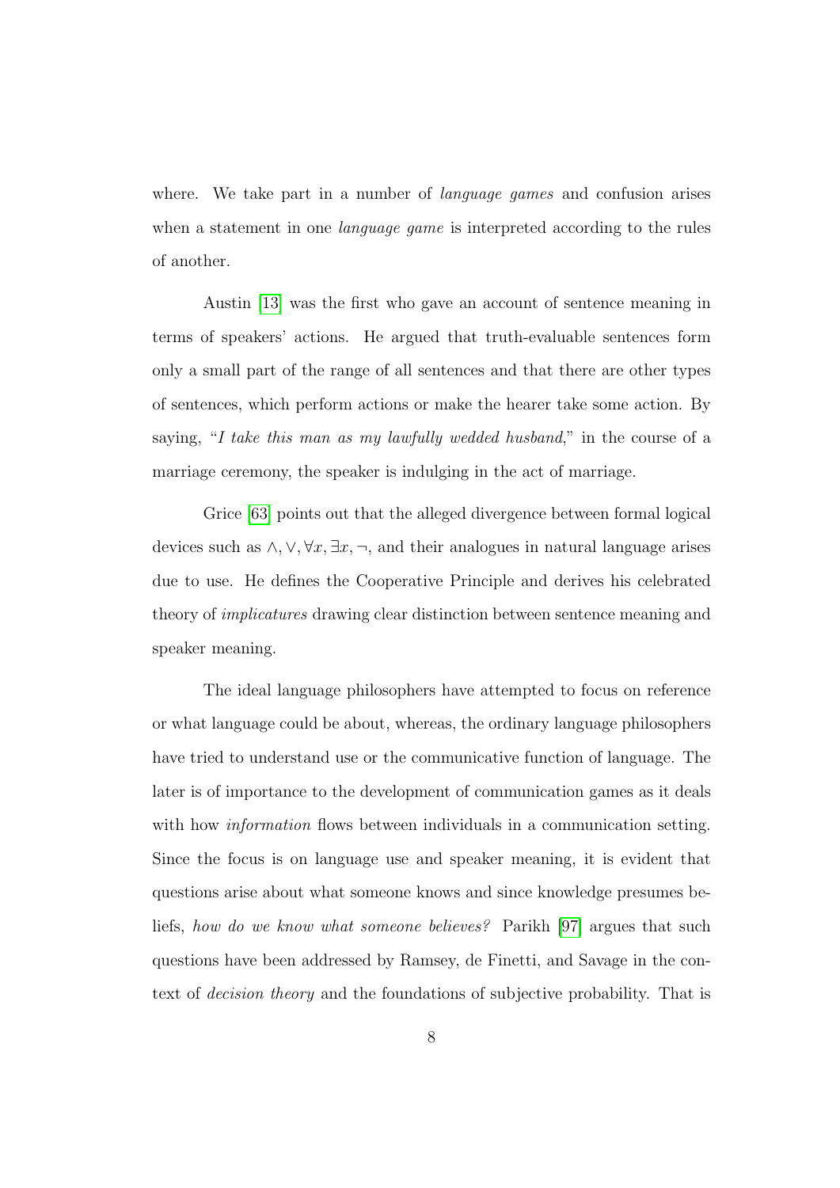where. We take part in a number of *language games* and confusion arises when a statement in one *language game* is interpreted according to the rules of another.

Austin [13] was the first who gave an account of sentence meaning in terms of speakers' actions. He argued that truth-evaluable sentences form only a small part of the range of all sentences and that there are other types of sentences, which perform actions or make the hearer take some action. By saying, "*I take this man as my lawfully wedded husband*," in the course of a marriage ceremony, the speaker is indulging in the act of marriage.

Grice [63] points out that the alleged divergence between formal logical devices such as $\wedge, \vee, \forall x, \exists x, \neg$, and their analogues in natural language arises due to use. He defines the Cooperative Principle and derives his celebrated theory of *implicatures* drawing clear distinction between sentence meaning and speaker meaning.

The ideal language philosophers have attempted to focus on reference or what language could be about, whereas, the ordinary language philosophers have tried to understand use or the communicative function of language. The later is of importance to the development of communication games as it deals with how *information* flows between individuals in a communication setting. Since the focus is on language use and speaker meaning, it is evident that questions arise about what someone knows and since knowledge presumes beliefs, *how do we know what someone believes?* Parikh [97] argues that such questions have been addressed by Ramsey, de Finetti, and Savage in the context of *decision theory* and the foundations of subjective probability. That is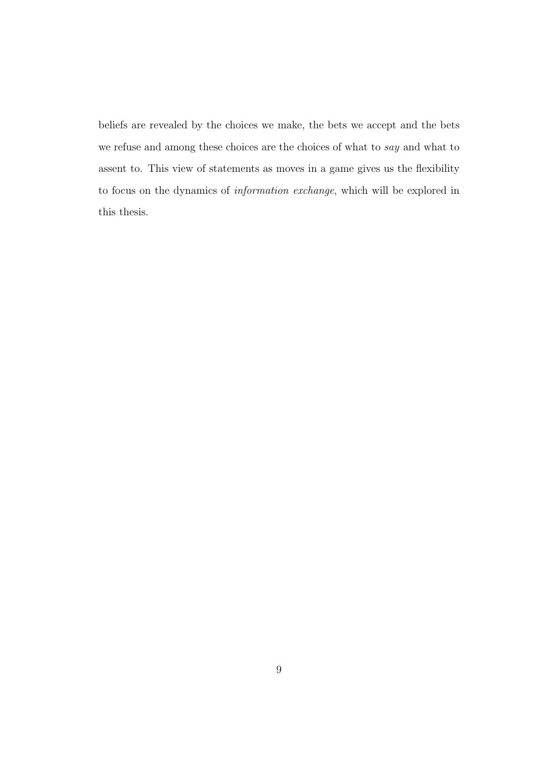beliefs are revealed by the choices we make, the bets we accept and the bets we refuse and among these choices are the choices of what to *say* and what to assent to. This view of statements as moves in a game gives us the flexibility to focus on the dynamics of *information exchange*, which will be explored in this thesis.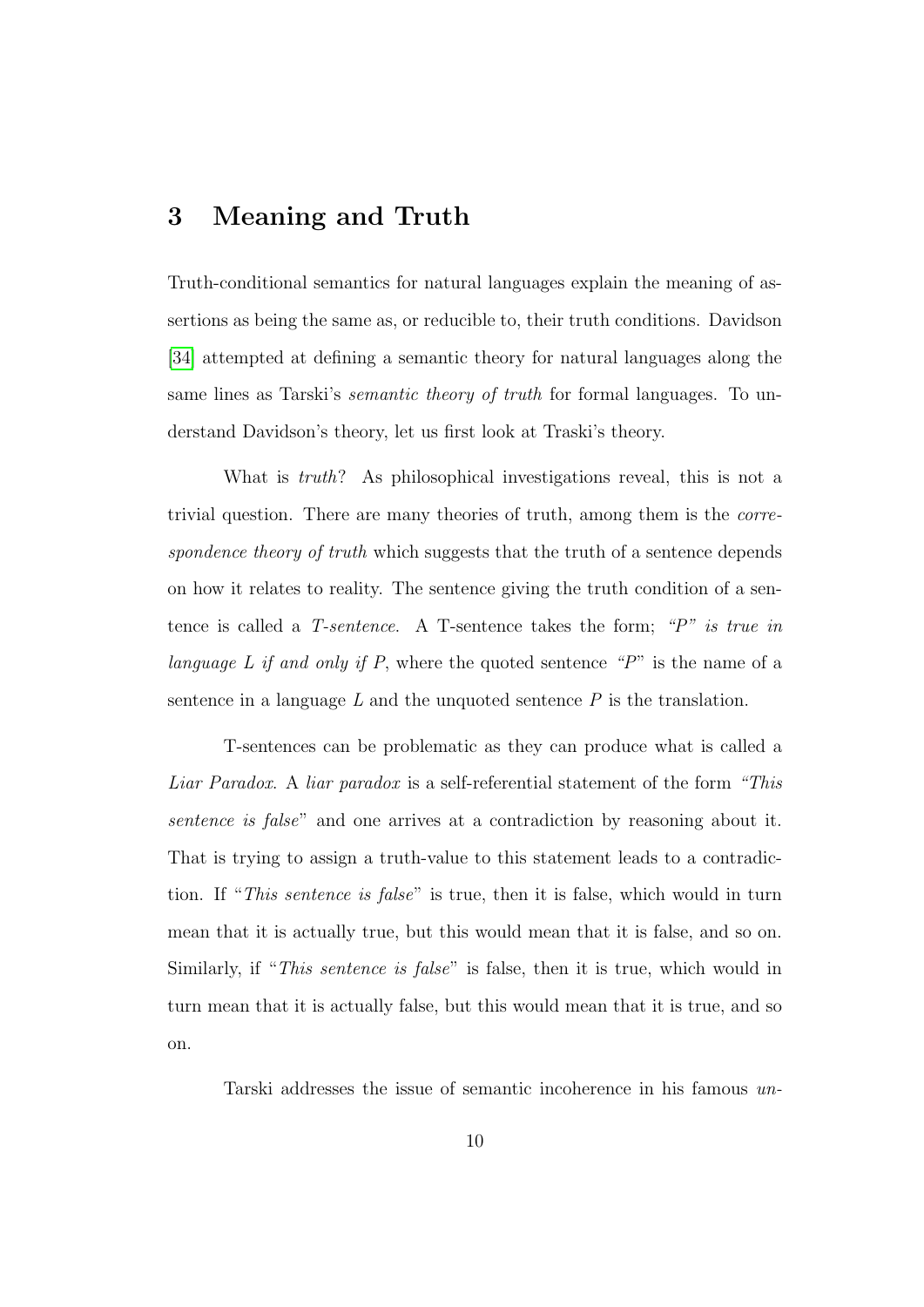## 3 Meaning and Truth

Truth-conditional semantics for natural languages explain the meaning of assertions as being the same as, or reducible to, their truth conditions. Davidson [34] attempted at defining a semantic theory for natural languages along the same lines as Tarski's *semantic theory of truth* for formal languages. To understand Davidson's theory, let us first look at Traski's theory.

What is *truth*? As philosophical investigations reveal, this is not a trivial question. There are many theories of truth, among them is the *correspondence theory of truth* which suggests that the truth of a sentence depends on how it relates to reality. The sentence giving the truth condition of a sentence is called a *T-sentence*. A T-sentence takes the form; *"P" is true in language L if and only if P*, where the quoted sentence *"P"* is the name of a sentence in a language $L$ and the unquoted sentence $P$ is the translation.

T-sentences can be problematic as they can produce what is called a *Liar Paradox*. A *liar paradox* is a self-referential statement of the form *"This sentence is false"* and one arrives at a contradiction by reasoning about it. That is trying to assign a truth-value to this statement leads to a contradiction. If "*This sentence is false*" is true, then it is false, which would in turn mean that it is actually true, but this would mean that it is false, and so on. Similarly, if "*This sentence is false*" is false, then it is true, which would in turn mean that it is actually false, but this would mean that it is true, and so on.

Tarski addresses the issue of semantic incoherence in his famous *un-*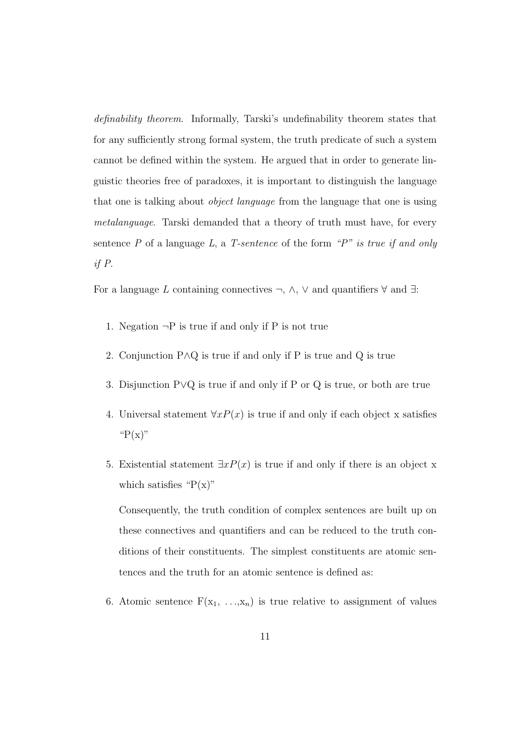*definability theorem*. Informally, Tarski's undefinability theorem states that for any sufficiently strong formal system, the truth predicate of such a system cannot be defined within the system. He argued that in order to generate linguistic theories free of paradoxes, it is important to distinguish the language that one is talking about *object language* from the language that one is using *metalanguage*. Tarski demanded that a theory of truth must have, for every sentence $P$ of a language $L$, a *T-sentence* of the form *"P" is true if and only if P*.

For a language $L$ containing connectives $\neg$, $\wedge$, $\vee$ and quantifiers $\forall$ and $\exists$:

1. Negation $\neg$P is true if and only if P is not true
2. Conjunction P$\wedge$Q is true if and only if P is true and Q is true
3. Disjunction P$\vee$Q is true if and only if P or Q is true, or both are true
4. Universal statement $\forall x P(x)$ is true if and only if each object x satisfies "P(x)"
5. Existential statement $\exists x P(x)$ is true if and only if there is an object x which satisfies "P(x)"

   Consequently, the truth condition of complex sentences are built up on these connectives and quantifiers and can be reduced to the truth conditions of their constituents. The simplest constituents are atomic sentences and the truth for an atomic sentence is defined as:

6. Atomic sentence F($x_1$, ...,$x_n$) is true relative to assignment of values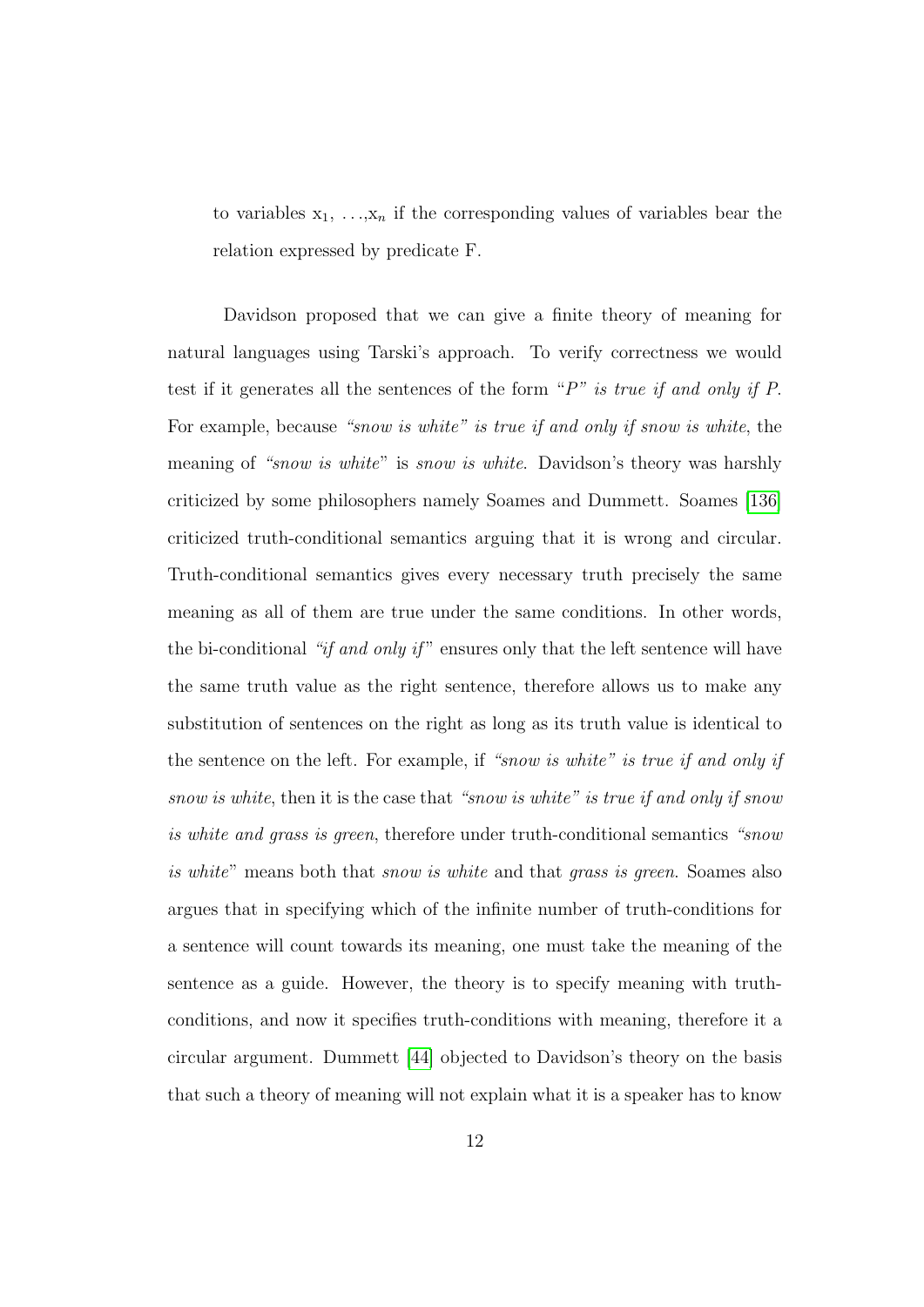to variables $x_1, \ldots, x_n$ if the corresponding values of variables bear the relation expressed by predicate F.

Davidson proposed that we can give a finite theory of meaning for natural languages using Tarski's approach. To verify correctness we would test if it generates all the sentences of the form *"P" is true if and only if P*. For example, because *"snow is white" is true if and only if snow is white*, the meaning of *"snow is white"* is *snow is white*. Davidson's theory was harshly criticized by some philosophers namely Soames and Dummett. Soames [136] criticized truth-conditional semantics arguing that it is wrong and circular. Truth-conditional semantics gives every necessary truth precisely the same meaning as all of them are true under the same conditions. In other words, the bi-conditional *"if and only if"* ensures only that the left sentence will have the same truth value as the right sentence, therefore allows us to make any substitution of sentences on the right as long as its truth value is identical to the sentence on the left. For example, if *"snow is white" is true if and only if snow is white*, then it is the case that *"snow is white" is true if and only if snow is white and grass is green*, therefore under truth-conditional semantics *"snow is white"* means both that *snow is white* and that *grass is green*. Soames also argues that in specifying which of the infinite number of truth-conditions for a sentence will count towards its meaning, one must take the meaning of the sentence as a guide. However, the theory is to specify meaning with truth-conditions, and now it specifies truth-conditions with meaning, therefore it a circular argument. Dummett [44] objected to Davidson's theory on the basis that such a theory of meaning will not explain what it is a speaker has to know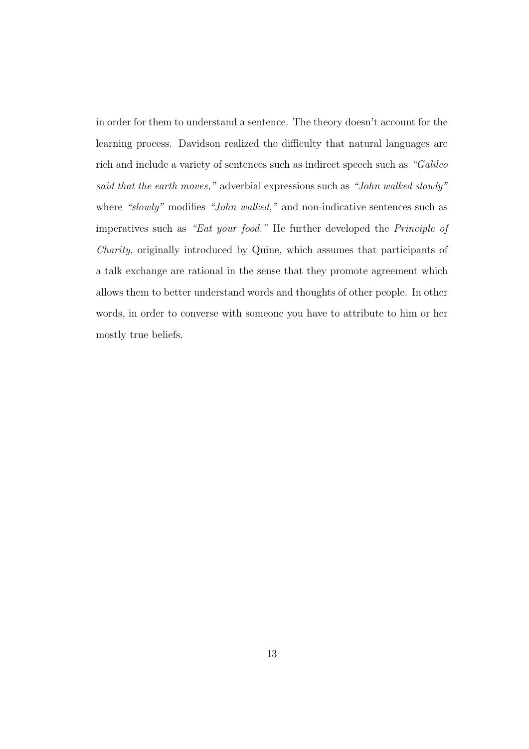in order for them to understand a sentence. The theory doesn't account for the learning process. Davidson realized the difficulty that natural languages are rich and include a variety of sentences such as indirect speech such as *"Galileo said that the earth moves,"* adverbial expressions such as *"John walked slowly"* where *"slowly"* modifies *"John walked,"* and non-indicative sentences such as imperatives such as *"Eat your food."* He further developed the *Principle of Charity*, originally introduced by Quine, which assumes that participants of a talk exchange are rational in the sense that they promote agreement which allows them to better understand words and thoughts of other people. In other words, in order to converse with someone you have to attribute to him or her mostly true beliefs.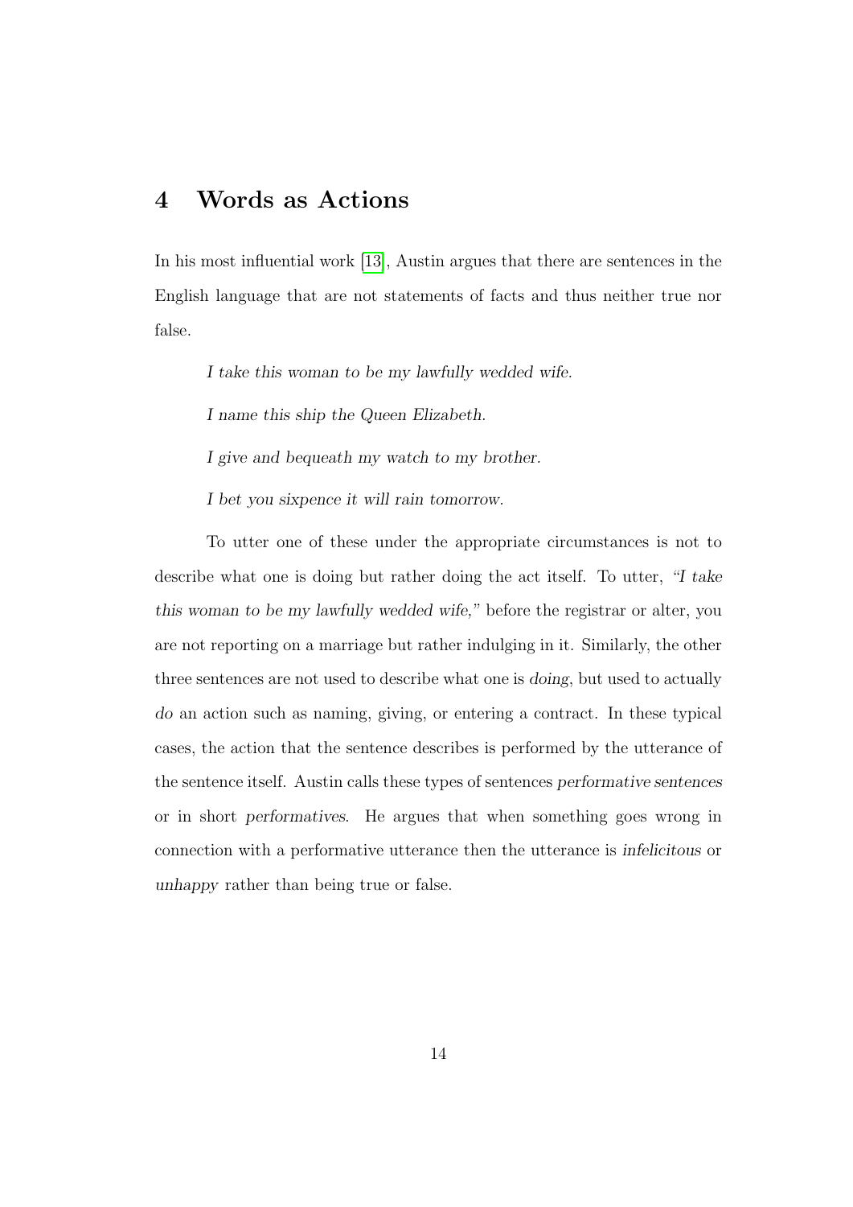# 4 Words as Actions

In his most influential work [13], Austin argues that there are sentences in the English language that are not statements of facts and thus neither true nor false.

*I take this woman to be my lawfully wedded wife.*

*I name this ship the Queen Elizabeth.*

*I give and bequeath my watch to my brother.*

*I bet you sixpence it will rain tomorrow.*

To utter one of these under the appropriate circumstances is not to describe what one is doing but rather doing the act itself. To utter, *"I take this woman to be my lawfully wedded wife,"* before the registrar or alter, you are not reporting on a marriage but rather indulging in it. Similarly, the other three sentences are not used to describe what one is *doing*, but used to actually *do* an action such as naming, giving, or entering a contract. In these typical cases, the action that the sentence describes is performed by the utterance of the sentence itself. Austin calls these types of sentences *performative sentences* or in short *performatives*. He argues that when something goes wrong in connection with a performative utterance then the utterance is *infelicitous* or *unhappy* rather than being true or false.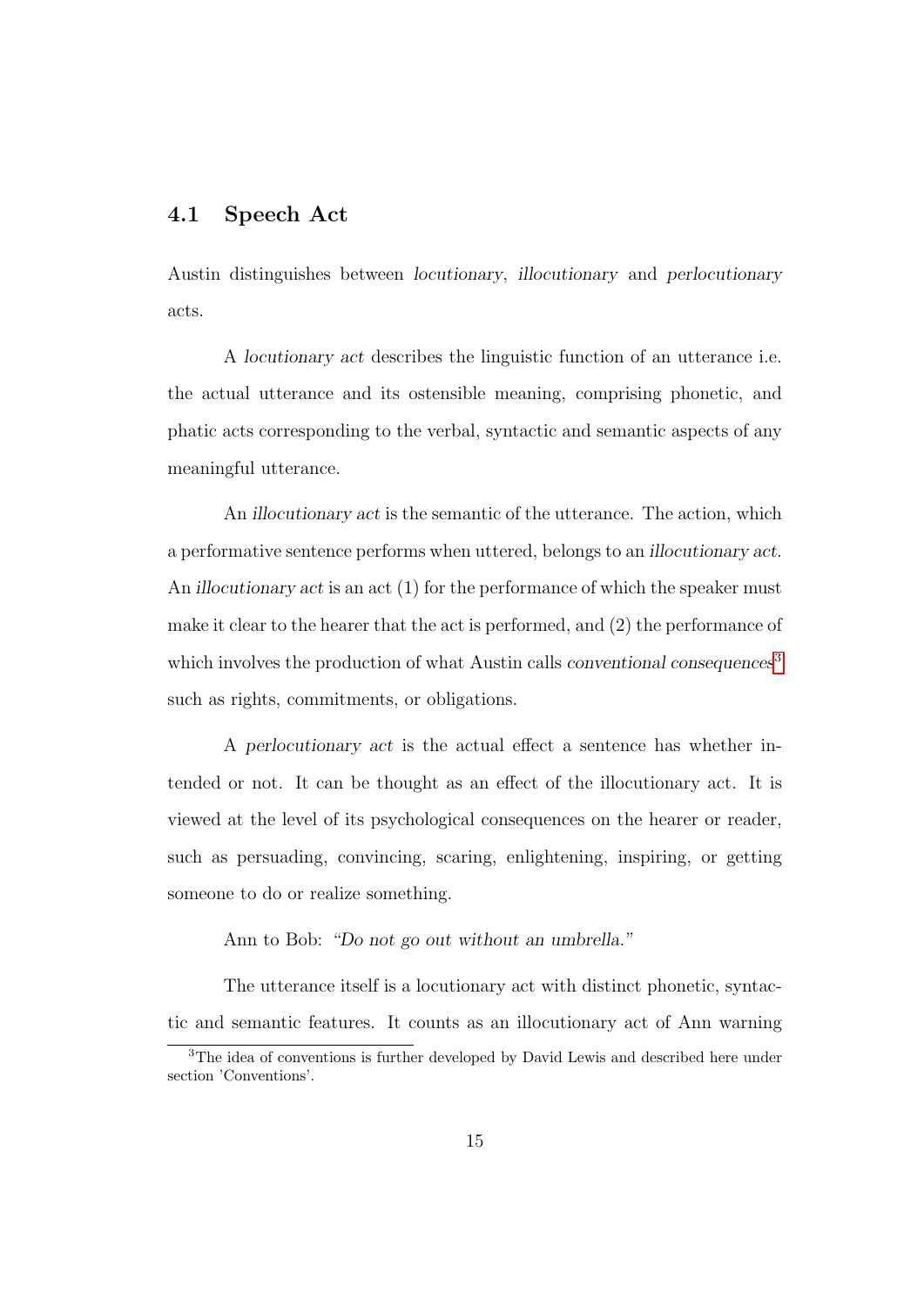### 4.1 Speech Act

Austin distinguishes between *locutionary*, *illocutionary* and *perlocutionary* acts.

A *locutionary act* describes the linguistic function of an utterance i.e. the actual utterance and its ostensible meaning, comprising phonetic, and phatic acts corresponding to the verbal, syntactic and semantic aspects of any meaningful utterance.

An *illocutionary act* is the semantic of the utterance. The action, which a performative sentence performs when uttered, belongs to an *illocutionary act*. An *illocutionary act* is an act (1) for the performance of which the speaker must make it clear to the hearer that the act is performed, and (2) the performance of which involves the production of what Austin calls *conventional consequences*[3] such as rights, commitments, or obligations.

A *perlocutionary act* is the actual effect a sentence has whether intended or not. It can be thought as an effect of the illocutionary act. It is viewed at the level of its psychological consequences on the hearer or reader, such as persuading, convincing, scaring, enlightening, inspiring, or getting someone to do or realize something.

Ann to Bob: *"Do not go out without an umbrella."*

The utterance itself is a locutionary act with distinct phonetic, syntactic and semantic features. It counts as an illocutionary act of Ann warning

[3] The idea of conventions is further developed by David Lewis and described here under section 'Conventions'.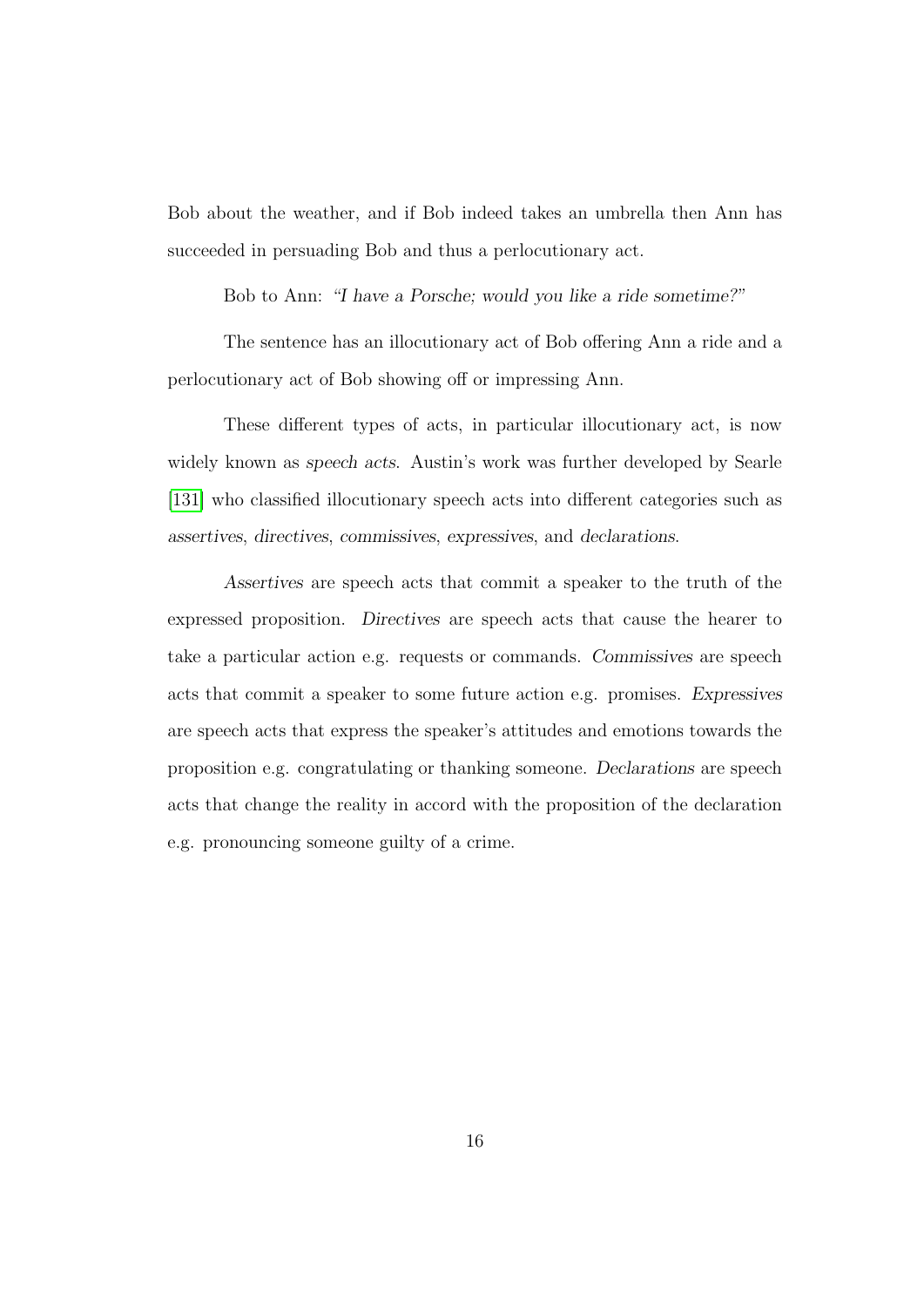Bob about the weather, and if Bob indeed takes an umbrella then Ann has succeeded in persuading Bob and thus a perlocutionary act.

Bob to Ann: *"I have a Porsche; would you like a ride sometime?"*

The sentence has an illocutionary act of Bob offering Ann a ride and a perlocutionary act of Bob showing off or impressing Ann.

These different types of acts, in particular illocutionary act, is now widely known as *speech acts*. Austin's work was further developed by Searle [131] who classified illocutionary speech acts into different categories such as *assertives*, *directives*, *commissives*, *expressives*, and *declarations*.

*Assertives* are speech acts that commit a speaker to the truth of the expressed proposition. *Directives* are speech acts that cause the hearer to take a particular action e.g. requests or commands. *Commissives* are speech acts that commit a speaker to some future action e.g. promises. *Expressives* are speech acts that express the speaker's attitudes and emotions towards the proposition e.g. congratulating or thanking someone. *Declarations* are speech acts that change the reality in accord with the proposition of the declaration e.g. pronouncing someone guilty of a crime.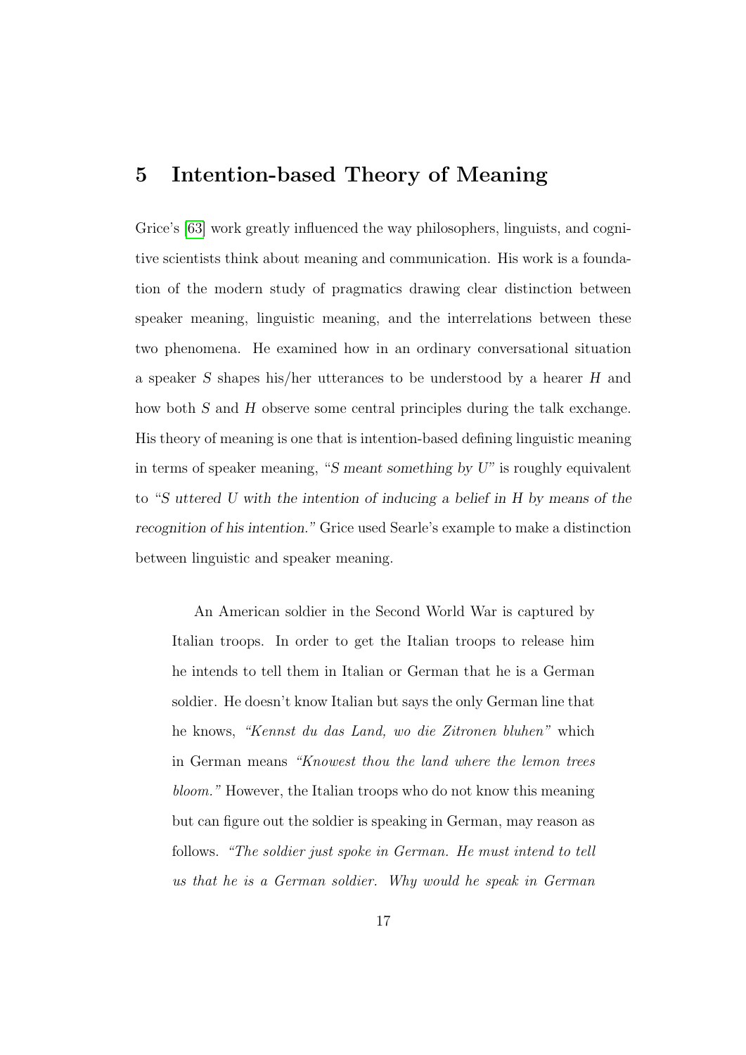# 5 Intention-based Theory of Meaning

Grice's [63] work greatly influenced the way philosophers, linguists, and cognitive scientists think about meaning and communication. His work is a foundation of the modern study of pragmatics drawing clear distinction between speaker meaning, linguistic meaning, and the interrelations between these two phenomena. He examined how in an ordinary conversational situation a speaker $S$ shapes his/her utterances to be understood by a hearer $H$ and how both $S$ and $H$ observe some central principles during the talk exchange. His theory of meaning is one that is intention-based defining linguistic meaning in terms of speaker meaning, "*S meant something by U*" is roughly equivalent to "*S uttered U with the intention of inducing a belief in H by means of the recognition of his intention.*" Grice used Searle's example to make a distinction between linguistic and speaker meaning.

> An American soldier in the Second World War is captured by Italian troops. In order to get the Italian troops to release him he intends to tell them in Italian or German that he is a German soldier. He doesn't know Italian but says the only German line that he knows, *"Kennst du das Land, wo die Zitronen bluhen"* which in German means *"Knowest thou the land where the lemon trees bloom."* However, the Italian troops who do not know this meaning but can figure out the soldier is speaking in German, may reason as follows. *"The soldier just spoke in German. He must intend to tell us that he is a German soldier. Why would he speak in German*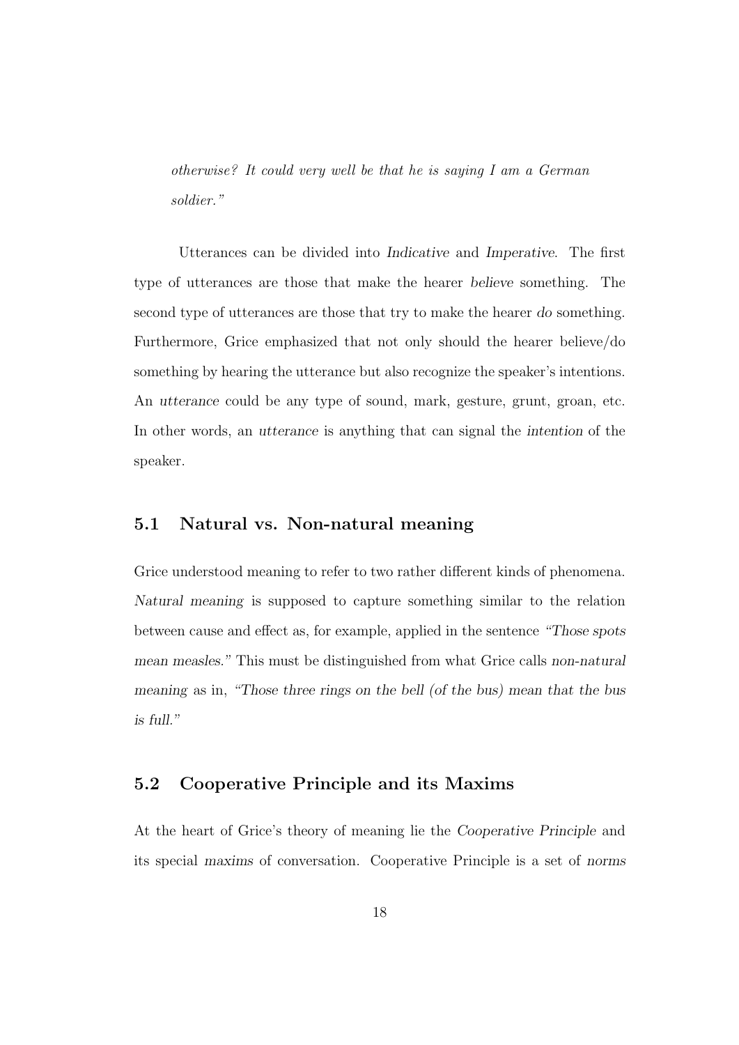*otherwise? It could very well be that he is saying I am a German soldier."*

Utterances can be divided into *Indicative* and *Imperative*. The first type of utterances are those that make the hearer *believe* something. The second type of utterances are those that try to make the hearer *do* something. Furthermore, Grice emphasized that not only should the hearer believe/do something by hearing the utterance but also recognize the speaker's intentions. An *utterance* could be any type of sound, mark, gesture, grunt, groan, etc. In other words, an *utterance* is anything that can signal the *intention* of the speaker.

## 5.1 Natural vs. Non-natural meaning

Grice understood meaning to refer to two rather different kinds of phenomena. *Natural meaning* is supposed to capture something similar to the relation between cause and effect as, for example, applied in the sentence *"Those spots mean measles."* This must be distinguished from what Grice calls *non-natural meaning* as in, *"Those three rings on the bell (of the bus) mean that the bus is full."*

## 5.2 Cooperative Principle and its Maxims

At the heart of Grice's theory of meaning lie the *Cooperative Principle* and its special *maxims* of conversation. Cooperative Principle is a set of *norms*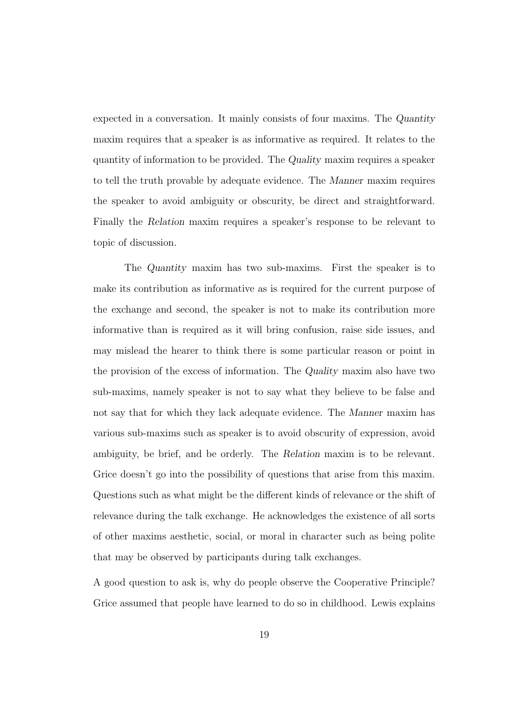expected in a conversation. It mainly consists of four maxims. The *Quantity* maxim requires that a speaker is as informative as required. It relates to the quantity of information to be provided. The *Quality* maxim requires a speaker to tell the truth provable by adequate evidence. The *Manner* maxim requires the speaker to avoid ambiguity or obscurity, be direct and straightforward. Finally the *Relation* maxim requires a speaker's response to be relevant to topic of discussion.

The *Quantity* maxim has two sub-maxims. First the speaker is to make its contribution as informative as is required for the current purpose of the exchange and second, the speaker is not to make its contribution more informative than is required as it will bring confusion, raise side issues, and may mislead the hearer to think there is some particular reason or point in the provision of the excess of information. The *Quality* maxim also have two sub-maxims, namely speaker is not to say what they believe to be false and not say that for which they lack adequate evidence. The *Manner* maxim has various sub-maxims such as speaker is to avoid obscurity of expression, avoid ambiguity, be brief, and be orderly. The *Relation* maxim is to be relevant. Grice doesn't go into the possibility of questions that arise from this maxim. Questions such as what might be the different kinds of relevance or the shift of relevance during the talk exchange. He acknowledges the existence of all sorts of other maxims aesthetic, social, or moral in character such as being polite that may be observed by participants during talk exchanges.

A good question to ask is, why do people observe the Cooperative Principle? Grice assumed that people have learned to do so in childhood. Lewis explains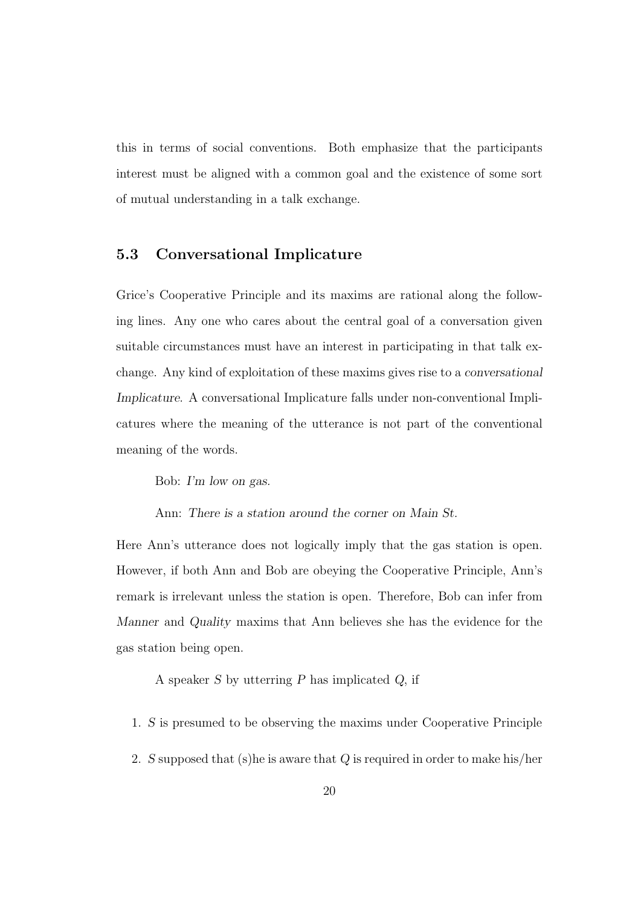this in terms of social conventions. Both emphasize that the participants interest must be aligned with a common goal and the existence of some sort of mutual understanding in a talk exchange.

## 5.3 Conversational Implicature

Grice's Cooperative Principle and its maxims are rational along the following lines. Any one who cares about the central goal of a conversation given suitable circumstances must have an interest in participating in that talk exchange. Any kind of exploitation of these maxims gives rise to a *conversational Implicature*. A conversational Implicature falls under non-conventional Implicatures where the meaning of the utterance is not part of the conventional meaning of the words.

Bob: *I'm low on gas.*

Ann: *There is a station around the corner on Main St.*

Here Ann's utterance does not logically imply that the gas station is open. However, if both Ann and Bob are obeying the Cooperative Principle, Ann's remark is irrelevant unless the station is open. Therefore, Bob can infer from *Manner* and *Quality* maxims that Ann believes she has the evidence for the gas station being open.

A speaker $S$ by utterring $P$ has implicated $Q$, if

1. $S$ is presumed to be observing the maxims under Cooperative Principle
2. $S$ supposed that (s)he is aware that $Q$ is required in order to make his/her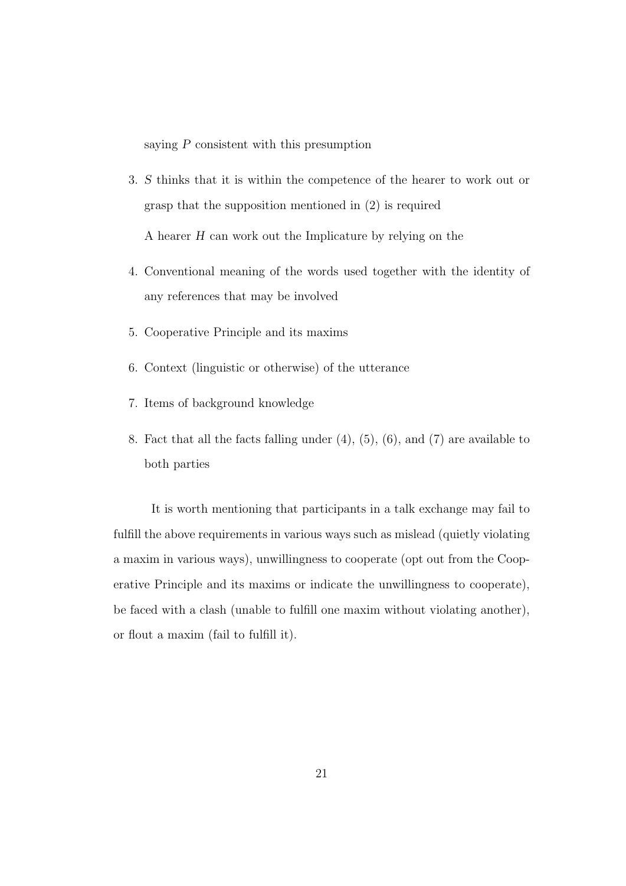saying $P$ consistent with this presumption

3. $S$ thinks that it is within the competence of the hearer to work out or grasp that the supposition mentioned in (2) is required

   A hearer $H$ can work out the Implicature by relying on the

4. Conventional meaning of the words used together with the identity of any references that may be involved
5. Cooperative Principle and its maxims
6. Context (linguistic or otherwise) of the utterance
7. Items of background knowledge
8. Fact that all the facts falling under (4), (5), (6), and (7) are available to both parties

It is worth mentioning that participants in a talk exchange may fail to fulfill the above requirements in various ways such as mislead (quietly violating a maxim in various ways), unwillingness to cooperate (opt out from the Cooperative Principle and its maxims or indicate the unwillingness to cooperate), be faced with a clash (unable to fulfill one maxim without violating another), or flout a maxim (fail to fulfill it).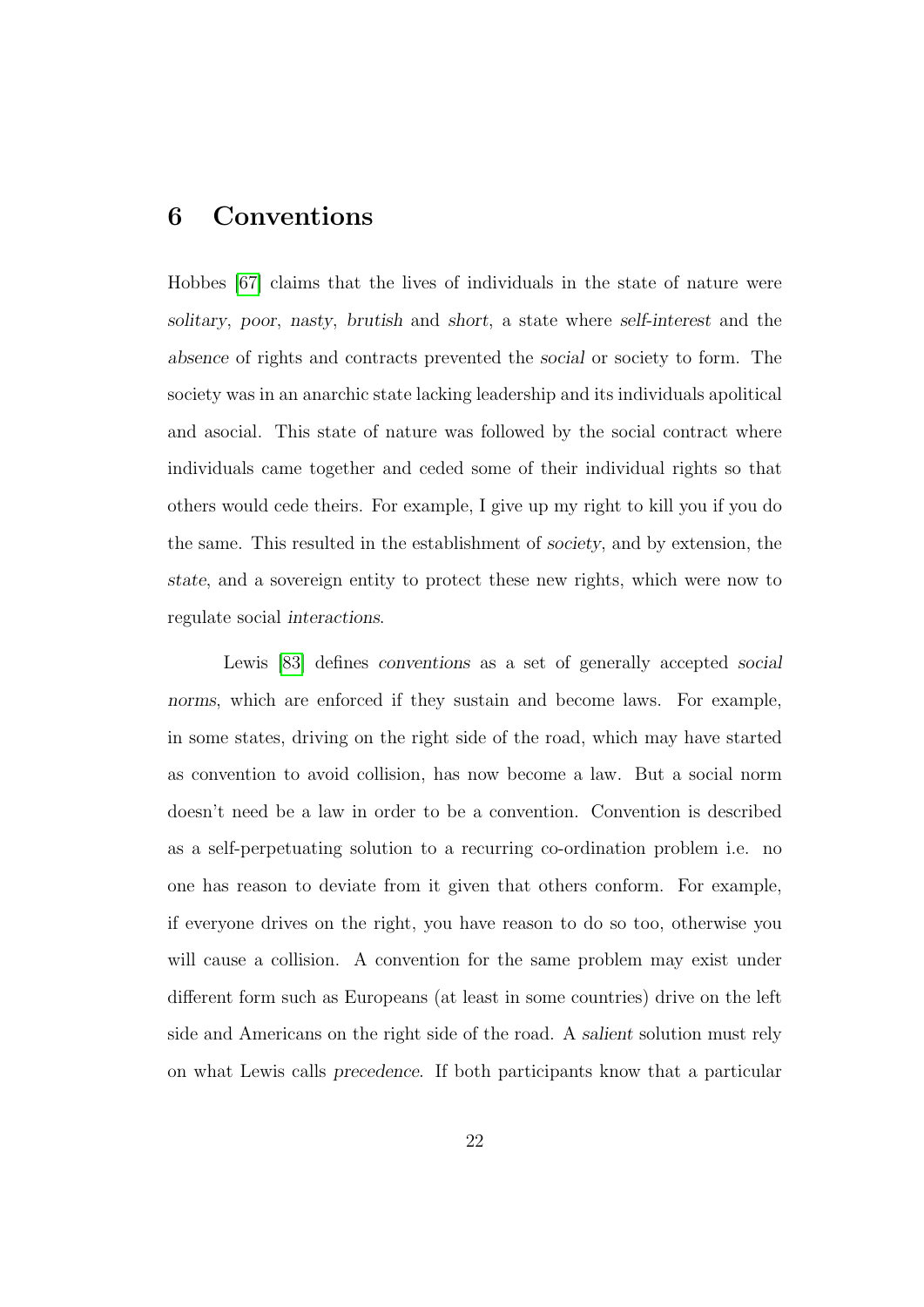# 6 Conventions

Hobbes [67] claims that the lives of individuals in the state of nature were *solitary*, *poor*, *nasty*, *brutish* and *short*, a state where *self-interest* and the *absence* of rights and contracts prevented the *social* or society to form. The society was in an anarchic state lacking leadership and its individuals apolitical and asocial. This state of nature was followed by the social contract where individuals came together and ceded some of their individual rights so that others would cede theirs. For example, I give up my right to kill you if you do the same. This resulted in the establishment of *society*, and by extension, the *state*, and a sovereign entity to protect these new rights, which were now to regulate social *interactions*.

Lewis [83] defines *conventions* as a set of generally accepted *social norms*, which are enforced if they sustain and become laws. For example, in some states, driving on the right side of the road, which may have started as convention to avoid collision, has now become a law. But a social norm doesn't need be a law in order to be a convention. Convention is described as a self-perpetuating solution to a recurring co-ordination problem i.e. no one has reason to deviate from it given that others conform. For example, if everyone drives on the right, you have reason to do so too, otherwise you will cause a collision. A convention for the same problem may exist under different form such as Europeans (at least in some countries) drive on the left side and Americans on the right side of the road. A *salient* solution must rely on what Lewis calls *precedence*. If both participants know that a particular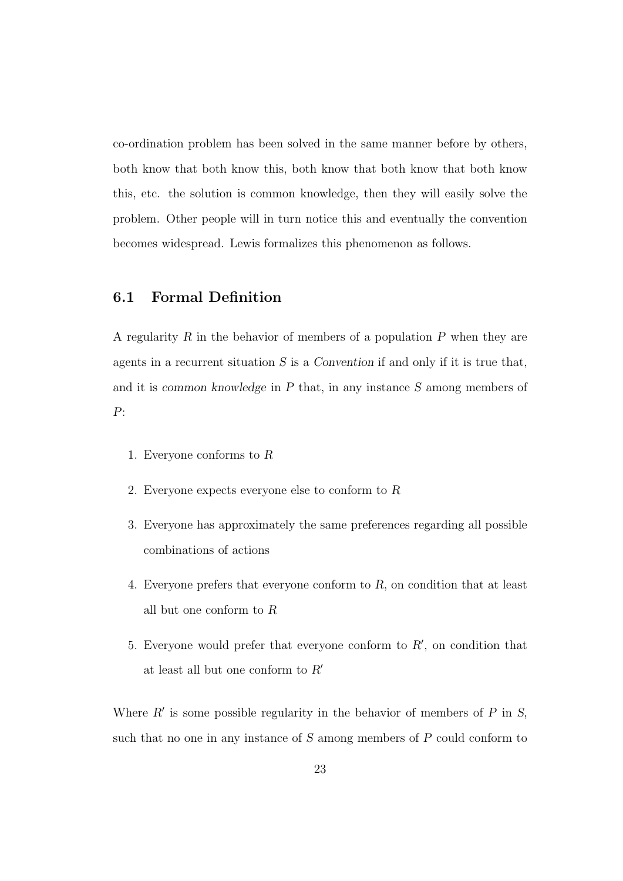co-ordination problem has been solved in the same manner before by others, both know that both know this, both know that both know that both know this, etc. the solution is common knowledge, then they will easily solve the problem. Other people will in turn notice this and eventually the convention becomes widespread. Lewis formalizes this phenomenon as follows.

## 6.1 Formal Definition

A regularity $R$ in the behavior of members of a population $P$ when they are agents in a recurrent situation $S$ is a *Convention* if and only if it is true that, and it is *common knowledge* in $P$ that, in any instance $S$ among members of $P$:

1. Everyone conforms to $R$
2. Everyone expects everyone else to conform to $R$
3. Everyone has approximately the same preferences regarding all possible combinations of actions
4. Everyone prefers that everyone conform to $R$, on condition that at least all but one conform to $R$
5. Everyone would prefer that everyone conform to $R'$, on condition that at least all but one conform to $R'$

Where $R'$ is some possible regularity in the behavior of members of $P$ in $S$, such that no one in any instance of $S$ among members of $P$ could conform to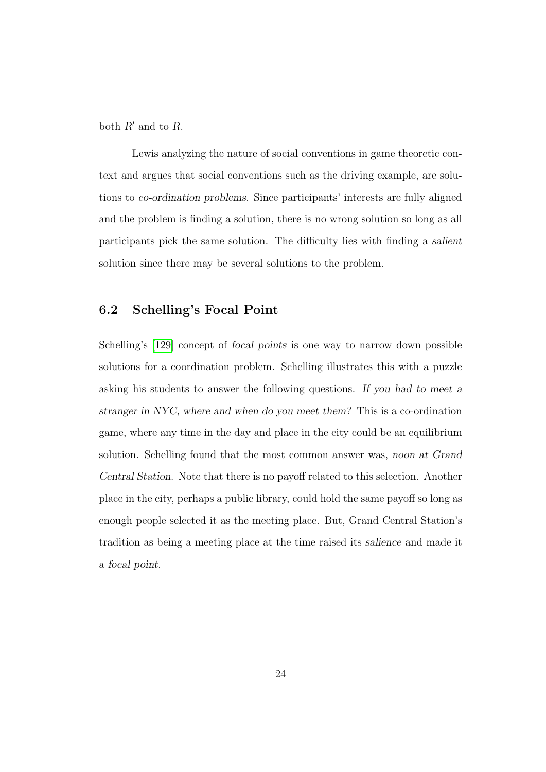both $R'$ and to $R$.

Lewis analyzing the nature of social conventions in game theoretic context and argues that social conventions such as the driving example, are solutions to *co-ordination problems*. Since participants' interests are fully aligned and the problem is finding a solution, there is no wrong solution so long as all participants pick the same solution. The difficulty lies with finding a *salient* solution since there may be several solutions to the problem.

## 6.2 Schelling's Focal Point

Schelling's [129] concept of *focal points* is one way to narrow down possible solutions for a coordination problem. Schelling illustrates this with a puzzle asking his students to answer the following questions. *If you had to meet a stranger in NYC, where and when do you meet them?* This is a co-ordination game, where any time in the day and place in the city could be an equilibrium solution. Schelling found that the most common answer was, *noon at Grand Central Station*. Note that there is no payoff related to this selection. Another place in the city, perhaps a public library, could hold the same payoff so long as enough people selected it as the meeting place. But, Grand Central Station's tradition as being a meeting place at the time raised its *salience* and made it a *focal point*.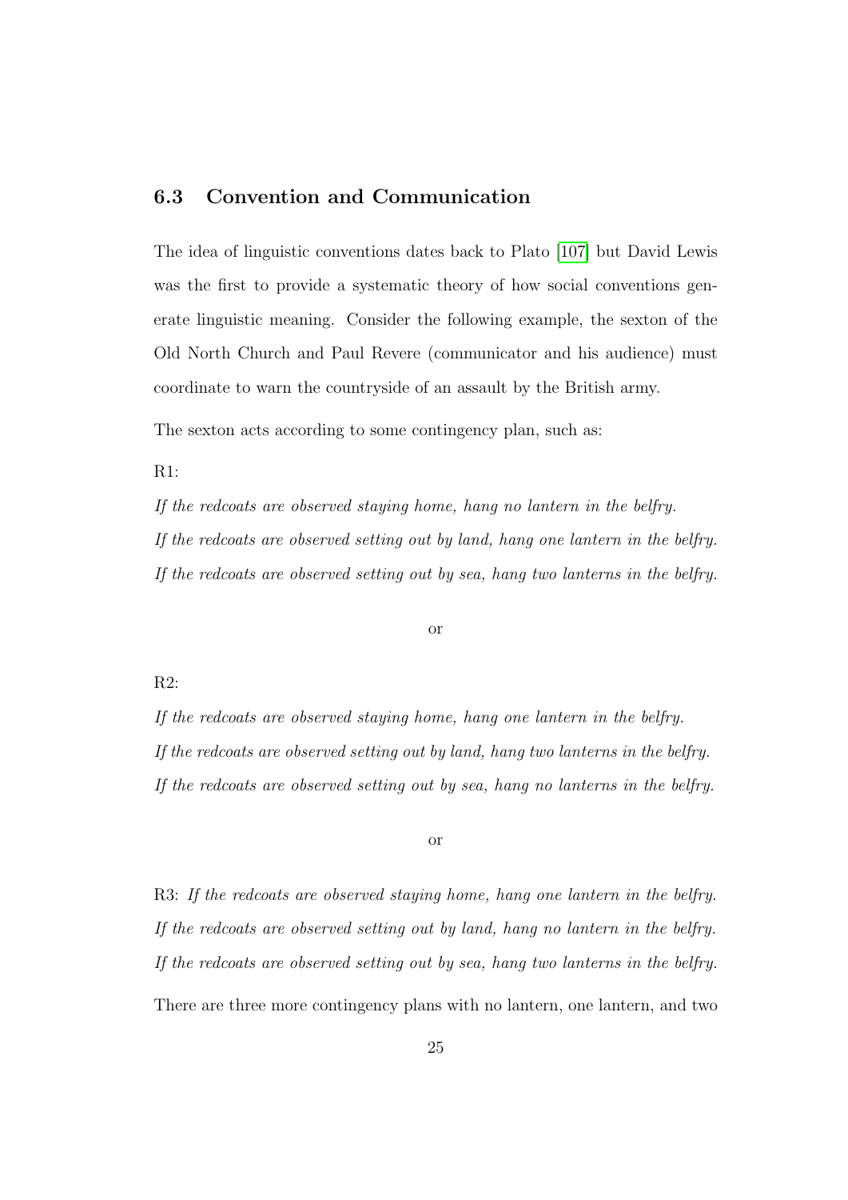### 6.3 Convention and Communication

The idea of linguistic conventions dates back to Plato [107] but David Lewis was the first to provide a systematic theory of how social conventions generate linguistic meaning. Consider the following example, the sexton of the Old North Church and Paul Revere (communicator and his audience) must coordinate to warn the countryside of an assault by the British army.

The sexton acts according to some contingency plan, such as:

R1:

*If the redcoats are observed staying home, hang no lantern in the belfry.*
*If the redcoats are observed setting out by land, hang one lantern in the belfry.*
*If the redcoats are observed setting out by sea, hang two lanterns in the belfry.*

or

R2:

*If the redcoats are observed staying home, hang one lantern in the belfry.*
*If the redcoats are observed setting out by land, hang two lanterns in the belfry.*
*If the redcoats are observed setting out by sea, hang no lanterns in the belfry.*

or

R3: *If the redcoats are observed staying home, hang one lantern in the belfry.*
*If the redcoats are observed setting out by land, hang no lantern in the belfry.*
*If the redcoats are observed setting out by sea, hang two lanterns in the belfry.*

There are three more contingency plans with no lantern, one lantern, and two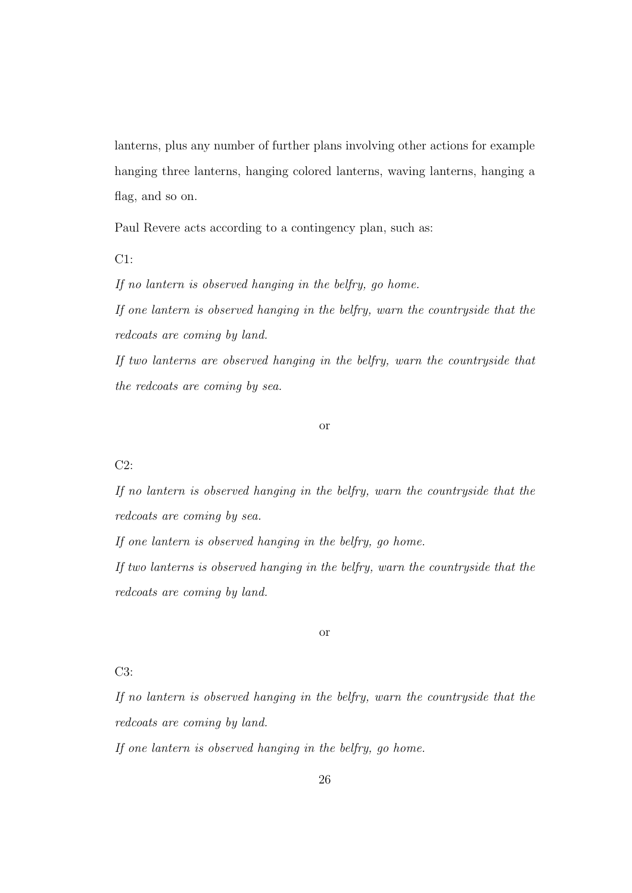lanterns, plus any number of further plans involving other actions for example hanging three lanterns, hanging colored lanterns, waving lanterns, hanging a flag, and so on.

Paul Revere acts according to a contingency plan, such as:

C1:

*If no lantern is observed hanging in the belfry, go home.*

*If one lantern is observed hanging in the belfry, warn the countryside that the redcoats are coming by land.*

*If two lanterns are observed hanging in the belfry, warn the countryside that the redcoats are coming by sea.*

or

C2:

*If no lantern is observed hanging in the belfry, warn the countryside that the redcoats are coming by sea.*

*If one lantern is observed hanging in the belfry, go home.*

*If two lanterns is observed hanging in the belfry, warn the countryside that the redcoats are coming by land.*

or

C3:

*If no lantern is observed hanging in the belfry, warn the countryside that the redcoats are coming by land.*

*If one lantern is observed hanging in the belfry, go home.*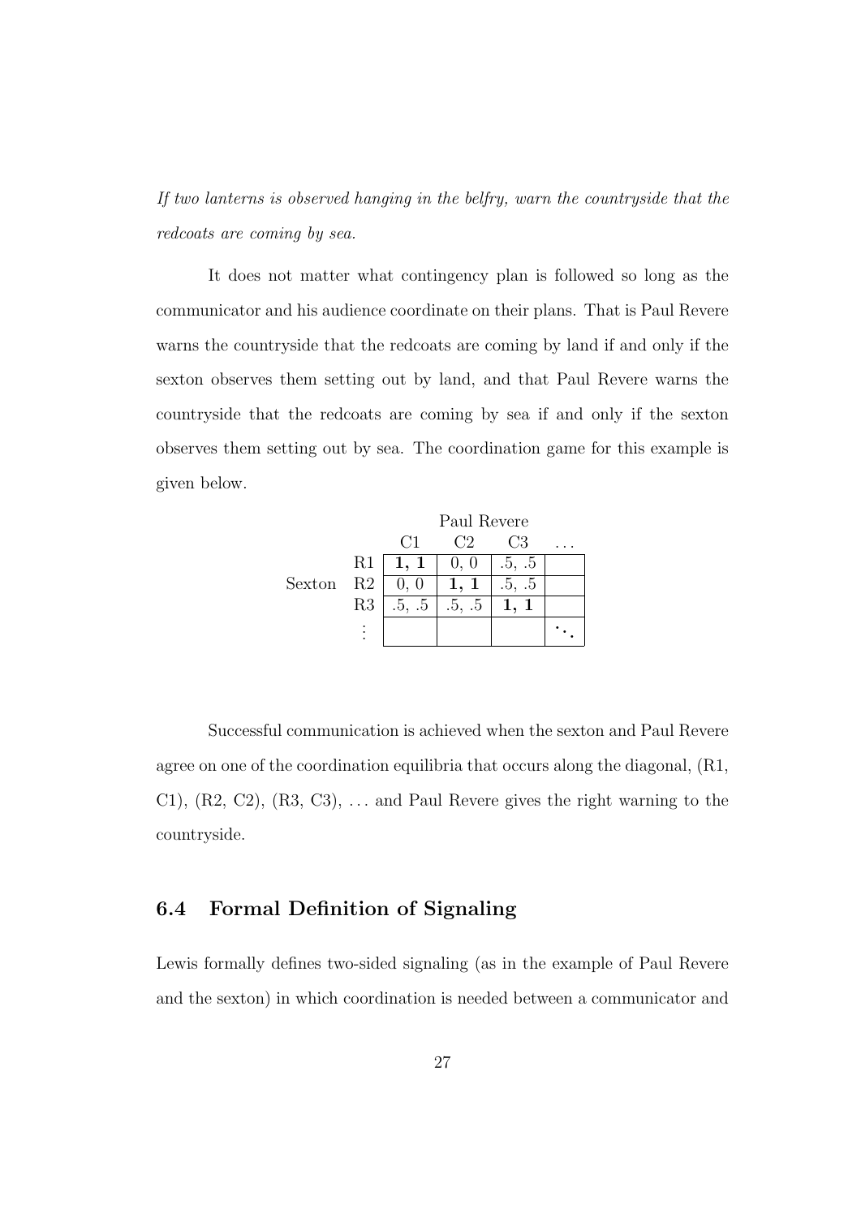*If two lanterns is observed hanging in the belfry, warn the countryside that the redcoats are coming by sea.*

It does not matter what contingency plan is followed so long as the communicator and his audience coordinate on their plans. That is Paul Revere warns the countryside that the redcoats are coming by land if and only if the sexton observes them setting out by land, and that Paul Revere warns the countryside that the redcoats are coming by sea if and only if the sexton observes them setting out by sea. The coordination game for this example is given below.

| | | Paul Revere | | | |
|---|---|---|---|---|---|
| | | C1 | C2 | C3 | ... |
| Sexton | R1 | **1, 1** | 0, 0 | .5, .5 | |
| | R2 | 0, 0 | **1, 1** | .5, .5 | |
| | R3 | .5, .5 | .5, .5 | **1, 1** | |
| | ⋮ | | | | ⋱ |

Successful communication is achieved when the sexton and Paul Revere agree on one of the coordination equilibria that occurs along the diagonal, (R1, C1), (R2, C2), (R3, C3), ... and Paul Revere gives the right warning to the countryside.

## 6.4 Formal Definition of Signaling

Lewis formally defines two-sided signaling (as in the example of Paul Revere and the sexton) in which coordination is needed between a communicator and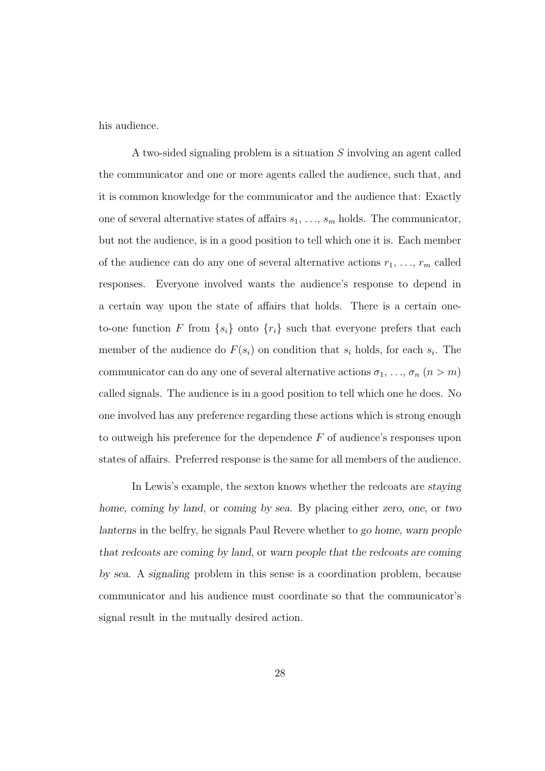his audience.

A two-sided signaling problem is a situation $S$ involving an agent called the communicator and one or more agents called the audience, such that, and it is common knowledge for the communicator and the audience that: Exactly one of several alternative states of affairs $s_1, \ldots, s_m$ holds. The communicator, but not the audience, is in a good position to tell which one it is. Each member of the audience can do any one of several alternative actions $r_1, \ldots, r_m$ called responses. Everyone involved wants the audience's response to depend in a certain way upon the state of affairs that holds. There is a certain one-to-one function $F$ from $\{s_i\}$ onto $\{r_i\}$ such that everyone prefers that each member of the audience do $F(s_i)$ on condition that $s_i$ holds, for each $s_i$. The communicator can do any one of several alternative actions $\sigma_1, \ldots, \sigma_n$ $(n > m)$ called signals. The audience is in a good position to tell which one he does. No one involved has any preference regarding these actions which is strong enough to outweigh his preference for the dependence $F$ of audience's responses upon states of affairs. Preferred response is the same for all members of the audience.

In Lewis's example, the sexton knows whether the redcoats are *staying home*, *coming by land*, or *coming by sea*. By placing either *zero*, *one*, or *two lanterns* in the belfry, he signals Paul Revere whether to *go home*, *warn people that redcoats are coming by land*, or *warn people that the redcoats are coming by sea*. A *signaling* problem in this sense is a coordination problem, because communicator and his audience must coordinate so that the communicator's signal result in the mutually desired action.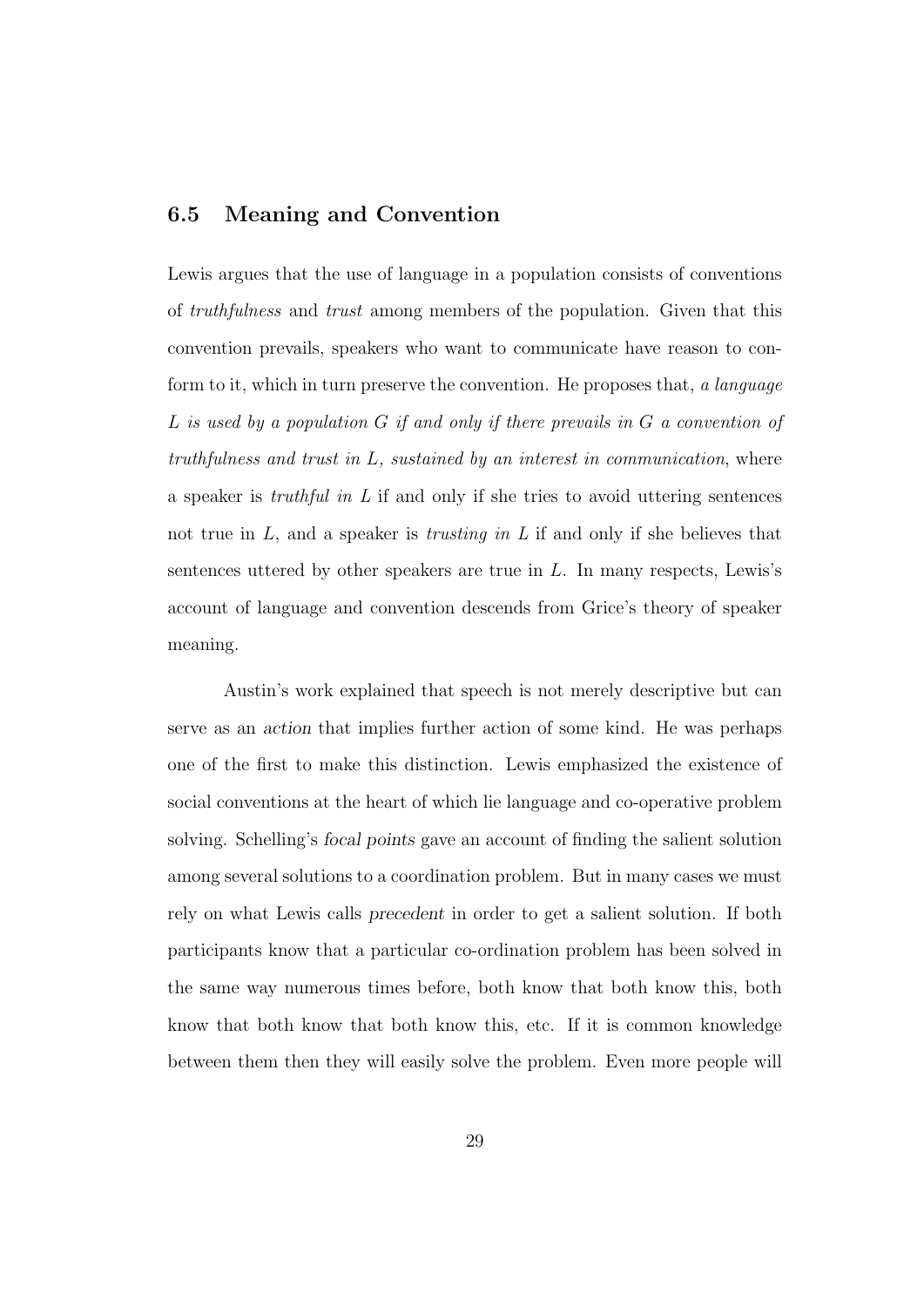## 6.5 Meaning and Convention

Lewis argues that the use of language in a population consists of conventions of *truthfulness* and *trust* among members of the population. Given that this convention prevails, speakers who want to communicate have reason to conform to it, which in turn preserve the convention. He proposes that, *a language $L$ is used by a population $G$ if and only if there prevails in $G$ a convention of truthfulness and trust in $L$, sustained by an interest in communication*, where a speaker is *truthful in $L$* if and only if she tries to avoid uttering sentences not true in $L$, and a speaker is *trusting in $L$* if and only if she believes that sentences uttered by other speakers are true in $L$. In many respects, Lewis's account of language and convention descends from Grice's theory of speaker meaning.

Austin's work explained that speech is not merely descriptive but can serve as an *action* that implies further action of some kind. He was perhaps one of the first to make this distinction. Lewis emphasized the existence of social conventions at the heart of which lie language and co-operative problem solving. Schelling's *focal points* gave an account of finding the salient solution among several solutions to a coordination problem. But in many cases we must rely on what Lewis calls *precedent* in order to get a salient solution. If both participants know that a particular co-ordination problem has been solved in the same way numerous times before, both know that both know this, both know that both know that both know this, etc. If it is common knowledge between them then they will easily solve the problem. Even more people will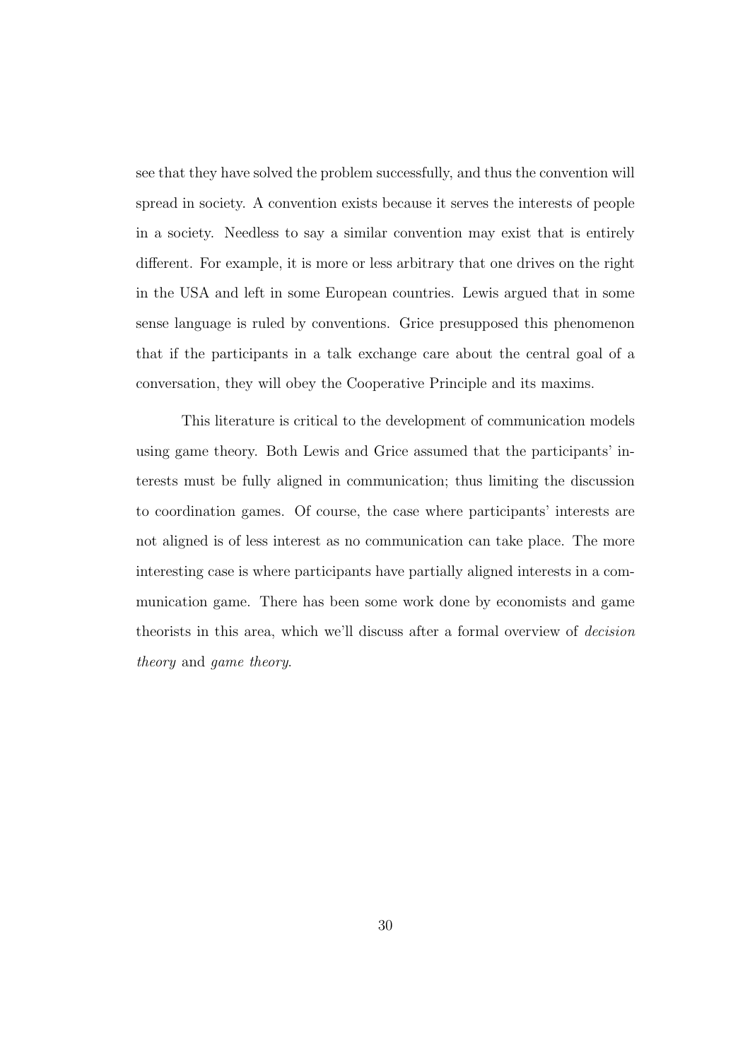see that they have solved the problem successfully, and thus the convention will spread in society. A convention exists because it serves the interests of people in a society. Needless to say a similar convention may exist that is entirely different. For example, it is more or less arbitrary that one drives on the right in the USA and left in some European countries. Lewis argued that in some sense language is ruled by conventions. Grice presupposed this phenomenon that if the participants in a talk exchange care about the central goal of a conversation, they will obey the Cooperative Principle and its maxims.

This literature is critical to the development of communication models using game theory. Both Lewis and Grice assumed that the participants' interests must be fully aligned in communication; thus limiting the discussion to coordination games. Of course, the case where participants' interests are not aligned is of less interest as no communication can take place. The more interesting case is where participants have partially aligned interests in a communication game. There has been some work done by economists and game theorists in this area, which we'll discuss after a formal overview of *decision theory* and *game theory*.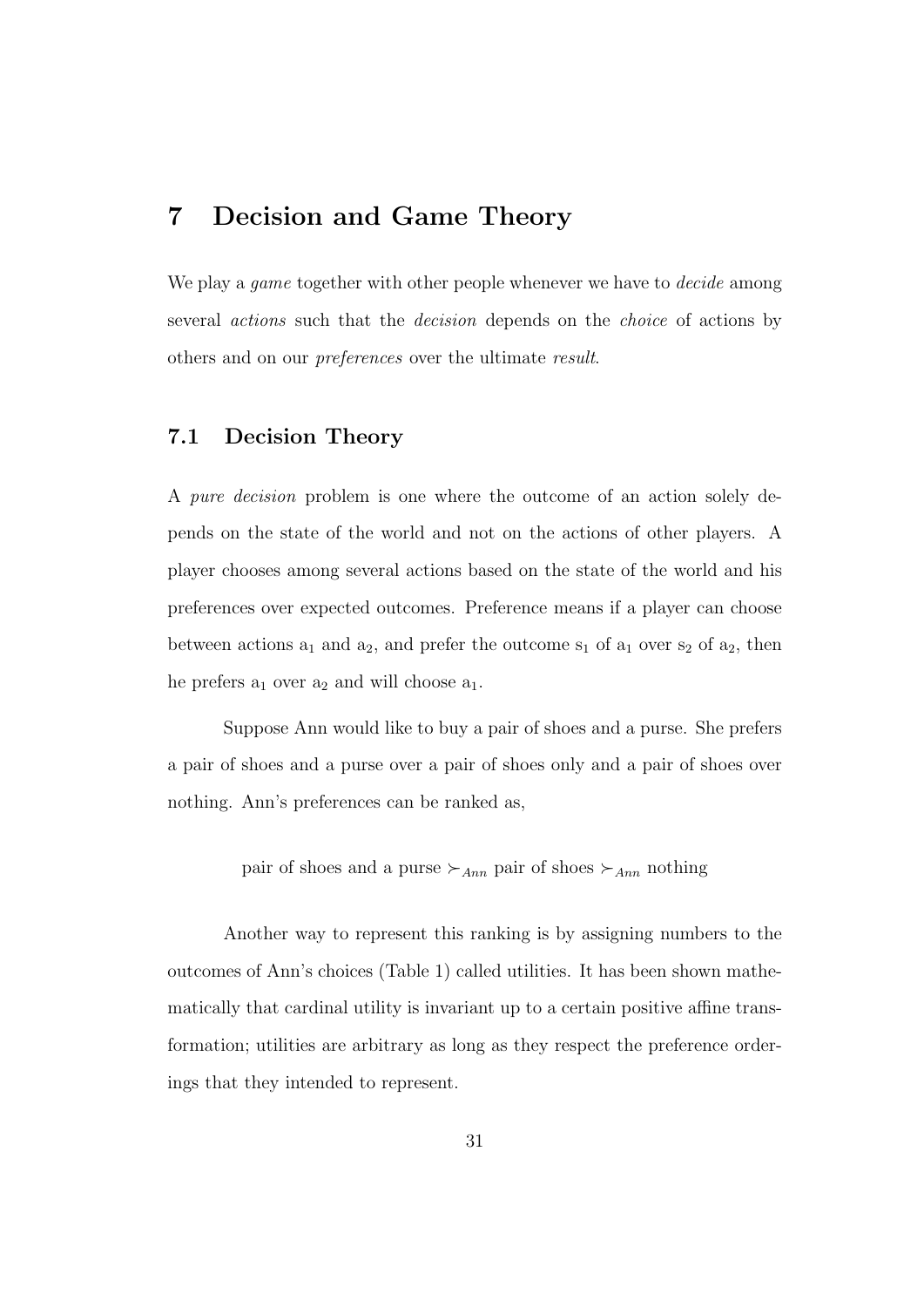# 7 Decision and Game Theory

We play a *game* together with other people whenever we have to *decide* among several *actions* such that the *decision* depends on the *choice* of actions by others and on our *preferences* over the ultimate *result*.

## 7.1 Decision Theory

A *pure decision* problem is one where the outcome of an action solely depends on the state of the world and not on the actions of other players. A player chooses among several actions based on the state of the world and his preferences over expected outcomes. Preference means if a player can choose between actions $a_1$ and $a_2$, and prefer the outcome $s_1$ of $a_1$ over $s_2$ of $a_2$, then he prefers $a_1$ over $a_2$ and will choose $a_1$.

Suppose Ann would like to buy a pair of shoes and a purse. She prefers a pair of shoes and a purse over a pair of shoes only and a pair of shoes over nothing. Ann's preferences can be ranked as,

$$\text{pair of shoes and a purse} \succ_{Ann} \text{pair of shoes} \succ_{Ann} \text{nothing}$$

Another way to represent this ranking is by assigning numbers to the outcomes of Ann's choices (Table 1) called utilities. It has been shown mathematically that cardinal utility is invariant up to a certain positive affine transformation; utilities are arbitrary as long as they respect the preference orderings that they intended to represent.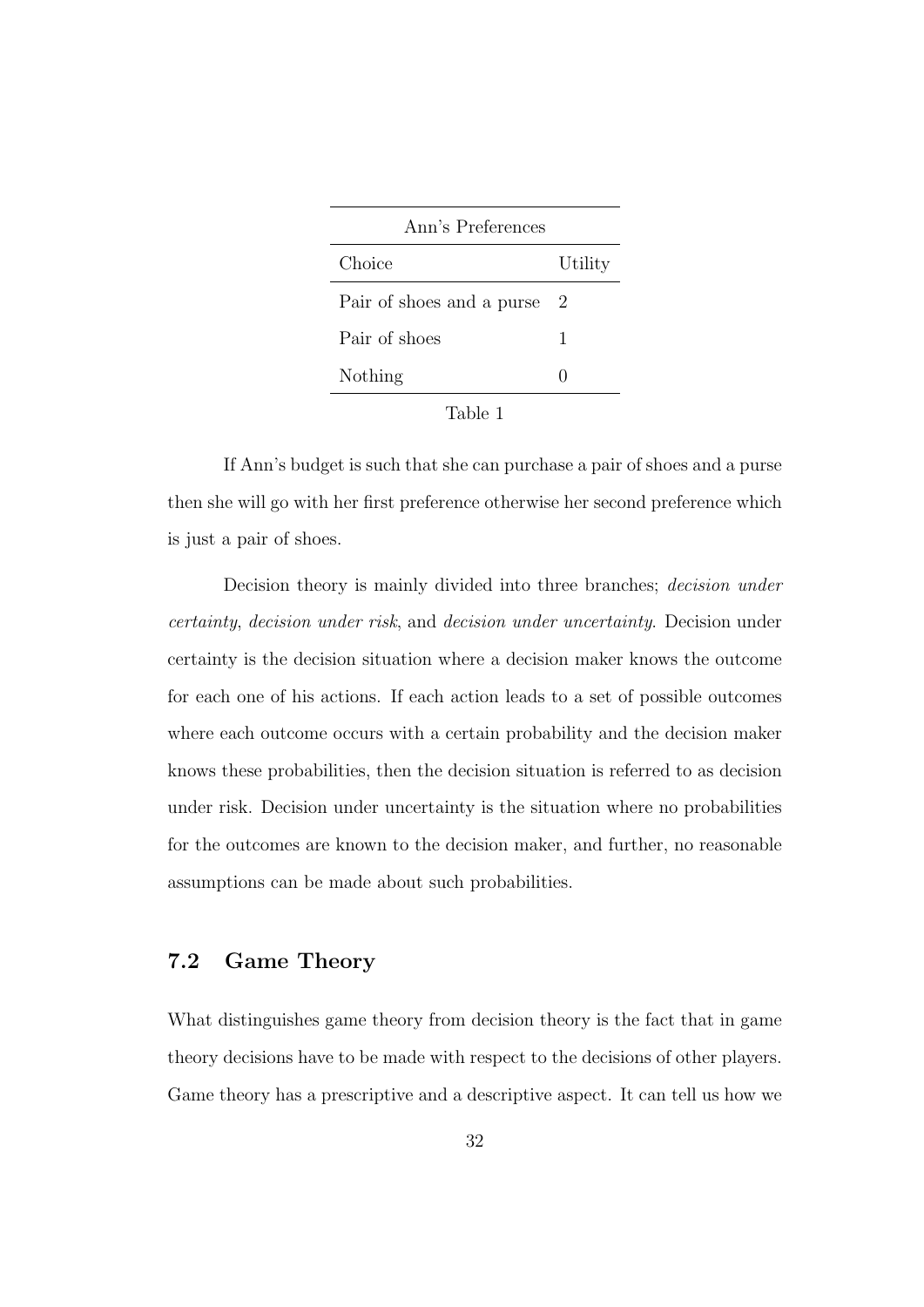| Ann's Preferences | |
|---|---|
| Choice | Utility |
| Pair of shoes and a purse | 2 |
| Pair of shoes | 1 |
| Nothing | 0 |

Table 1

If Ann's budget is such that she can purchase a pair of shoes and a purse then she will go with her first preference otherwise her second preference which is just a pair of shoes.

Decision theory is mainly divided into three branches; *decision under certainty*, *decision under risk*, and *decision under uncertainty*. Decision under certainty is the decision situation where a decision maker knows the outcome for each one of his actions. If each action leads to a set of possible outcomes where each outcome occurs with a certain probability and the decision maker knows these probabilities, then the decision situation is referred to as decision under risk. Decision under uncertainty is the situation where no probabilities for the outcomes are known to the decision maker, and further, no reasonable assumptions can be made about such probabilities.

## 7.2 Game Theory

What distinguishes game theory from decision theory is the fact that in game theory decisions have to be made with respect to the decisions of other players. Game theory has a prescriptive and a descriptive aspect. It can tell us how we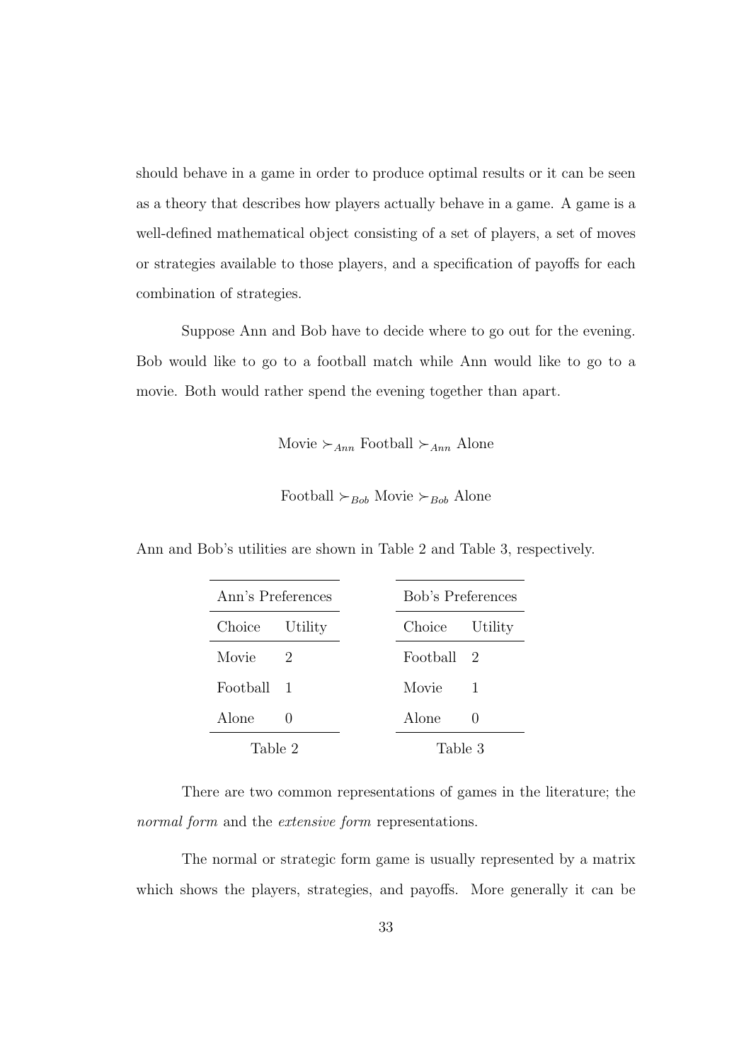should behave in a game in order to produce optimal results or it can be seen as a theory that describes how players actually behave in a game. A game is a well-defined mathematical object consisting of a set of players, a set of moves or strategies available to those players, and a specification of payoffs for each combination of strategies.

Suppose Ann and Bob have to decide where to go out for the evening. Bob would like to go to a football match while Ann would like to go to a movie. Both would rather spend the evening together than apart.

$$\text{Movie} \succ_{Ann} \text{Football} \succ_{Ann} \text{Alone}$$

$$\text{Football} \succ_{Bob} \text{Movie} \succ_{Bob} \text{Alone}$$

Ann and Bob's utilities are shown in Table 2 and Table 3, respectively.

| Ann's Preferences | |
|---|---|
| Choice | Utility |
| Movie | 2 |
| Football | 1 |
| Alone | 0 |

Table 2

| Bob's Preferences | |
|---|---|
| Choice | Utility |
| Football | 2 |
| Movie | 1 |
| Alone | 0 |

Table 3

There are two common representations of games in the literature; the *normal form* and the *extensive form* representations.

The normal or strategic form game is usually represented by a matrix which shows the players, strategies, and payoffs. More generally it can be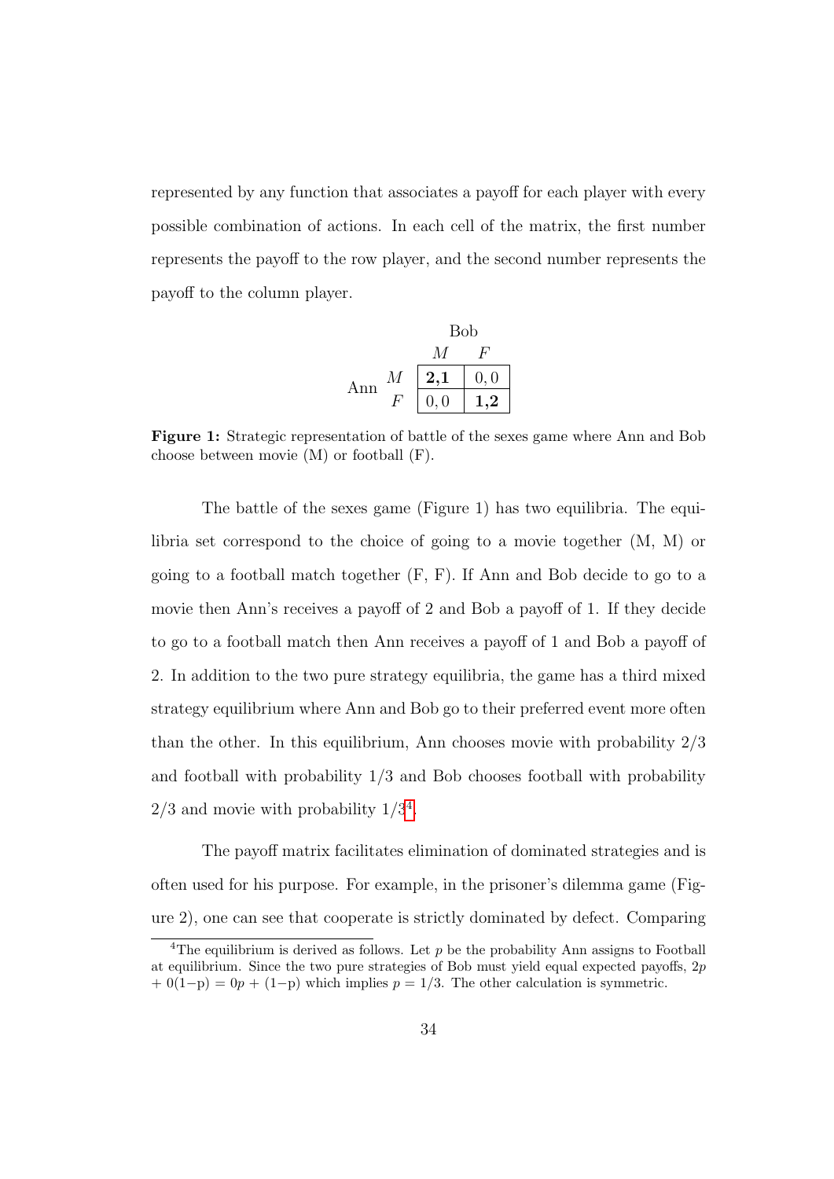represented by any function that associates a payoff for each player with every possible combination of actions. In each cell of the matrix, the first number represents the payoff to the row player, and the second number represents the payoff to the column player.

| | | Bob | |
|---|---|---|---|
| | | $M$ | $F$ |
| Ann | $M$ | **2,1** | $0,0$ |
| | $F$ | $0,0$ | **1,2** |

**Figure 1:** Strategic representation of battle of the sexes game where Ann and Bob choose between movie (M) or football (F).

The battle of the sexes game (Figure 1) has two equilibria. The equilibria set correspond to the choice of going to a movie together (M, M) or going to a football match together (F, F). If Ann and Bob decide to go to a movie then Ann's receives a payoff of 2 and Bob a payoff of 1. If they decide to go to a football match then Ann receives a payoff of 1 and Bob a payoff of 2. In addition to the two pure strategy equilibria, the game has a third mixed strategy equilibrium where Ann and Bob go to their preferred event more often than the other. In this equilibrium, Ann chooses movie with probability 2/3 and football with probability 1/3 and Bob chooses football with probability 2/3 and movie with probability 1/3[4].

The payoff matrix facilitates elimination of dominated strategies and is often used for his purpose. For example, in the prisoner's dilemma game (Figure 2), one can see that cooperate is strictly dominated by defect. Comparing

[4]The equilibrium is derived as follows. Let $p$ be the probability Ann assigns to Football at equilibrium. Since the two pure strategies of Bob must yield equal expected payoffs, $2p + 0(1-p) = 0p + (1-p)$ which implies $p = 1/3$. The other calculation is symmetric.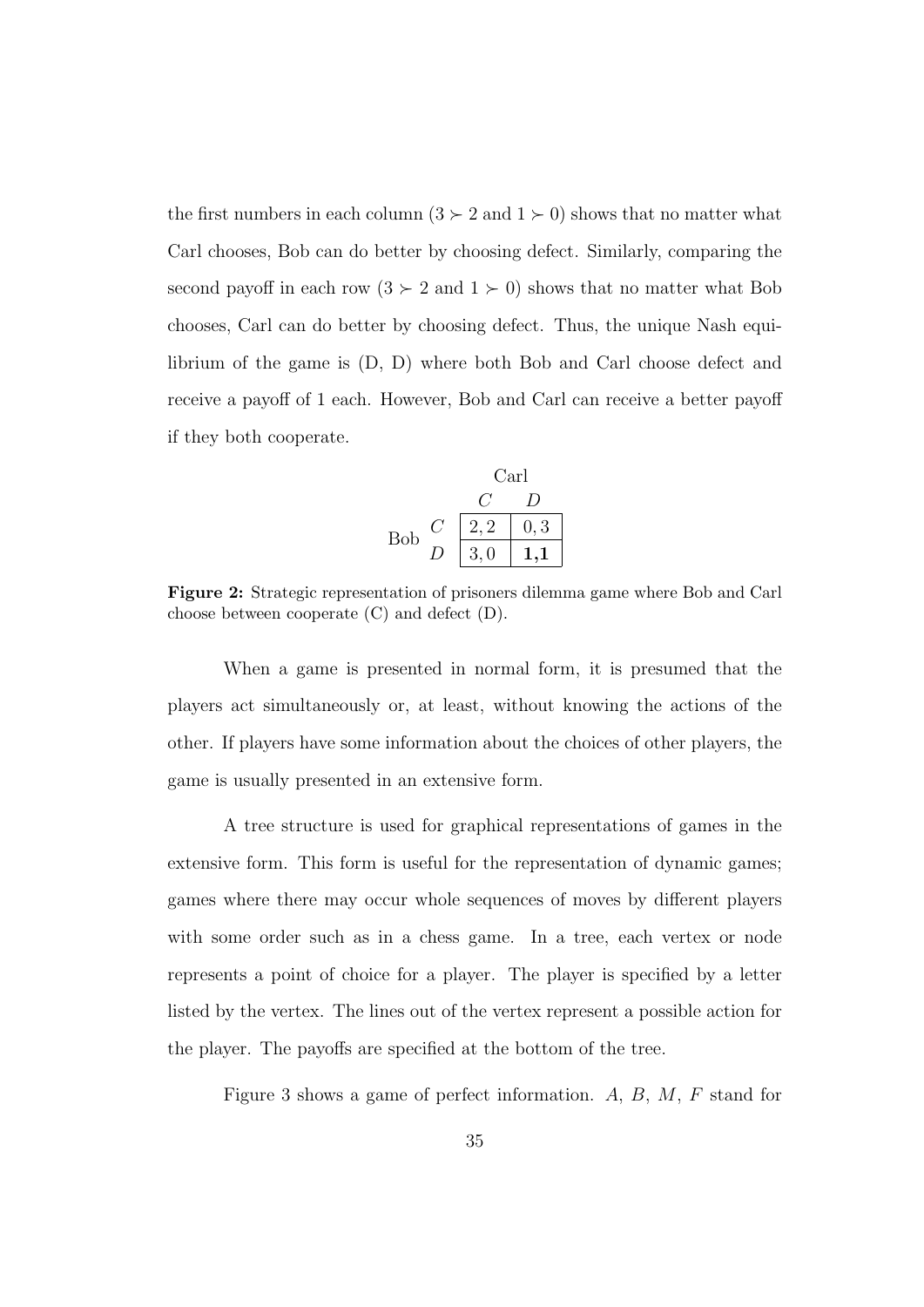the first numbers in each column ($3 \succ 2$ and $1 \succ 0$) shows that no matter what Carl chooses, Bob can do better by choosing defect. Similarly, comparing the second payoff in each row ($3 \succ 2$ and $1 \succ 0$) shows that no matter what Bob chooses, Carl can do better by choosing defect. Thus, the unique Nash equilibrium of the game is (D, D) where both Bob and Carl choose defect and receive a payoff of 1 each. However, Bob and Carl can receive a better payoff if they both cooperate.

| | | Carl | |
|---|---|---|---|
| | | $C$ | $D$ |
| Bob | $C$ | $2, 2$ | $0, 3$ |
| | $D$ | $3, 0$ | **1,1** |

**Figure 2:** Strategic representation of prisoners dilemma game where Bob and Carl choose between cooperate (C) and defect (D).

When a game is presented in normal form, it is presumed that the players act simultaneously or, at least, without knowing the actions of the other. If players have some information about the choices of other players, the game is usually presented in an extensive form.

A tree structure is used for graphical representations of games in the extensive form. This form is useful for the representation of dynamic games; games where there may occur whole sequences of moves by different players with some order such as in a chess game. In a tree, each vertex or node represents a point of choice for a player. The player is specified by a letter listed by the vertex. The lines out of the vertex represent a possible action for the player. The payoffs are specified at the bottom of the tree.

Figure 3 shows a game of perfect information. $A$, $B$, $M$, $F$ stand for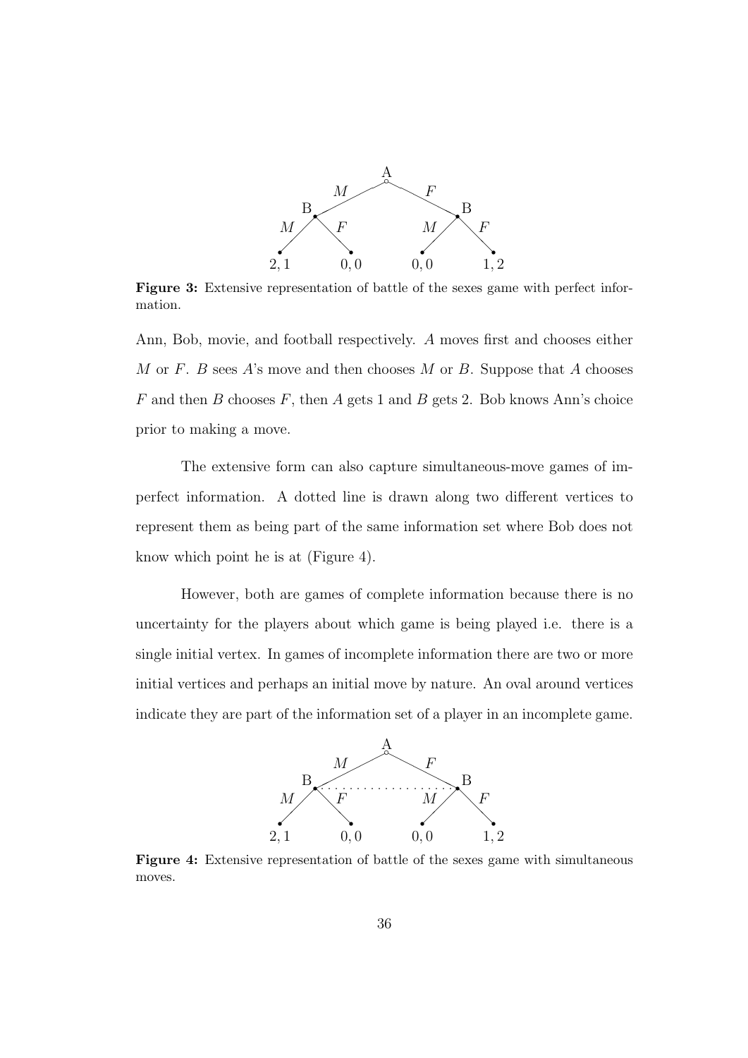**Figure 3:** Extensive representation of battle of the sexes game with perfect information.

Ann, Bob, movie, and football respectively. $A$ moves first and chooses either $M$ or $F$. $B$ sees $A$'s move and then chooses $M$ or $B$. Suppose that $A$ chooses $F$ and then $B$ chooses $F$, then $A$ gets 1 and $B$ gets 2. Bob knows Ann's choice prior to making a move.

The extensive form can also capture simultaneous-move games of imperfect information. A dotted line is drawn along two different vertices to represent them as being part of the same information set where Bob does not know which point he is at (Figure 4).

However, both are games of complete information because there is no uncertainty for the players about which game is being played i.e. there is a single initial vertex. In games of incomplete information there are two or more initial vertices and perhaps an initial move by nature. An oval around vertices indicate they are part of the information set of a player in an incomplete game.

**Figure 4:** Extensive representation of battle of the sexes game with simultaneous moves.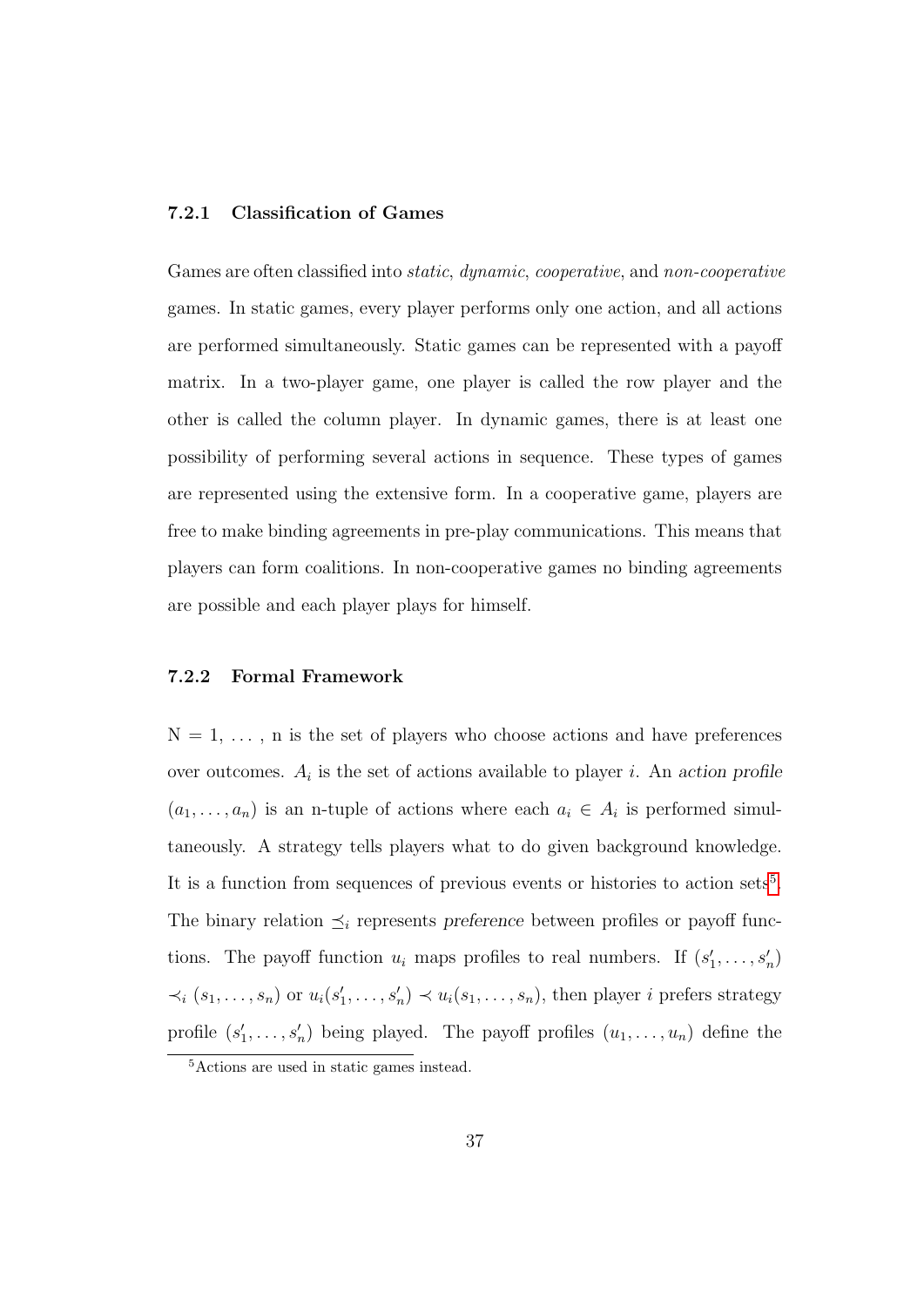### 7.2.1 Classification of Games

Games are often classified into *static*, *dynamic*, *cooperative*, and *non-cooperative* games. In static games, every player performs only one action, and all actions are performed simultaneously. Static games can be represented with a payoff matrix. In a two-player game, one player is called the row player and the other is called the column player. In dynamic games, there is at least one possibility of performing several actions in sequence. These types of games are represented using the extensive form. In a cooperative game, players are free to make binding agreements in pre-play communications. This means that players can form coalitions. In non-cooperative games no binding agreements are possible and each player plays for himself.

### 7.2.2 Formal Framework

N = 1, ... , n is the set of players who choose actions and have preferences over outcomes. $A_i$ is the set of actions available to player $i$. An *action profile* $(a_1, \ldots, a_n)$ is an n-tuple of actions where each $a_i \in A_i$ is performed simultaneously. A strategy tells players what to do given background knowledge. It is a function from sequences of previous events or histories to action sets[5]. The binary relation $\preceq_i$ represents *preference* between profiles or payoff functions. The payoff function $u_i$ maps profiles to real numbers. If $(s'_1, \ldots, s'_n)$ $\prec_i$ $(s_1, \ldots, s_n)$ or $u_i(s'_1, \ldots, s'_n) \prec u_i(s_1, \ldots, s_n)$, then player $i$ prefers strategy profile $(s'_1, \ldots, s'_n)$ being played. The payoff profiles $(u_1, \ldots, u_n)$ define the

[5] Actions are used in static games instead.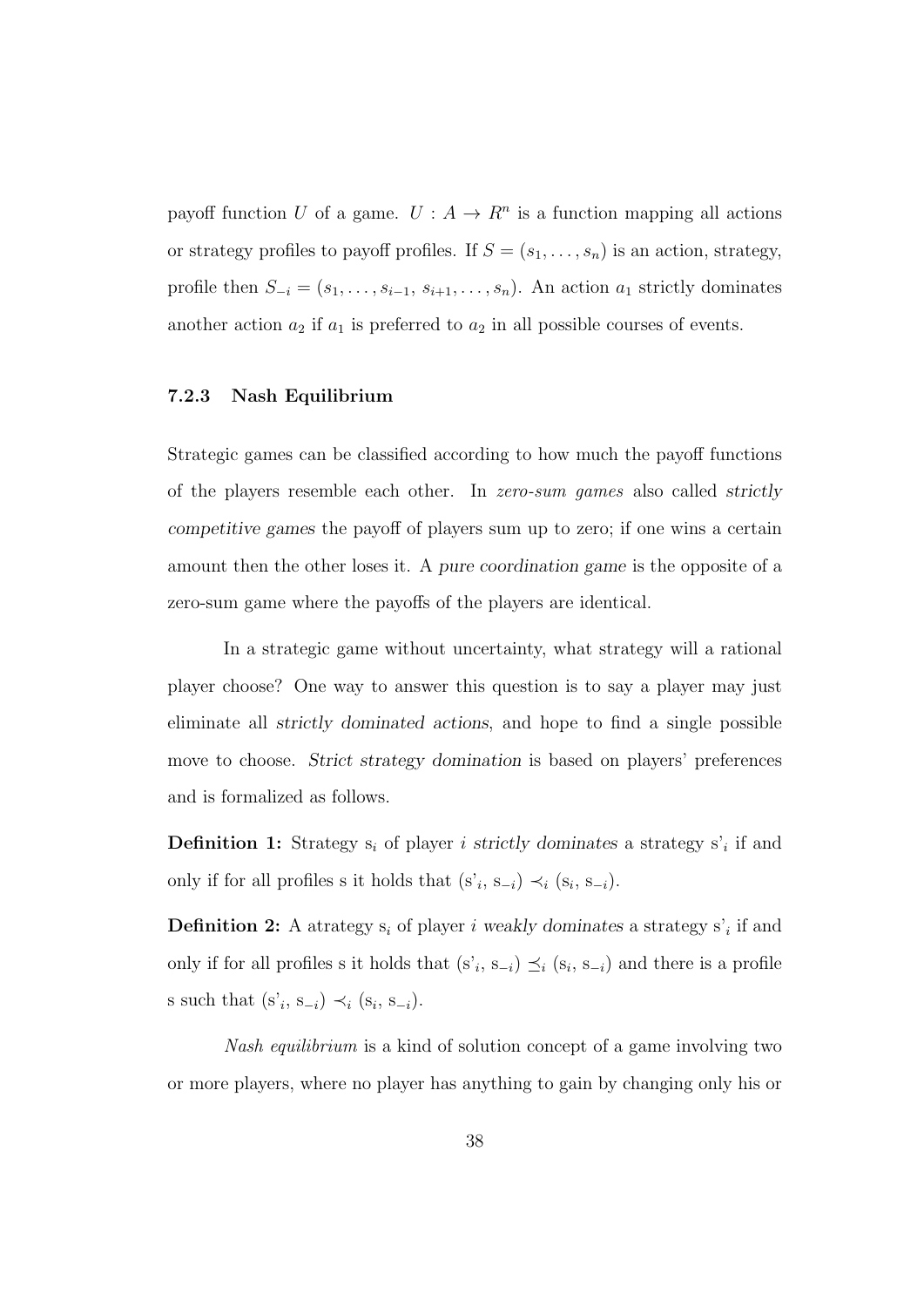payoff function $U$ of a game. $U : A \rightarrow R^n$ is a function mapping all actions or strategy profiles to payoff profiles. If $S = (s_1, \ldots, s_n)$ is an action, strategy, profile then $S_{-i} = (s_1, \ldots, s_{i-1}, s_{i+1}, \ldots, s_n)$. An action $a_1$ strictly dominates another action $a_2$ if $a_1$ is preferred to $a_2$ in all possible courses of events.

### 7.2.3 Nash Equilibrium

Strategic games can be classified according to how much the payoff functions of the players resemble each other. In *zero-sum games* also called *strictly competitive games* the payoff of players sum up to zero; if one wins a certain amount then the other loses it. A *pure coordination game* is the opposite of a zero-sum game where the payoffs of the players are identical.

In a strategic game without uncertainty, what strategy will a rational player choose? One way to answer this question is to say a player may just eliminate all *strictly dominated actions*, and hope to find a single possible move to choose. *Strict strategy domination* is based on players' preferences and is formalized as follows.

**Definition 1:** Strategy $s_i$ of player $i$ *strictly dominates* a strategy $s'_i$ if and only if for all profiles s it holds that $(s'_i, s_{-i}) \prec_i (s_i, s_{-i})$.

**Definition 2:** A atrategy $s_i$ of player $i$ *weakly dominates* a strategy $s'_i$ if and only if for all profiles s it holds that $(s'_i, s_{-i}) \preceq_i (s_i, s_{-i})$ and there is a profile s such that $(s'_i, s_{-i}) \prec_i (s_i, s_{-i})$.

*Nash equilibrium* is a kind of solution concept of a game involving two or more players, where no player has anything to gain by changing only his or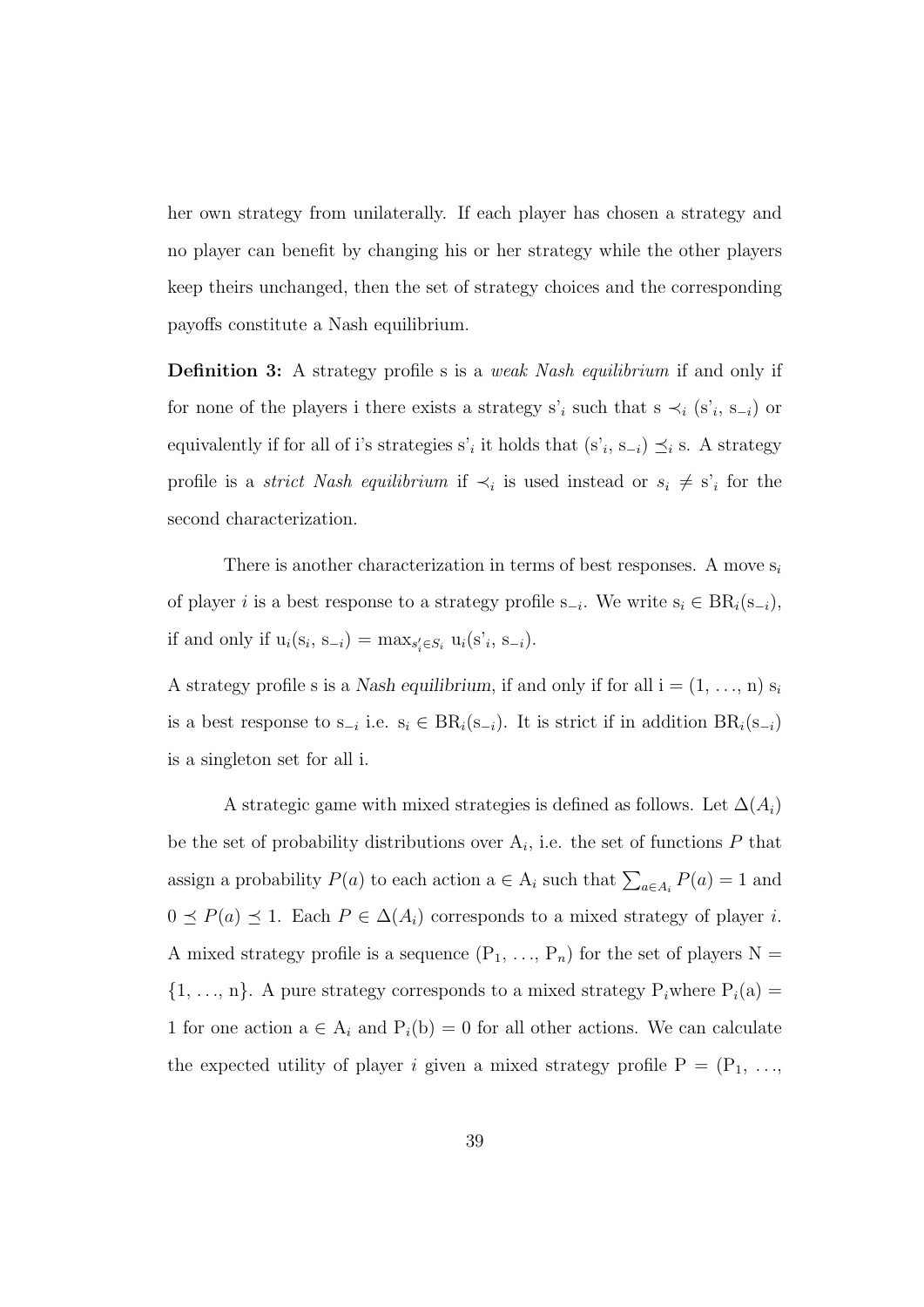her own strategy from unilaterally. If each player has chosen a strategy and no player can benefit by changing his or her strategy while the other players keep theirs unchanged, then the set of strategy choices and the corresponding payoffs constitute a Nash equilibrium.

**Definition 3:** A strategy profile s is a *weak Nash equilibrium* if and only if for none of the players i there exists a strategy $s'_i$ such that $s \prec_i (s'_i, s_{-i})$ or equivalently if for all of i's strategies $s'_i$ it holds that $(s'_i, s_{-i}) \preceq_i s$. A strategy profile is a *strict Nash equilibrium* if $\prec_i$ is used instead or $s_i \neq s'_i$ for the second characterization.

There is another characterization in terms of best responses. A move $s_i$ of player $i$ is a best response to a strategy profile $s_{-i}$. We write $s_i \in BR_i(s_{-i})$, if and only if $u_i(s_i, s_{-i}) = \max_{s'_i \in S_i} u_i(s'_i, s_{-i})$.

A strategy profile s is a *Nash equilibrium*, if and only if for all $i = (1, \ldots, n)$ $s_i$ is a best response to $s_{-i}$ i.e. $s_i \in BR_i(s_{-i})$. It is strict if in addition $BR_i(s_{-i})$ is a singleton set for all i.

A strategic game with mixed strategies is defined as follows. Let $\Delta(A_i)$ be the set of probability distributions over $A_i$, i.e. the set of functions $P$ that assign a probability $P(a)$ to each action $a \in A_i$ such that $\sum_{a \in A_i} P(a) = 1$ and $0 \preceq P(a) \preceq 1$. Each $P \in \Delta(A_i)$ corresponds to a mixed strategy of player $i$. A mixed strategy profile is a sequence $(P_1, \ldots, P_n)$ for the set of players $N = \{1, \ldots, n\}$. A pure strategy corresponds to a mixed strategy $P_i$ where $P_i(a) = 1$ for one action $a \in A_i$ and $P_i(b) = 0$ for all other actions. We can calculate the expected utility of player $i$ given a mixed strategy profile $P = (P_1, \ldots,$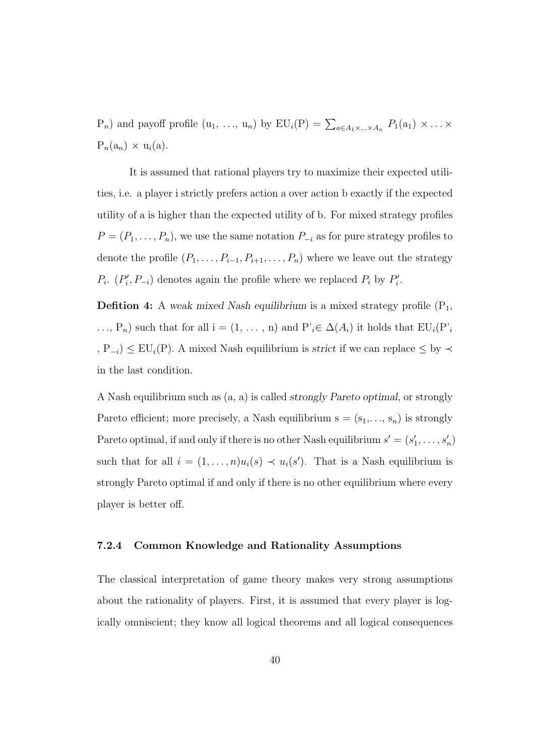$P_n$) and payoff profile ($u_1, \ldots, u_n$) by $EU_i(P) = \sum_{a \in A_1 \times \ldots \times A_n} P_1(a_1) \times \ldots \times P_n(a_n) \times u_i(a)$.

It is assumed that rational players try to maximize their expected utilities, i.e. a player i strictly prefers action a over action b exactly if the expected utility of a is higher than the expected utility of b. For mixed strategy profiles $P = (P_1, \ldots, P_n)$, we use the same notation $P_{-i}$ as for pure strategy profiles to denote the profile $(P_1, \ldots, P_{i-1}, P_{i+1}, \ldots, P_n)$ where we leave out the strategy $P_i$. $(P'_i, P_{-i})$ denotes again the profile where we replaced $P_i$ by $P'_i$.

**Defition 4:** A *weak mixed Nash equilibrium* is a mixed strategy profile ($P_1$, $\ldots$, $P_n$) such that for all i = (1, ..., n) and $P'_i \in \Delta(A_i)$ it holds that $EU_i(P'_i, P_{-i}) \leq EU_i(P)$. A mixed Nash equilibrium is *strict* if we can replace $\leq$ by $\prec$ in the last condition.

A Nash equilibrium such as (a, a) is called *strongly Pareto optimal*, or strongly Pareto efficient; more precisely, a Nash equilibrium $s = (s_1, \ldots, s_n)$ is strongly Pareto optimal, if and only if there is no other Nash equilibrium $s' = (s'_1, \ldots, s'_n)$ such that for all $i = (1, \ldots, n) u_i(s) \prec u_i(s')$. That is a Nash equilibrium is strongly Pareto optimal if and only if there is no other equilibrium where every player is better off.

### 7.2.4 Common Knowledge and Rationality Assumptions

The classical interpretation of game theory makes very strong assumptions about the rationality of players. First, it is assumed that every player is logically omniscient; they know all logical theorems and all logical consequences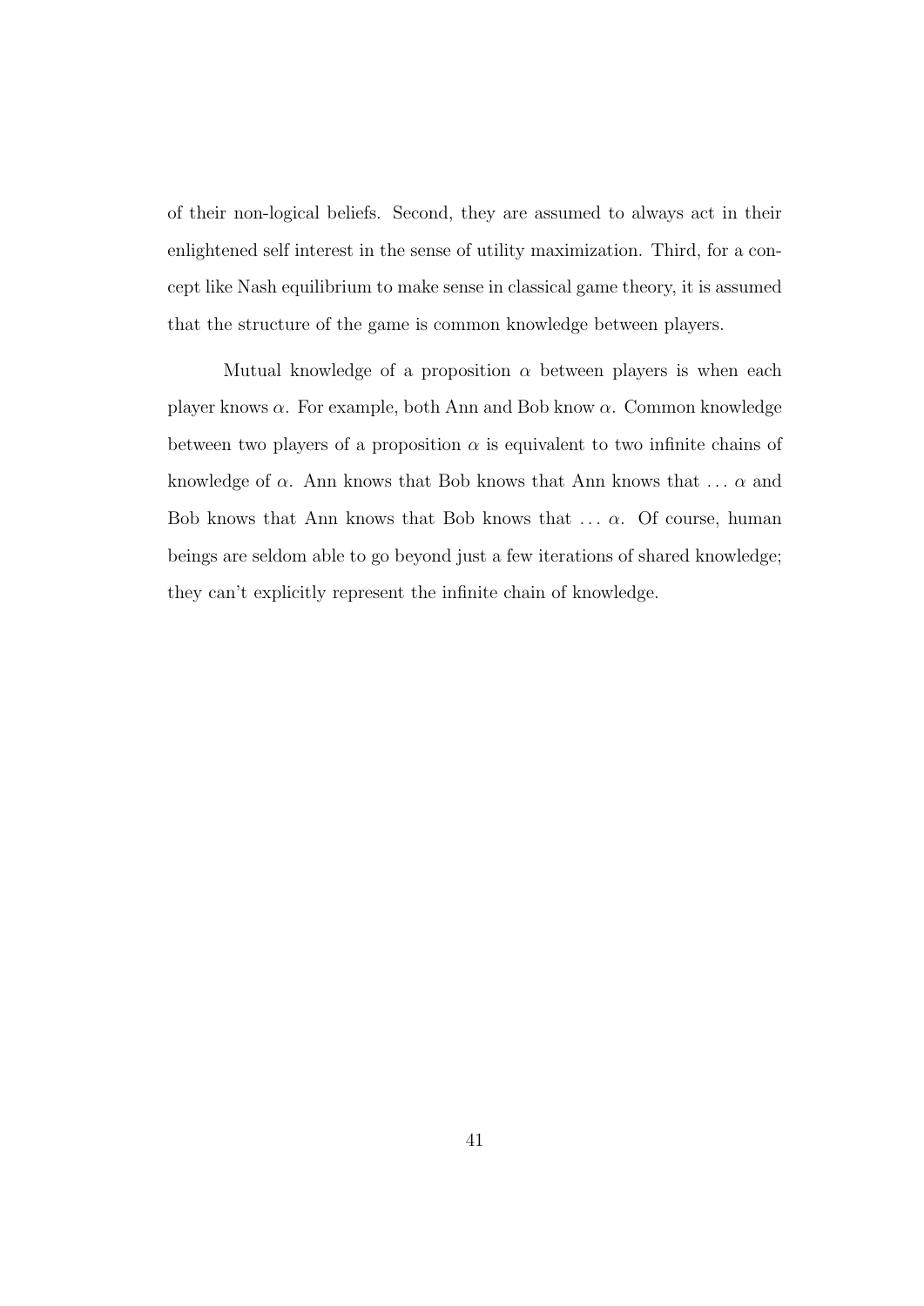of their non-logical beliefs. Second, they are assumed to always act in their enlightened self interest in the sense of utility maximization. Third, for a concept like Nash equilibrium to make sense in classical game theory, it is assumed that the structure of the game is common knowledge between players.

Mutual knowledge of a proposition $\alpha$ between players is when each player knows $\alpha$. For example, both Ann and Bob know $\alpha$. Common knowledge between two players of a proposition $\alpha$ is equivalent to two infinite chains of knowledge of $\alpha$. Ann knows that Bob knows that Ann knows that $\ldots$ $\alpha$ and Bob knows that Ann knows that Bob knows that $\ldots$ $\alpha$. Of course, human beings are seldom able to go beyond just a few iterations of shared knowledge; they can't explicitly represent the infinite chain of knowledge.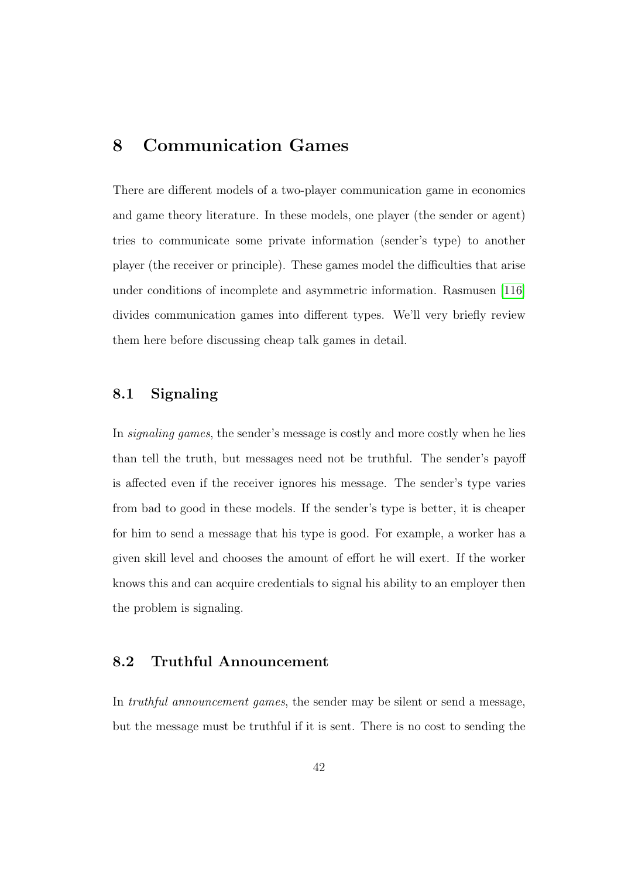# 8 Communication Games

There are different models of a two-player communication game in economics and game theory literature. In these models, one player (the sender or agent) tries to communicate some private information (sender's type) to another player (the receiver or principle). These games model the difficulties that arise under conditions of incomplete and asymmetric information. Rasmusen [116] divides communication games into different types. We'll very briefly review them here before discussing cheap talk games in detail.

## 8.1 Signaling

In *signaling games*, the sender's message is costly and more costly when he lies than tell the truth, but messages need not be truthful. The sender's payoff is affected even if the receiver ignores his message. The sender's type varies from bad to good in these models. If the sender's type is better, it is cheaper for him to send a message that his type is good. For example, a worker has a given skill level and chooses the amount of effort he will exert. If the worker knows this and can acquire credentials to signal his ability to an employer then the problem is signaling.

## 8.2 Truthful Announcement

In *truthful announcement games*, the sender may be silent or send a message, but the message must be truthful if it is sent. There is no cost to sending the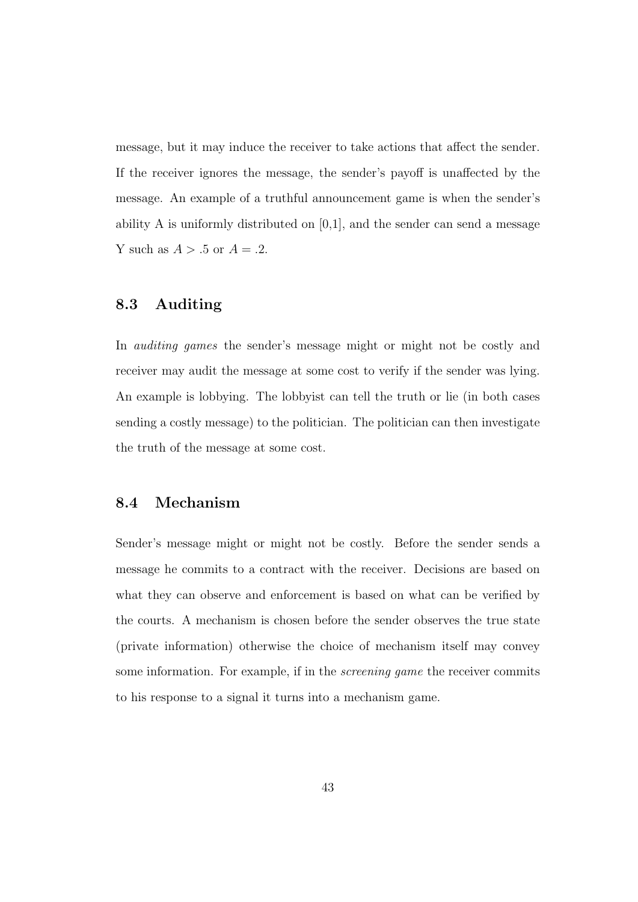message, but it may induce the receiver to take actions that affect the sender. If the receiver ignores the message, the sender's payoff is unaffected by the message. An example of a truthful announcement game is when the sender's ability A is uniformly distributed on [0,1], and the sender can send a message Y such as $A > .5$ or $A = .2$.

## 8.3 Auditing

In *auditing games* the sender's message might or might not be costly and receiver may audit the message at some cost to verify if the sender was lying. An example is lobbying. The lobbyist can tell the truth or lie (in both cases sending a costly message) to the politician. The politician can then investigate the truth of the message at some cost.

## 8.4 Mechanism

Sender's message might or might not be costly. Before the sender sends a message he commits to a contract with the receiver. Decisions are based on what they can observe and enforcement is based on what can be verified by the courts. A mechanism is chosen before the sender observes the true state (private information) otherwise the choice of mechanism itself may convey some information. For example, if in the *screening game* the receiver commits to his response to a signal it turns into a mechanism game.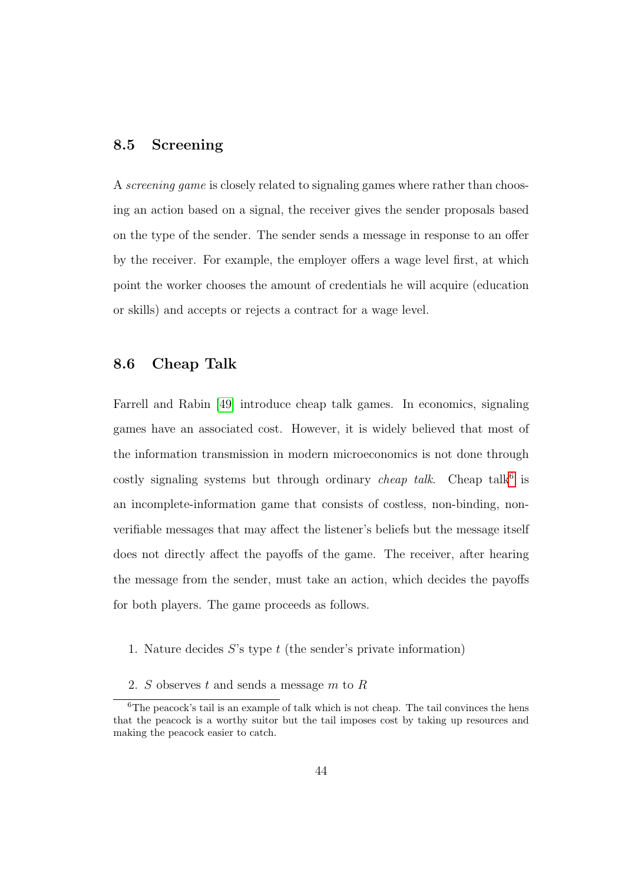### 8.5 Screening

A *screening game* is closely related to signaling games where rather than choosing an action based on a signal, the receiver gives the sender proposals based on the type of the sender. The sender sends a message in response to an offer by the receiver. For example, the employer offers a wage level first, at which point the worker chooses the amount of credentials he will acquire (education or skills) and accepts or rejects a contract for a wage level.

### 8.6 Cheap Talk

Farrell and Rabin [49] introduce cheap talk games. In economics, signaling games have an associated cost. However, it is widely believed that most of the information transmission in modern microeconomics is not done through costly signaling systems but through ordinary *cheap talk*. Cheap talk[6] is an incomplete-information game that consists of costless, non-binding, non-verifiable messages that may affect the listener's beliefs but the message itself does not directly affect the payoffs of the game. The receiver, after hearing the message from the sender, must take an action, which decides the payoffs for both players. The game proceeds as follows.

1. Nature decides $S$'s type $t$ (the sender's private information)
2. $S$ observes $t$ and sends a message $m$ to $R$

[6] The peacock's tail is an example of talk which is not cheap. The tail convinces the hens that the peacock is a worthy suitor but the tail imposes cost by taking up resources and making the peacock easier to catch.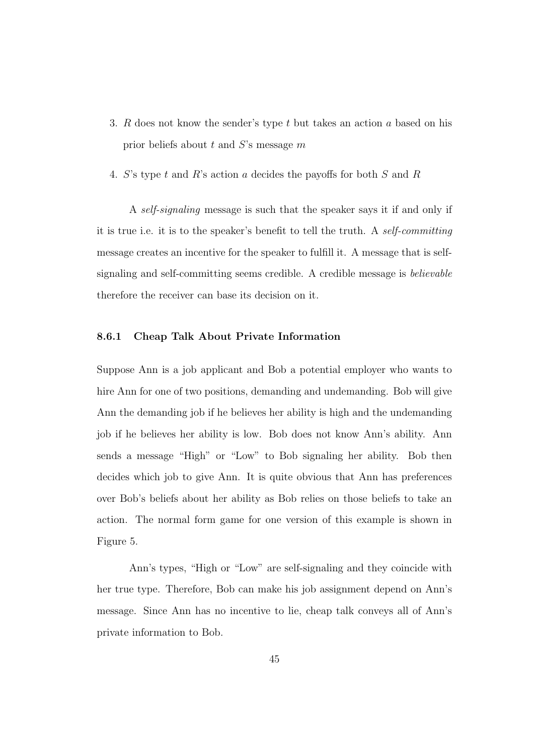3. $R$ does not know the sender's type $t$ but takes an action $a$ based on his prior beliefs about $t$ and $S$'s message $m$

4. $S$'s type $t$ and $R$'s action $a$ decides the payoffs for both $S$ and $R$

A *self-signaling* message is such that the speaker says it if and only if it is true i.e. it is to the speaker's benefit to tell the truth. A *self-committing* message creates an incentive for the speaker to fulfill it. A message that is self-signaling and self-committing seems credible. A credible message is *believable* therefore the receiver can base its decision on it.

### 8.6.1 Cheap Talk About Private Information

Suppose Ann is a job applicant and Bob a potential employer who wants to hire Ann for one of two positions, demanding and undemanding. Bob will give Ann the demanding job if he believes her ability is high and the undemanding job if he believes her ability is low. Bob does not know Ann's ability. Ann sends a message "High" or "Low" to Bob signaling her ability. Bob then decides which job to give Ann. It is quite obvious that Ann has preferences over Bob's beliefs about her ability as Bob relies on those beliefs to take an action. The normal form game for one version of this example is shown in Figure 5.

Ann's types, "High or "Low" are self-signaling and they coincide with her true type. Therefore, Bob can make his job assignment depend on Ann's message. Since Ann has no incentive to lie, cheap talk conveys all of Ann's private information to Bob.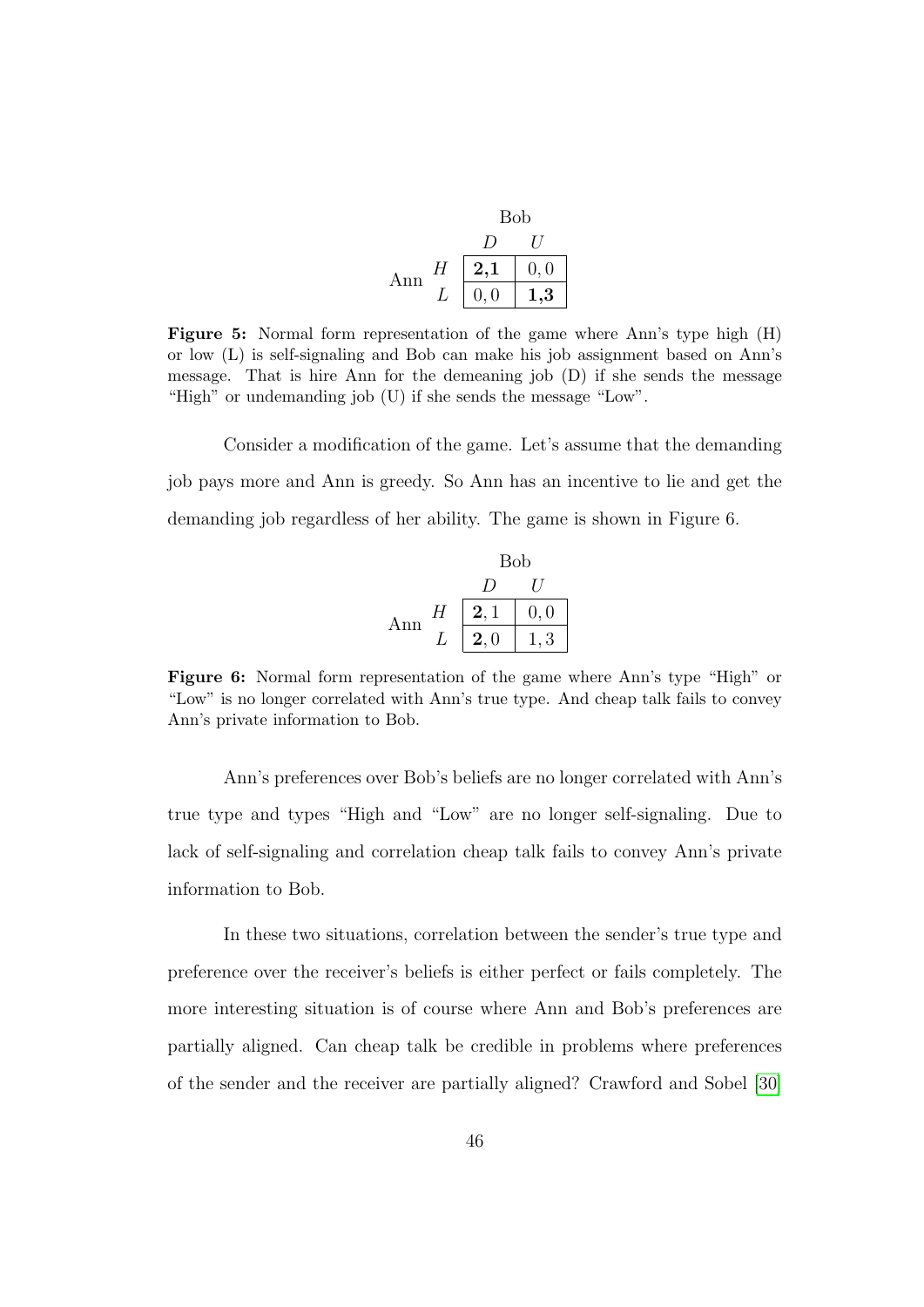|  |  | Bob |  |
| --- | --- | --- | --- |
|  |  | $D$ | $U$ |
| Ann | $H$ | **2,1** | $0,0$ |
|  | $L$ | $0,0$ | **1,3** |

**Figure 5:** Normal form representation of the game where Ann's type high (H) or low (L) is self-signaling and Bob can make his job assignment based on Ann's message. That is hire Ann for the demeaning job (D) if she sends the message "High" or undemanding job (U) if she sends the message "Low".

Consider a modification of the game. Let's assume that the demanding job pays more and Ann is greedy. So Ann has an incentive to lie and get the demanding job regardless of her ability. The game is shown in Figure 6.

|  |  | Bob |  |
| --- | --- | --- | --- |
|  |  | $D$ | $U$ |
| Ann | $H$ | **2**, 1 | $0,0$ |
|  | $L$ | **2**, 0 | $1,3$ |

**Figure 6:** Normal form representation of the game where Ann's type "High" or "Low" is no longer correlated with Ann's true type. And cheap talk fails to convey Ann's private information to Bob.

Ann's preferences over Bob's beliefs are no longer correlated with Ann's true type and types "High and "Low" are no longer self-signaling. Due to lack of self-signaling and correlation cheap talk fails to convey Ann's private information to Bob.

In these two situations, correlation between the sender's true type and preference over the receiver's beliefs is either perfect or fails completely. The more interesting situation is of course where Ann and Bob's preferences are partially aligned. Can cheap talk be credible in problems where preferences of the sender and the receiver are partially aligned? Crawford and Sobel [30]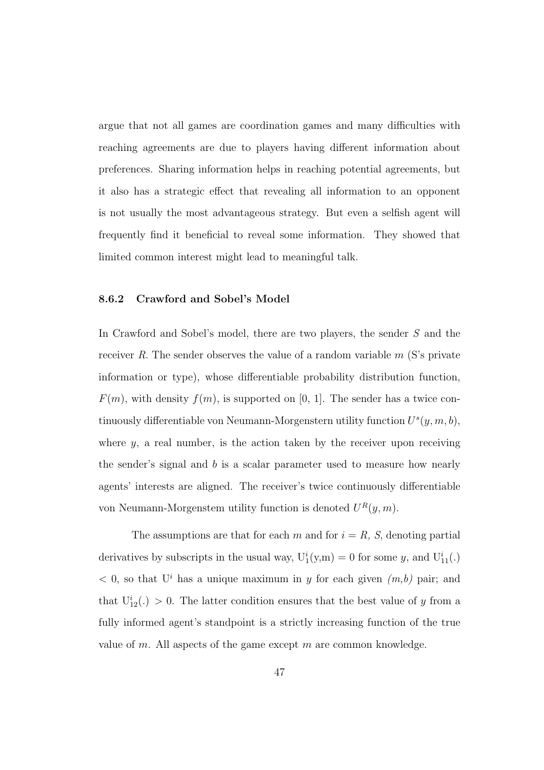argue that not all games are coordination games and many difficulties with reaching agreements are due to players having different information about preferences. Sharing information helps in reaching potential agreements, but it also has a strategic effect that revealing all information to an opponent is not usually the most advantageous strategy. But even a selfish agent will frequently find it beneficial to reveal some information. They showed that limited common interest might lead to meaningful talk.

### 8.6.2 Crawford and Sobel's Model

In Crawford and Sobel's model, there are two players, the sender $S$ and the receiver $R$. The sender observes the value of a random variable $m$ (S's private information or type), whose differentiable probability distribution function, $F(m)$, with density $f(m)$, is supported on [0, 1]. The sender has a twice continuously differentiable von Neumann-Morgenstern utility function $U^s(y, m, b)$, where $y$, a real number, is the action taken by the receiver upon receiving the sender's signal and $b$ is a scalar parameter used to measure how nearly agents' interests are aligned. The receiver's twice continuously differentiable von Neumann-Morgenstem utility function is denoted $U^R(y, m)$.

The assumptions are that for each $m$ and for $i = R, S$, denoting partial derivatives by subscripts in the usual way, $U^i_1(y,m) = 0$ for some $y$, and $U^i_{11}(.) < 0$, so that $U^i$ has a unique maximum in $y$ for each given *(m,b)* pair; and that $U^i_{12}(.) > 0$. The latter condition ensures that the best value of $y$ from a fully informed agent's standpoint is a strictly increasing function of the true value of $m$. All aspects of the game except $m$ are common knowledge.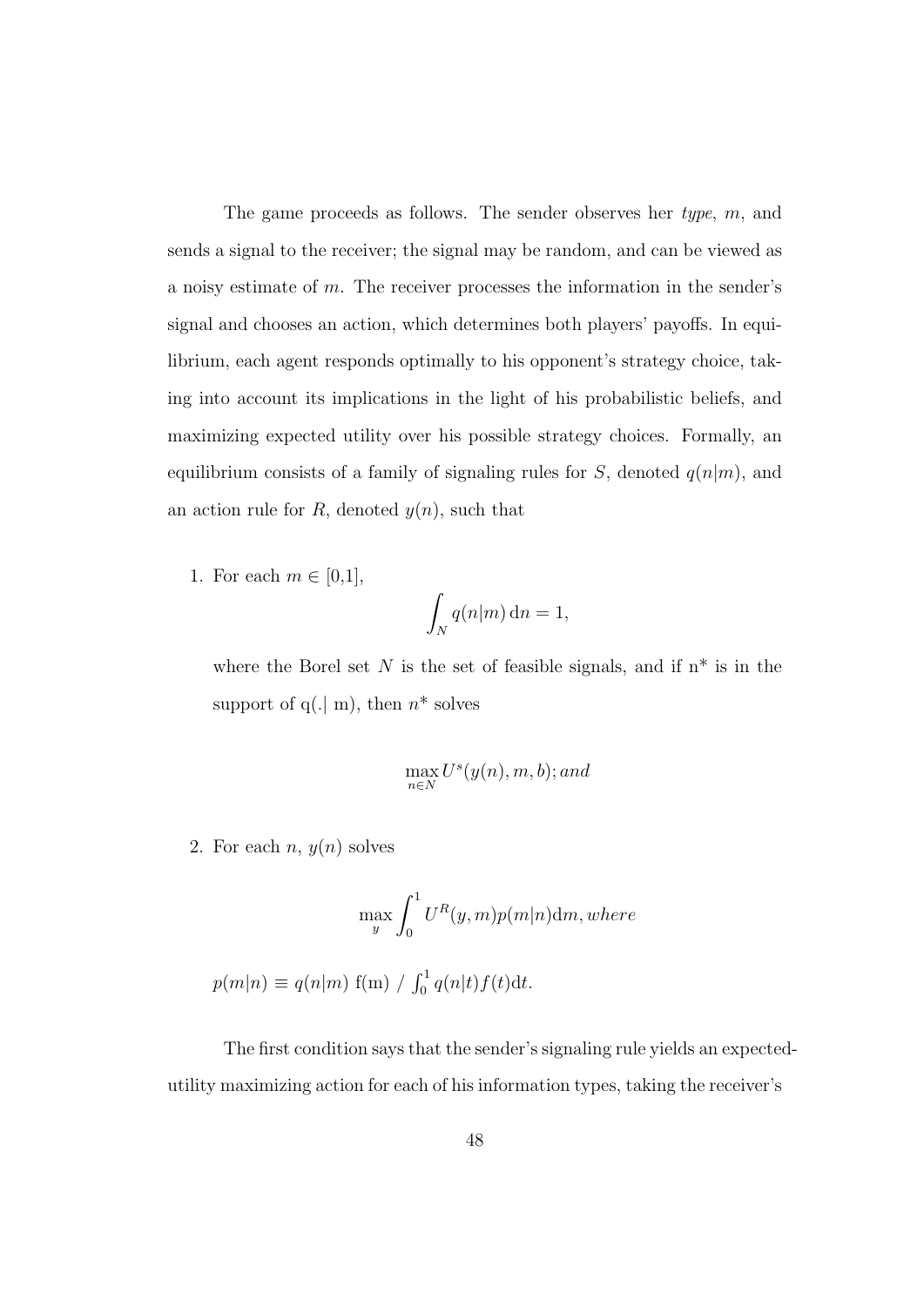The game proceeds as follows. The sender observes her *type*, $m$, and sends a signal to the receiver; the signal may be random, and can be viewed as a noisy estimate of $m$. The receiver processes the information in the sender's signal and chooses an action, which determines both players' payoffs. In equilibrium, each agent responds optimally to his opponent's strategy choice, taking into account its implications in the light of his probabilistic beliefs, and maximizing expected utility over his possible strategy choices. Formally, an equilibrium consists of a family of signaling rules for $S$, denoted $q(n|m)$, and an action rule for $R$, denoted $y(n)$, such that

1. For each $m \in [0,1]$,

$$\int_N q(n|m)\, \mathrm{d}n = 1,$$

   where the Borel set $N$ is the set of feasible signals, and if $n^*$ is in the support of $q(.| m)$, then $n^*$ solves

$$\max_{n \in N} U^s(y(n), m, b);\, and$$

2. For each $n$, $y(n)$ solves

$$\max_{y} \int_0^1 U^R(y, m) p(m|n) \mathrm{d}m, where$$

   $p(m|n) \equiv q(n|m)\; f(m) \;/\; \int_0^1 q(n|t) f(t) \mathrm{d}t.$

The first condition says that the sender's signaling rule yields an expected-utility maximizing action for each of his information types, taking the receiver's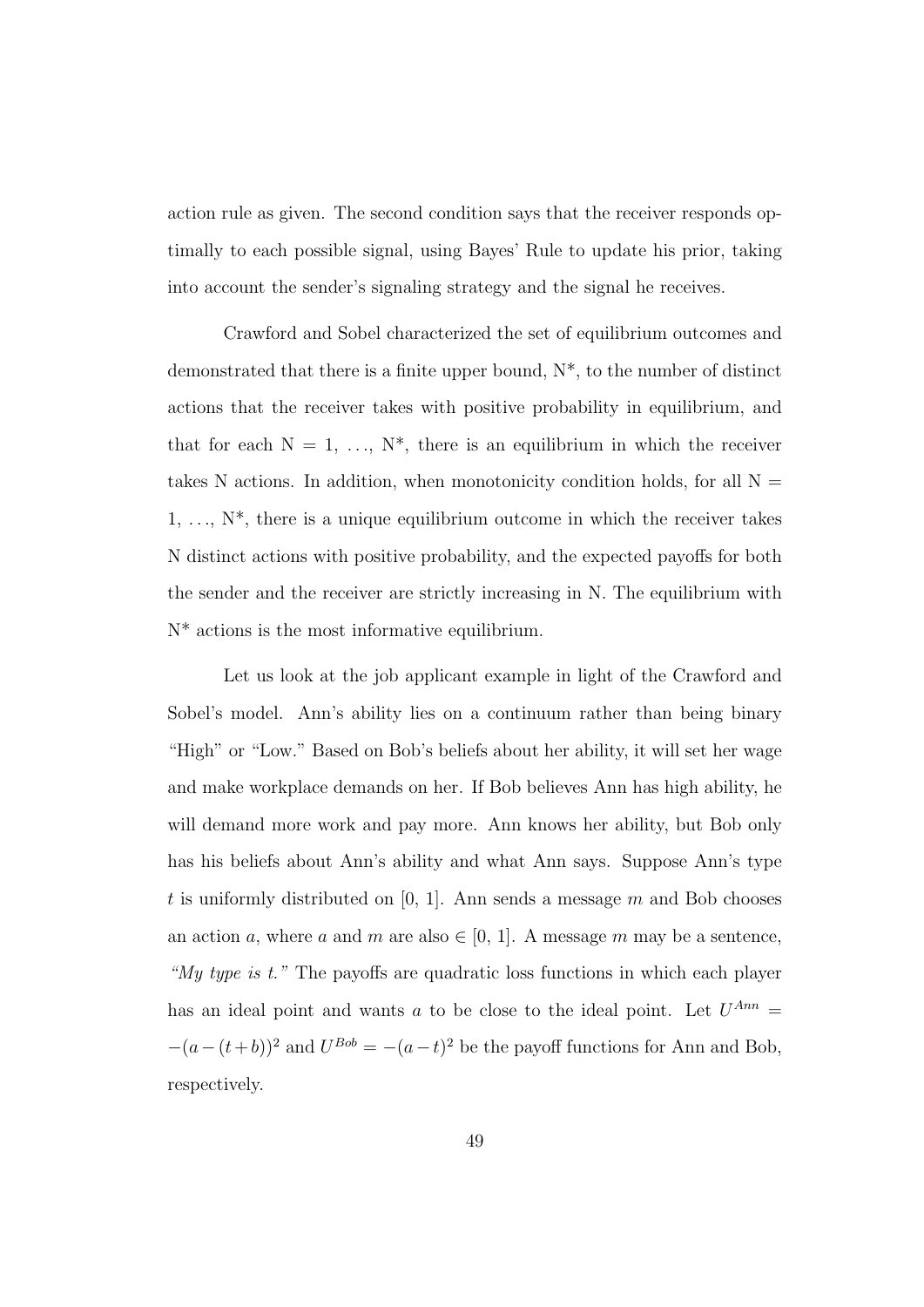action rule as given. The second condition says that the receiver responds optimally to each possible signal, using Bayes' Rule to update his prior, taking into account the sender's signaling strategy and the signal he receives.

Crawford and Sobel characterized the set of equilibrium outcomes and demonstrated that there is a finite upper bound, N*, to the number of distinct actions that the receiver takes with positive probability in equilibrium, and that for each N = 1, …, N*, there is an equilibrium in which the receiver takes N actions. In addition, when monotonicity condition holds, for all N = 1, …, N*, there is a unique equilibrium outcome in which the receiver takes N distinct actions with positive probability, and the expected payoffs for both the sender and the receiver are strictly increasing in N. The equilibrium with N* actions is the most informative equilibrium.

Let us look at the job applicant example in light of the Crawford and Sobel's model. Ann's ability lies on a continuum rather than being binary "High" or "Low." Based on Bob's beliefs about her ability, it will set her wage and make workplace demands on her. If Bob believes Ann has high ability, he will demand more work and pay more. Ann knows her ability, but Bob only has his beliefs about Ann's ability and what Ann says. Suppose Ann's type $t$ is uniformly distributed on [0, 1]. Ann sends a message $m$ and Bob chooses an action $a$, where $a$ and $m$ are also $\in [0, 1]$. A message $m$ may be a sentence, *"My type is t."* The payoffs are quadratic loss functions in which each player has an ideal point and wants $a$ to be close to the ideal point. Let $U^{Ann} = -(a-(t+b))^2$ and $U^{Bob} = -(a-t)^2$ be the payoff functions for Ann and Bob, respectively.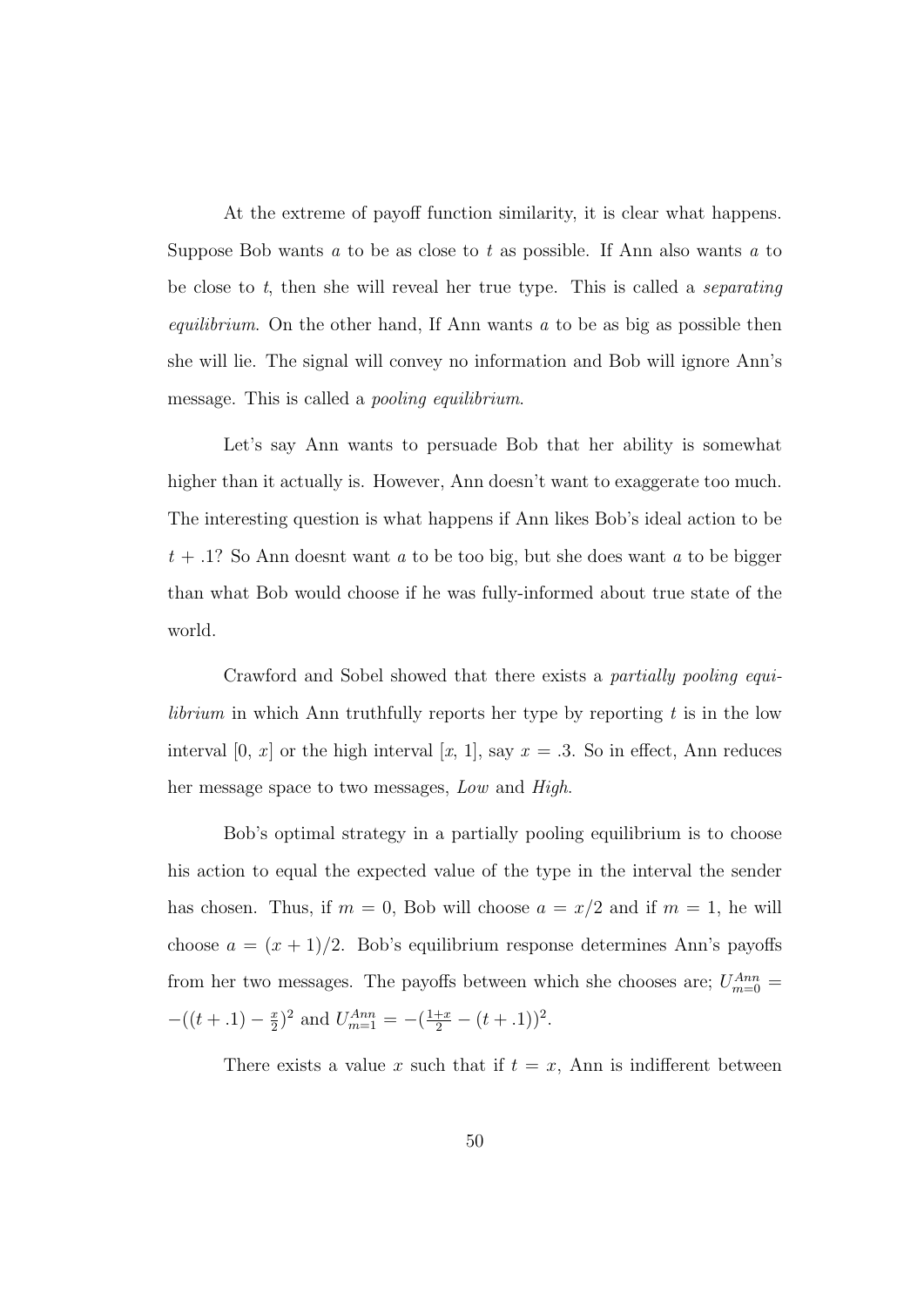At the extreme of payoff function similarity, it is clear what happens. Suppose Bob wants $a$ to be as close to $t$ as possible. If Ann also wants $a$ to be close to $t$, then she will reveal her true type. This is called a *separating equilibrium*. On the other hand, If Ann wants $a$ to be as big as possible then she will lie. The signal will convey no information and Bob will ignore Ann's message. This is called a *pooling equilibrium*.

Let's say Ann wants to persuade Bob that her ability is somewhat higher than it actually is. However, Ann doesn't want to exaggerate too much. The interesting question is what happens if Ann likes Bob's ideal action to be $t + .1$? So Ann doesnt want $a$ to be too big, but she does want $a$ to be bigger than what Bob would choose if he was fully-informed about true state of the world.

Crawford and Sobel showed that there exists a *partially pooling equilibrium* in which Ann truthfully reports her type by reporting $t$ is in the low interval $[0, x]$ or the high interval $[x, 1]$, say $x = .3$. So in effect, Ann reduces her message space to two messages, *Low* and *High*.

Bob's optimal strategy in a partially pooling equilibrium is to choose his action to equal the expected value of the type in the interval the sender has chosen. Thus, if $m = 0$, Bob will choose $a = x/2$ and if $m = 1$, he will choose $a = (x + 1)/2$. Bob's equilibrium response determines Ann's payoffs from her two messages. The payoffs between which she chooses are; $U^{Ann}_{m=0} = -((t + .1) - \frac{x}{2})^2$ and $U^{Ann}_{m=1} = -(\frac{1+x}{2} - (t + .1))^2$.

There exists a value $x$ such that if $t = x$, Ann is indifferent between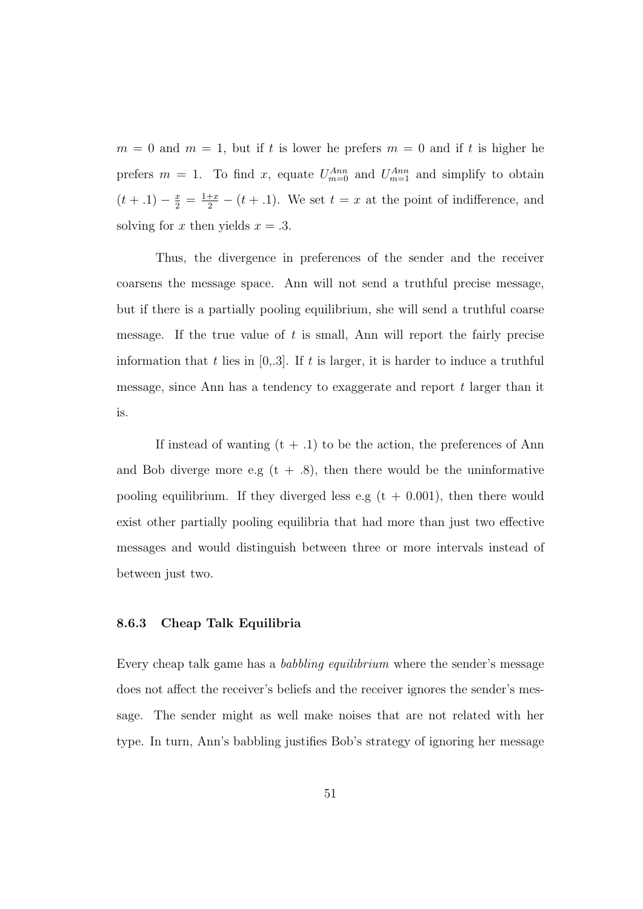$m = 0$ and $m = 1$, but if $t$ is lower he prefers $m = 0$ and if $t$ is higher he prefers $m = 1$. To find $x$, equate $U^{Ann}_{m=0}$ and $U^{Ann}_{m=1}$ and simplify to obtain $(t + .1) - \frac{x}{2} = \frac{1+x}{2} - (t + .1)$. We set $t = x$ at the point of indifference, and solving for $x$ then yields $x = .3$.

Thus, the divergence in preferences of the sender and the receiver coarsens the message space. Ann will not send a truthful precise message, but if there is a partially pooling equilibrium, she will send a truthful coarse message. If the true value of $t$ is small, Ann will report the fairly precise information that $t$ lies in [0,.3]. If $t$ is larger, it is harder to induce a truthful message, since Ann has a tendency to exaggerate and report $t$ larger than it is.

If instead of wanting (t + .1) to be the action, the preferences of Ann and Bob diverge more e.g (t + .8), then there would be the uninformative pooling equilibrium. If they diverged less e.g (t + 0.001), then there would exist other partially pooling equilibria that had more than just two effective messages and would distinguish between three or more intervals instead of between just two.

### 8.6.3 Cheap Talk Equilibria

Every cheap talk game has a *babbling equilibrium* where the sender's message does not affect the receiver's beliefs and the receiver ignores the sender's message. The sender might as well make noises that are not related with her type. In turn, Ann's babbling justifies Bob's strategy of ignoring her message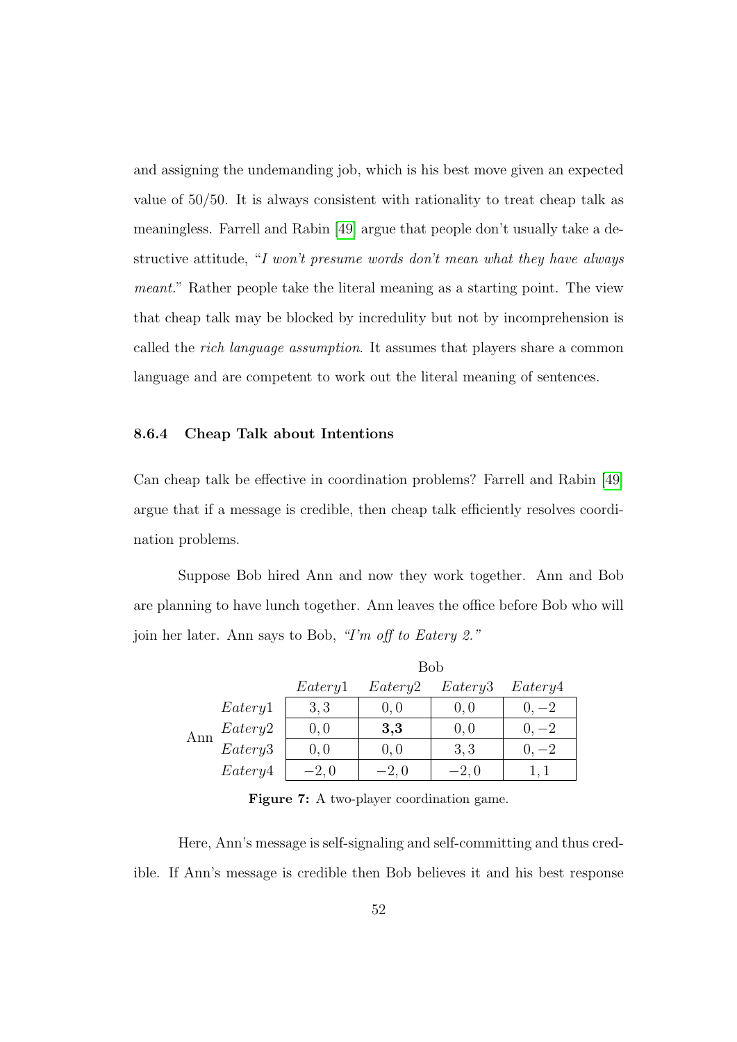and assigning the undemanding job, which is his best move given an expected value of 50/50. It is always consistent with rationality to treat cheap talk as meaningless. Farrell and Rabin [49] argue that people don't usually take a destructive attitude, "*I won't presume words don't mean what they have always meant.*" Rather people take the literal meaning as a starting point. The view that cheap talk may be blocked by incredulity but not by incomprehension is called the *rich language assumption*. It assumes that players share a common language and are competent to work out the literal meaning of sentences.

### 8.6.4 Cheap Talk about Intentions

Can cheap talk be effective in coordination problems? Farrell and Rabin [49] argue that if a message is credible, then cheap talk efficiently resolves coordination problems.

Suppose Bob hired Ann and now they work together. Ann and Bob are planning to have lunch together. Ann leaves the office before Bob who will join her later. Ann says to Bob, *"I'm off to Eatery 2."*

| | | Bob | | | |
|---|---|---|---|---|---|
| | | *Eatery*1 | *Eatery*2 | *Eatery*3 | *Eatery*4 |
| Ann | *Eatery*1 | 3, 3 | 0, 0 | 0, 0 | 0, −2 |
| | *Eatery*2 | 0, 0 | **3,3** | 0, 0 | 0, −2 |
| | *Eatery*3 | 0, 0 | 0, 0 | 3, 3 | 0, −2 |
| | *Eatery*4 | −2, 0 | −2, 0 | −2, 0 | 1, 1 |

**Figure 7:** A two-player coordination game.

Here, Ann's message is self-signaling and self-committing and thus credible. If Ann's message is credible then Bob believes it and his best response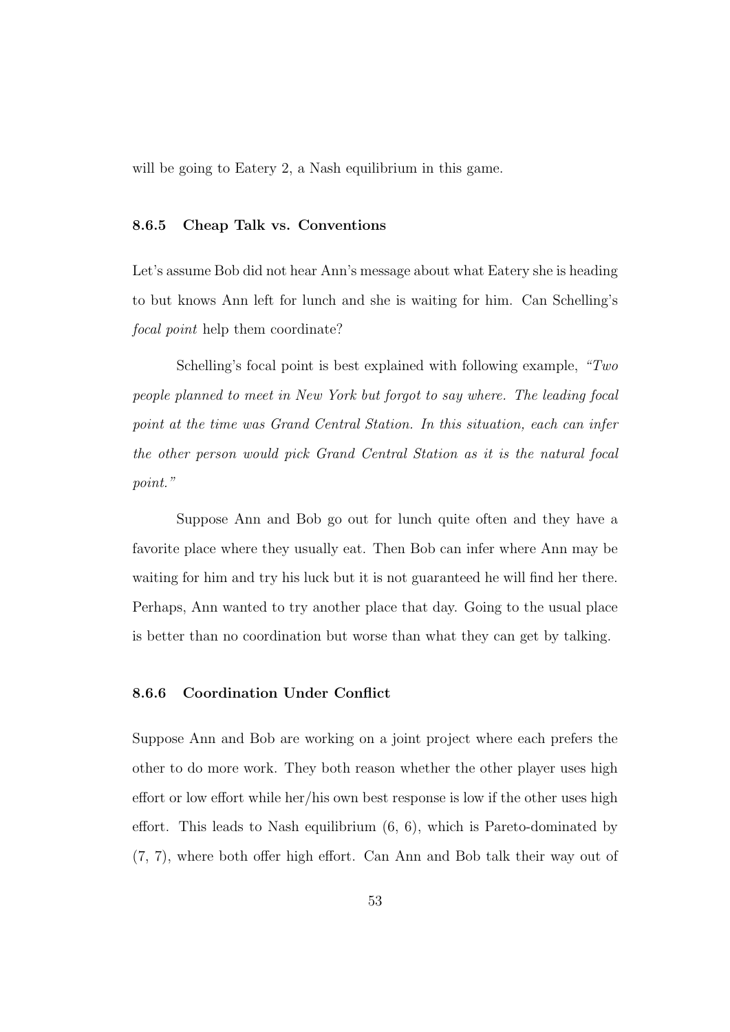will be going to Eatery 2, a Nash equilibrium in this game.

### 8.6.5 Cheap Talk vs. Conventions

Let's assume Bob did not hear Ann's message about what Eatery she is heading to but knows Ann left for lunch and she is waiting for him. Can Schelling's *focal point* help them coordinate?

Schelling's focal point is best explained with following example, *"Two people planned to meet in New York but forgot to say where. The leading focal point at the time was Grand Central Station. In this situation, each can infer the other person would pick Grand Central Station as it is the natural focal point."*

Suppose Ann and Bob go out for lunch quite often and they have a favorite place where they usually eat. Then Bob can infer where Ann may be waiting for him and try his luck but it is not guaranteed he will find her there. Perhaps, Ann wanted to try another place that day. Going to the usual place is better than no coordination but worse than what they can get by talking.

### 8.6.6 Coordination Under Conflict

Suppose Ann and Bob are working on a joint project where each prefers the other to do more work. They both reason whether the other player uses high effort or low effort while her/his own best response is low if the other uses high effort. This leads to Nash equilibrium (6, 6), which is Pareto-dominated by (7, 7), where both offer high effort. Can Ann and Bob talk their way out of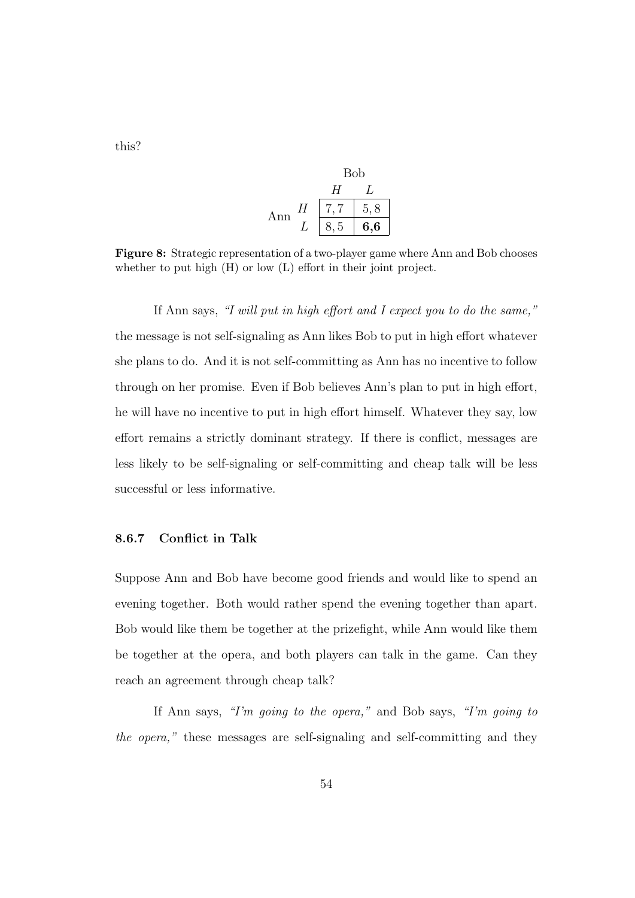this?

| | | Bob | |
|---|---|---|---|
| | | $H$ | $L$ |
| Ann | $H$ | $7,7$ | $5,8$ |
| | $L$ | $8,5$ | **6,6** |

**Figure 8:** Strategic representation of a two-player game where Ann and Bob chooses whether to put high (H) or low (L) effort in their joint project.

If Ann says, *"I will put in high effort and I expect you to do the same,"* the message is not self-signaling as Ann likes Bob to put in high effort whatever she plans to do. And it is not self-committing as Ann has no incentive to follow through on her promise. Even if Bob believes Ann's plan to put in high effort, he will have no incentive to put in high effort himself. Whatever they say, low effort remains a strictly dominant strategy. If there is conflict, messages are less likely to be self-signaling or self-committing and cheap talk will be less successful or less informative.

### 8.6.7 Conflict in Talk

Suppose Ann and Bob have become good friends and would like to spend an evening together. Both would rather spend the evening together than apart. Bob would like them be together at the prizefight, while Ann would like them be together at the opera, and both players can talk in the game. Can they reach an agreement through cheap talk?

If Ann says, *"I'm going to the opera,"* and Bob says, *"I'm going to the opera,"* these messages are self-signaling and self-committing and they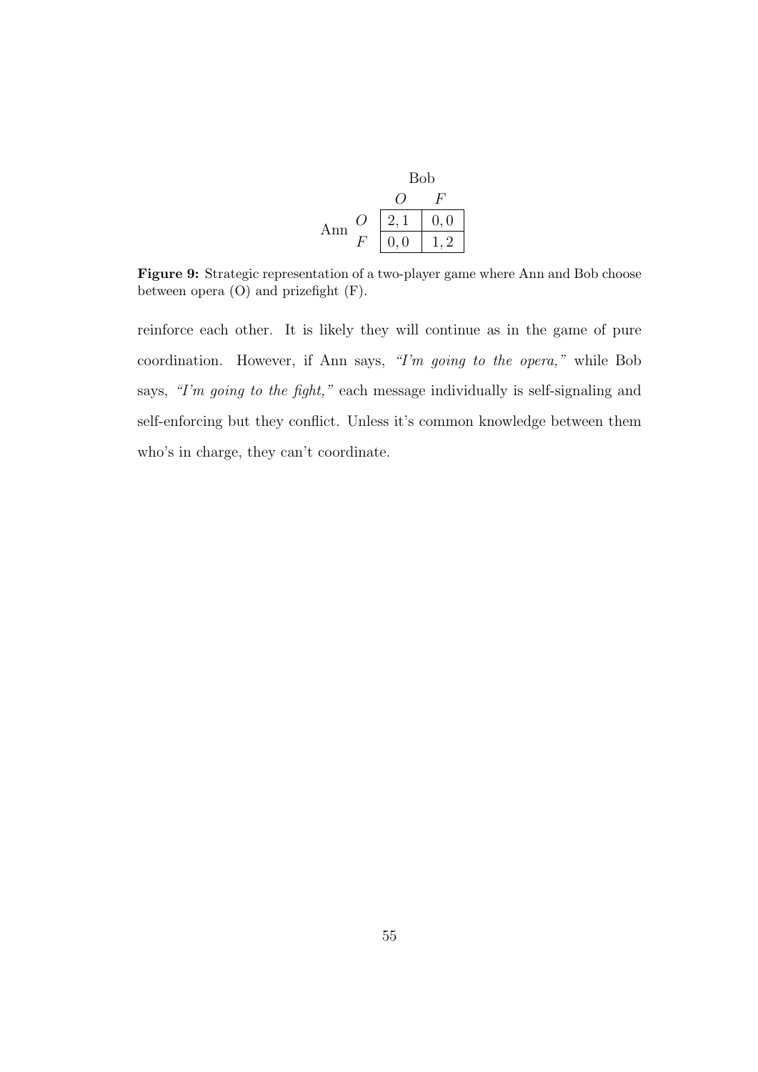| | | Bob | |
|---|---|---|---|
| | | $O$ | $F$ |
| Ann | $O$ | $2, 1$ | $0, 0$ |
| | $F$ | $0, 0$ | $1, 2$ |

**Figure 9:** Strategic representation of a two-player game where Ann and Bob choose between opera (O) and prizefight (F).

reinforce each other. It is likely they will continue as in the game of pure coordination. However, if Ann says, *"I'm going to the opera,"* while Bob says, *"I'm going to the fight,"* each message individually is self-signaling and self-enforcing but they conflict. Unless it's common knowledge between them who's in charge, they can't coordinate.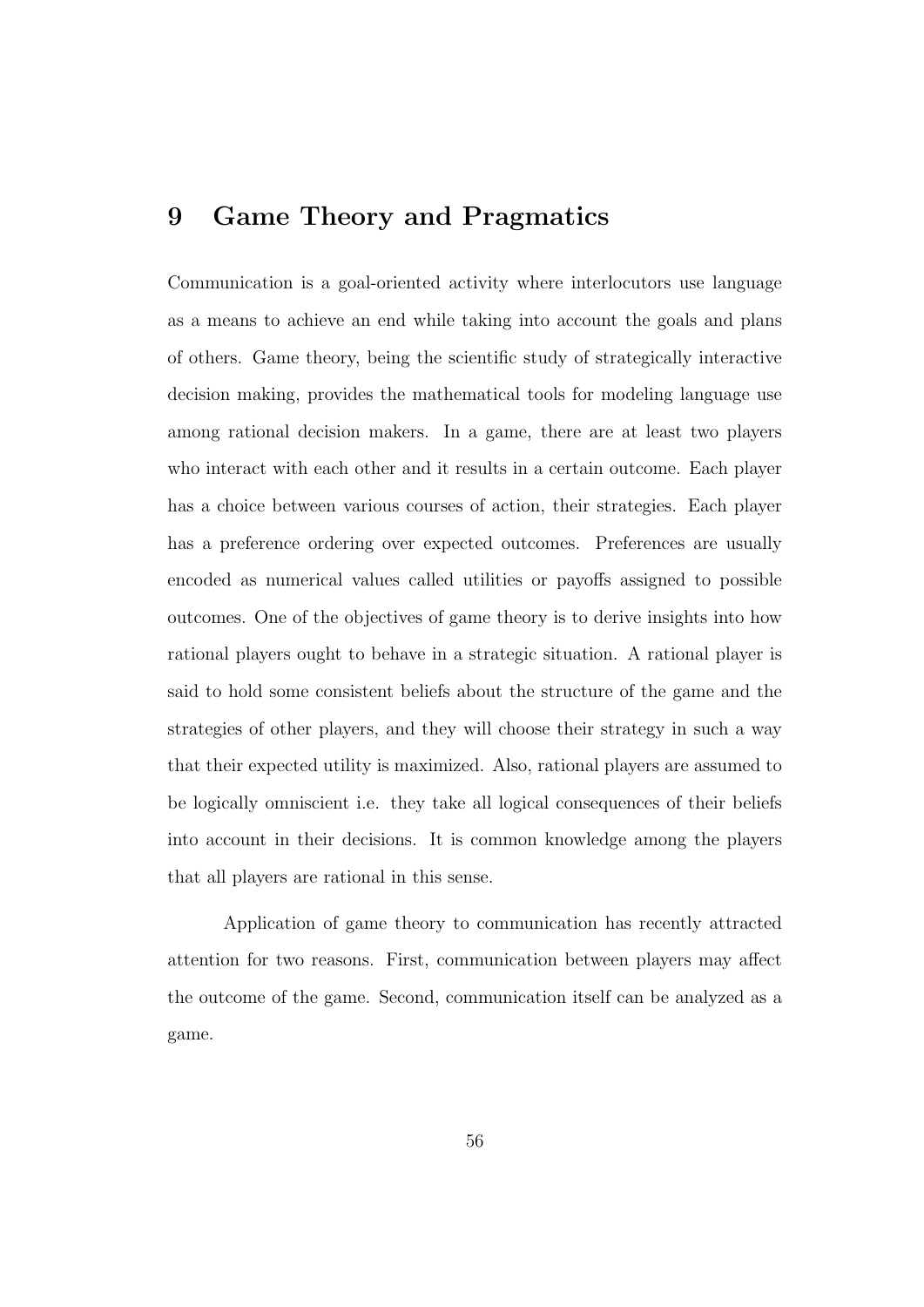# 9 Game Theory and Pragmatics

Communication is a goal-oriented activity where interlocutors use language as a means to achieve an end while taking into account the goals and plans of others. Game theory, being the scientific study of strategically interactive decision making, provides the mathematical tools for modeling language use among rational decision makers. In a game, there are at least two players who interact with each other and it results in a certain outcome. Each player has a choice between various courses of action, their strategies. Each player has a preference ordering over expected outcomes. Preferences are usually encoded as numerical values called utilities or payoffs assigned to possible outcomes. One of the objectives of game theory is to derive insights into how rational players ought to behave in a strategic situation. A rational player is said to hold some consistent beliefs about the structure of the game and the strategies of other players, and they will choose their strategy in such a way that their expected utility is maximized. Also, rational players are assumed to be logically omniscient i.e. they take all logical consequences of their beliefs into account in their decisions. It is common knowledge among the players that all players are rational in this sense.

Application of game theory to communication has recently attracted attention for two reasons. First, communication between players may affect the outcome of the game. Second, communication itself can be analyzed as a game.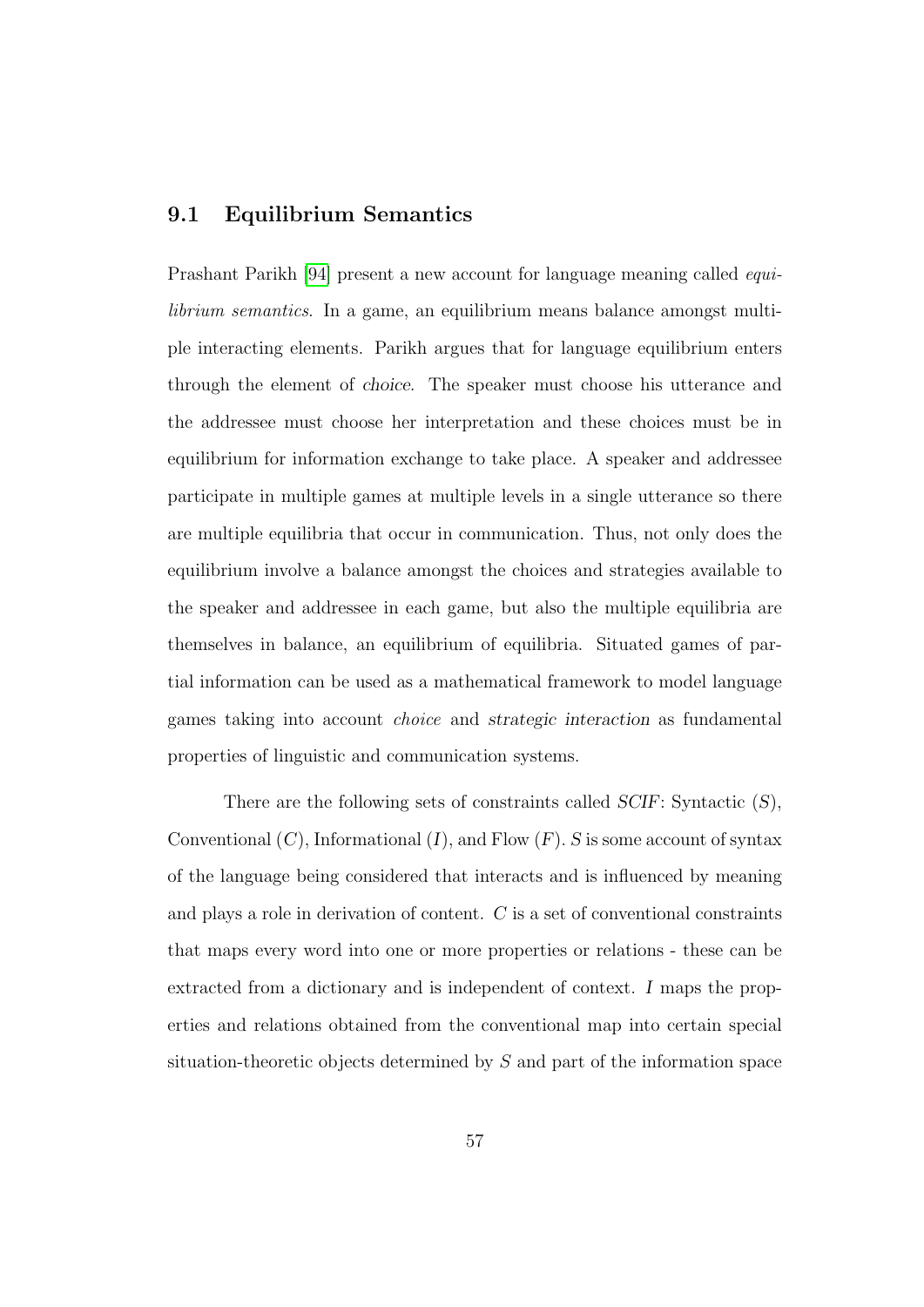## 9.1 Equilibrium Semantics

Prashant Parikh [94] present a new account for language meaning called *equilibrium semantics*. In a game, an equilibrium means balance amongst multiple interacting elements. Parikh argues that for language equilibrium enters through the element of *choice*. The speaker must choose his utterance and the addressee must choose her interpretation and these choices must be in equilibrium for information exchange to take place. A speaker and addressee participate in multiple games at multiple levels in a single utterance so there are multiple equilibria that occur in communication. Thus, not only does the equilibrium involve a balance amongst the choices and strategies available to the speaker and addressee in each game, but also the multiple equilibria are themselves in balance, an equilibrium of equilibria. Situated games of partial information can be used as a mathematical framework to model language games taking into account *choice* and *strategic interaction* as fundamental properties of linguistic and communication systems.

There are the following sets of constraints called *SCIF*: Syntactic ($S$), Conventional ($C$), Informational ($I$), and Flow ($F$). $S$ is some account of syntax of the language being considered that interacts and is influenced by meaning and plays a role in derivation of content. $C$ is a set of conventional constraints that maps every word into one or more properties or relations - these can be extracted from a dictionary and is independent of context. $I$ maps the properties and relations obtained from the conventional map into certain special situation-theoretic objects determined by $S$ and part of the information space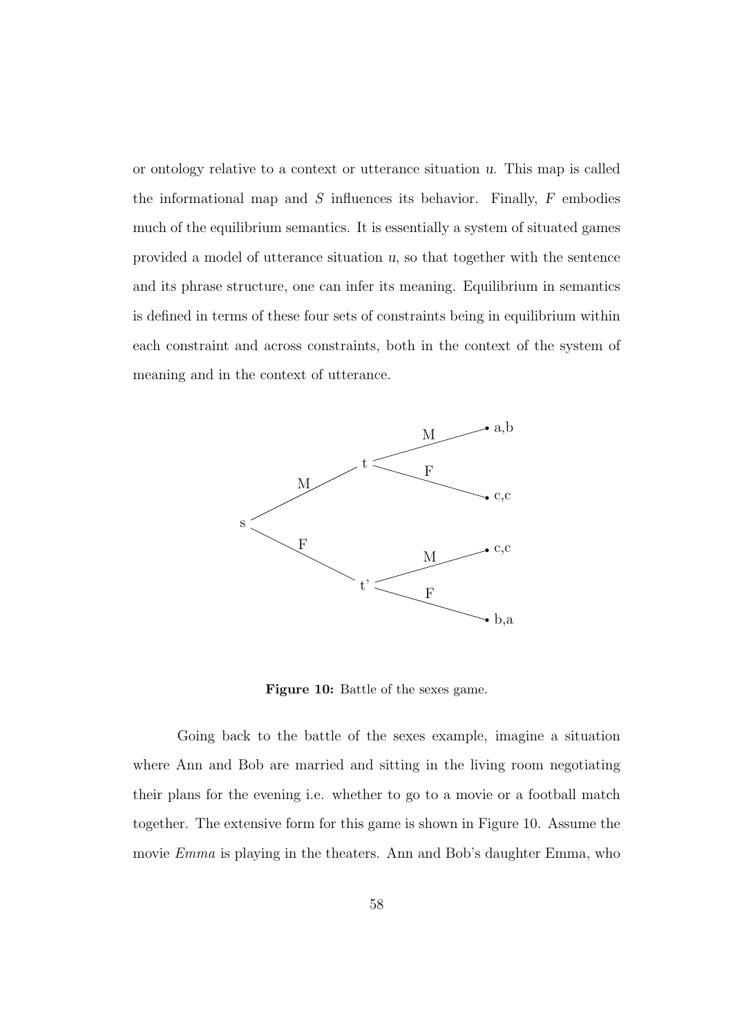or ontology relative to a context or utterance situation $u$. This map is called the informational map and $S$ influences its behavior. Finally, $F$ embodies much of the equilibrium semantics. It is essentially a system of situated games provided a model of utterance situation $u$, so that together with the sentence and its phrase structure, one can infer its meaning. Equilibrium in semantics is defined in terms of these four sets of constraints being in equilibrium within each constraint and across constraints, both in the context of the system of meaning and in the context of utterance.

**Figure 10:** Battle of the sexes game.

Going back to the battle of the sexes example, imagine a situation where Ann and Bob are married and sitting in the living room negotiating their plans for the evening i.e. whether to go to a movie or a football match together. The extensive form for this game is shown in Figure 10. Assume the movie *Emma* is playing in the theaters. Ann and Bob's daughter Emma, who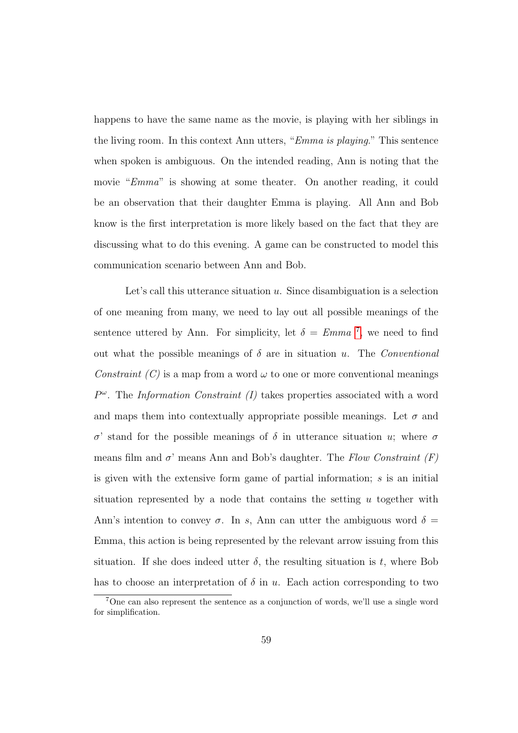happens to have the same name as the movie, is playing with her siblings in the living room. In this context Ann utters, "*Emma is playing*." This sentence when spoken is ambiguous. On the intended reading, Ann is noting that the movie "*Emma*" is showing at some theater. On another reading, it could be an observation that their daughter Emma is playing. All Ann and Bob know is the first interpretation is more likely based on the fact that they are discussing what to do this evening. A game can be constructed to model this communication scenario between Ann and Bob.

Let's call this utterance situation $u$. Since disambiguation is a selection of one meaning from many, we need to lay out all possible meanings of the sentence uttered by Ann. For simplicity, let $\delta = Emma$ [7], we need to find out what the possible meanings of $\delta$ are in situation $u$. The *Conventional Constraint (C)* is a map from a word $\omega$ to one or more conventional meanings $P^{\omega}$. The *Information Constraint (I)* takes properties associated with a word and maps them into contextually appropriate possible meanings. Let $\sigma$ and $\sigma$' stand for the possible meanings of $\delta$ in utterance situation $u$; where $\sigma$ means film and $\sigma$' means Ann and Bob's daughter. The *Flow Constraint (F)* is given with the extensive form game of partial information; $s$ is an initial situation represented by a node that contains the setting $u$ together with Ann's intention to convey $\sigma$. In $s$, Ann can utter the ambiguous word $\delta$ = Emma, this action is being represented by the relevant arrow issuing from this situation. If she does indeed utter $\delta$, the resulting situation is $t$, where Bob has to choose an interpretation of $\delta$ in $u$. Each action corresponding to two

[7] One can also represent the sentence as a conjunction of words, we'll use a single word for simplification.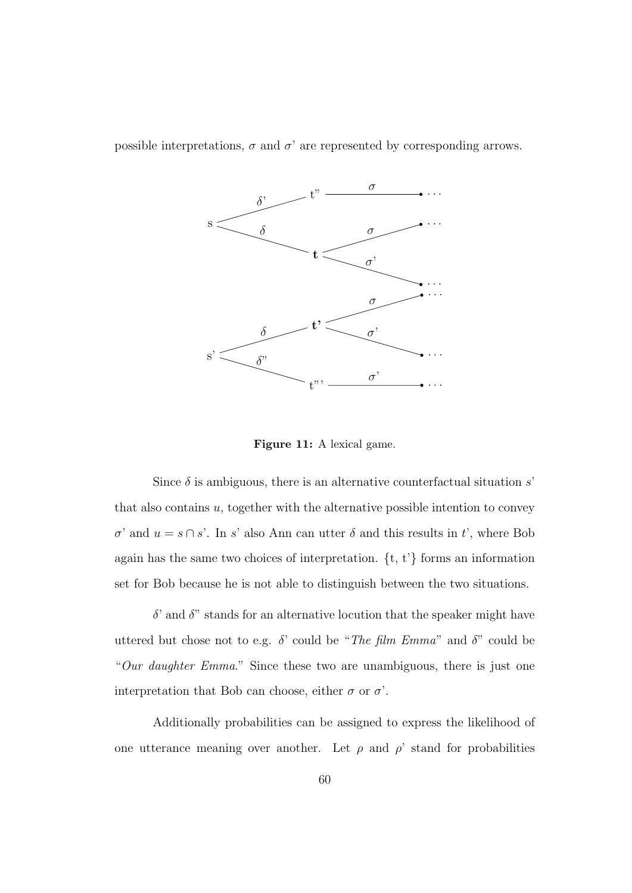possible interpretations, $\sigma$ and $\sigma$' are represented by corresponding arrows.

**Figure 11:** A lexical game.

Since $\delta$ is ambiguous, there is an alternative counterfactual situation $s$' that also contains $u$, together with the alternative possible intention to convey $\sigma$' and $u = s \cap s$'. In $s$' also Ann can utter $\delta$ and this results in $t$', where Bob again has the same two choices of interpretation. {t, t'} forms an information set for Bob because he is not able to distinguish between the two situations.

$\delta$' and $\delta$" stands for an alternative locution that the speaker might have uttered but chose not to e.g. $\delta$' could be "*The film Emma*" and $\delta$" could be "*Our daughter Emma*." Since these two are unambiguous, there is just one interpretation that Bob can choose, either $\sigma$ or $\sigma$'.

Additionally probabilities can be assigned to express the likelihood of one utterance meaning over another. Let $\rho$ and $\rho$' stand for probabilities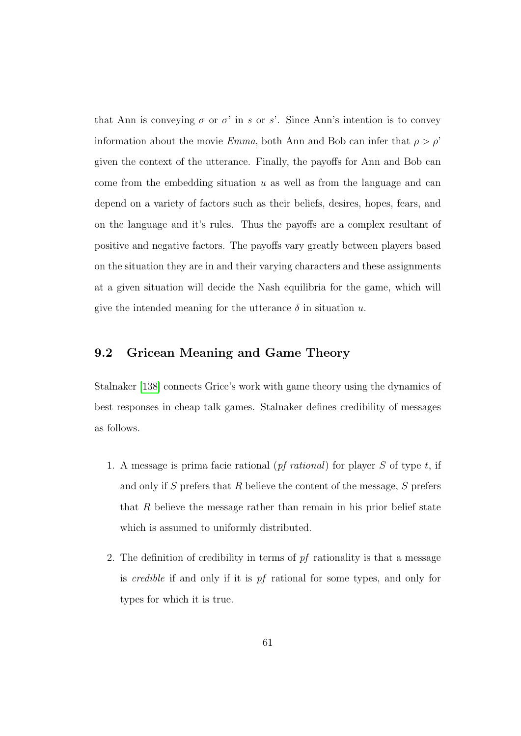that Ann is conveying $\sigma$ or $\sigma$' in $s$ or $s$'. Since Ann's intention is to convey information about the movie *Emma*, both Ann and Bob can infer that $\rho > \rho$' given the context of the utterance. Finally, the payoffs for Ann and Bob can come from the embedding situation $u$ as well as from the language and can depend on a variety of factors such as their beliefs, desires, hopes, fears, and on the language and it's rules. Thus the payoffs are a complex resultant of positive and negative factors. The payoffs vary greatly between players based on the situation they are in and their varying characters and these assignments at a given situation will decide the Nash equilibria for the game, which will give the intended meaning for the utterance $\delta$ in situation $u$.

## 9.2 Gricean Meaning and Game Theory

Stalnaker [138] connects Grice's work with game theory using the dynamics of best responses in cheap talk games. Stalnaker defines credibility of messages as follows.

1. A message is prima facie rational (*pf rational*) for player $S$ of type $t$, if and only if $S$ prefers that $R$ believe the content of the message, $S$ prefers that $R$ believe the message rather than remain in his prior belief state which is assumed to uniformly distributed.

2. The definition of credibility in terms of *pf* rationality is that a message is *credible* if and only if it is *pf* rational for some types, and only for types for which it is true.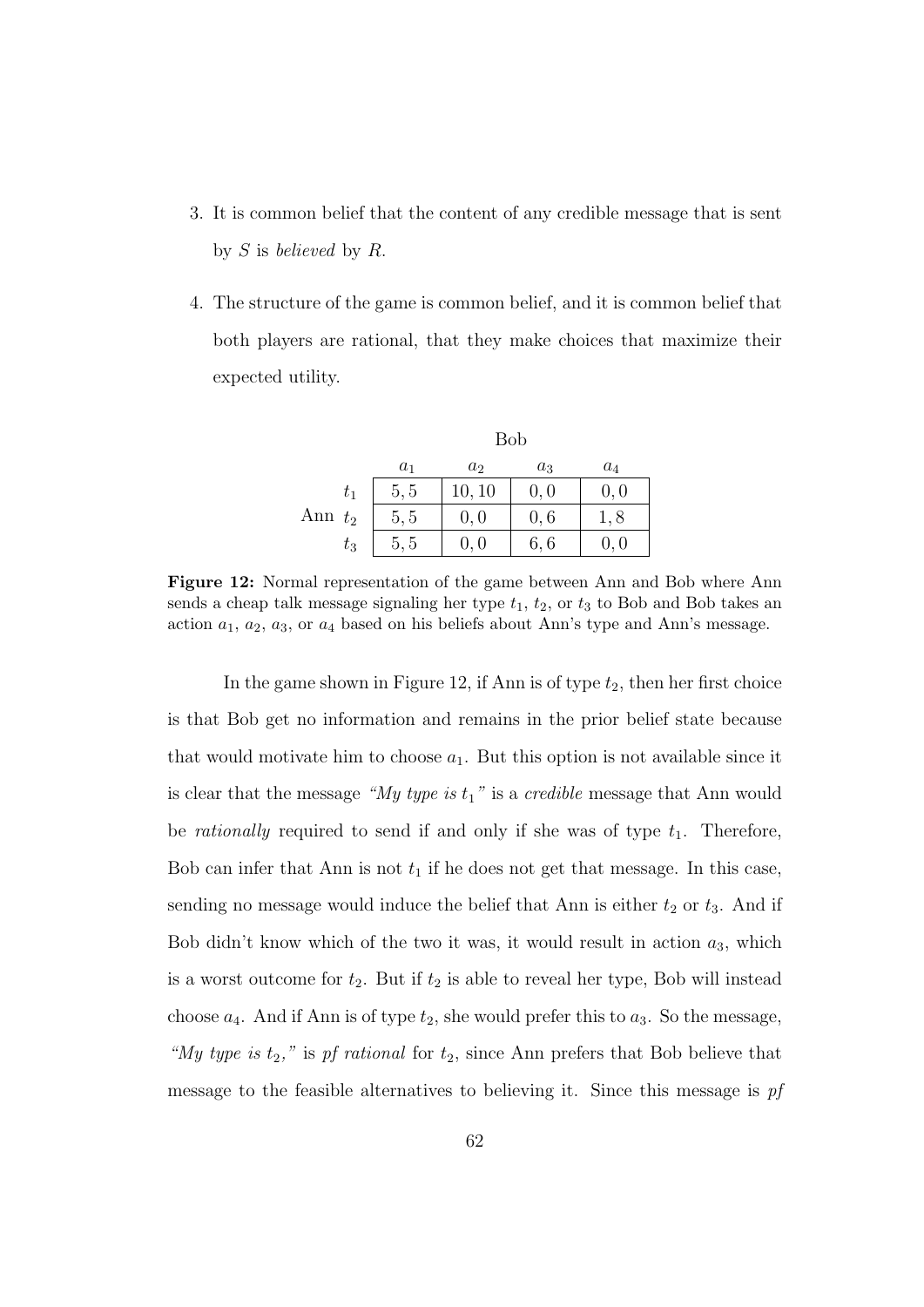3. It is common belief that the content of any credible message that is sent by $S$ is *believed* by $R$.

4. The structure of the game is common belief, and it is common belief that both players are rational, that they make choices that maximize their expected utility.

| | | Bob | | | |
|---|---|---|---|---|---|
| | | $a_1$ | $a_2$ | $a_3$ | $a_4$ |
| | $t_1$ | $5,5$ | $10,10$ | $0,0$ | $0,0$ |
| Ann | $t_2$ | $5,5$ | $0,0$ | $0,6$ | $1,8$ |
| | $t_3$ | $5,5$ | $0,0$ | $6,6$ | $0,0$ |

**Figure 12:** Normal representation of the game between Ann and Bob where Ann sends a cheap talk message signaling her type $t_1$, $t_2$, or $t_3$ to Bob and Bob takes an action $a_1$, $a_2$, $a_3$, or $a_4$ based on his beliefs about Ann's type and Ann's message.

In the game shown in Figure 12, if Ann is of type $t_2$, then her first choice is that Bob get no information and remains in the prior belief state because that would motivate him to choose $a_1$. But this option is not available since it is clear that the message *"My type is $t_1$"* is a *credible* message that Ann would be *rationally* required to send if and only if she was of type $t_1$. Therefore, Bob can infer that Ann is not $t_1$ if he does not get that message. In this case, sending no message would induce the belief that Ann is either $t_2$ or $t_3$. And if Bob didn't know which of the two it was, it would result in action $a_3$, which is a worst outcome for $t_2$. But if $t_2$ is able to reveal her type, Bob will instead choose $a_4$. And if Ann is of type $t_2$, she would prefer this to $a_3$. So the message, *"My type is $t_2$,"* is *pf rational* for $t_2$, since Ann prefers that Bob believe that message to the feasible alternatives to believing it. Since this message is *pf*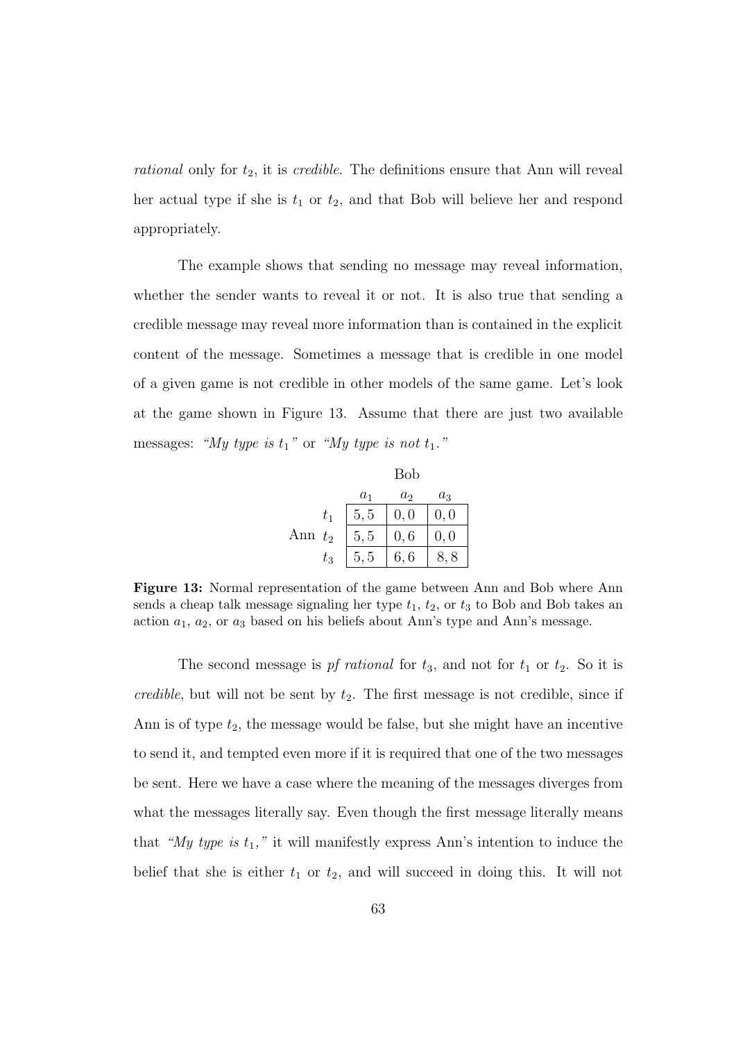*rational* only for $t_2$, it is *credible*. The definitions ensure that Ann will reveal her actual type if she is $t_1$ or $t_2$, and that Bob will believe her and respond appropriately.

The example shows that sending no message may reveal information, whether the sender wants to reveal it or not. It is also true that sending a credible message may reveal more information than is contained in the explicit content of the message. Sometimes a message that is credible in one model of a given game is not credible in other models of the same game. Let's look at the game shown in Figure 13. Assume that there are just two available messages: *"My type is $t_1$"* or *"My type is not $t_1$."*

| | | Bob | | |
|---|---|---|---|---|
| | | $a_1$ | $a_2$ | $a_3$ |
| | $t_1$ | 5, 5 | 0, 0 | 0, 0 |
| Ann | $t_2$ | 5, 5 | 0, 6 | 0, 0 |
| | $t_3$ | 5, 5 | 6, 6 | 8, 8 |

**Figure 13:** Normal representation of the game between Ann and Bob where Ann sends a cheap talk message signaling her type $t_1$, $t_2$, or $t_3$ to Bob and Bob takes an action $a_1$, $a_2$, or $a_3$ based on his beliefs about Ann's type and Ann's message.

The second message is *pf rational* for $t_3$, and not for $t_1$ or $t_2$. So it is *credible*, but will not be sent by $t_2$. The first message is not credible, since if Ann is of type $t_2$, the message would be false, but she might have an incentive to send it, and tempted even more if it is required that one of the two messages be sent. Here we have a case where the meaning of the messages diverges from what the messages literally say. Even though the first message literally means that *"My type is $t_1$,"* it will manifestly express Ann's intention to induce the belief that she is either $t_1$ or $t_2$, and will succeed in doing this. It will not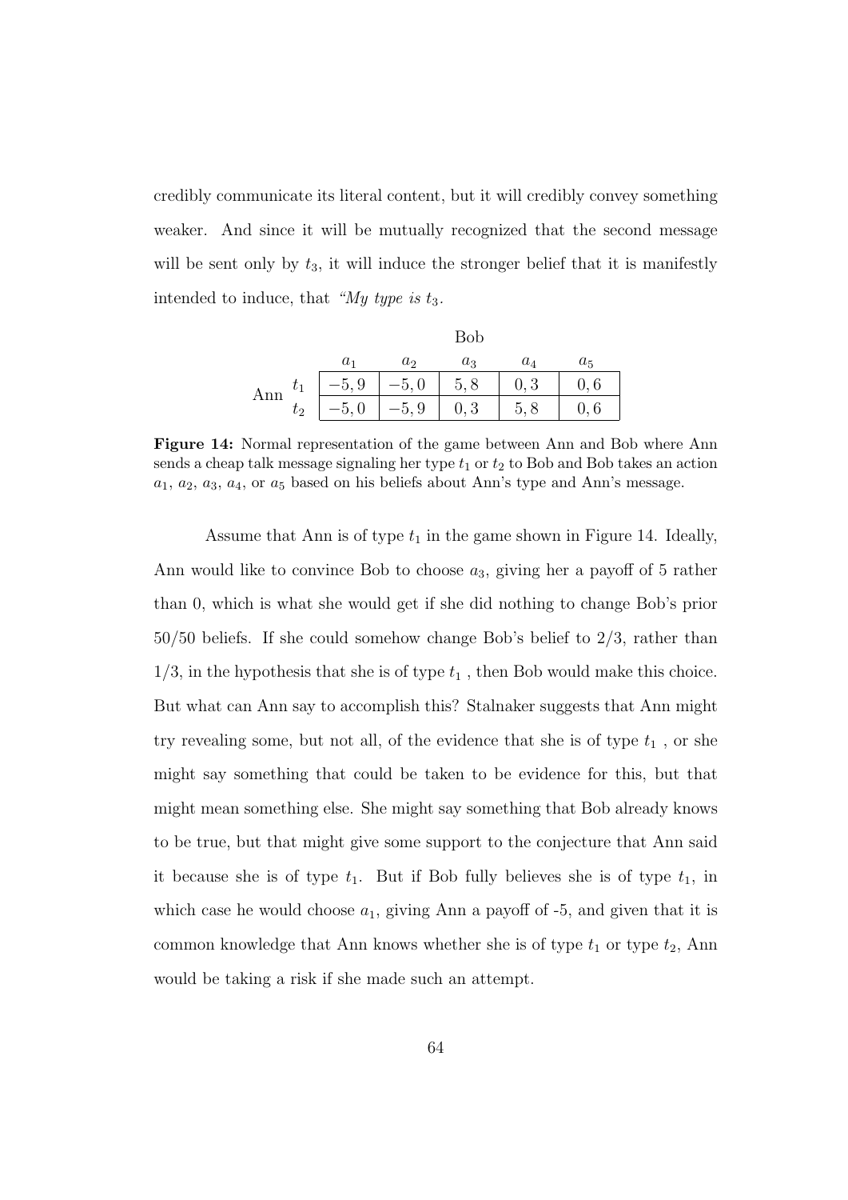credibly communicate its literal content, but it will credibly convey something weaker. And since it will be mutually recognized that the second message will be sent only by $t_3$, it will induce the stronger belief that it is manifestly intended to induce, that *"My type is* $t_3$.

| | | Bob | | | | |
|---|---|---|---|---|---|---|
| | | $a_1$ | $a_2$ | $a_3$ | $a_4$ | $a_5$ |
| Ann | $t_1$ | $-5, 9$ | $-5, 0$ | $5, 8$ | $0, 3$ | $0, 6$ |
| | $t_2$ | $-5, 0$ | $-5, 9$ | $0, 3$ | $5, 8$ | $0, 6$ |

**Figure 14:** Normal representation of the game between Ann and Bob where Ann sends a cheap talk message signaling her type $t_1$ or $t_2$ to Bob and Bob takes an action $a_1$, $a_2$, $a_3$, $a_4$, or $a_5$ based on his beliefs about Ann's type and Ann's message.

Assume that Ann is of type $t_1$ in the game shown in Figure 14. Ideally, Ann would like to convince Bob to choose $a_3$, giving her a payoff of 5 rather than 0, which is what she would get if she did nothing to change Bob's prior 50/50 beliefs. If she could somehow change Bob's belief to 2/3, rather than 1/3, in the hypothesis that she is of type $t_1$ , then Bob would make this choice. But what can Ann say to accomplish this? Stalnaker suggests that Ann might try revealing some, but not all, of the evidence that she is of type $t_1$ , or she might say something that could be taken to be evidence for this, but that might mean something else. She might say something that Bob already knows to be true, but that might give some support to the conjecture that Ann said it because she is of type $t_1$. But if Bob fully believes she is of type $t_1$, in which case he would choose $a_1$, giving Ann a payoff of -5, and given that it is common knowledge that Ann knows whether she is of type $t_1$ or type $t_2$, Ann would be taking a risk if she made such an attempt.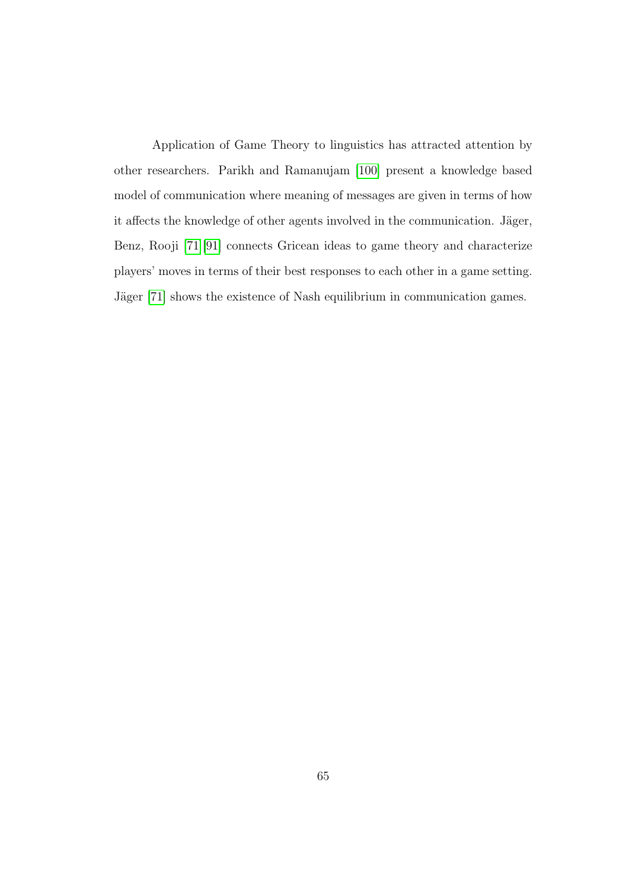Application of Game Theory to linguistics has attracted attention by other researchers. Parikh and Ramanujam [100] present a knowledge based model of communication where meaning of messages are given in terms of how it affects the knowledge of other agents involved in the communication. Jäger, Benz, Rooji [71][91] connects Gricean ideas to game theory and characterize players' moves in terms of their best responses to each other in a game setting. Jäger [71] shows the existence of Nash equilibrium in communication games.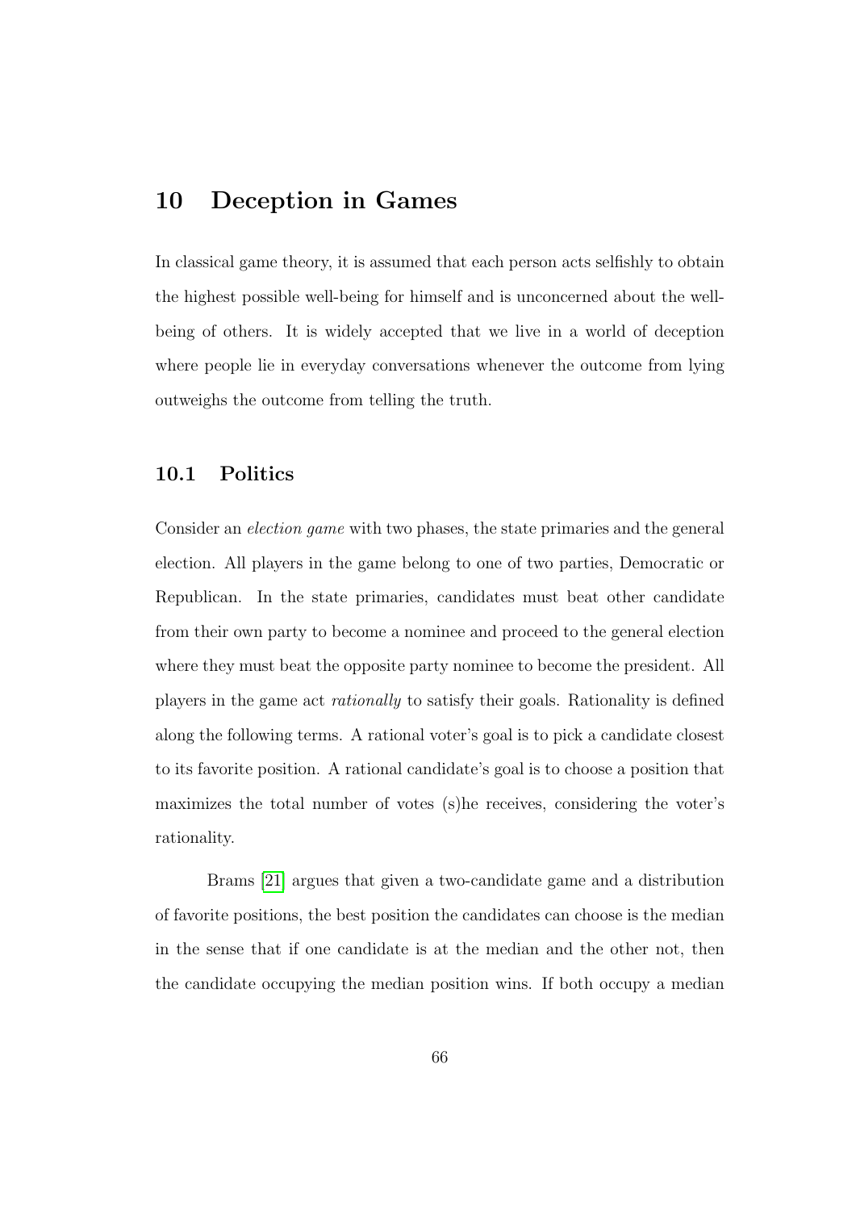# 10 Deception in Games

In classical game theory, it is assumed that each person acts selfishly to obtain the highest possible well-being for himself and is unconcerned about the well-being of others. It is widely accepted that we live in a world of deception where people lie in everyday conversations whenever the outcome from lying outweighs the outcome from telling the truth.

## 10.1 Politics

Consider an *election game* with two phases, the state primaries and the general election. All players in the game belong to one of two parties, Democratic or Republican. In the state primaries, candidates must beat other candidate from their own party to become a nominee and proceed to the general election where they must beat the opposite party nominee to become the president. All players in the game act *rationally* to satisfy their goals. Rationality is defined along the following terms. A rational voter's goal is to pick a candidate closest to its favorite position. A rational candidate's goal is to choose a position that maximizes the total number of votes (s)he receives, considering the voter's rationality.

Brams [21] argues that given a two-candidate game and a distribution of favorite positions, the best position the candidates can choose is the median in the sense that if one candidate is at the median and the other not, then the candidate occupying the median position wins. If both occupy a median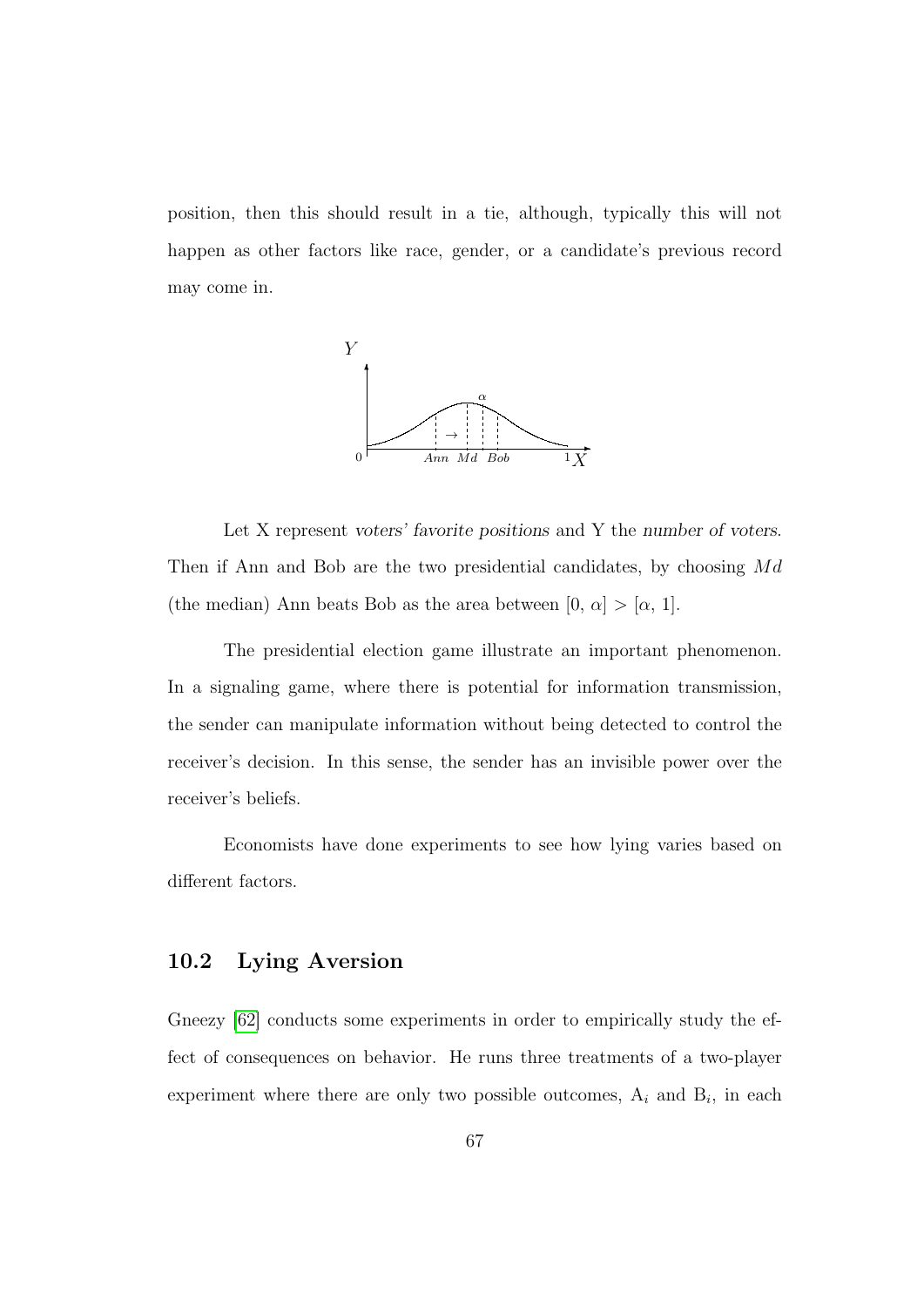position, then this should result in a tie, although, typically this will not happen as other factors like race, gender, or a candidate's previous record may come in.

Let X represent *voters' favorite positions* and Y the *number of voters*. Then if Ann and Bob are the two presidential candidates, by choosing $Md$ (the median) Ann beats Bob as the area between $[0, \alpha] > [\alpha, 1]$.

The presidential election game illustrate an important phenomenon. In a signaling game, where there is potential for information transmission, the sender can manipulate information without being detected to control the receiver's decision. In this sense, the sender has an invisible power over the receiver's beliefs.

Economists have done experiments to see how lying varies based on different factors.

## 10.2 Lying Aversion

Gneezy [62] conducts some experiments in order to empirically study the effect of consequences on behavior. He runs three treatments of a two-player experiment where there are only two possible outcomes, $A_i$ and $B_i$, in each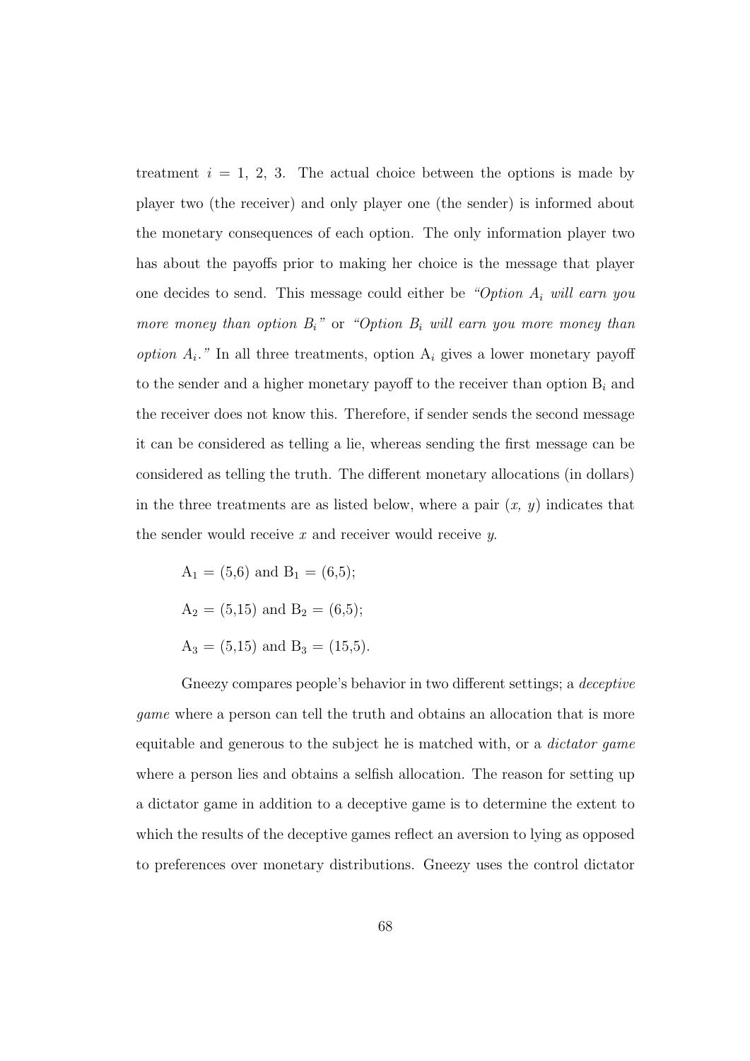treatment $i$ = 1, 2, 3. The actual choice between the options is made by player two (the receiver) and only player one (the sender) is informed about the monetary consequences of each option. The only information player two has about the payoffs prior to making her choice is the message that player one decides to send. This message could either be *"Option $A_i$ will earn you more money than option $B_i$"* or *"Option $B_i$ will earn you more money than option $A_i$."* In all three treatments, option $A_i$ gives a lower monetary payoff to the sender and a higher monetary payoff to the receiver than option $B_i$ and the receiver does not know this. Therefore, if sender sends the second message it can be considered as telling a lie, whereas sending the first message can be considered as telling the truth. The different monetary allocations (in dollars) in the three treatments are as listed below, where a pair ($x$, $y$) indicates that the sender would receive $x$ and receiver would receive $y$.

$A_1$ = (5,6) and $B_1$ = (6,5);

$A_2$ = (5,15) and $B_2$ = (6,5);

$A_3$ = (5,15) and $B_3$ = (15,5).

Gneezy compares people's behavior in two different settings; a *deceptive game* where a person can tell the truth and obtains an allocation that is more equitable and generous to the subject he is matched with, or a *dictator game* where a person lies and obtains a selfish allocation. The reason for setting up a dictator game in addition to a deceptive game is to determine the extent to which the results of the deceptive games reflect an aversion to lying as opposed to preferences over monetary distributions. Gneezy uses the control dictator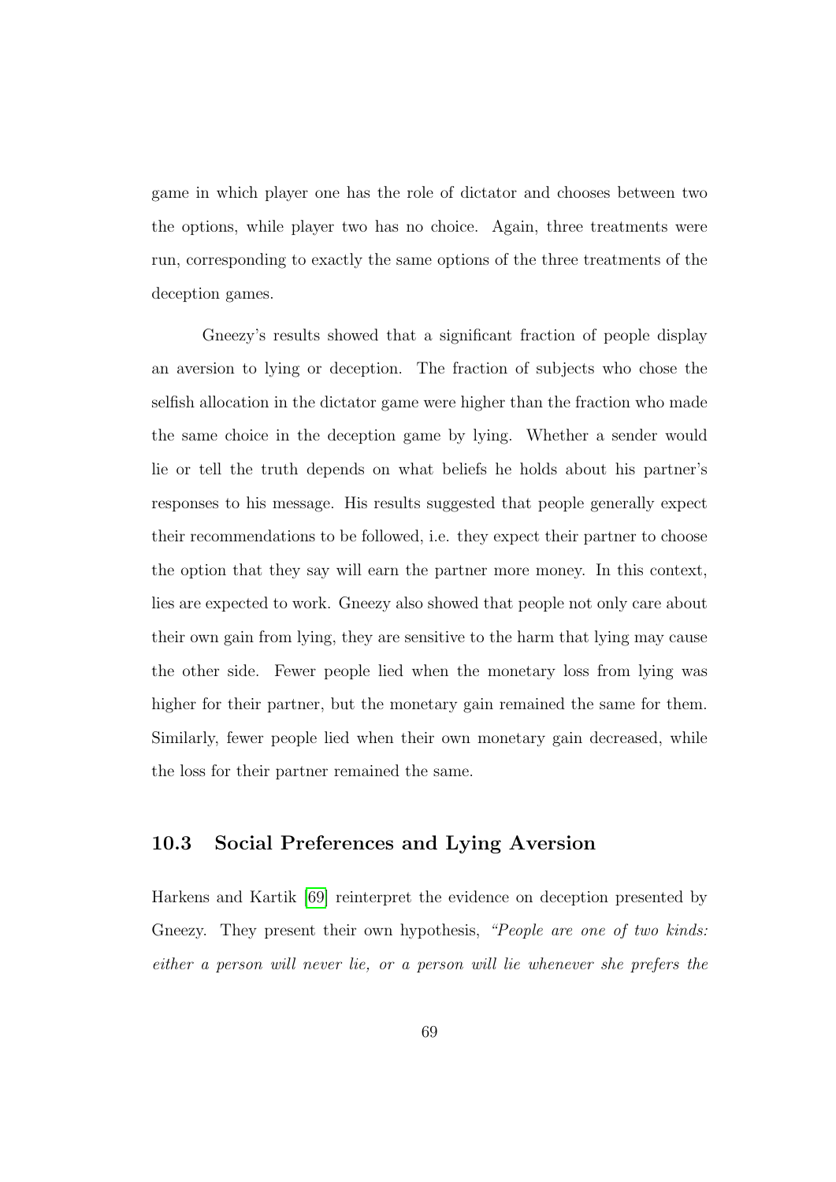game in which player one has the role of dictator and chooses between two the options, while player two has no choice. Again, three treatments were run, corresponding to exactly the same options of the three treatments of the deception games.

Gneezy's results showed that a significant fraction of people display an aversion to lying or deception. The fraction of subjects who chose the selfish allocation in the dictator game were higher than the fraction who made the same choice in the deception game by lying. Whether a sender would lie or tell the truth depends on what beliefs he holds about his partner's responses to his message. His results suggested that people generally expect their recommendations to be followed, i.e. they expect their partner to choose the option that they say will earn the partner more money. In this context, lies are expected to work. Gneezy also showed that people not only care about their own gain from lying, they are sensitive to the harm that lying may cause the other side. Fewer people lied when the monetary loss from lying was higher for their partner, but the monetary gain remained the same for them. Similarly, fewer people lied when their own monetary gain decreased, while the loss for their partner remained the same.

## 10.3 Social Preferences and Lying Aversion

Harkens and Kartik [69] reinterpret the evidence on deception presented by Gneezy. They present their own hypothesis, *"People are one of two kinds: either a person will never lie, or a person will lie whenever she prefers the*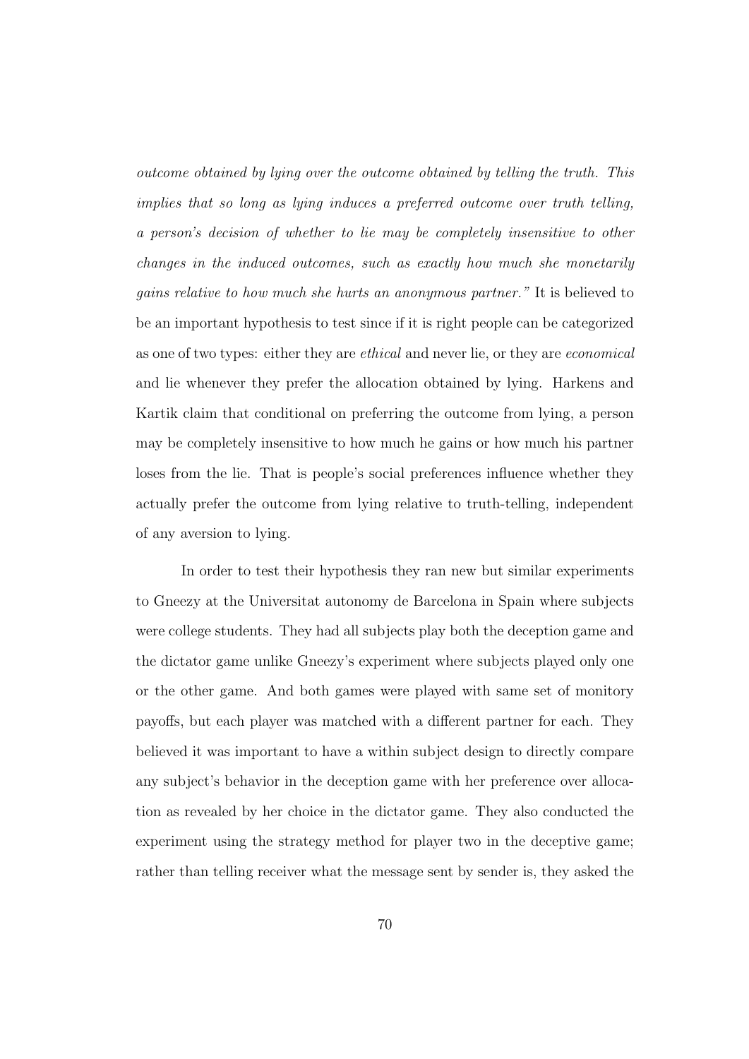*outcome obtained by lying over the outcome obtained by telling the truth. This implies that so long as lying induces a preferred outcome over truth telling, a person's decision of whether to lie may be completely insensitive to other changes in the induced outcomes, such as exactly how much she monetarily gains relative to how much she hurts an anonymous partner."* It is believed to be an important hypothesis to test since if it is right people can be categorized as one of two types: either they are *ethical* and never lie, or they are *economical* and lie whenever they prefer the allocation obtained by lying. Harkens and Kartik claim that conditional on preferring the outcome from lying, a person may be completely insensitive to how much he gains or how much his partner loses from the lie. That is people's social preferences influence whether they actually prefer the outcome from lying relative to truth-telling, independent of any aversion to lying.

In order to test their hypothesis they ran new but similar experiments to Gneezy at the Universitat autonomy de Barcelona in Spain where subjects were college students. They had all subjects play both the deception game and the dictator game unlike Gneezy's experiment where subjects played only one or the other game. And both games were played with same set of monitory payoffs, but each player was matched with a different partner for each. They believed it was important to have a within subject design to directly compare any subject's behavior in the deception game with her preference over allocation as revealed by her choice in the dictator game. They also conducted the experiment using the strategy method for player two in the deceptive game; rather than telling receiver what the message sent by sender is, they asked the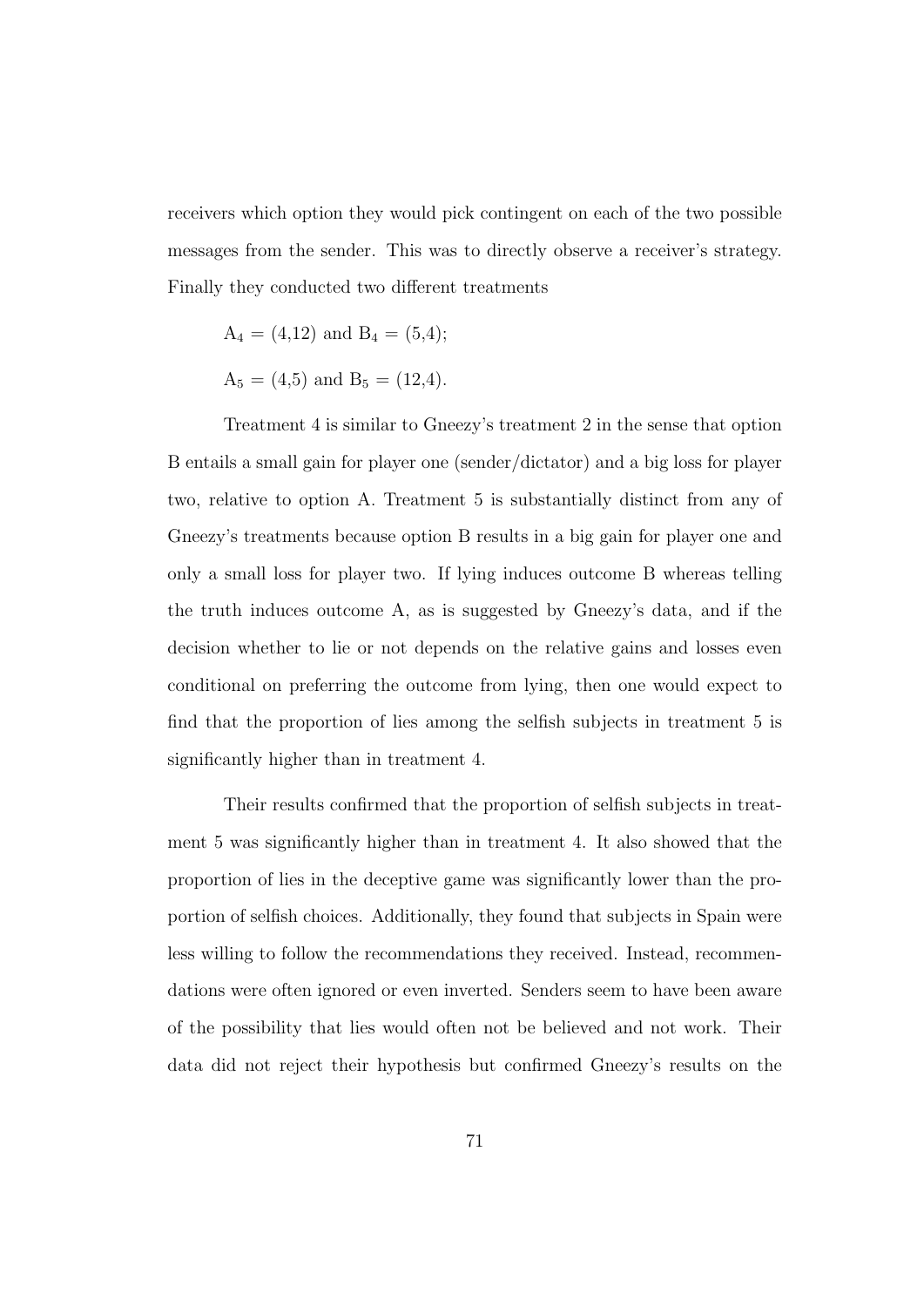receivers which option they would pick contingent on each of the two possible messages from the sender. This was to directly observe a receiver's strategy. Finally they conducted two different treatments

$A_4 = (4,12)$ and $B_4 = (5,4)$;

$A_5 = (4,5)$ and $B_5 = (12,4)$.

Treatment 4 is similar to Gneezy's treatment 2 in the sense that option B entails a small gain for player one (sender/dictator) and a big loss for player two, relative to option A. Treatment 5 is substantially distinct from any of Gneezy's treatments because option B results in a big gain for player one and only a small loss for player two. If lying induces outcome B whereas telling the truth induces outcome A, as is suggested by Gneezy's data, and if the decision whether to lie or not depends on the relative gains and losses even conditional on preferring the outcome from lying, then one would expect to find that the proportion of lies among the selfish subjects in treatment 5 is significantly higher than in treatment 4.

Their results confirmed that the proportion of selfish subjects in treatment 5 was significantly higher than in treatment 4. It also showed that the proportion of lies in the deceptive game was significantly lower than the proportion of selfish choices. Additionally, they found that subjects in Spain were less willing to follow the recommendations they received. Instead, recommendations were often ignored or even inverted. Senders seem to have been aware of the possibility that lies would often not be believed and not work. Their data did not reject their hypothesis but confirmed Gneezy's results on the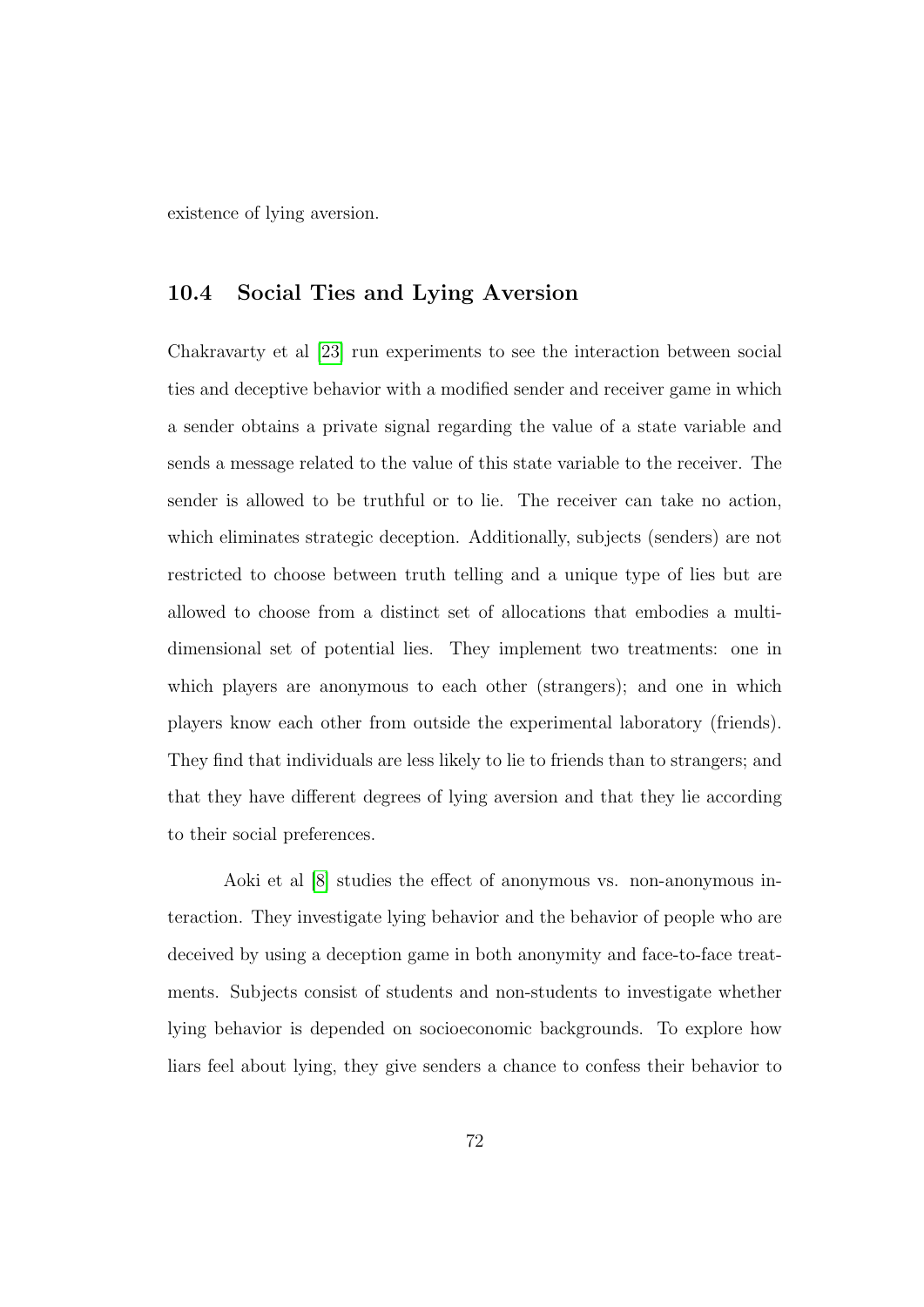existence of lying aversion.

## 10.4 Social Ties and Lying Aversion

Chakravarty et al [23] run experiments to see the interaction between social ties and deceptive behavior with a modified sender and receiver game in which a sender obtains a private signal regarding the value of a state variable and sends a message related to the value of this state variable to the receiver. The sender is allowed to be truthful or to lie. The receiver can take no action, which eliminates strategic deception. Additionally, subjects (senders) are not restricted to choose between truth telling and a unique type of lies but are allowed to choose from a distinct set of allocations that embodies a multi-dimensional set of potential lies. They implement two treatments: one in which players are anonymous to each other (strangers); and one in which players know each other from outside the experimental laboratory (friends). They find that individuals are less likely to lie to friends than to strangers; and that they have different degrees of lying aversion and that they lie according to their social preferences.

Aoki et al [8] studies the effect of anonymous vs. non-anonymous interaction. They investigate lying behavior and the behavior of people who are deceived by using a deception game in both anonymity and face-to-face treatments. Subjects consist of students and non-students to investigate whether lying behavior is depended on socioeconomic backgrounds. To explore how liars feel about lying, they give senders a chance to confess their behavior to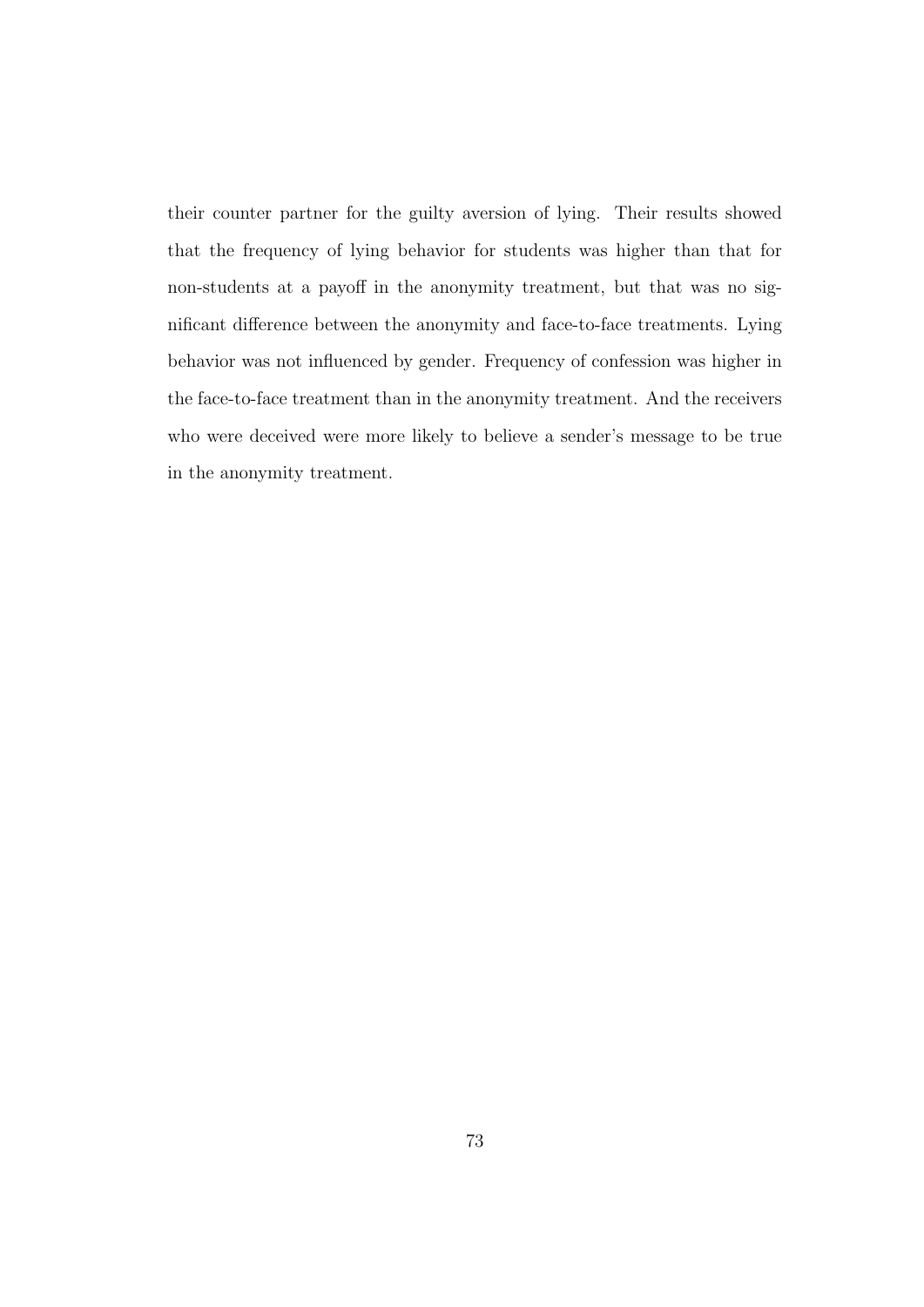their counter partner for the guilty aversion of lying. Their results showed that the frequency of lying behavior for students was higher than that for non-students at a payoff in the anonymity treatment, but that was no significant difference between the anonymity and face-to-face treatments. Lying behavior was not influenced by gender. Frequency of confession was higher in the face-to-face treatment than in the anonymity treatment. And the receivers who were deceived were more likely to believe a sender's message to be true in the anonymity treatment.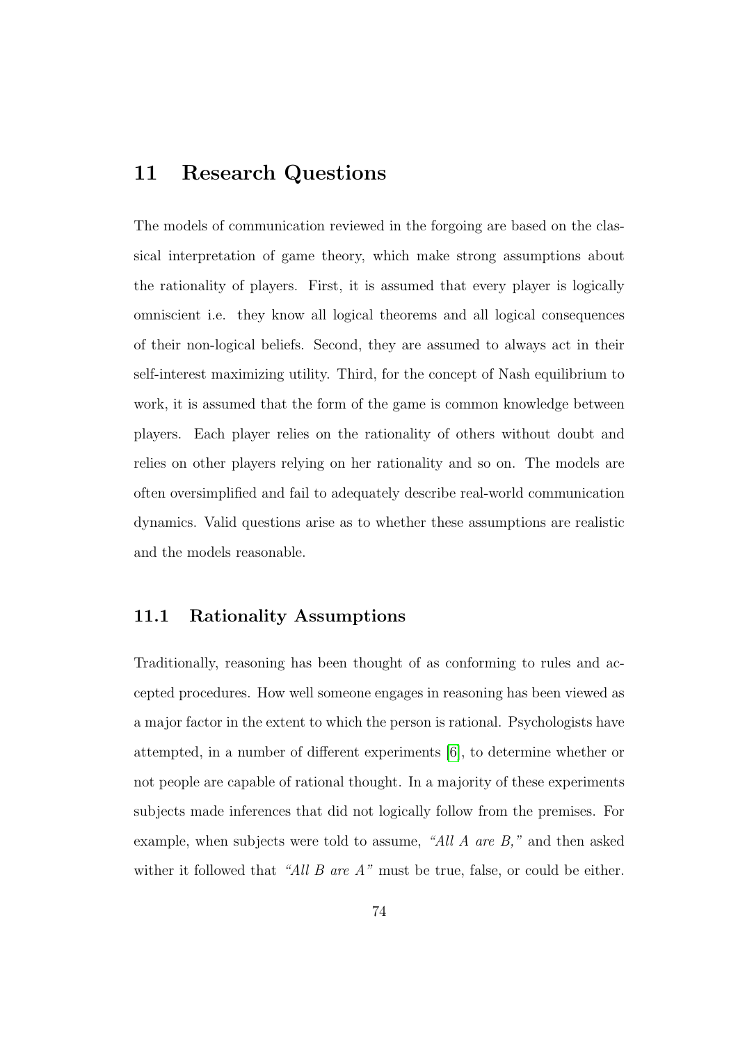# 11 Research Questions

The models of communication reviewed in the forgoing are based on the classical interpretation of game theory, which make strong assumptions about the rationality of players. First, it is assumed that every player is logically omniscient i.e. they know all logical theorems and all logical consequences of their non-logical beliefs. Second, they are assumed to always act in their self-interest maximizing utility. Third, for the concept of Nash equilibrium to work, it is assumed that the form of the game is common knowledge between players. Each player relies on the rationality of others without doubt and relies on other players relying on her rationality and so on. The models are often oversimplified and fail to adequately describe real-world communication dynamics. Valid questions arise as to whether these assumptions are realistic and the models reasonable.

## 11.1 Rationality Assumptions

Traditionally, reasoning has been thought of as conforming to rules and accepted procedures. How well someone engages in reasoning has been viewed as a major factor in the extent to which the person is rational. Psychologists have attempted, in a number of different experiments [6], to determine whether or not people are capable of rational thought. In a majority of these experiments subjects made inferences that did not logically follow from the premises. For example, when subjects were told to assume, *"All A are B,"* and then asked wither it followed that *"All B are A"* must be true, false, or could be either.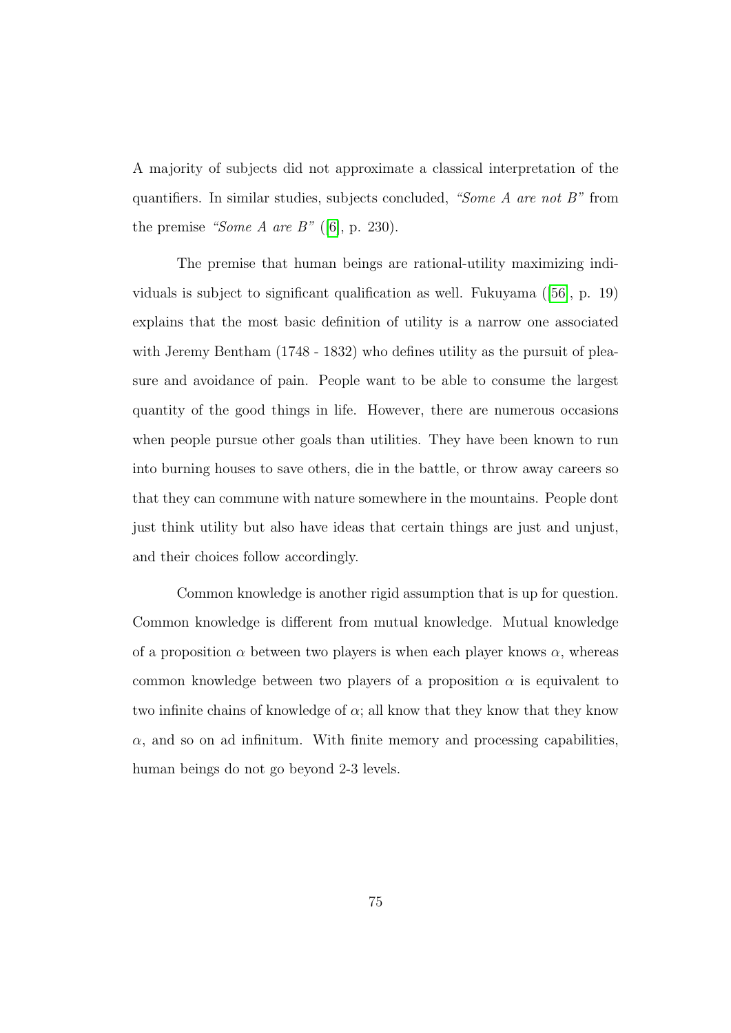A majority of subjects did not approximate a classical interpretation of the quantifiers. In similar studies, subjects concluded, *"Some A are not B"* from the premise *"Some A are B"* ([6], p. 230).

The premise that human beings are rational-utility maximizing individuals is subject to significant qualification as well. Fukuyama ([56], p. 19) explains that the most basic definition of utility is a narrow one associated with Jeremy Bentham (1748 - 1832) who defines utility as the pursuit of pleasure and avoidance of pain. People want to be able to consume the largest quantity of the good things in life. However, there are numerous occasions when people pursue other goals than utilities. They have been known to run into burning houses to save others, die in the battle, or throw away careers so that they can commune with nature somewhere in the mountains. People dont just think utility but also have ideas that certain things are just and unjust, and their choices follow accordingly.

Common knowledge is another rigid assumption that is up for question. Common knowledge is different from mutual knowledge. Mutual knowledge of a proposition $\alpha$ between two players is when each player knows $\alpha$, whereas common knowledge between two players of a proposition $\alpha$ is equivalent to two infinite chains of knowledge of $\alpha$; all know that they know that they know $\alpha$, and so on ad infinitum. With finite memory and processing capabilities, human beings do not go beyond 2-3 levels.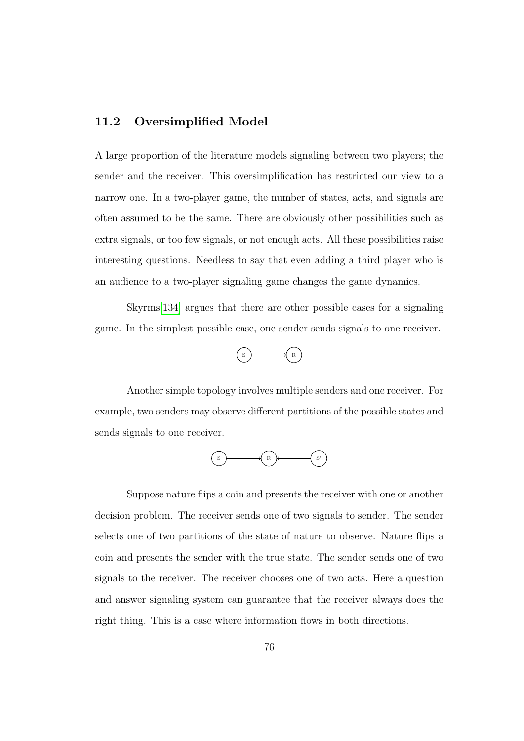## 11.2 Oversimplified Model

A large proportion of the literature models signaling between two players; the sender and the receiver. This oversimplification has restricted our view to a narrow one. In a two-player game, the number of states, acts, and signals are often assumed to be the same. There are obviously other possibilities such as extra signals, or too few signals, or not enough acts. All these possibilities raise interesting questions. Needless to say that even adding a third player who is an audience to a two-player signaling game changes the game dynamics.

Skyrms[134] argues that there are other possible cases for a signaling game. In the simplest possible case, one sender sends signals to one receiver.

S → R

Another simple topology involves multiple senders and one receiver. For example, two senders may observe different partitions of the possible states and sends signals to one receiver.

S → R ← S'

Suppose nature flips a coin and presents the receiver with one or another decision problem. The receiver sends one of two signals to sender. The sender selects one of two partitions of the state of nature to observe. Nature flips a coin and presents the sender with the true state. The sender sends one of two signals to the receiver. The receiver chooses one of two acts. Here a question and answer signaling system can guarantee that the receiver always does the right thing. This is a case where information flows in both directions.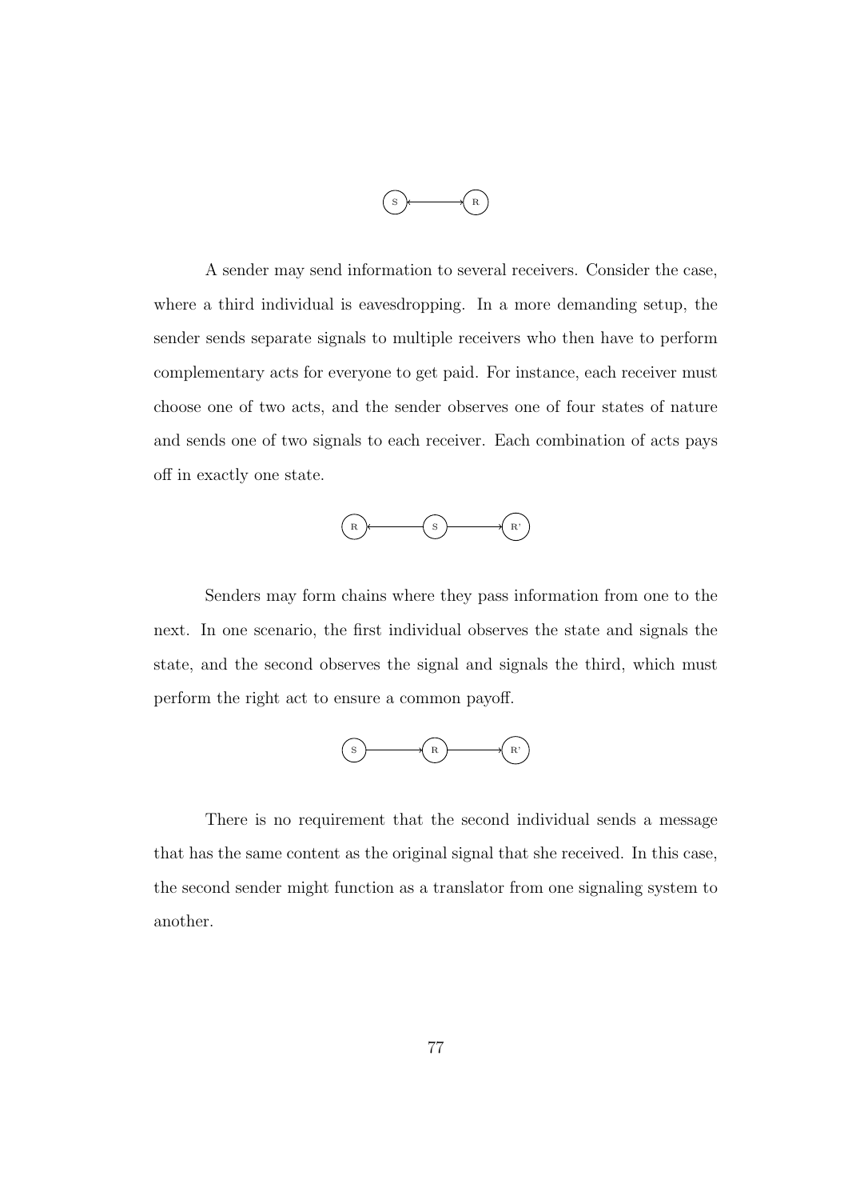A sender may send information to several receivers. Consider the case, where a third individual is eavesdropping. In a more demanding setup, the sender sends separate signals to multiple receivers who then have to perform complementary acts for everyone to get paid. For instance, each receiver must choose one of two acts, and the sender observes one of four states of nature and sends one of two signals to each receiver. Each combination of acts pays off in exactly one state.

Senders may form chains where they pass information from one to the next. In one scenario, the first individual observes the state and signals the state, and the second observes the signal and signals the third, which must perform the right act to ensure a common payoff.

There is no requirement that the second individual sends a message that has the same content as the original signal that she received. In this case, the second sender might function as a translator from one signaling system to another.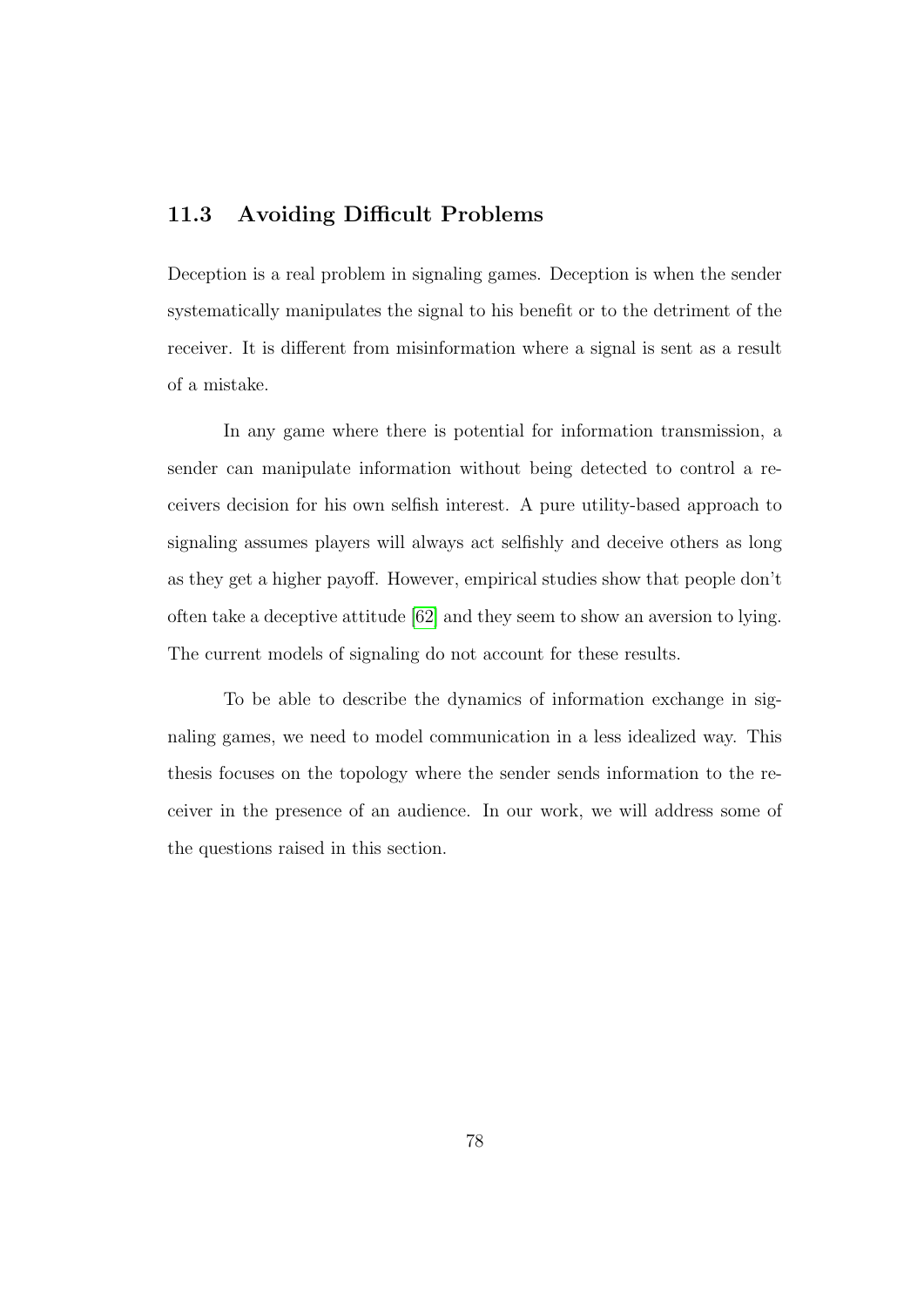### 11.3 Avoiding Difficult Problems

Deception is a real problem in signaling games. Deception is when the sender systematically manipulates the signal to his benefit or to the detriment of the receiver. It is different from misinformation where a signal is sent as a result of a mistake.

In any game where there is potential for information transmission, a sender can manipulate information without being detected to control a receivers decision for his own selfish interest. A pure utility-based approach to signaling assumes players will always act selfishly and deceive others as long as they get a higher payoff. However, empirical studies show that people don't often take a deceptive attitude [62] and they seem to show an aversion to lying. The current models of signaling do not account for these results.

To be able to describe the dynamics of information exchange in signaling games, we need to model communication in a less idealized way. This thesis focuses on the topology where the sender sends information to the receiver in the presence of an audience. In our work, we will address some of the questions raised in this section.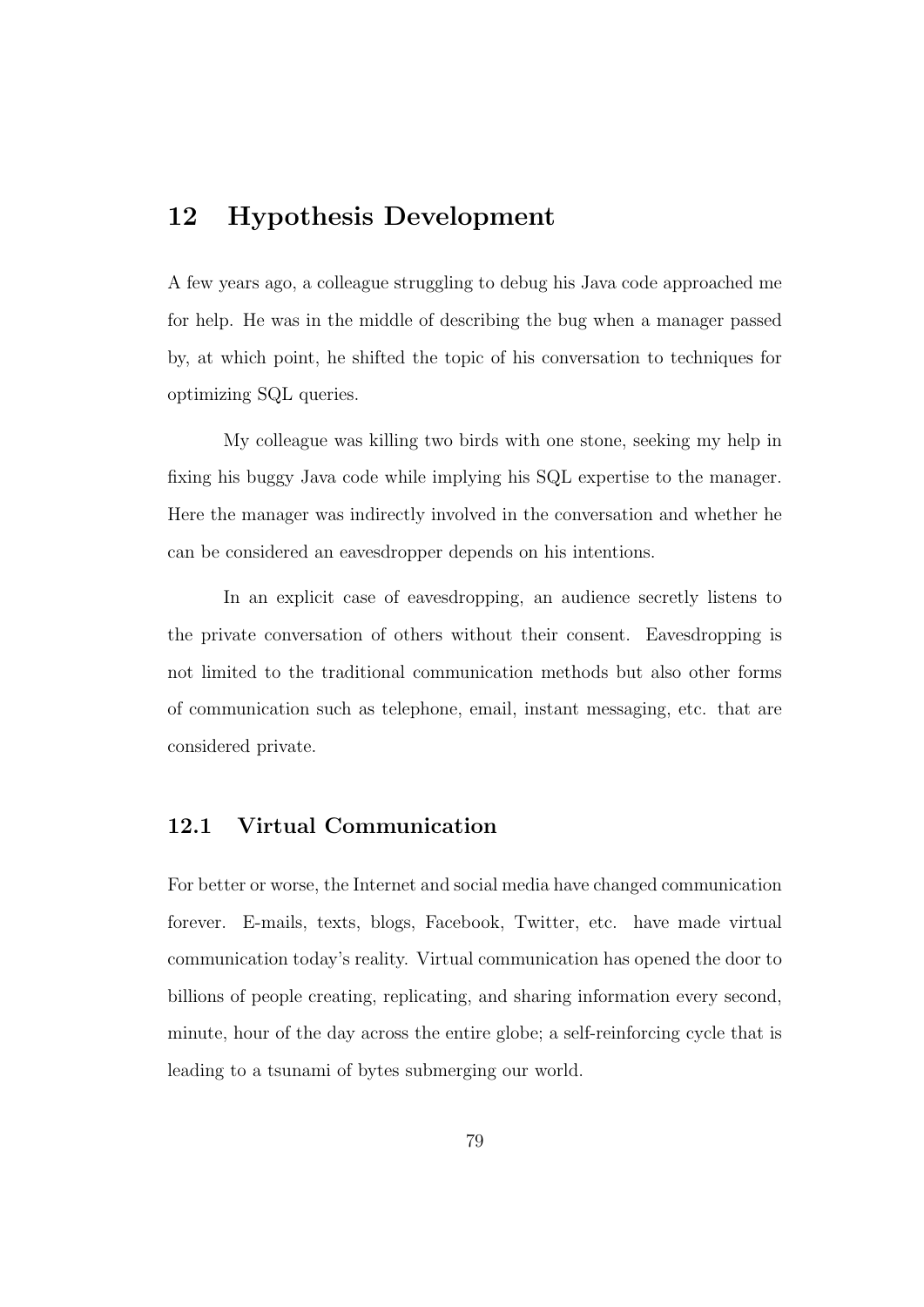# 12 Hypothesis Development

A few years ago, a colleague struggling to debug his Java code approached me for help. He was in the middle of describing the bug when a manager passed by, at which point, he shifted the topic of his conversation to techniques for optimizing SQL queries.

My colleague was killing two birds with one stone, seeking my help in fixing his buggy Java code while implying his SQL expertise to the manager. Here the manager was indirectly involved in the conversation and whether he can be considered an eavesdropper depends on his intentions.

In an explicit case of eavesdropping, an audience secretly listens to the private conversation of others without their consent. Eavesdropping is not limited to the traditional communication methods but also other forms of communication such as telephone, email, instant messaging, etc. that are considered private.

## 12.1 Virtual Communication

For better or worse, the Internet and social media have changed communication forever. E-mails, texts, blogs, Facebook, Twitter, etc. have made virtual communication today's reality. Virtual communication has opened the door to billions of people creating, replicating, and sharing information every second, minute, hour of the day across the entire globe; a self-reinforcing cycle that is leading to a tsunami of bytes submerging our world.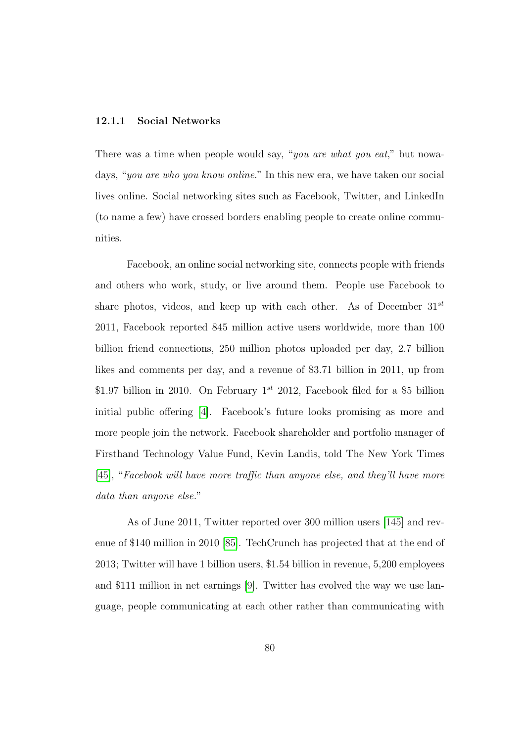### 12.1.1 Social Networks

There was a time when people would say, "*you are what you eat*," but nowadays, "*you are who you know online*." In this new era, we have taken our social lives online. Social networking sites such as Facebook, Twitter, and LinkedIn (to name a few) have crossed borders enabling people to create online communities.

Facebook, an online social networking site, connects people with friends and others who work, study, or live around them. People use Facebook to share photos, videos, and keep up with each other. As of December 31$^{st}$ 2011, Facebook reported 845 million active users worldwide, more than 100 billion friend connections, 250 million photos uploaded per day, 2.7 billion likes and comments per day, and a revenue of \$3.71 billion in 2011, up from \$1.97 billion in 2010. On February 1$^{st}$ 2012, Facebook filed for a \$5 billion initial public offering [4]. Facebook's future looks promising as more and more people join the network. Facebook shareholder and portfolio manager of Firsthand Technology Value Fund, Kevin Landis, told The New York Times [45], "*Facebook will have more traffic than anyone else, and they'll have more data than anyone else.*"

As of June 2011, Twitter reported over 300 million users [145] and revenue of \$140 million in 2010 [85]. TechCrunch has projected that at the end of 2013; Twitter will have 1 billion users, \$1.54 billion in revenue, 5,200 employees and \$111 million in net earnings [9]. Twitter has evolved the way we use language, people communicating at each other rather than communicating with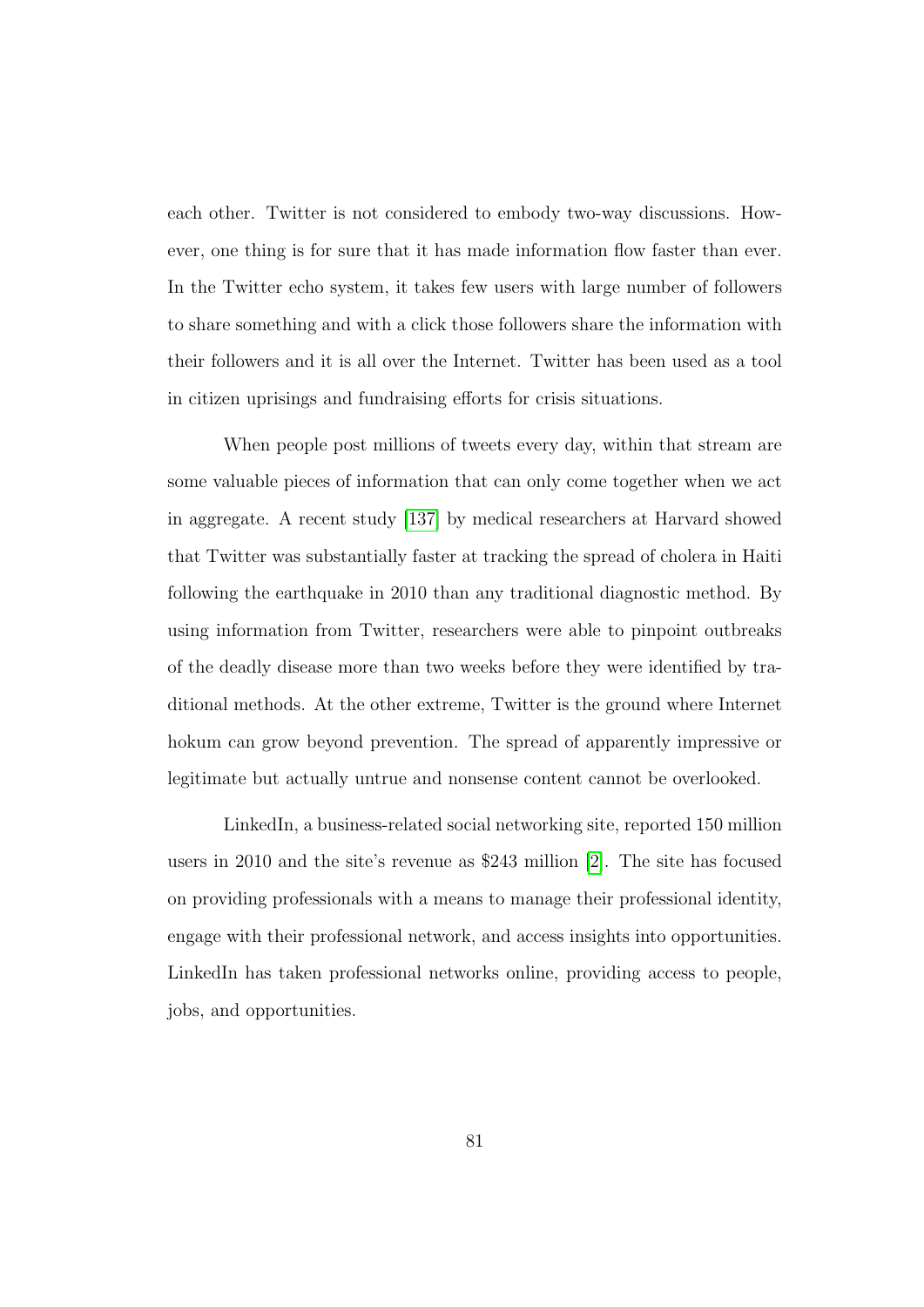each other. Twitter is not considered to embody two-way discussions. However, one thing is for sure that it has made information flow faster than ever. In the Twitter echo system, it takes few users with large number of followers to share something and with a click those followers share the information with their followers and it is all over the Internet. Twitter has been used as a tool in citizen uprisings and fundraising efforts for crisis situations.

When people post millions of tweets every day, within that stream are some valuable pieces of information that can only come together when we act in aggregate. A recent study [137] by medical researchers at Harvard showed that Twitter was substantially faster at tracking the spread of cholera in Haiti following the earthquake in 2010 than any traditional diagnostic method. By using information from Twitter, researchers were able to pinpoint outbreaks of the deadly disease more than two weeks before they were identified by traditional methods. At the other extreme, Twitter is the ground where Internet hokum can grow beyond prevention. The spread of apparently impressive or legitimate but actually untrue and nonsense content cannot be overlooked.

LinkedIn, a business-related social networking site, reported 150 million users in 2010 and the site's revenue as $243 million [2]. The site has focused on providing professionals with a means to manage their professional identity, engage with their professional network, and access insights into opportunities. LinkedIn has taken professional networks online, providing access to people, jobs, and opportunities.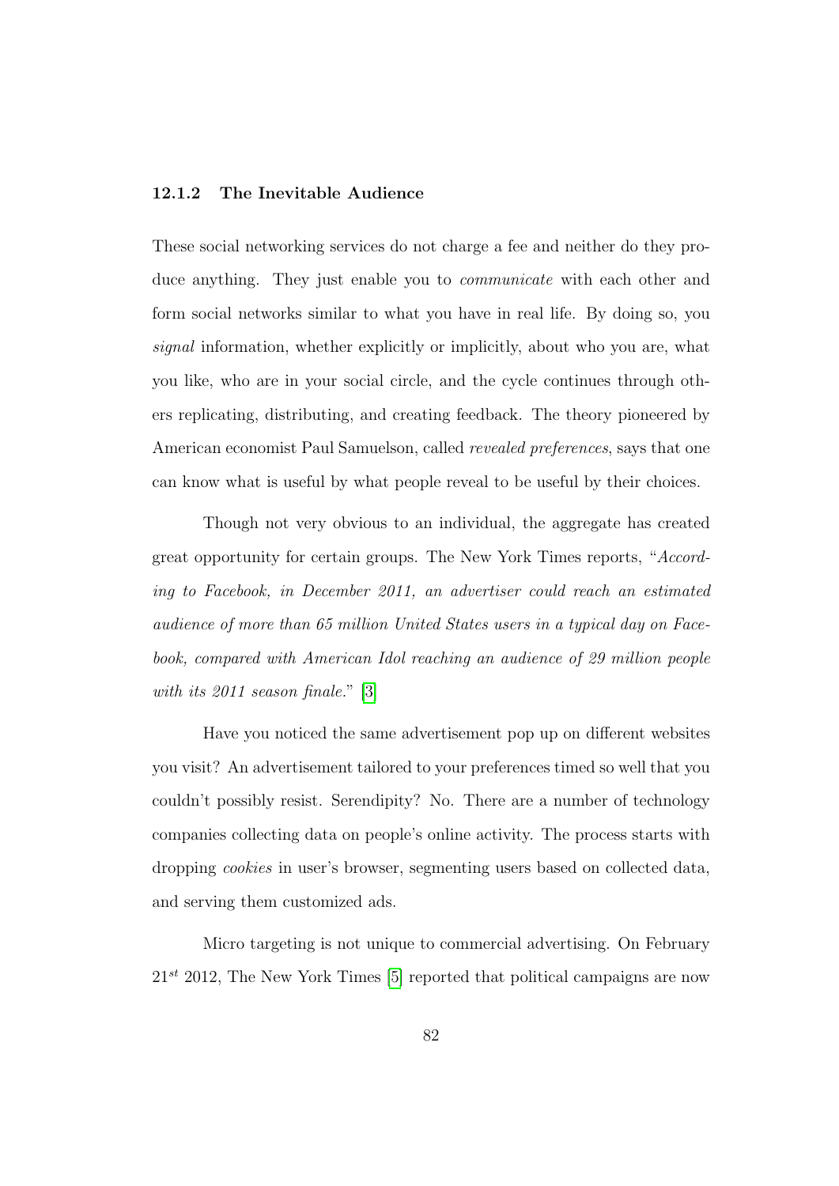### 12.1.2 The Inevitable Audience

These social networking services do not charge a fee and neither do they produce anything. They just enable you to *communicate* with each other and form social networks similar to what you have in real life. By doing so, you *signal* information, whether explicitly or implicitly, about who you are, what you like, who are in your social circle, and the cycle continues through others replicating, distributing, and creating feedback. The theory pioneered by American economist Paul Samuelson, called *revealed preferences*, says that one can know what is useful by what people reveal to be useful by their choices.

Though not very obvious to an individual, the aggregate has created great opportunity for certain groups. The New York Times reports, "*According to Facebook, in December 2011, an advertiser could reach an estimated audience of more than 65 million United States users in a typical day on Facebook, compared with American Idol reaching an audience of 29 million people with its 2011 season finale.*" [3]

Have you noticed the same advertisement pop up on different websites you visit? An advertisement tailored to your preferences timed so well that you couldn't possibly resist. Serendipity? No. There are a number of technology companies collecting data on people's online activity. The process starts with dropping *cookies* in user's browser, segmenting users based on collected data, and serving them customized ads.

Micro targeting is not unique to commercial advertising. On February $21^{st}$ 2012, The New York Times [5] reported that political campaigns are now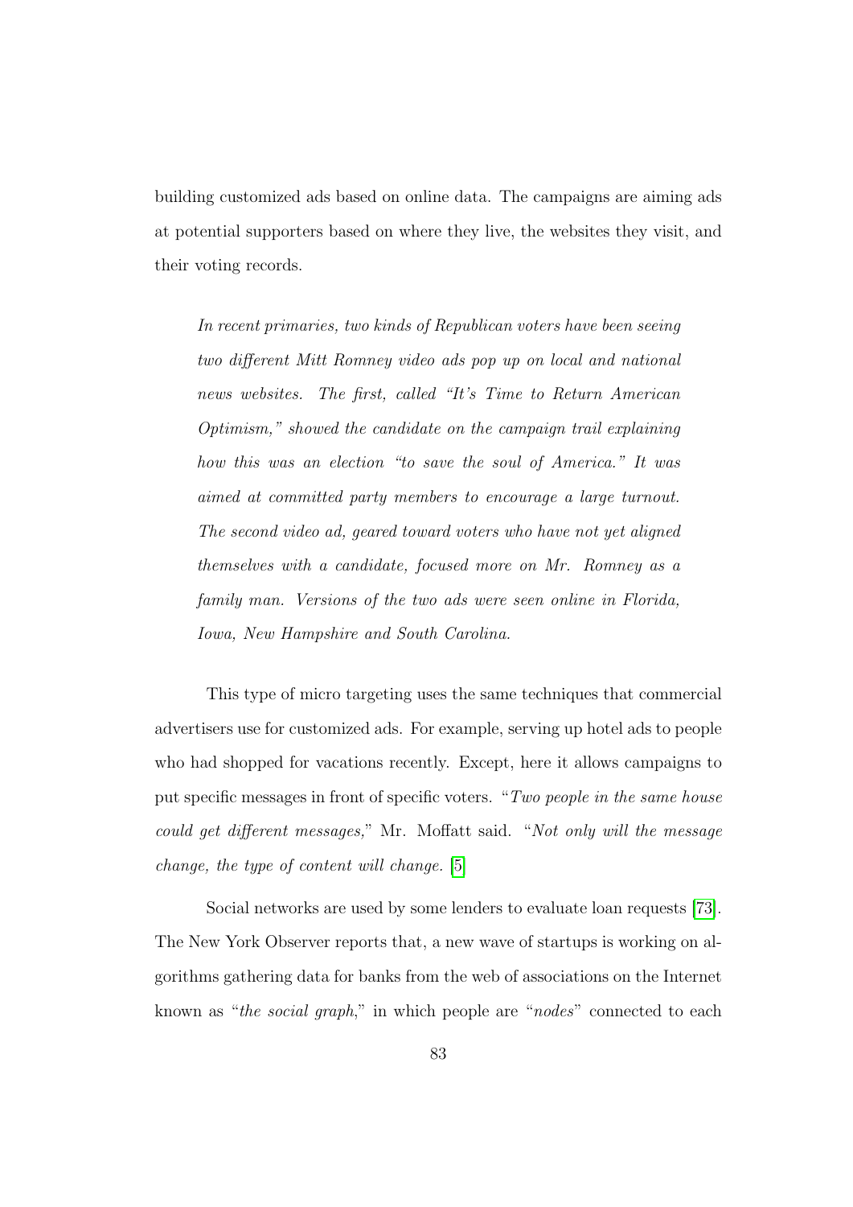building customized ads based on online data. The campaigns are aiming ads at potential supporters based on where they live, the websites they visit, and their voting records.

> *In recent primaries, two kinds of Republican voters have been seeing two different Mitt Romney video ads pop up on local and national news websites. The first, called "It's Time to Return American Optimism," showed the candidate on the campaign trail explaining how this was an election "to save the soul of America." It was aimed at committed party members to encourage a large turnout. The second video ad, geared toward voters who have not yet aligned themselves with a candidate, focused more on Mr. Romney as a family man. Versions of the two ads were seen online in Florida, Iowa, New Hampshire and South Carolina.*

This type of micro targeting uses the same techniques that commercial advertisers use for customized ads. For example, serving up hotel ads to people who had shopped for vacations recently. Except, here it allows campaigns to put specific messages in front of specific voters. "*Two people in the same house could get different messages,*" Mr. Moffatt said. "*Not only will the message change, the type of content will change.* [5]

Social networks are used by some lenders to evaluate loan requests [73]. The New York Observer reports that, a new wave of startups is working on algorithms gathering data for banks from the web of associations on the Internet known as "*the social graph*," in which people are "*nodes*" connected to each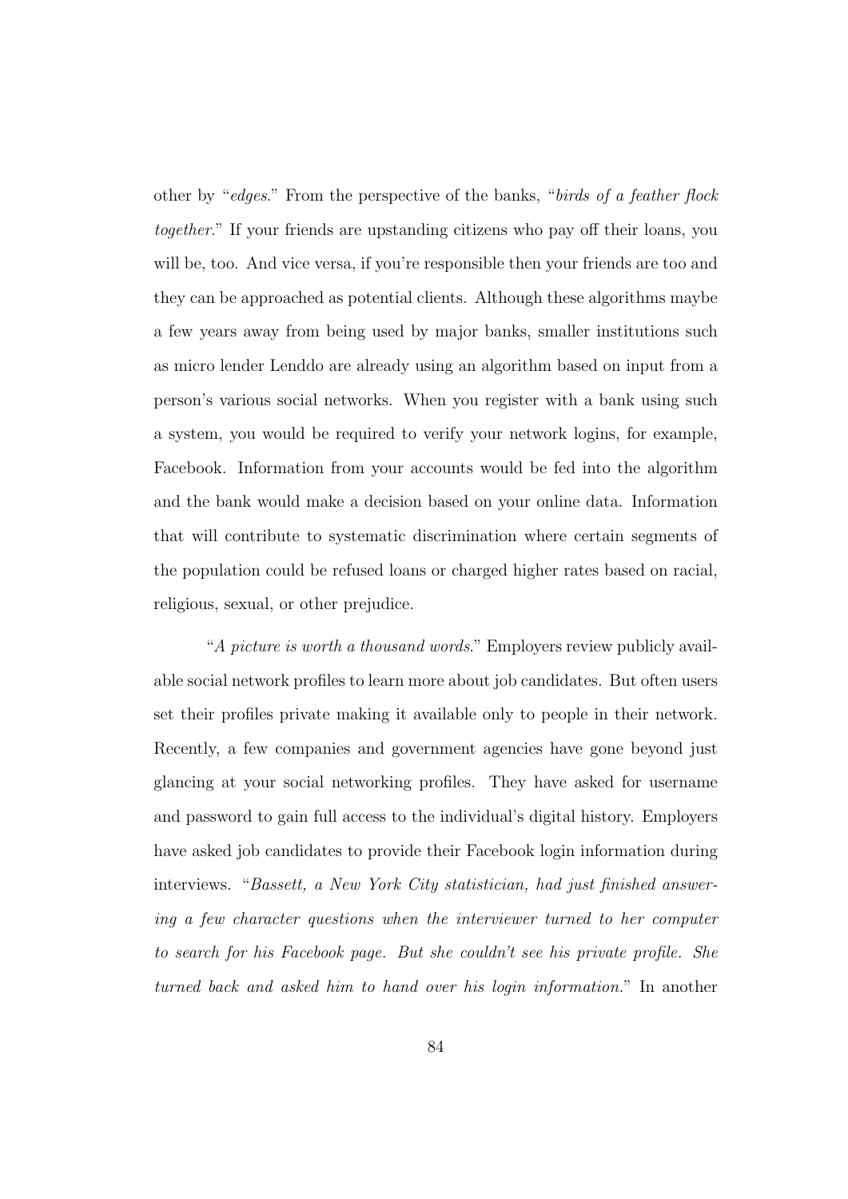other by "*edges*." From the perspective of the banks, "*birds of a feather flock together*." If your friends are upstanding citizens who pay off their loans, you will be, too. And vice versa, if you're responsible then your friends are too and they can be approached as potential clients. Although these algorithms maybe a few years away from being used by major banks, smaller institutions such as micro lender Lenddo are already using an algorithm based on input from a person's various social networks. When you register with a bank using such a system, you would be required to verify your network logins, for example, Facebook. Information from your accounts would be fed into the algorithm and the bank would make a decision based on your online data. Information that will contribute to systematic discrimination where certain segments of the population could be refused loans or charged higher rates based on racial, religious, sexual, or other prejudice.

"*A picture is worth a thousand words*." Employers review publicly available social network profiles to learn more about job candidates. But often users set their profiles private making it available only to people in their network. Recently, a few companies and government agencies have gone beyond just glancing at your social networking profiles. They have asked for username and password to gain full access to the individual's digital history. Employers have asked job candidates to provide their Facebook login information during interviews. "*Bassett, a New York City statistician, had just finished answering a few character questions when the interviewer turned to her computer to search for his Facebook page. But she couldn't see his private profile. She turned back and asked him to hand over his login information.*" In another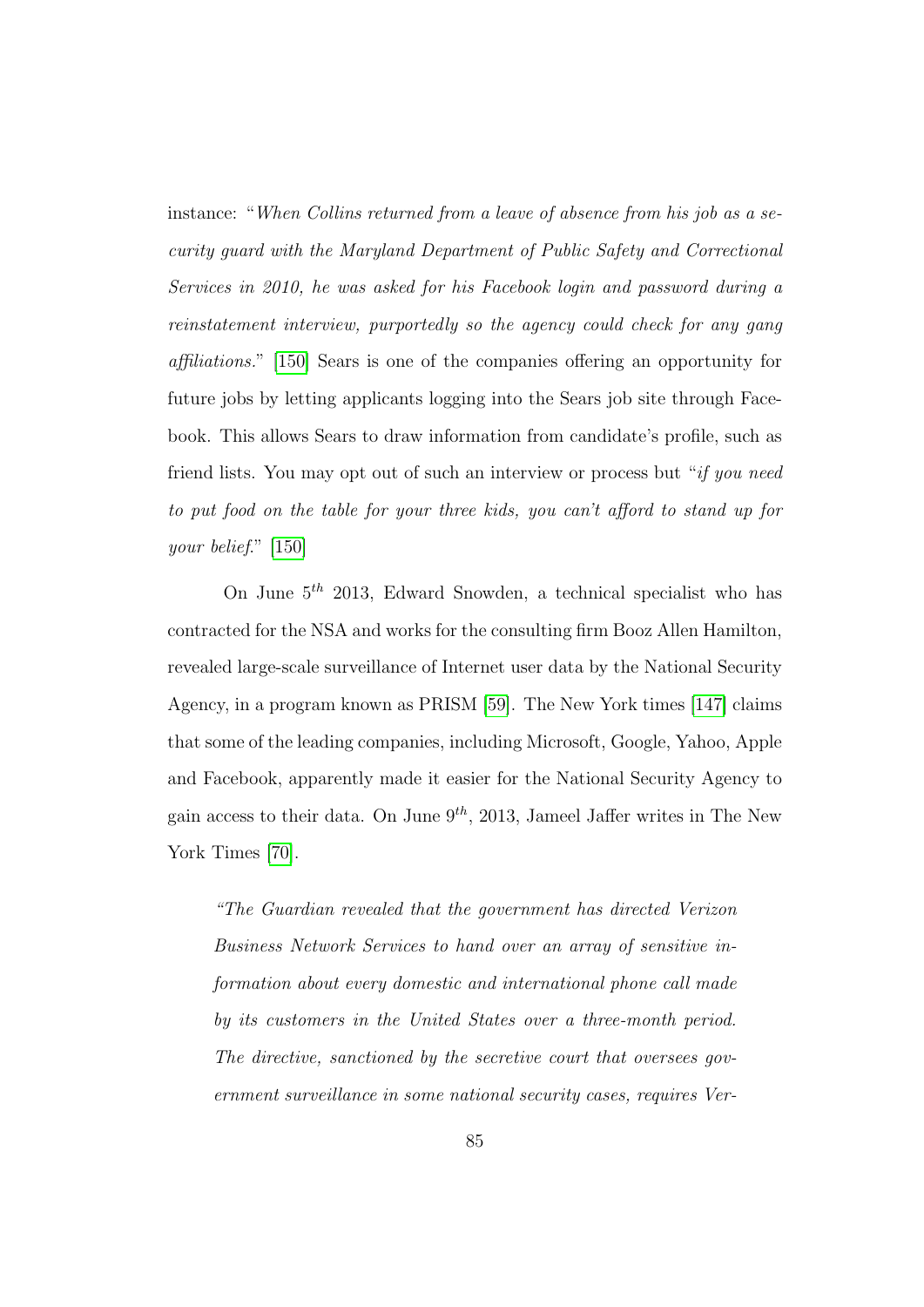instance: "*When Collins returned from a leave of absence from his job as a security guard with the Maryland Department of Public Safety and Correctional Services in 2010, he was asked for his Facebook login and password during a reinstatement interview, purportedly so the agency could check for any gang affiliations.*" [150] Sears is one of the companies offering an opportunity for future jobs by letting applicants logging into the Sears job site through Facebook. This allows Sears to draw information from candidate's profile, such as friend lists. You may opt out of such an interview or process but "*if you need to put food on the table for your three kids, you can't afford to stand up for your belief.*" [150]

On June $5^{th}$ 2013, Edward Snowden, a technical specialist who has contracted for the NSA and works for the consulting firm Booz Allen Hamilton, revealed large-scale surveillance of Internet user data by the National Security Agency, in a program known as PRISM [59]. The New York times [147] claims that some of the leading companies, including Microsoft, Google, Yahoo, Apple and Facebook, apparently made it easier for the National Security Agency to gain access to their data. On June $9^{th}$, 2013, Jameel Jaffer writes in The New York Times [70].

> *"The Guardian revealed that the government has directed Verizon Business Network Services to hand over an array of sensitive information about every domestic and international phone call made by its customers in the United States over a three-month period. The directive, sanctioned by the secretive court that oversees government surveillance in some national security cases, requires Ver-*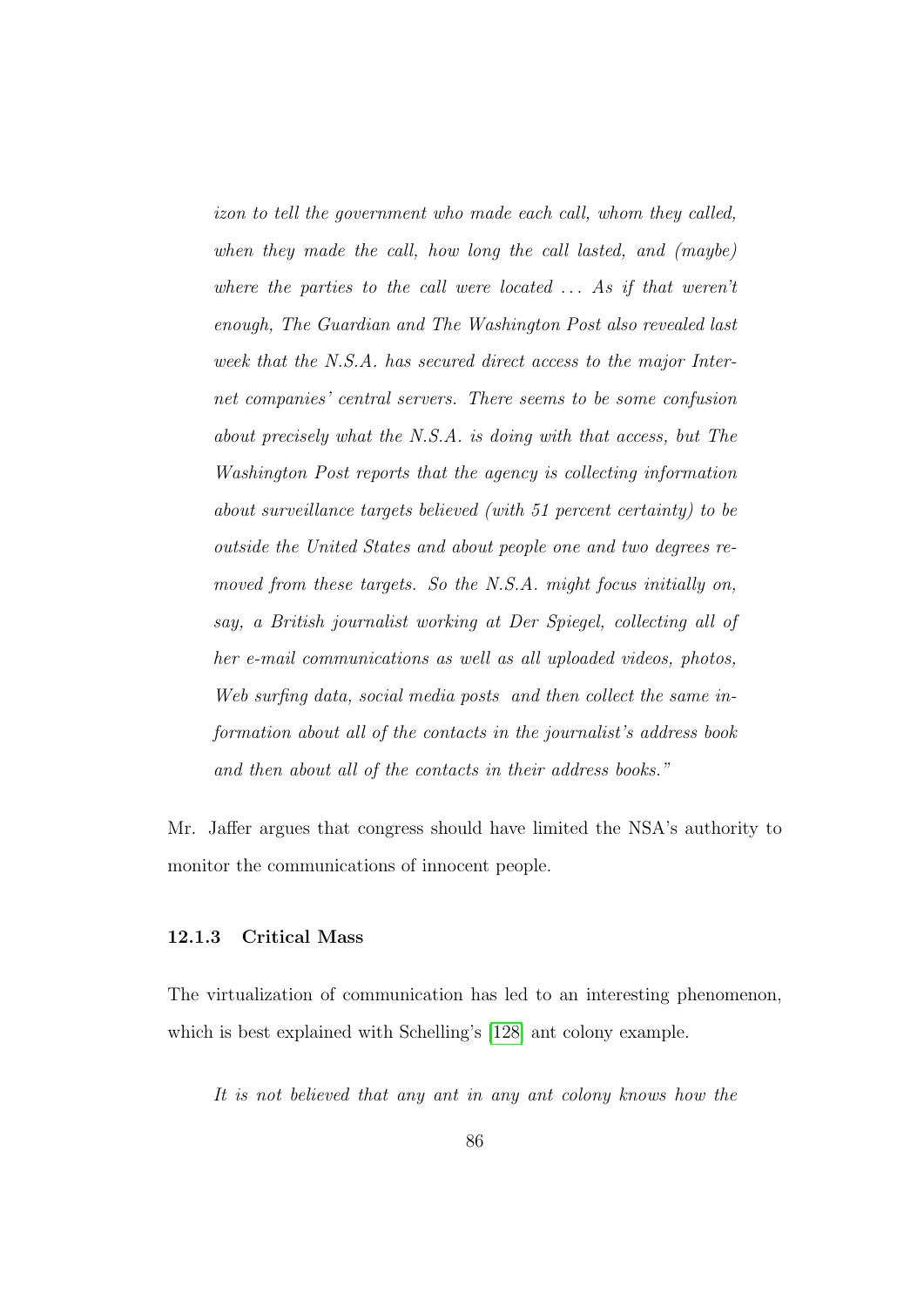*izon to tell the government who made each call, whom they called, when they made the call, how long the call lasted, and (maybe) where the parties to the call were located ... As if that weren't enough, The Guardian and The Washington Post also revealed last week that the N.S.A. has secured direct access to the major Internet companies' central servers. There seems to be some confusion about precisely what the N.S.A. is doing with that access, but The Washington Post reports that the agency is collecting information about surveillance targets believed (with 51 percent certainty) to be outside the United States and about people one and two degrees removed from these targets. So the N.S.A. might focus initially on, say, a British journalist working at Der Spiegel, collecting all of her e-mail communications as well as all uploaded videos, photos, Web surfing data, social media posts and then collect the same information about all of the contacts in the journalist's address book and then about all of the contacts in their address books."*

Mr. Jaffer argues that congress should have limited the NSA's authority to monitor the communications of innocent people.

### 12.1.3 Critical Mass

The virtualization of communication has led to an interesting phenomenon, which is best explained with Schelling's [128] ant colony example.

*It is not believed that any ant in any ant colony knows how the*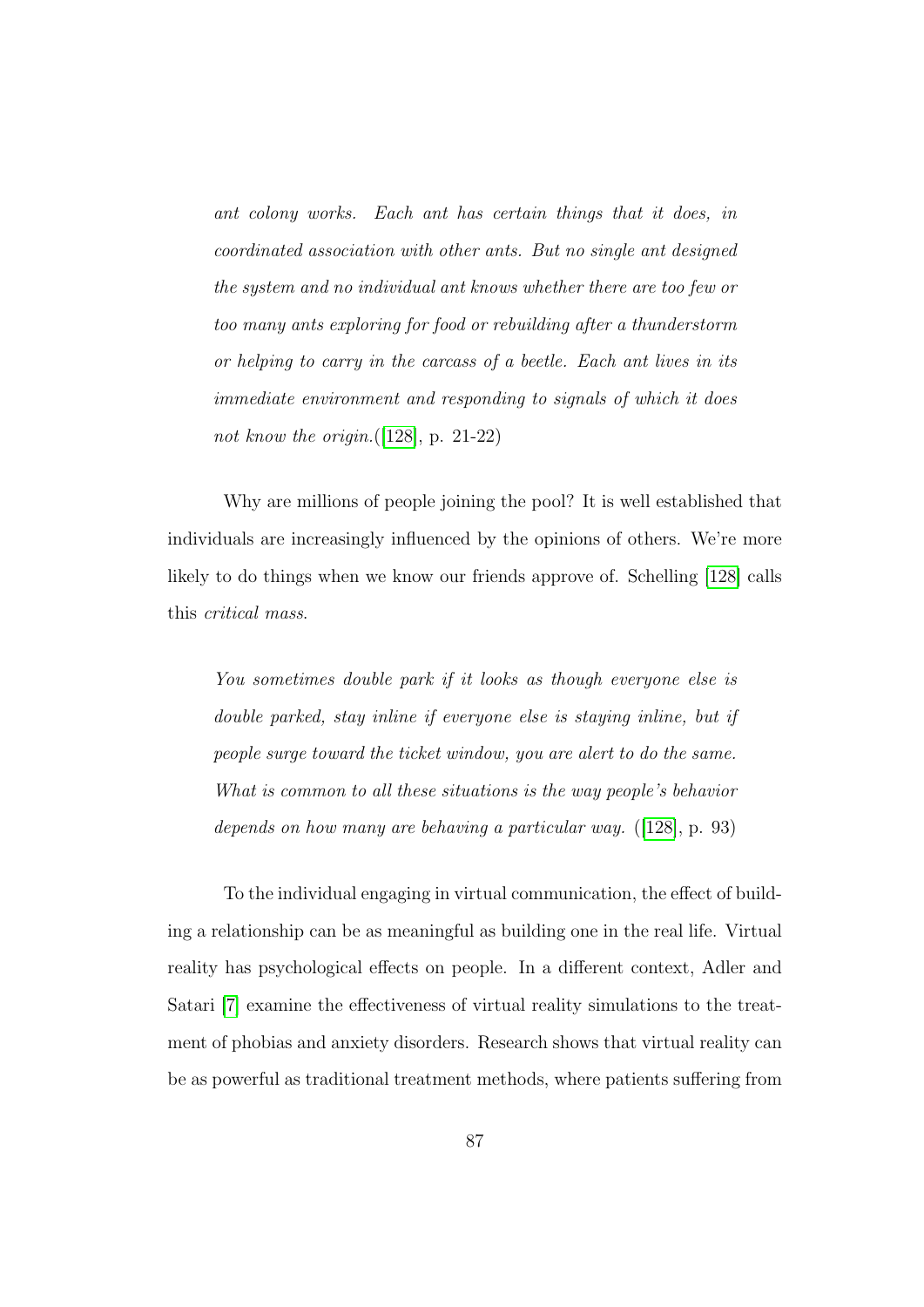*ant colony works. Each ant has certain things that it does, in coordinated association with other ants. But no single ant designed the system and no individual ant knows whether there are too few or too many ants exploring for food or rebuilding after a thunderstorm or helping to carry in the carcass of a beetle. Each ant lives in its immediate environment and responding to signals of which it does not know the origin.*([128], p. 21-22)

Why are millions of people joining the pool? It is well established that individuals are increasingly influenced by the opinions of others. We're more likely to do things when we know our friends approve of. Schelling [128] calls this *critical mass*.

*You sometimes double park if it looks as though everyone else is double parked, stay inline if everyone else is staying inline, but if people surge toward the ticket window, you are alert to do the same. What is common to all these situations is the way people's behavior depends on how many are behaving a particular way.* ([128], p. 93)

To the individual engaging in virtual communication, the effect of building a relationship can be as meaningful as building one in the real life. Virtual reality has psychological effects on people. In a different context, Adler and Satari [7] examine the effectiveness of virtual reality simulations to the treatment of phobias and anxiety disorders. Research shows that virtual reality can be as powerful as traditional treatment methods, where patients suffering from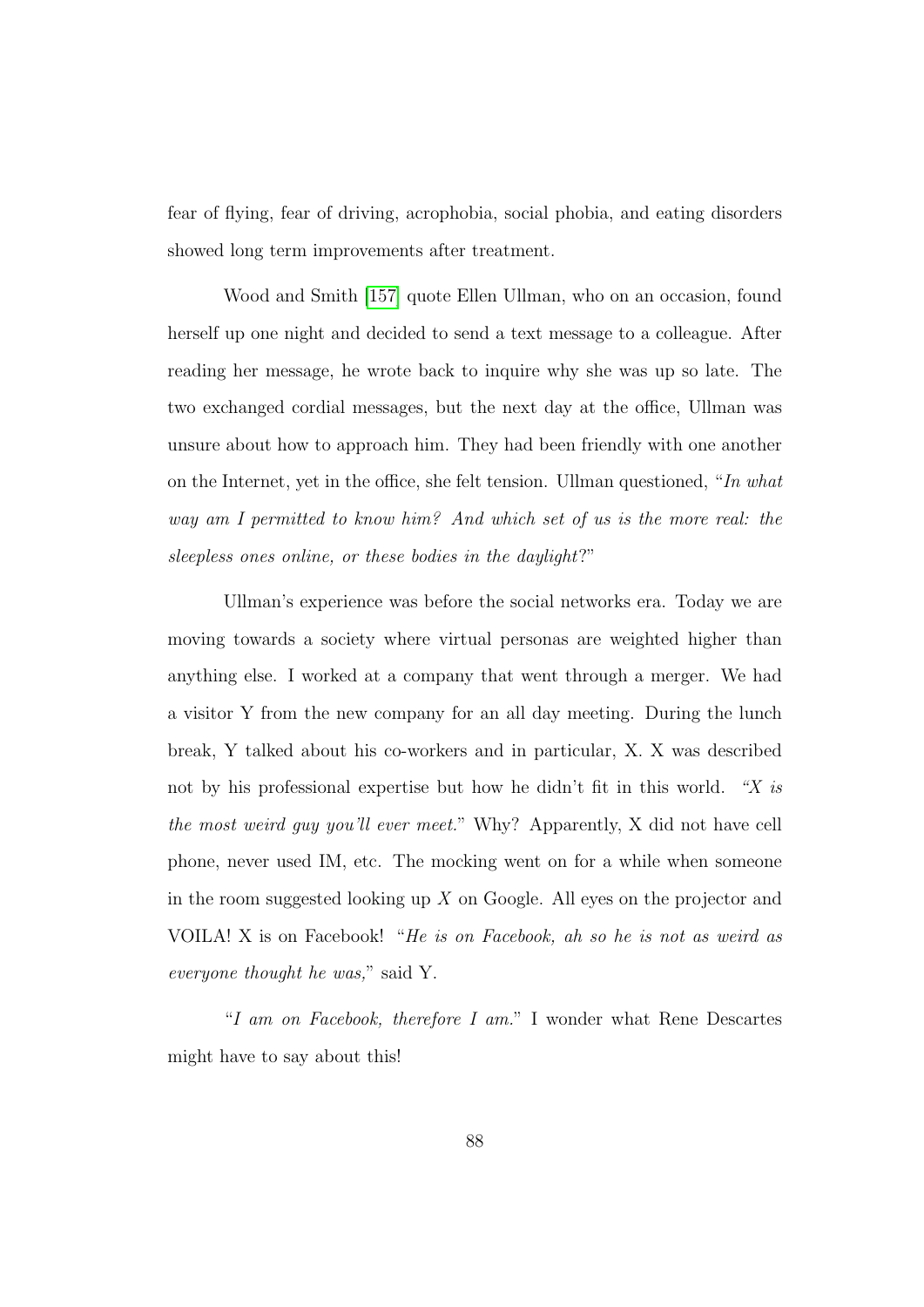fear of flying, fear of driving, acrophobia, social phobia, and eating disorders showed long term improvements after treatment.

Wood and Smith [157] quote Ellen Ullman, who on an occasion, found herself up one night and decided to send a text message to a colleague. After reading her message, he wrote back to inquire why she was up so late. The two exchanged cordial messages, but the next day at the office, Ullman was unsure about how to approach him. They had been friendly with one another on the Internet, yet in the office, she felt tension. Ullman questioned, "*In what way am I permitted to know him? And which set of us is the more real: the sleepless ones online, or these bodies in the daylight*?"

Ullman's experience was before the social networks era. Today we are moving towards a society where virtual personas are weighted higher than anything else. I worked at a company that went through a merger. We had a visitor Y from the new company for an all day meeting. During the lunch break, Y talked about his co-workers and in particular, X. X was described not by his professional expertise but how he didn't fit in this world. *"X is the most weird guy you'll ever meet.*" Why? Apparently, X did not have cell phone, never used IM, etc. The mocking went on for a while when someone in the room suggested looking up $X$ on Google. All eyes on the projector and VOILA! X is on Facebook! "*He is on Facebook, ah so he is not as weird as everyone thought he was,*" said Y.

"*I am on Facebook, therefore I am.*" I wonder what Rene Descartes might have to say about this!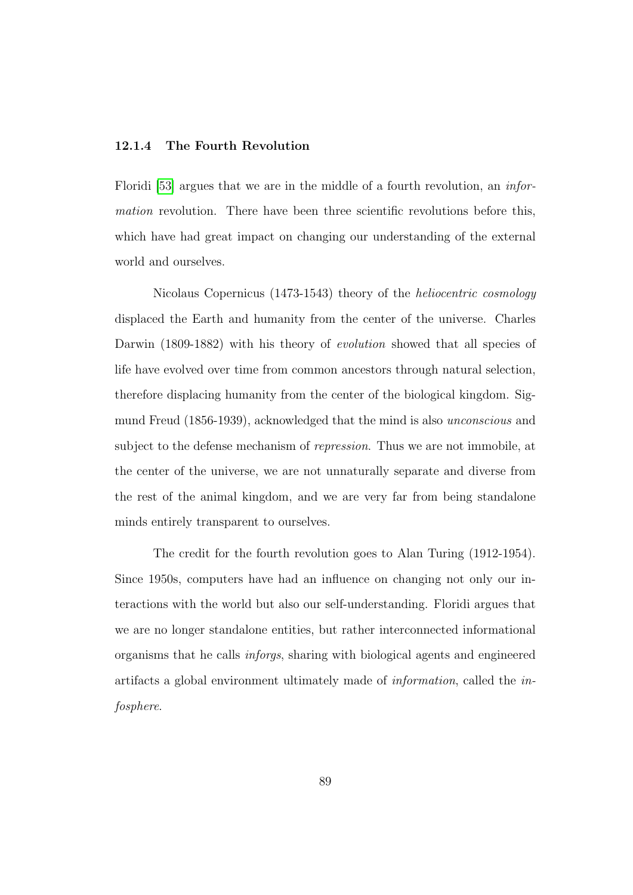### 12.1.4 The Fourth Revolution

Floridi [53] argues that we are in the middle of a fourth revolution, an *information* revolution. There have been three scientific revolutions before this, which have had great impact on changing our understanding of the external world and ourselves.

Nicolaus Copernicus (1473-1543) theory of the *heliocentric cosmology* displaced the Earth and humanity from the center of the universe. Charles Darwin (1809-1882) with his theory of *evolution* showed that all species of life have evolved over time from common ancestors through natural selection, therefore displacing humanity from the center of the biological kingdom. Sigmund Freud (1856-1939), acknowledged that the mind is also *unconscious* and subject to the defense mechanism of *repression*. Thus we are not immobile, at the center of the universe, we are not unnaturally separate and diverse from the rest of the animal kingdom, and we are very far from being standalone minds entirely transparent to ourselves.

The credit for the fourth revolution goes to Alan Turing (1912-1954). Since 1950s, computers have had an influence on changing not only our interactions with the world but also our self-understanding. Floridi argues that we are no longer standalone entities, but rather interconnected informational organisms that he calls *inforgs*, sharing with biological agents and engineered artifacts a global environment ultimately made of *information*, called the *infosphere*.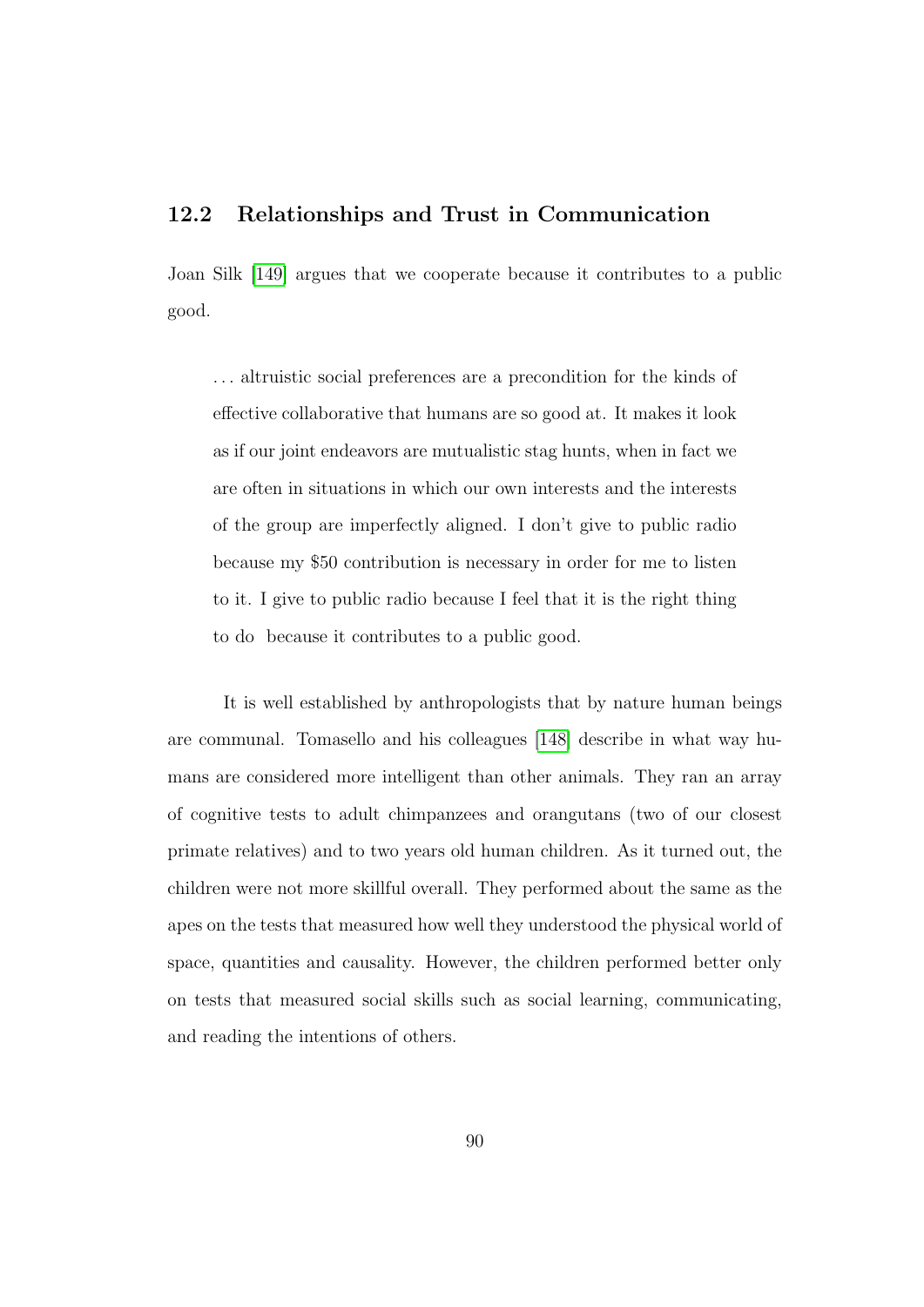## 12.2 Relationships and Trust in Communication

Joan Silk [149] argues that we cooperate because it contributes to a public good.

> . . . altruistic social preferences are a precondition for the kinds of effective collaborative that humans are so good at. It makes it look as if our joint endeavors are mutualistic stag hunts, when in fact we are often in situations in which our own interests and the interests of the group are imperfectly aligned. I don't give to public radio because my $50 contribution is necessary in order for me to listen to it. I give to public radio because I feel that it is the right thing to do because it contributes to a public good.

It is well established by anthropologists that by nature human beings are communal. Tomasello and his colleagues [148] describe in what way humans are considered more intelligent than other animals. They ran an array of cognitive tests to adult chimpanzees and orangutans (two of our closest primate relatives) and to two years old human children. As it turned out, the children were not more skillful overall. They performed about the same as the apes on the tests that measured how well they understood the physical world of space, quantities and causality. However, the children performed better only on tests that measured social skills such as social learning, communicating, and reading the intentions of others.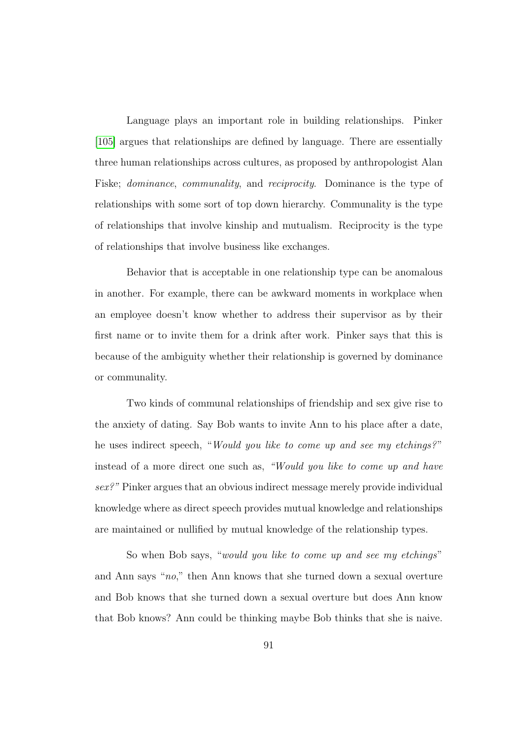Language plays an important role in building relationships. Pinker [105] argues that relationships are defined by language. There are essentially three human relationships across cultures, as proposed by anthropologist Alan Fiske; *dominance*, *communality*, and *reciprocity*. Dominance is the type of relationships with some sort of top down hierarchy. Communality is the type of relationships that involve kinship and mutualism. Reciprocity is the type of relationships that involve business like exchanges.

Behavior that is acceptable in one relationship type can be anomalous in another. For example, there can be awkward moments in workplace when an employee doesn't know whether to address their supervisor as by their first name or to invite them for a drink after work. Pinker says that this is because of the ambiguity whether their relationship is governed by dominance or communality.

Two kinds of communal relationships of friendship and sex give rise to the anxiety of dating. Say Bob wants to invite Ann to his place after a date, he uses indirect speech, "*Would you like to come up and see my etchings?*" instead of a more direct one such as, *"Would you like to come up and have sex?"* Pinker argues that an obvious indirect message merely provide individual knowledge where as direct speech provides mutual knowledge and relationships are maintained or nullified by mutual knowledge of the relationship types.

So when Bob says, "*would you like to come up and see my etchings*" and Ann says "*no*," then Ann knows that she turned down a sexual overture and Bob knows that she turned down a sexual overture but does Ann know that Bob knows? Ann could be thinking maybe Bob thinks that she is naive.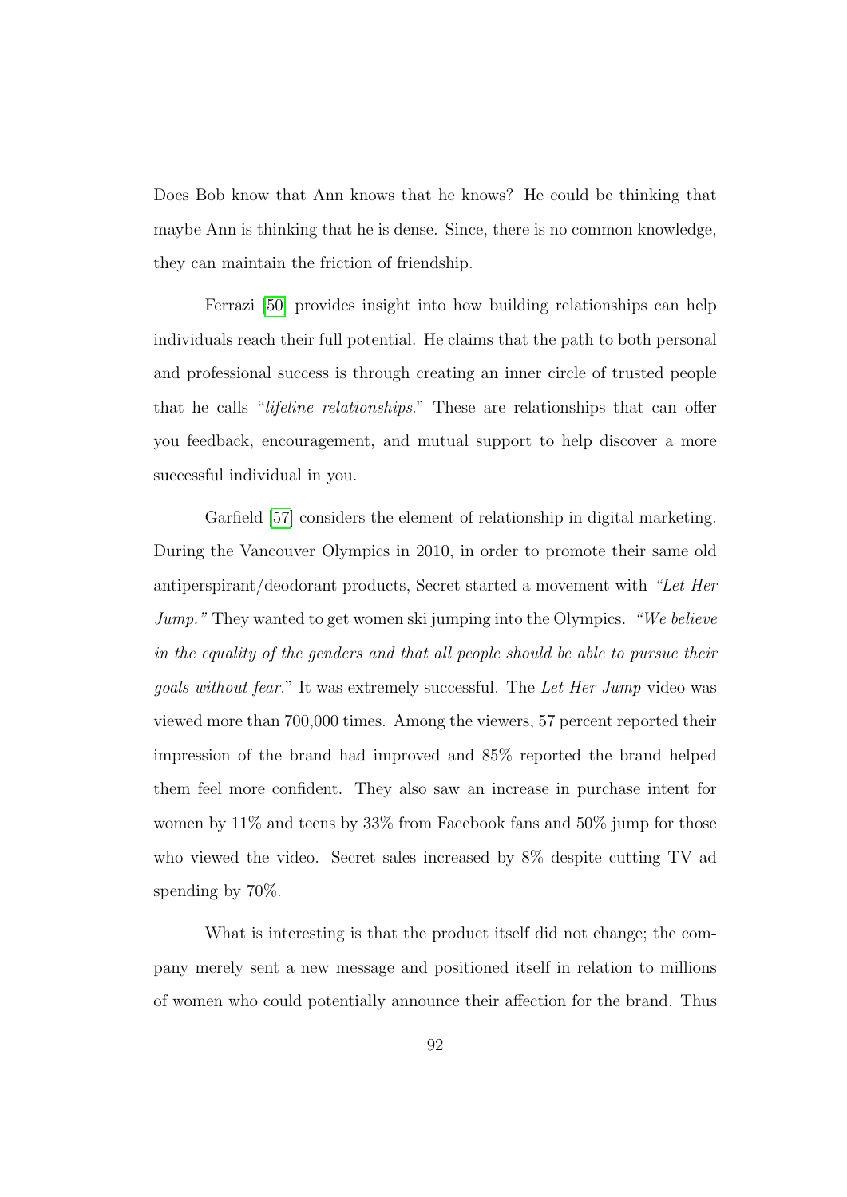Does Bob know that Ann knows that he knows? He could be thinking that maybe Ann is thinking that he is dense. Since, there is no common knowledge, they can maintain the friction of friendship.

Ferrazi [50] provides insight into how building relationships can help individuals reach their full potential. He claims that the path to both personal and professional success is through creating an inner circle of trusted people that he calls "*lifeline relationships*." These are relationships that can offer you feedback, encouragement, and mutual support to help discover a more successful individual in you.

Garfield [57] considers the element of relationship in digital marketing. During the Vancouver Olympics in 2010, in order to promote their same old antiperspirant/deodorant products, Secret started a movement with *"Let Her Jump."* They wanted to get women ski jumping into the Olympics. *"We believe in the equality of the genders and that all people should be able to pursue their goals without fear.*" It was extremely successful. The *Let Her Jump* video was viewed more than 700,000 times. Among the viewers, 57 percent reported their impression of the brand had improved and 85% reported the brand helped them feel more confident. They also saw an increase in purchase intent for women by 11% and teens by 33% from Facebook fans and 50% jump for those who viewed the video. Secret sales increased by 8% despite cutting TV ad spending by 70%.

What is interesting is that the product itself did not change; the company merely sent a new message and positioned itself in relation to millions of women who could potentially announce their affection for the brand. Thus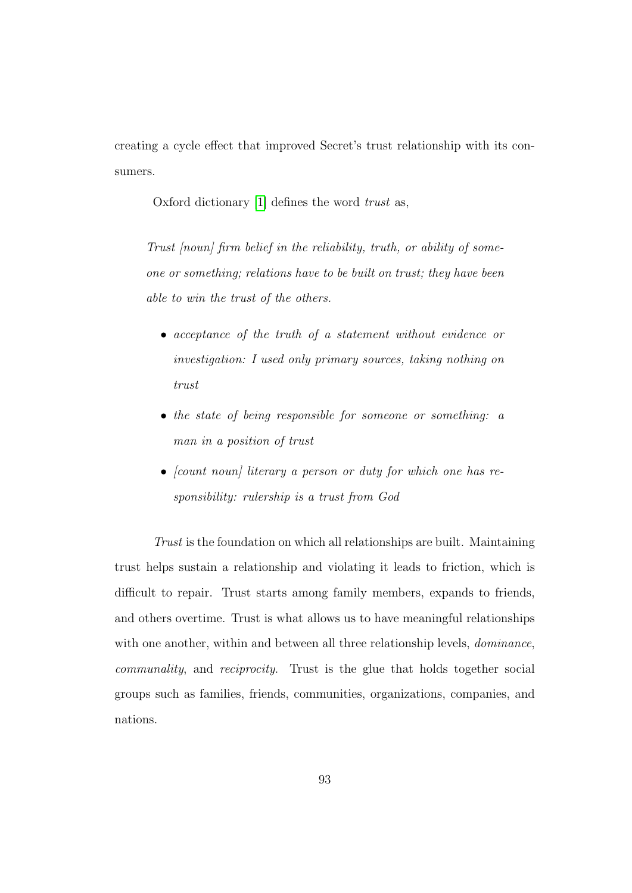creating a cycle effect that improved Secret's trust relationship with its consumers.

Oxford dictionary [1] defines the word *trust* as,

> *Trust [noun] firm belief in the reliability, truth, or ability of someone or something; relations have to be built on trust; they have been able to win the trust of the others.*
>
> - *acceptance of the truth of a statement without evidence or investigation: I used only primary sources, taking nothing on trust*
> - *the state of being responsible for someone or something: a man in a position of trust*
> - *[count noun] literary a person or duty for which one has responsibility: rulership is a trust from God*

*Trust* is the foundation on which all relationships are built. Maintaining trust helps sustain a relationship and violating it leads to friction, which is difficult to repair. Trust starts among family members, expands to friends, and others overtime. Trust is what allows us to have meaningful relationships with one another, within and between all three relationship levels, *dominance*, *communality*, and *reciprocity*. Trust is the glue that holds together social groups such as families, friends, communities, organizations, companies, and nations.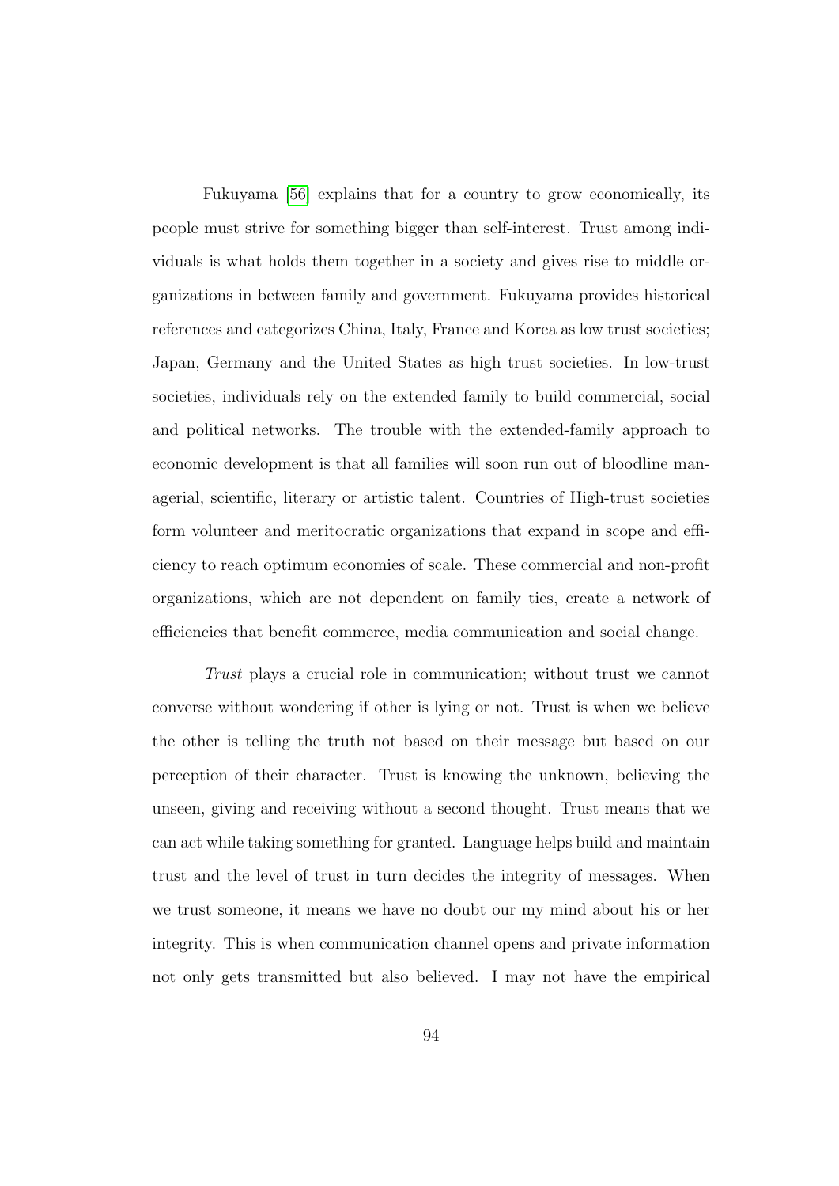Fukuyama [56] explains that for a country to grow economically, its people must strive for something bigger than self-interest. Trust among individuals is what holds them together in a society and gives rise to middle organizations in between family and government. Fukuyama provides historical references and categorizes China, Italy, France and Korea as low trust societies; Japan, Germany and the United States as high trust societies. In low-trust societies, individuals rely on the extended family to build commercial, social and political networks. The trouble with the extended-family approach to economic development is that all families will soon run out of bloodline managerial, scientific, literary or artistic talent. Countries of High-trust societies form volunteer and meritocratic organizations that expand in scope and efficiency to reach optimum economies of scale. These commercial and non-profit organizations, which are not dependent on family ties, create a network of efficiencies that benefit commerce, media communication and social change.

*Trust* plays a crucial role in communication; without trust we cannot converse without wondering if other is lying or not. Trust is when we believe the other is telling the truth not based on their message but based on our perception of their character. Trust is knowing the unknown, believing the unseen, giving and receiving without a second thought. Trust means that we can act while taking something for granted. Language helps build and maintain trust and the level of trust in turn decides the integrity of messages. When we trust someone, it means we have no doubt our my mind about his or her integrity. This is when communication channel opens and private information not only gets transmitted but also believed. I may not have the empirical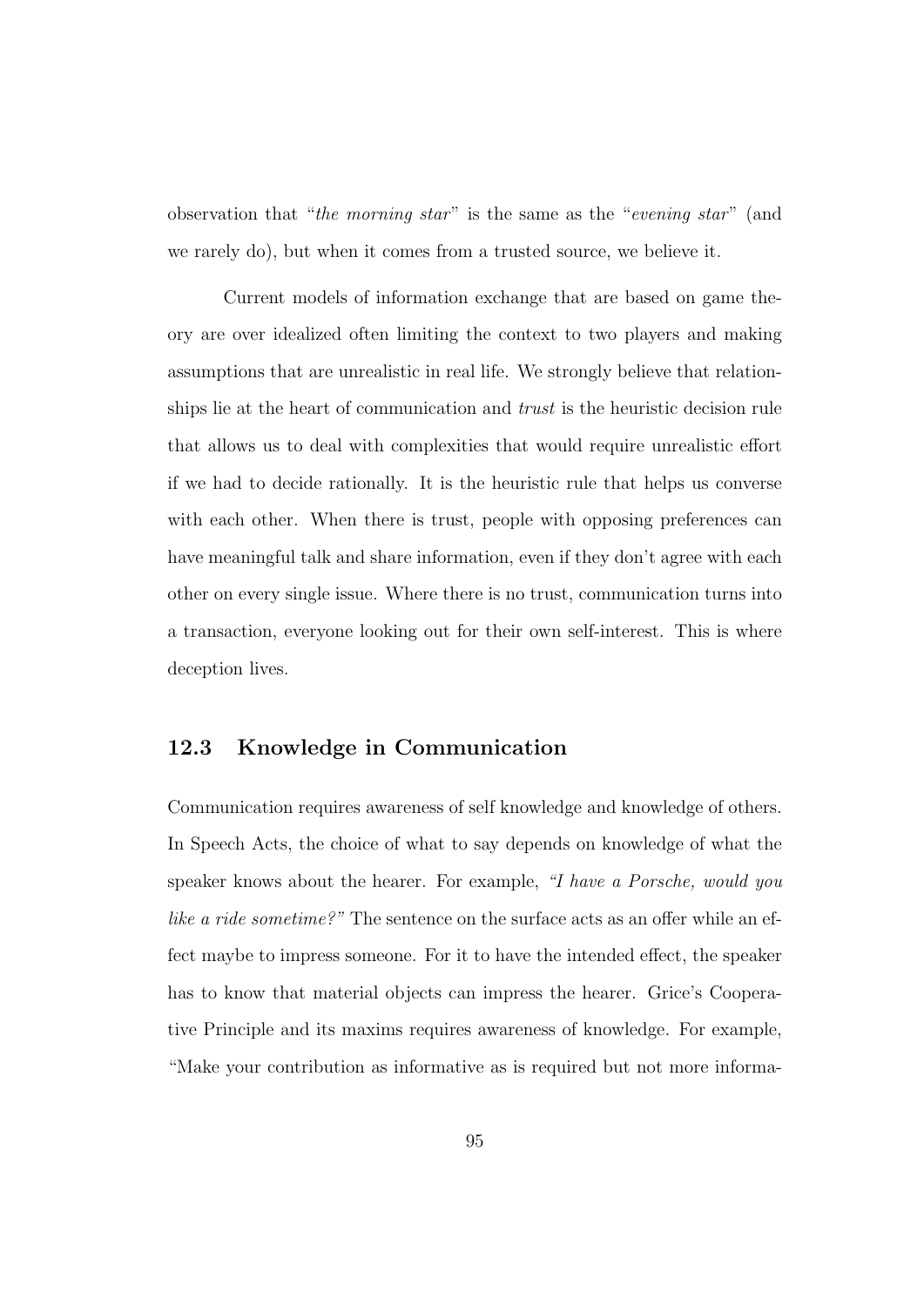observation that "*the morning star*" is the same as the "*evening star*" (and we rarely do), but when it comes from a trusted source, we believe it.

Current models of information exchange that are based on game theory are over idealized often limiting the context to two players and making assumptions that are unrealistic in real life. We strongly believe that relationships lie at the heart of communication and *trust* is the heuristic decision rule that allows us to deal with complexities that would require unrealistic effort if we had to decide rationally. It is the heuristic rule that helps us converse with each other. When there is trust, people with opposing preferences can have meaningful talk and share information, even if they don't agree with each other on every single issue. Where there is no trust, communication turns into a transaction, everyone looking out for their own self-interest. This is where deception lives.

## 12.3 Knowledge in Communication

Communication requires awareness of self knowledge and knowledge of others. In Speech Acts, the choice of what to say depends on knowledge of what the speaker knows about the hearer. For example, *"I have a Porsche, would you like a ride sometime?"* The sentence on the surface acts as an offer while an effect maybe to impress someone. For it to have the intended effect, the speaker has to know that material objects can impress the hearer. Grice's Cooperative Principle and its maxims requires awareness of knowledge. For example, "Make your contribution as informative as is required but not more informa-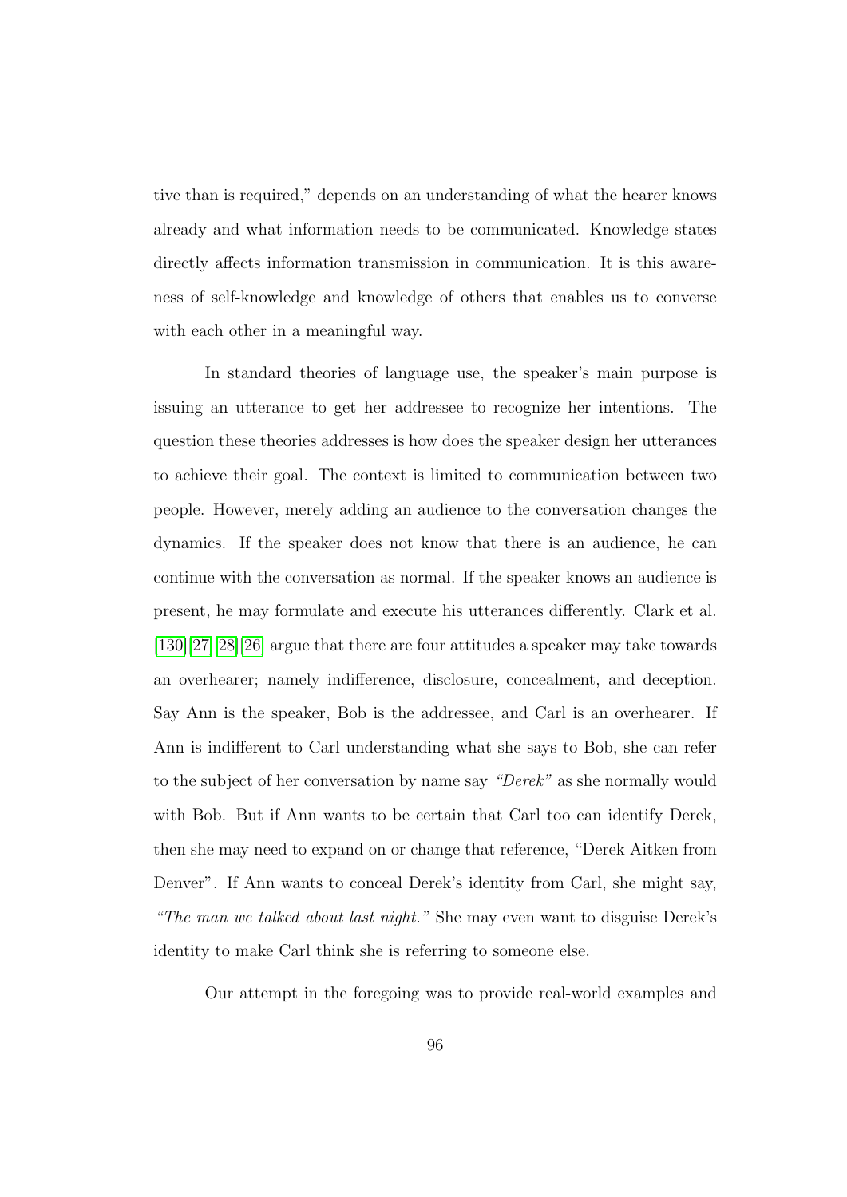tive than is required," depends on an understanding of what the hearer knows already and what information needs to be communicated. Knowledge states directly affects information transmission in communication. It is this awareness of self-knowledge and knowledge of others that enables us to converse with each other in a meaningful way.

In standard theories of language use, the speaker's main purpose is issuing an utterance to get her addressee to recognize her intentions. The question these theories addresses is how does the speaker design her utterances to achieve their goal. The context is limited to communication between two people. However, merely adding an audience to the conversation changes the dynamics. If the speaker does not know that there is an audience, he can continue with the conversation as normal. If the speaker knows an audience is present, he may formulate and execute his utterances differently. Clark et al. [130][27][28][26] argue that there are four attitudes a speaker may take towards an overhearer; namely indifference, disclosure, concealment, and deception. Say Ann is the speaker, Bob is the addressee, and Carl is an overhearer. If Ann is indifferent to Carl understanding what she says to Bob, she can refer to the subject of her conversation by name say *"Derek"* as she normally would with Bob. But if Ann wants to be certain that Carl too can identify Derek, then she may need to expand on or change that reference, "Derek Aitken from Denver". If Ann wants to conceal Derek's identity from Carl, she might say, *"The man we talked about last night."* She may even want to disguise Derek's identity to make Carl think she is referring to someone else.

Our attempt in the foregoing was to provide real-world examples and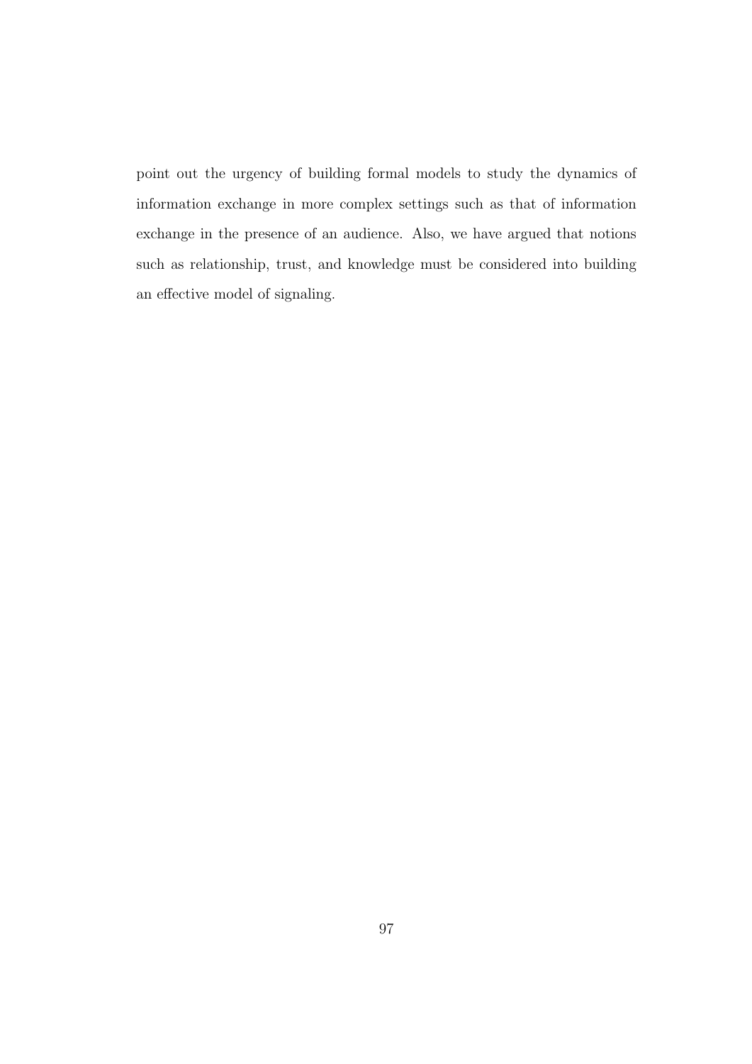point out the urgency of building formal models to study the dynamics of information exchange in more complex settings such as that of information exchange in the presence of an audience. Also, we have argued that notions such as relationship, trust, and knowledge must be considered into building an effective model of signaling.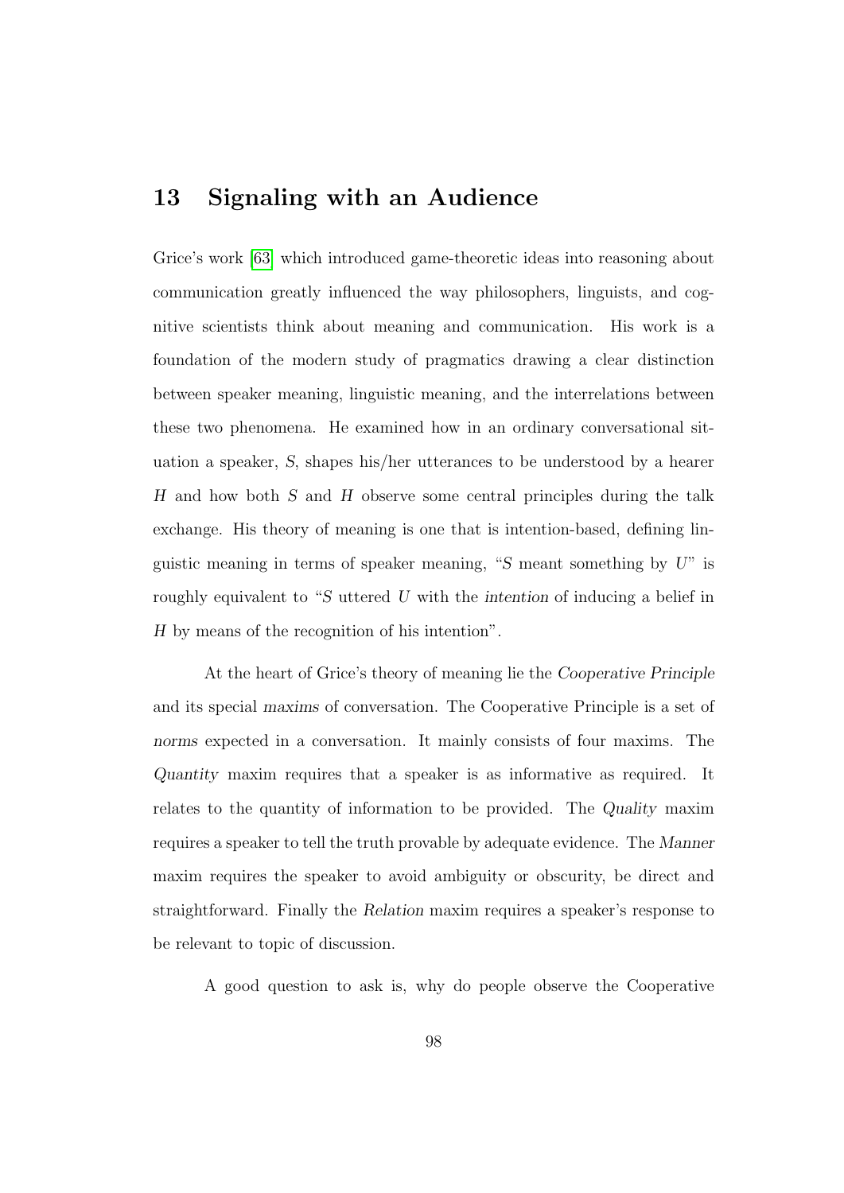# 13 Signaling with an Audience

Grice's work [63] which introduced game-theoretic ideas into reasoning about communication greatly influenced the way philosophers, linguists, and cognitive scientists think about meaning and communication. His work is a foundation of the modern study of pragmatics drawing a clear distinction between speaker meaning, linguistic meaning, and the interrelations between these two phenomena. He examined how in an ordinary conversational situation a speaker, $S$, shapes his/her utterances to be understood by a hearer $H$ and how both $S$ and $H$ observe some central principles during the talk exchange. His theory of meaning is one that is intention-based, defining linguistic meaning in terms of speaker meaning, "$S$ meant something by $U$" is roughly equivalent to "$S$ uttered $U$ with the *intention* of inducing a belief in $H$ by means of the recognition of his intention".

At the heart of Grice's theory of meaning lie the *Cooperative Principle* and its special *maxims* of conversation. The Cooperative Principle is a set of *norms* expected in a conversation. It mainly consists of four maxims. The *Quantity* maxim requires that a speaker is as informative as required. It relates to the quantity of information to be provided. The *Quality* maxim requires a speaker to tell the truth provable by adequate evidence. The *Manner* maxim requires the speaker to avoid ambiguity or obscurity, be direct and straightforward. Finally the *Relation* maxim requires a speaker's response to be relevant to topic of discussion.

A good question to ask is, why do people observe the Cooperative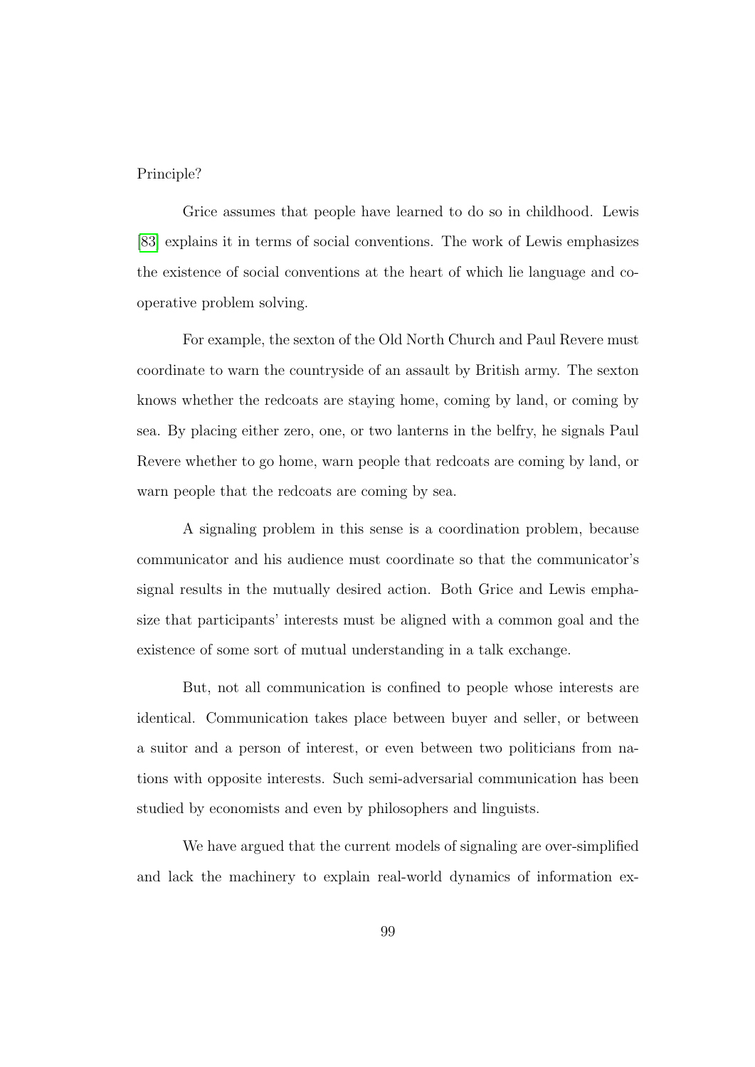Principle?

Grice assumes that people have learned to do so in childhood. Lewis [83] explains it in terms of social conventions. The work of Lewis emphasizes the existence of social conventions at the heart of which lie language and cooperative problem solving.

For example, the sexton of the Old North Church and Paul Revere must coordinate to warn the countryside of an assault by British army. The sexton knows whether the redcoats are staying home, coming by land, or coming by sea. By placing either zero, one, or two lanterns in the belfry, he signals Paul Revere whether to go home, warn people that redcoats are coming by land, or warn people that the redcoats are coming by sea.

A signaling problem in this sense is a coordination problem, because communicator and his audience must coordinate so that the communicator's signal results in the mutually desired action. Both Grice and Lewis emphasize that participants' interests must be aligned with a common goal and the existence of some sort of mutual understanding in a talk exchange.

But, not all communication is confined to people whose interests are identical. Communication takes place between buyer and seller, or between a suitor and a person of interest, or even between two politicians from nations with opposite interests. Such semi-adversarial communication has been studied by economists and even by philosophers and linguists.

We have argued that the current models of signaling are over-simplified and lack the machinery to explain real-world dynamics of information ex-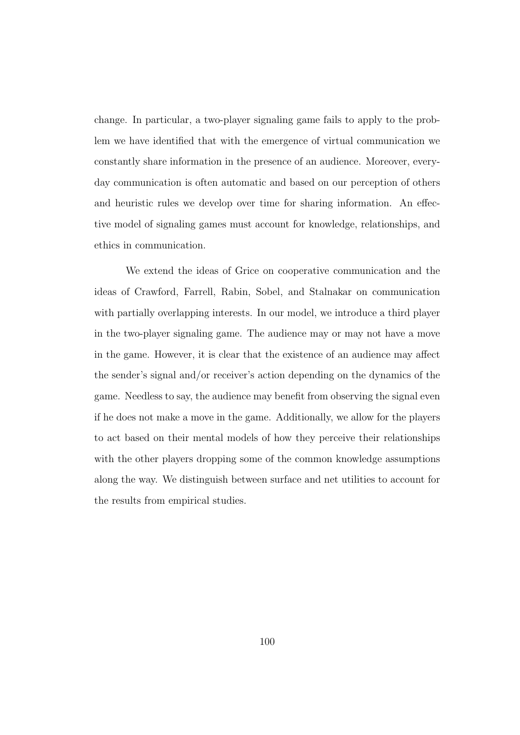change. In particular, a two-player signaling game fails to apply to the problem we have identified that with the emergence of virtual communication we constantly share information in the presence of an audience. Moreover, everyday communication is often automatic and based on our perception of others and heuristic rules we develop over time for sharing information. An effective model of signaling games must account for knowledge, relationships, and ethics in communication.

We extend the ideas of Grice on cooperative communication and the ideas of Crawford, Farrell, Rabin, Sobel, and Stalnakar on communication with partially overlapping interests. In our model, we introduce a third player in the two-player signaling game. The audience may or may not have a move in the game. However, it is clear that the existence of an audience may affect the sender's signal and/or receiver's action depending on the dynamics of the game. Needless to say, the audience may benefit from observing the signal even if he does not make a move in the game. Additionally, we allow for the players to act based on their mental models of how they perceive their relationships with the other players dropping some of the common knowledge assumptions along the way. We distinguish between surface and net utilities to account for the results from empirical studies.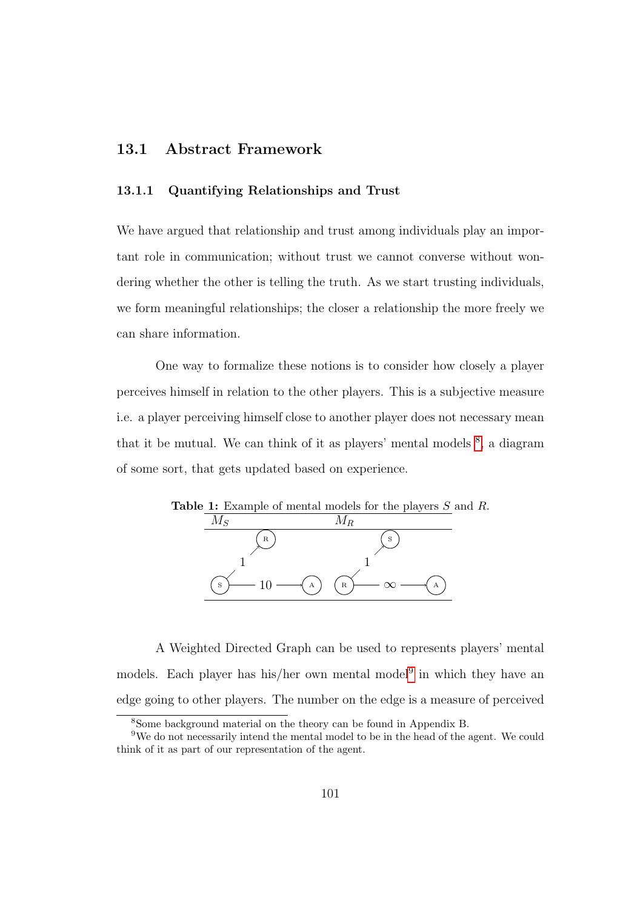## 13.1 Abstract Framework

### 13.1.1 Quantifying Relationships and Trust

We have argued that relationship and trust among individuals play an important role in communication; without trust we cannot converse without wondering whether the other is telling the truth. As we start trusting individuals, we form meaningful relationships; the closer a relationship the more freely we can share information.

One way to formalize these notions is to consider how closely a player perceives himself in relation to the other players. This is a subjective measure i.e. a player perceiving himself close to another player does not necessary mean that it be mutual. We can think of it as players' mental models [8], a diagram of some sort, that gets updated based on experience.

**Table 1:** Example of mental models for the players $S$ and $R$.

| $M_S$ | $M_R$ |
|---|---|
| S → R (weight 1); S → A (weight 10) | R → S (weight 1); R → A (weight $\infty$) |

A Weighted Directed Graph can be used to represents players' mental models. Each player has his/her own mental model[9] in which they have an edge going to other players. The number on the edge is a measure of perceived

[8] Some background material on the theory can be found in Appendix B.

[9] We do not necessarily intend the mental model to be in the head of the agent. We could think of it as part of our representation of the agent.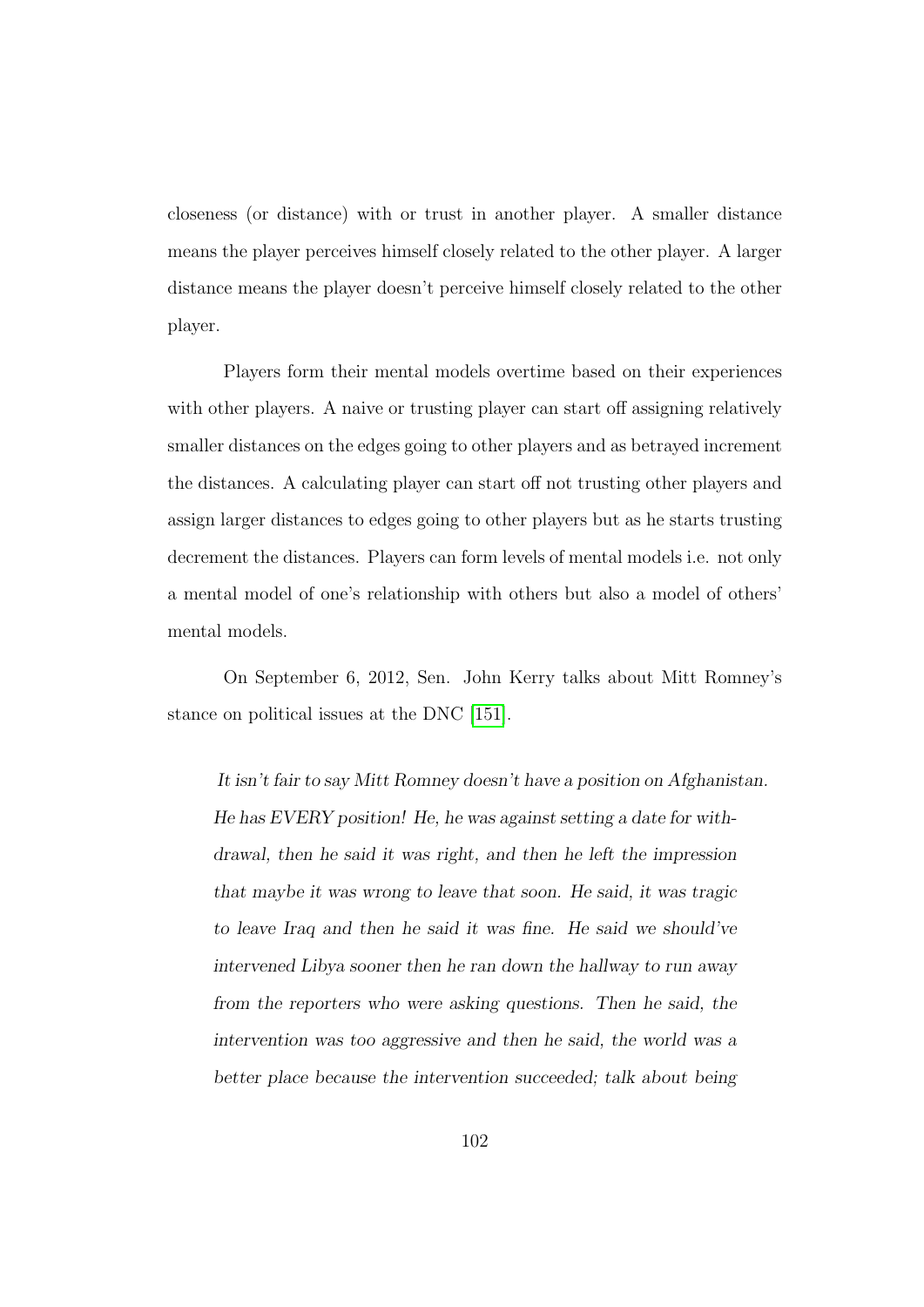closeness (or distance) with or trust in another player. A smaller distance means the player perceives himself closely related to the other player. A larger distance means the player doesn't perceive himself closely related to the other player.

Players form their mental models overtime based on their experiences with other players. A naive or trusting player can start off assigning relatively smaller distances on the edges going to other players and as betrayed increment the distances. A calculating player can start off not trusting other players and assign larger distances to edges going to other players but as he starts trusting decrement the distances. Players can form levels of mental models i.e. not only a mental model of one's relationship with others but also a model of others' mental models.

On September 6, 2012, Sen. John Kerry talks about Mitt Romney's stance on political issues at the DNC [151].

> *It isn't fair to say Mitt Romney doesn't have a position on Afghanistan. He has EVERY position! He, he was against setting a date for withdrawal, then he said it was right, and then he left the impression that maybe it was wrong to leave that soon. He said, it was tragic to leave Iraq and then he said it was fine. He said we should've intervened Libya sooner then he ran down the hallway to run away from the reporters who were asking questions. Then he said, the intervention was too aggressive and then he said, the world was a better place because the intervention succeeded; talk about being*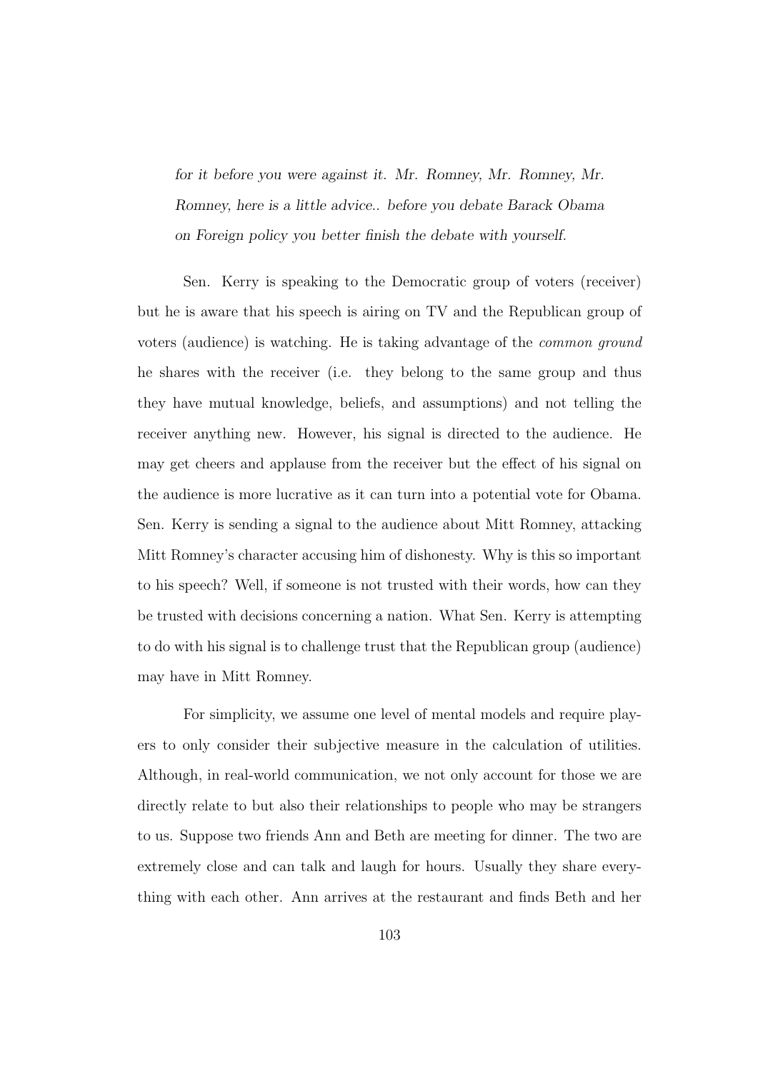*for it before you were against it. Mr. Romney, Mr. Romney, Mr. Romney, here is a little advice.. before you debate Barack Obama on Foreign policy you better finish the debate with yourself.*

Sen. Kerry is speaking to the Democratic group of voters (receiver) but he is aware that his speech is airing on TV and the Republican group of voters (audience) is watching. He is taking advantage of the *common ground* he shares with the receiver (i.e. they belong to the same group and thus they have mutual knowledge, beliefs, and assumptions) and not telling the receiver anything new. However, his signal is directed to the audience. He may get cheers and applause from the receiver but the effect of his signal on the audience is more lucrative as it can turn into a potential vote for Obama. Sen. Kerry is sending a signal to the audience about Mitt Romney, attacking Mitt Romney's character accusing him of dishonesty. Why is this so important to his speech? Well, if someone is not trusted with their words, how can they be trusted with decisions concerning a nation. What Sen. Kerry is attempting to do with his signal is to challenge trust that the Republican group (audience) may have in Mitt Romney.

For simplicity, we assume one level of mental models and require players to only consider their subjective measure in the calculation of utilities. Although, in real-world communication, we not only account for those we are directly relate to but also their relationships to people who may be strangers to us. Suppose two friends Ann and Beth are meeting for dinner. The two are extremely close and can talk and laugh for hours. Usually they share everything with each other. Ann arrives at the restaurant and finds Beth and her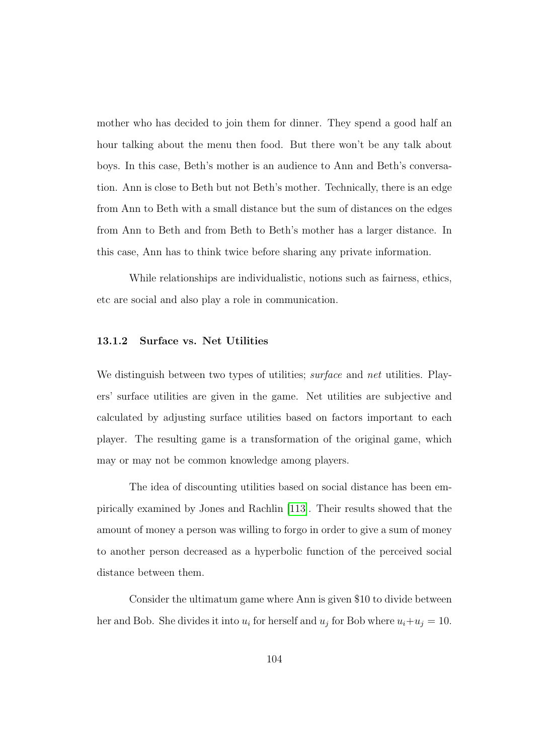mother who has decided to join them for dinner. They spend a good half an hour talking about the menu then food. But there won't be any talk about boys. In this case, Beth's mother is an audience to Ann and Beth's conversation. Ann is close to Beth but not Beth's mother. Technically, there is an edge from Ann to Beth with a small distance but the sum of distances on the edges from Ann to Beth and from Beth to Beth's mother has a larger distance. In this case, Ann has to think twice before sharing any private information.

While relationships are individualistic, notions such as fairness, ethics, etc are social and also play a role in communication.

### 13.1.2 Surface vs. Net Utilities

We distinguish between two types of utilities; *surface* and *net* utilities. Players' surface utilities are given in the game. Net utilities are subjective and calculated by adjusting surface utilities based on factors important to each player. The resulting game is a transformation of the original game, which may or may not be common knowledge among players.

The idea of discounting utilities based on social distance has been empirically examined by Jones and Rachlin [113]. Their results showed that the amount of money a person was willing to forgo in order to give a sum of money to another person decreased as a hyperbolic function of the perceived social distance between them.

Consider the ultimatum game where Ann is given \$10 to divide between her and Bob. She divides it into $u_i$ for herself and $u_j$ for Bob where $u_i + u_j = 10$.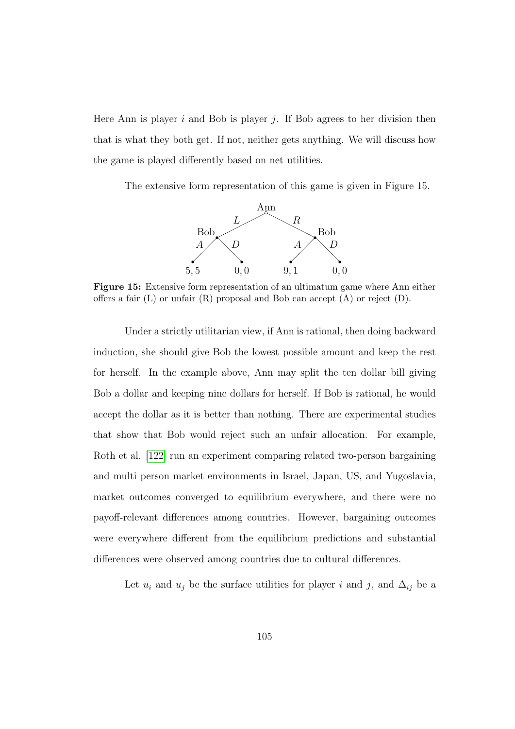Here Ann is player $i$ and Bob is player $j$. If Bob agrees to her division then that is what they both get. If not, neither gets anything. We will discuss how the game is played differently based on net utilities.

The extensive form representation of this game is given in Figure 15.

**Figure 15:** Extensive form representation of an ultimatum game where Ann either offers a fair (L) or unfair (R) proposal and Bob can accept (A) or reject (D).

Under a strictly utilitarian view, if Ann is rational, then doing backward induction, she should give Bob the lowest possible amount and keep the rest for herself. In the example above, Ann may split the ten dollar bill giving Bob a dollar and keeping nine dollars for herself. If Bob is rational, he would accept the dollar as it is better than nothing. There are experimental studies that show that Bob would reject such an unfair allocation. For example, Roth et al. [122] run an experiment comparing related two-person bargaining and multi person market environments in Israel, Japan, US, and Yugoslavia, market outcomes converged to equilibrium everywhere, and there were no payoff-relevant differences among countries. However, bargaining outcomes were everywhere different from the equilibrium predictions and substantial differences were observed among countries due to cultural differences.

Let $u_i$ and $u_j$ be the surface utilities for player $i$ and $j$, and $\Delta_{ij}$ be a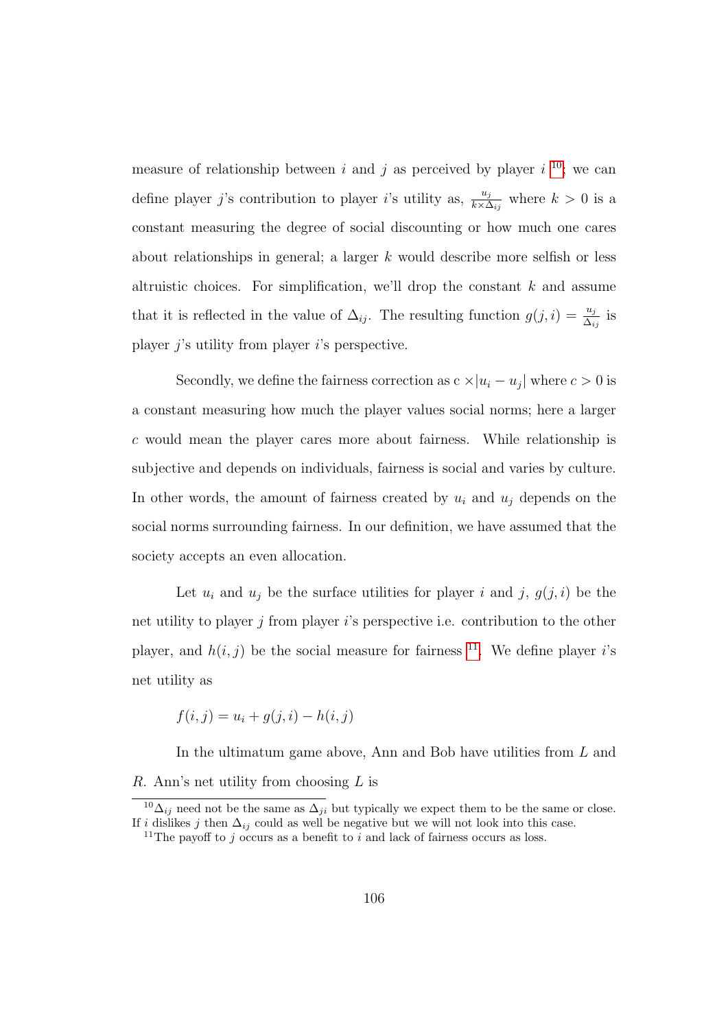measure of relationship between $i$ and $j$ as perceived by player $i$ [10]; we can define player $j$'s contribution to player $i$'s utility as, $\frac{u_j}{k \times \Delta_{ij}}$ where $k > 0$ is a constant measuring the degree of social discounting or how much one cares about relationships in general; a larger $k$ would describe more selfish or less altruistic choices. For simplification, we'll drop the constant $k$ and assume that it is reflected in the value of $\Delta_{ij}$. The resulting function $g(j, i) = \frac{u_j}{\Delta_{ij}}$ is player $j$'s utility from player $i$'s perspective.

Secondly, we define the fairness correction as c $\times |u_i - u_j|$ where $c > 0$ is a constant measuring how much the player values social norms; here a larger $c$ would mean the player cares more about fairness. While relationship is subjective and depends on individuals, fairness is social and varies by culture. In other words, the amount of fairness created by $u_i$ and $u_j$ depends on the social norms surrounding fairness. In our definition, we have assumed that the society accepts an even allocation.

Let $u_i$ and $u_j$ be the surface utilities for player $i$ and $j$, $g(j, i)$ be the net utility to player $j$ from player $i$'s perspective i.e. contribution to the other player, and $h(i, j)$ be the social measure for fairness [11]. We define player $i$'s net utility as

$$f(i, j) = u_i + g(j, i) - h(i, j)$$

In the ultimatum game above, Ann and Bob have utilities from $L$ and $R$. Ann's net utility from choosing $L$ is

---

[10] $\Delta_{ij}$ need not be the same as $\Delta_{ji}$ but typically we expect them to be the same or close. If $i$ dislikes $j$ then $\Delta_{ij}$ could as well be negative but we will not look into this case.

[11] The payoff to $j$ occurs as a benefit to $i$ and lack of fairness occurs as loss.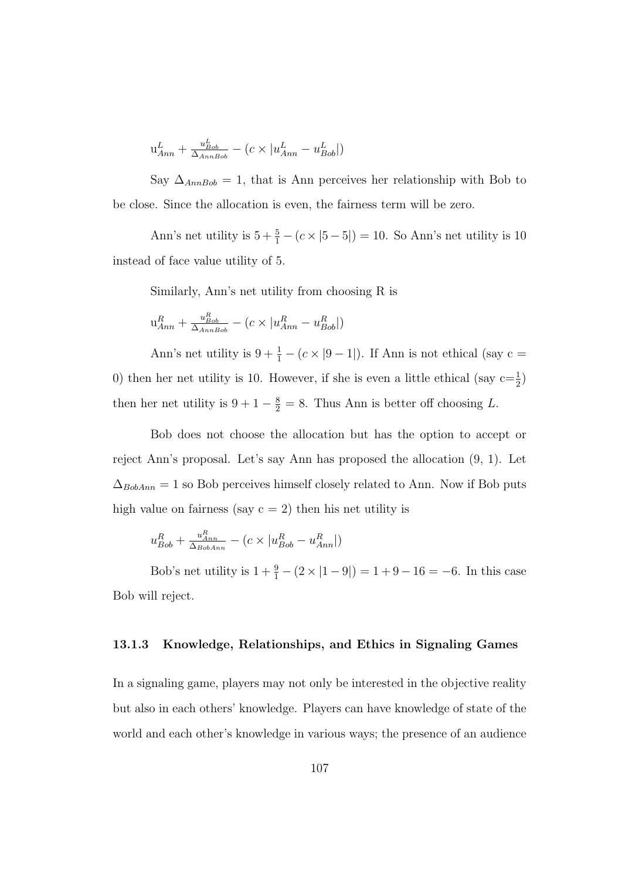$$u^L_{Ann} + \frac{u^L_{Bob}}{\Delta_{AnnBob}} - (c \times |u^L_{Ann} - u^L_{Bob}|)$$

Say $\Delta_{AnnBob} = 1$, that is Ann perceives her relationship with Bob to be close. Since the allocation is even, the fairness term will be zero.

Ann's net utility is $5 + \frac{5}{1} - (c \times |5 - 5|) = 10$. So Ann's net utility is 10 instead of face value utility of 5.

Similarly, Ann's net utility from choosing R is

$$u^R_{Ann} + \frac{u^R_{Bob}}{\Delta_{AnnBob}} - (c \times |u^R_{Ann} - u^R_{Bob}|)$$

Ann's net utility is $9 + \frac{1}{1} - (c \times |9 - 1|)$. If Ann is not ethical (say $c = 0$) then her net utility is 10. However, if she is even a little ethical (say $c = \frac{1}{2}$) then her net utility is $9 + 1 - \frac{8}{2} = 8$. Thus Ann is better off choosing $L$.

Bob does not choose the allocation but has the option to accept or reject Ann's proposal. Let's say Ann has proposed the allocation (9, 1). Let $\Delta_{BobAnn} = 1$ so Bob perceives himself closely related to Ann. Now if Bob puts high value on fairness (say $c = 2$) then his net utility is

$$u^R_{Bob} + \frac{u^R_{Ann}}{\Delta_{BobAnn}} - (c \times |u^R_{Bob} - u^R_{Ann}|)$$

Bob's net utility is $1 + \frac{9}{1} - (2 \times |1 - 9|) = 1 + 9 - 16 = -6$. In this case Bob will reject.

### 13.1.3 Knowledge, Relationships, and Ethics in Signaling Games

In a signaling game, players may not only be interested in the objective reality but also in each others' knowledge. Players can have knowledge of state of the world and each other's knowledge in various ways; the presence of an audience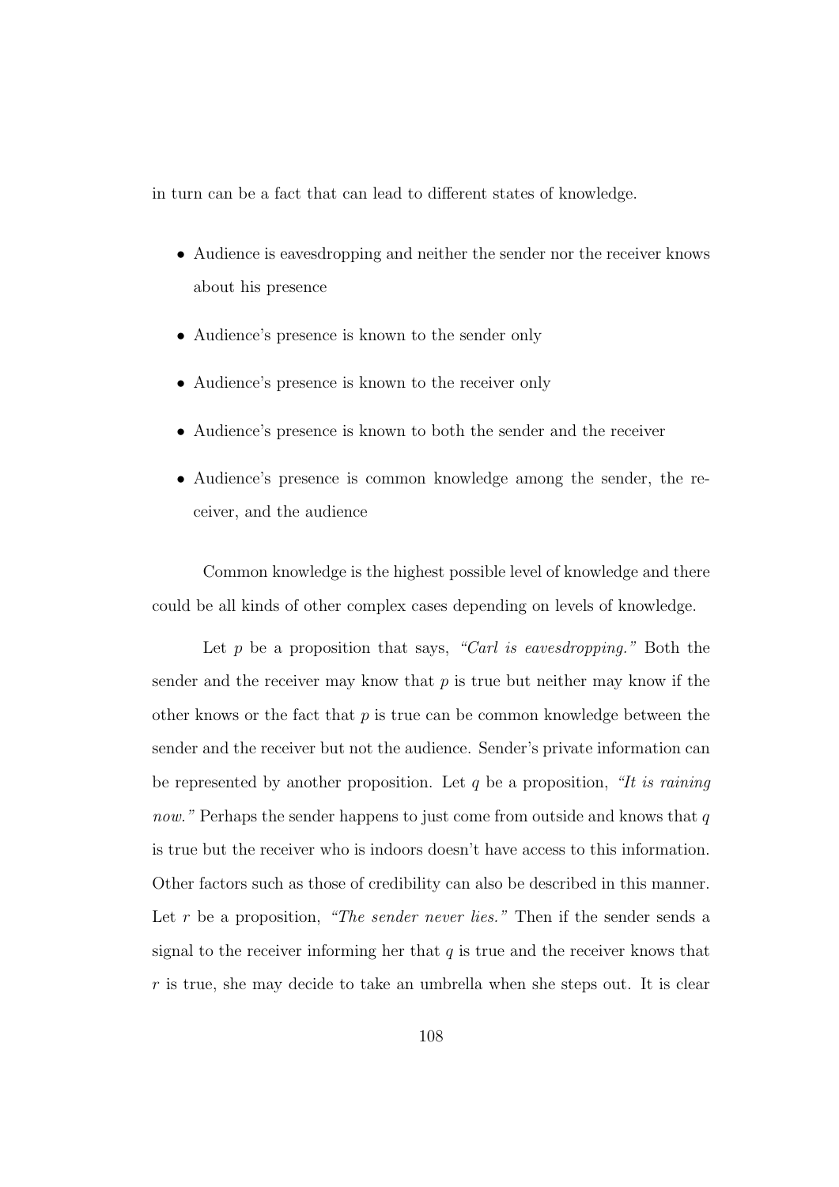in turn can be a fact that can lead to different states of knowledge.

- Audience is eavesdropping and neither the sender nor the receiver knows about his presence
- Audience's presence is known to the sender only
- Audience's presence is known to the receiver only
- Audience's presence is known to both the sender and the receiver
- Audience's presence is common knowledge among the sender, the receiver, and the audience

Common knowledge is the highest possible level of knowledge and there could be all kinds of other complex cases depending on levels of knowledge.

Let $p$ be a proposition that says, *"Carl is eavesdropping."* Both the sender and the receiver may know that $p$ is true but neither may know if the other knows or the fact that $p$ is true can be common knowledge between the sender and the receiver but not the audience. Sender's private information can be represented by another proposition. Let $q$ be a proposition, *"It is raining now."* Perhaps the sender happens to just come from outside and knows that $q$ is true but the receiver who is indoors doesn't have access to this information. Other factors such as those of credibility can also be described in this manner. Let $r$ be a proposition, *"The sender never lies."* Then if the sender sends a signal to the receiver informing her that $q$ is true and the receiver knows that $r$ is true, she may decide to take an umbrella when she steps out. It is clear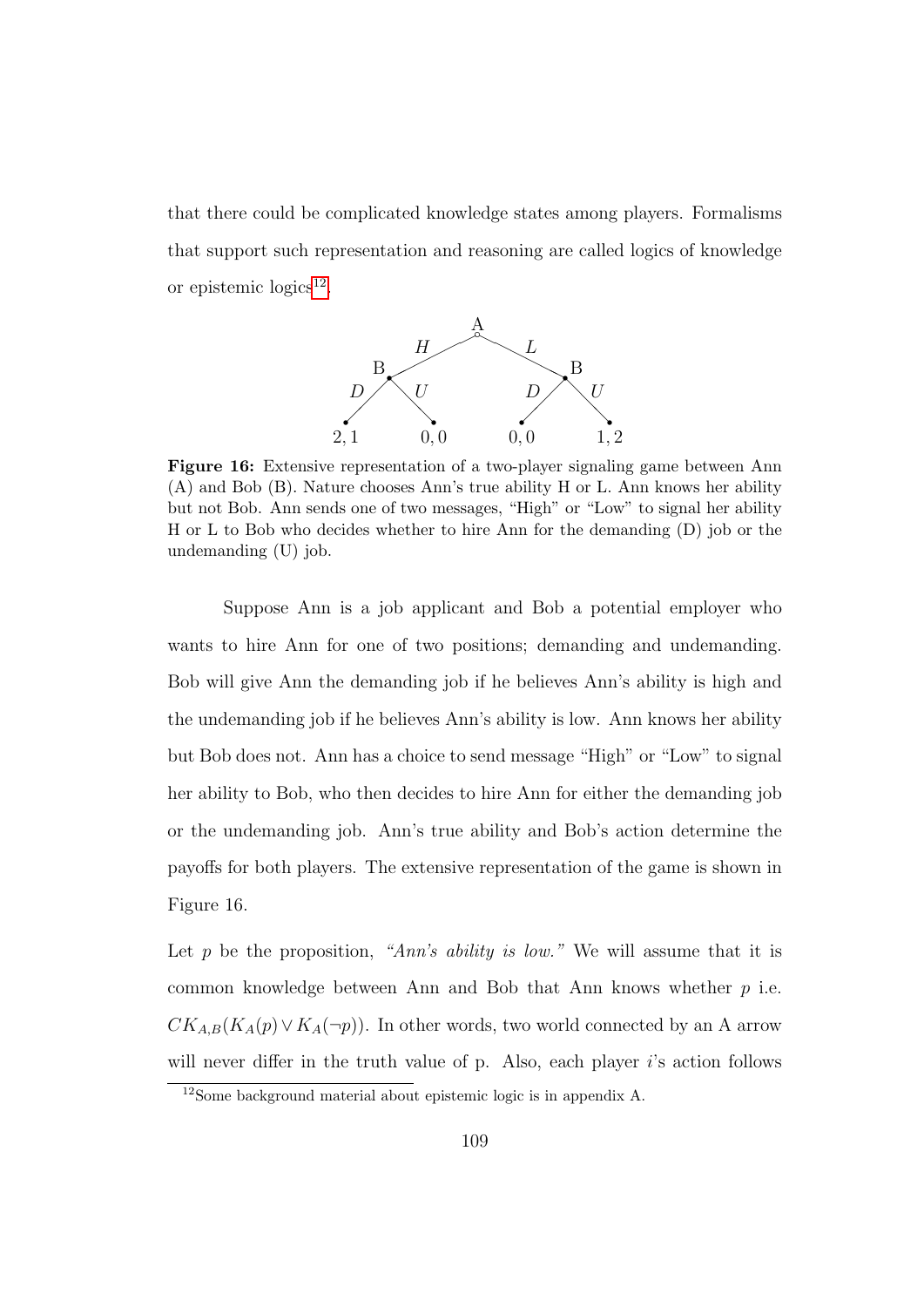that there could be complicated knowledge states among players. Formalisms that support such representation and reasoning are called logics of knowledge or epistemic logics[12].

**Figure 16:** Extensive representation of a two-player signaling game between Ann (A) and Bob (B). Nature chooses Ann's true ability H or L. Ann knows her ability but not Bob. Ann sends one of two messages, "High" or "Low" to signal her ability H or L to Bob who decides whether to hire Ann for the demanding (D) job or the undemanding (U) job.

Suppose Ann is a job applicant and Bob a potential employer who wants to hire Ann for one of two positions; demanding and undemanding. Bob will give Ann the demanding job if he believes Ann's ability is high and the undemanding job if he believes Ann's ability is low. Ann knows her ability but Bob does not. Ann has a choice to send message "High" or "Low" to signal her ability to Bob, who then decides to hire Ann for either the demanding job or the undemanding job. Ann's true ability and Bob's action determine the payoffs for both players. The extensive representation of the game is shown in Figure 16.

Let $p$ be the proposition, *"Ann's ability is low."* We will assume that it is common knowledge between Ann and Bob that Ann knows whether $p$ i.e. $CK_{A,B}(K_A(p) \vee K_A(\neg p))$. In other words, two world connected by an A arrow will never differ in the truth value of p. Also, each player $i$'s action follows

[12] Some background material about epistemic logic is in appendix A.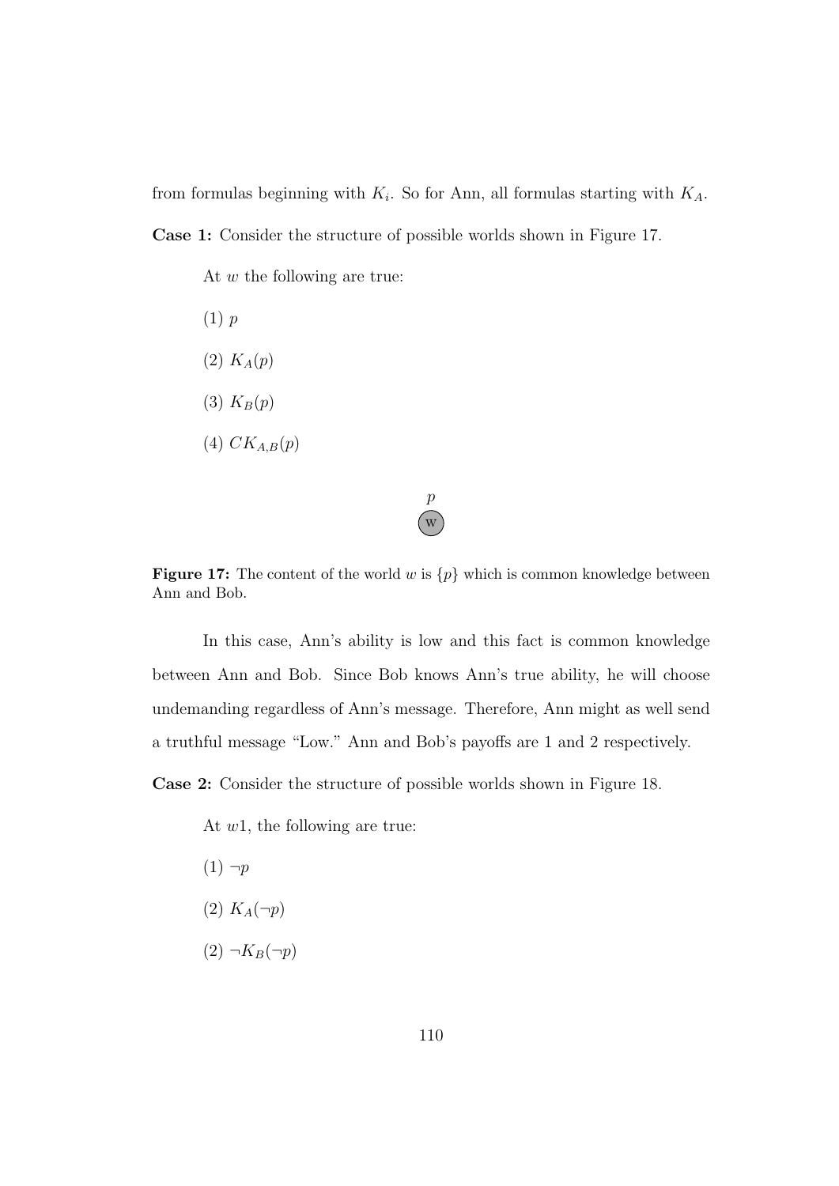from formulas beginning with $K_i$. So for Ann, all formulas starting with $K_A$.

**Case 1:** Consider the structure of possible worlds shown in Figure 17.

At $w$ the following are true:

(1) $p$

(2) $K_A(p)$

(3) $K_B(p)$

(4) $CK_{A,B}(p)$

**Figure 17:** The content of the world $w$ is $\{p\}$ which is common knowledge between Ann and Bob.

In this case, Ann's ability is low and this fact is common knowledge between Ann and Bob. Since Bob knows Ann's true ability, he will choose undemanding regardless of Ann's message. Therefore, Ann might as well send a truthful message "Low." Ann and Bob's payoffs are 1 and 2 respectively.

**Case 2:** Consider the structure of possible worlds shown in Figure 18.

At $w1$, the following are true:

(1) $\neg p$

(2) $K_A(\neg p)$

(2) $\neg K_B(\neg p)$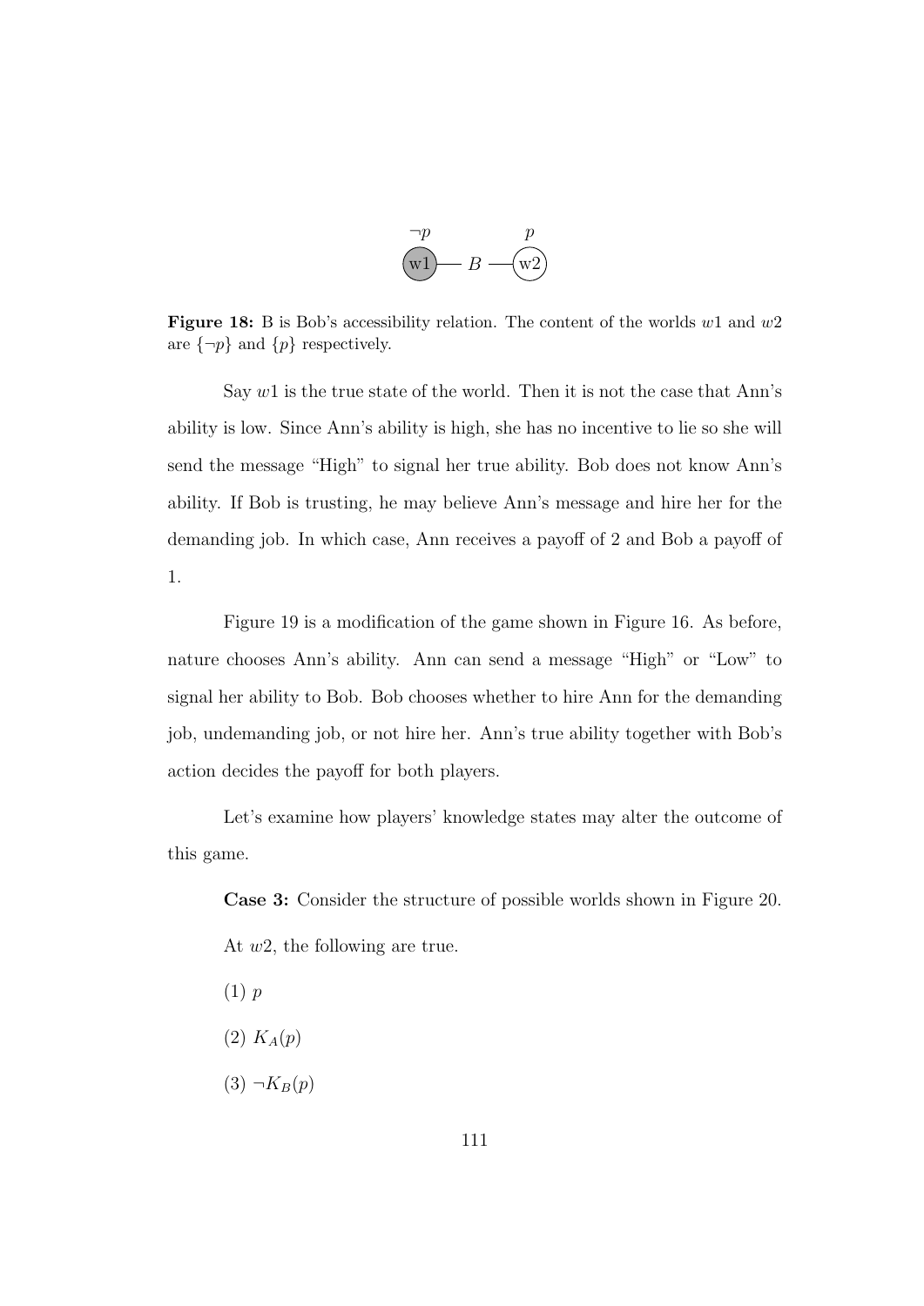$\neg p$ $p$

w1 — $B$ — w2

**Figure 18:** B is Bob's accessibility relation. The content of the worlds $w1$ and $w2$ are $\{\neg p\}$ and $\{p\}$ respectively.

Say $w1$ is the true state of the world. Then it is not the case that Ann's ability is low. Since Ann's ability is high, she has no incentive to lie so she will send the message "High" to signal her true ability. Bob does not know Ann's ability. If Bob is trusting, he may believe Ann's message and hire her for the demanding job. In which case, Ann receives a payoff of 2 and Bob a payoff of 1.

Figure 19 is a modification of the game shown in Figure 16. As before, nature chooses Ann's ability. Ann can send a message "High" or "Low" to signal her ability to Bob. Bob chooses whether to hire Ann for the demanding job, undemanding job, or not hire her. Ann's true ability together with Bob's action decides the payoff for both players.

Let's examine how players' knowledge states may alter the outcome of this game.

**Case 3:** Consider the structure of possible worlds shown in Figure 20. At $w2$, the following are true.

(1) $p$

(2) $K_A(p)$

(3) $\neg K_B(p)$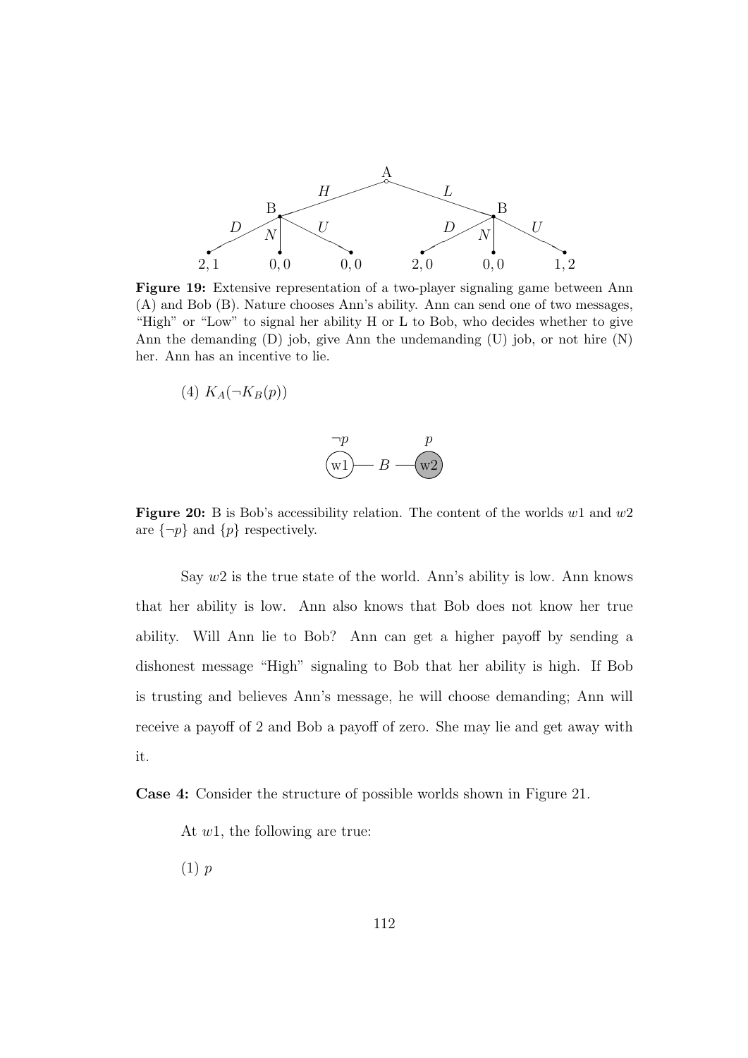**Figure 19:** Extensive representation of a two-player signaling game between Ann (A) and Bob (B). Nature chooses Ann's ability. Ann can send one of two messages, "High" or "Low" to signal her ability H or L to Bob, who decides whether to give Ann the demanding (D) job, give Ann the undemanding (U) job, or not hire (N) her. Ann has an incentive to lie.

(4) $K_A(\neg K_B(p))$

**Figure 20:** B is Bob's accessibility relation. The content of the worlds $w1$ and $w2$ are $\{\neg p\}$ and $\{p\}$ respectively.

Say $w2$ is the true state of the world. Ann's ability is low. Ann knows that her ability is low. Ann also knows that Bob does not know her true ability. Will Ann lie to Bob? Ann can get a higher payoff by sending a dishonest message "High" signaling to Bob that her ability is high. If Bob is trusting and believes Ann's message, he will choose demanding; Ann will receive a payoff of 2 and Bob a payoff of zero. She may lie and get away with it.

**Case 4:** Consider the structure of possible worlds shown in Figure 21.

At $w1$, the following are true:

(1) $p$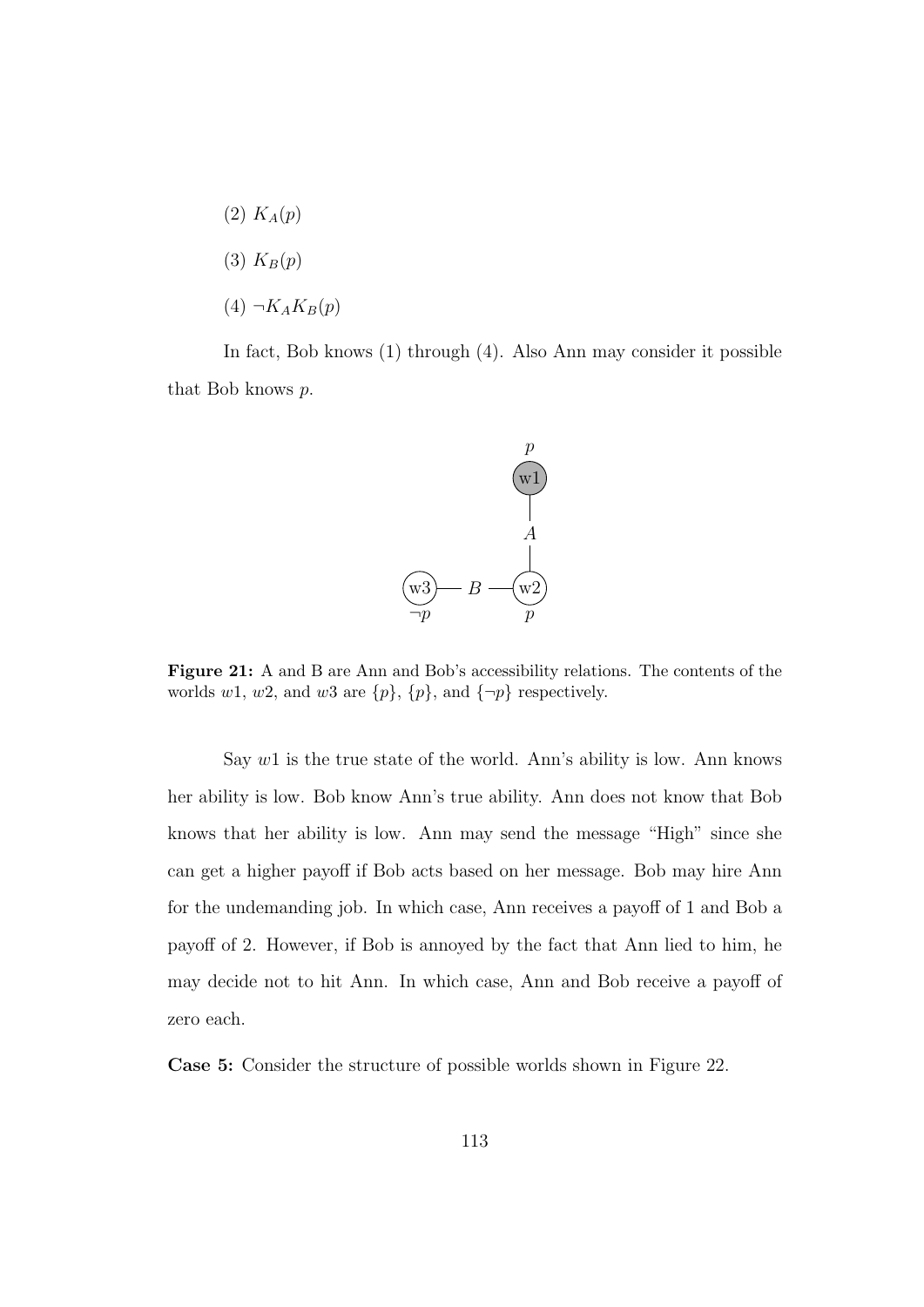(2) $K_A(p)$

(3) $K_B(p)$

(4) $\neg K_A K_B(p)$

In fact, Bob knows (1) through (4). Also Ann may consider it possible that Bob knows $p$.

**Figure 21:** A and B are Ann and Bob's accessibility relations. The contents of the worlds $w1$, $w2$, and $w3$ are $\{p\}$, $\{p\}$, and $\{\neg p\}$ respectively.

Say $w1$ is the true state of the world. Ann's ability is low. Ann knows her ability is low. Bob know Ann's true ability. Ann does not know that Bob knows that her ability is low. Ann may send the message "High" since she can get a higher payoff if Bob acts based on her message. Bob may hire Ann for the undemanding job. In which case, Ann receives a payoff of 1 and Bob a payoff of 2. However, if Bob is annoyed by the fact that Ann lied to him, he may decide not to hit Ann. In which case, Ann and Bob receive a payoff of zero each.

**Case 5:** Consider the structure of possible worlds shown in Figure 22.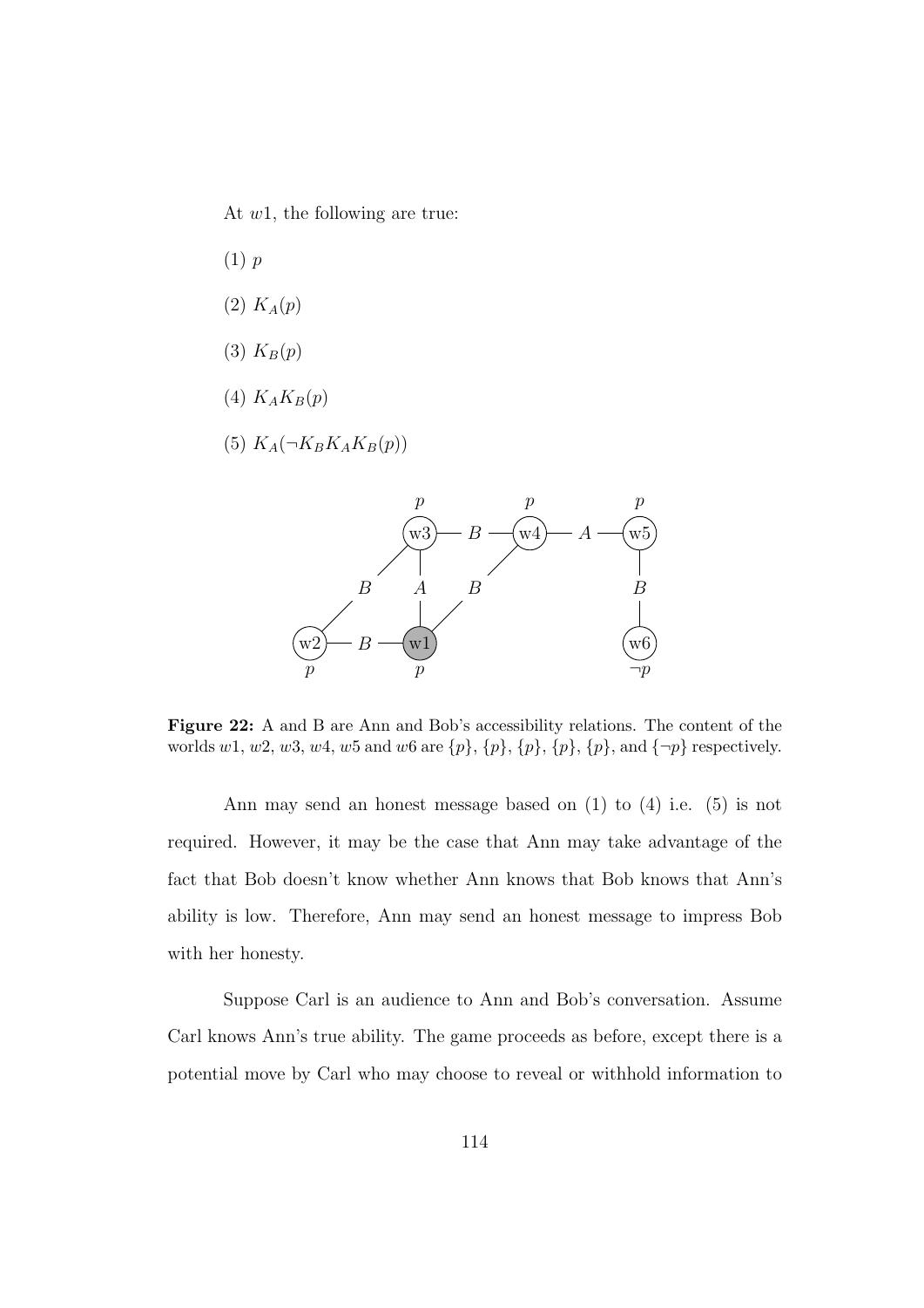At $w1$, the following are true:

(1) $p$

(2) $K_A(p)$

(3) $K_B(p)$

(4) $K_A K_B(p)$

(5) $K_A(\neg K_B K_A K_B(p))$

**Figure 22:** A and B are Ann and Bob's accessibility relations. The content of the worlds $w1$, $w2$, $w3$, $w4$, $w5$ and $w6$ are $\{p\}$, $\{p\}$, $\{p\}$, $\{p\}$, $\{p\}$, and $\{\neg p\}$ respectively.

Ann may send an honest message based on (1) to (4) i.e. (5) is not required. However, it may be the case that Ann may take advantage of the fact that Bob doesn't know whether Ann knows that Bob knows that Ann's ability is low. Therefore, Ann may send an honest message to impress Bob with her honesty.

Suppose Carl is an audience to Ann and Bob's conversation. Assume Carl knows Ann's true ability. The game proceeds as before, except there is a potential move by Carl who may choose to reveal or withhold information to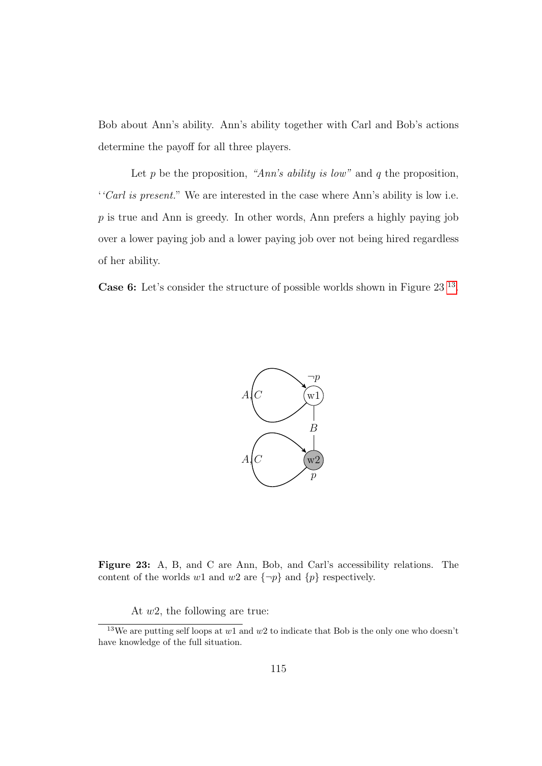Bob about Ann's ability. Ann's ability together with Carl and Bob's actions determine the payoff for all three players.

Let $p$ be the proposition, *"Ann's ability is low"* and $q$ the proposition, '*'Carl is present.*" We are interested in the case where Ann's ability is low i.e. $p$ is true and Ann is greedy. In other words, Ann prefers a highly paying job over a lower paying job and a lower paying job over not being hired regardless of her ability.

**Case 6:** Let's consider the structure of possible worlds shown in Figure 23 [13].

**Figure 23:** A, B, and C are Ann, Bob, and Carl's accessibility relations. The content of the worlds $w1$ and $w2$ are $\{\neg p\}$ and $\{p\}$ respectively.

At $w2$, the following are true:

[13] We are putting self loops at $w1$ and $w2$ to indicate that Bob is the only one who doesn't have knowledge of the full situation.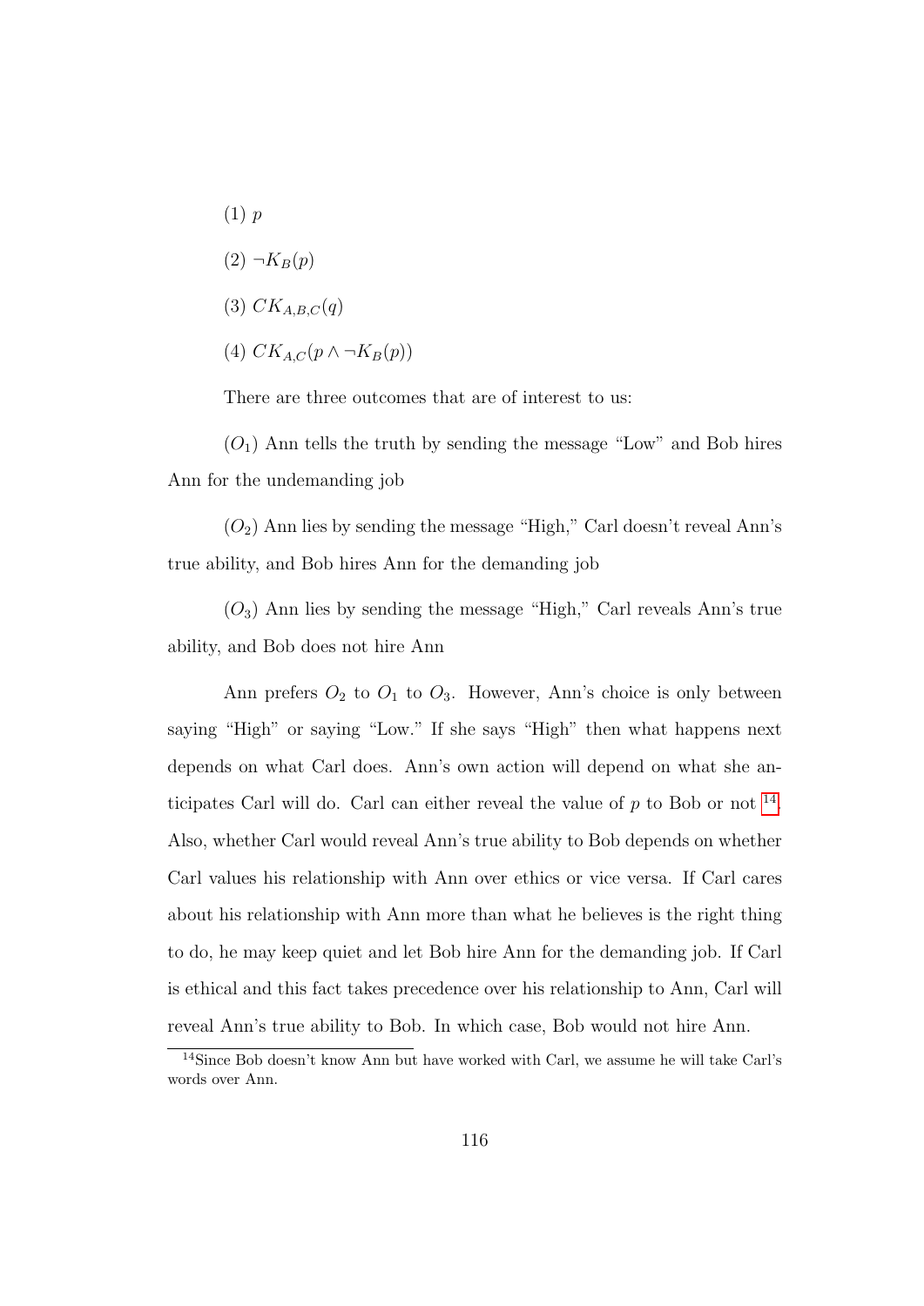(1) $p$

(2) $\neg K_B(p)$

(3) $CK_{A,B,C}(q)$

(4) $CK_{A,C}(p \wedge \neg K_B(p))$

There are three outcomes that are of interest to us:

($O_1$) Ann tells the truth by sending the message "Low" and Bob hires Ann for the undemanding job

($O_2$) Ann lies by sending the message "High," Carl doesn't reveal Ann's true ability, and Bob hires Ann for the demanding job

($O_3$) Ann lies by sending the message "High," Carl reveals Ann's true ability, and Bob does not hire Ann

Ann prefers $O_2$ to $O_1$ to $O_3$. However, Ann's choice is only between saying "High" or saying "Low." If she says "High" then what happens next depends on what Carl does. Ann's own action will depend on what she anticipates Carl will do. Carl can either reveal the value of $p$ to Bob or not [14]. Also, whether Carl would reveal Ann's true ability to Bob depends on whether Carl values his relationship with Ann over ethics or vice versa. If Carl cares about his relationship with Ann more than what he believes is the right thing to do, he may keep quiet and let Bob hire Ann for the demanding job. If Carl is ethical and this fact takes precedence over his relationship to Ann, Carl will reveal Ann's true ability to Bob. In which case, Bob would not hire Ann.

[14] Since Bob doesn't know Ann but have worked with Carl, we assume he will take Carl's words over Ann.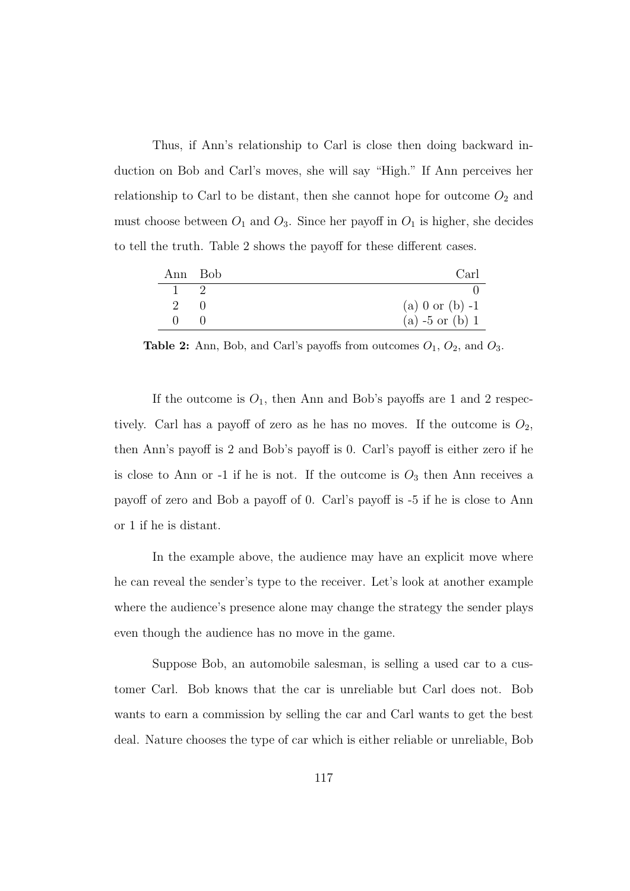Thus, if Ann's relationship to Carl is close then doing backward induction on Bob and Carl's moves, she will say "High." If Ann perceives her relationship to Carl to be distant, then she cannot hope for outcome $O_2$ and must choose between $O_1$ and $O_3$. Since her payoff in $O_1$ is higher, she decides to tell the truth. Table 2 shows the payoff for these different cases.

| Ann | Bob | Carl |
|---|---|---|
| 1 | 2 | 0 |
| 2 | 0 | (a) 0 or (b) -1 |
| 0 | 0 | (a) -5 or (b) 1 |

**Table 2:** Ann, Bob, and Carl's payoffs from outcomes $O_1$, $O_2$, and $O_3$.

If the outcome is $O_1$, then Ann and Bob's payoffs are 1 and 2 respectively. Carl has a payoff of zero as he has no moves. If the outcome is $O_2$, then Ann's payoff is 2 and Bob's payoff is 0. Carl's payoff is either zero if he is close to Ann or -1 if he is not. If the outcome is $O_3$ then Ann receives a payoff of zero and Bob a payoff of 0. Carl's payoff is -5 if he is close to Ann or 1 if he is distant.

In the example above, the audience may have an explicit move where he can reveal the sender's type to the receiver. Let's look at another example where the audience's presence alone may change the strategy the sender plays even though the audience has no move in the game.

Suppose Bob, an automobile salesman, is selling a used car to a customer Carl. Bob knows that the car is unreliable but Carl does not. Bob wants to earn a commission by selling the car and Carl wants to get the best deal. Nature chooses the type of car which is either reliable or unreliable, Bob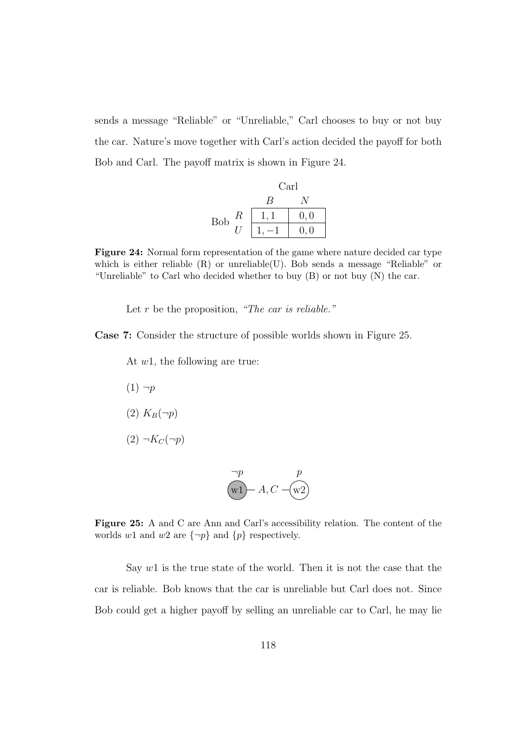sends a message "Reliable" or "Unreliable," Carl chooses to buy or not buy the car. Nature's move together with Carl's action decided the payoff for both Bob and Carl. The payoff matrix is shown in Figure 24.

| | | Carl | |
|---|---|---|---|
| | | $B$ | $N$ |
| Bob | $R$ | $1, 1$ | $0, 0$ |
| | $U$ | $1, -1$ | $0, 0$ |

**Figure 24:** Normal form representation of the game where nature decided car type which is either reliable (R) or unreliable(U). Bob sends a message "Reliable" or "Unreliable" to Carl who decided whether to buy (B) or not buy (N) the car.

Let $r$ be the proposition, *"The car is reliable."*

**Case 7:** Consider the structure of possible worlds shown in Figure 25.

At $w1$, the following are true:

(1) $\neg p$

(2) $K_B(\neg p)$

(2) $\neg K_C(\neg p)$

$$\underset{\neg p}{(w1)} \; — \; A, C \; — \; \underset{p}{(w2)}$$

**Figure 25:** A and C are Ann and Carl's accessibility relation. The content of the worlds $w1$ and $w2$ are $\{\neg p\}$ and $\{p\}$ respectively.

Say $w1$ is the true state of the world. Then it is not the case that the car is reliable. Bob knows that the car is unreliable but Carl does not. Since Bob could get a higher payoff by selling an unreliable car to Carl, he may lie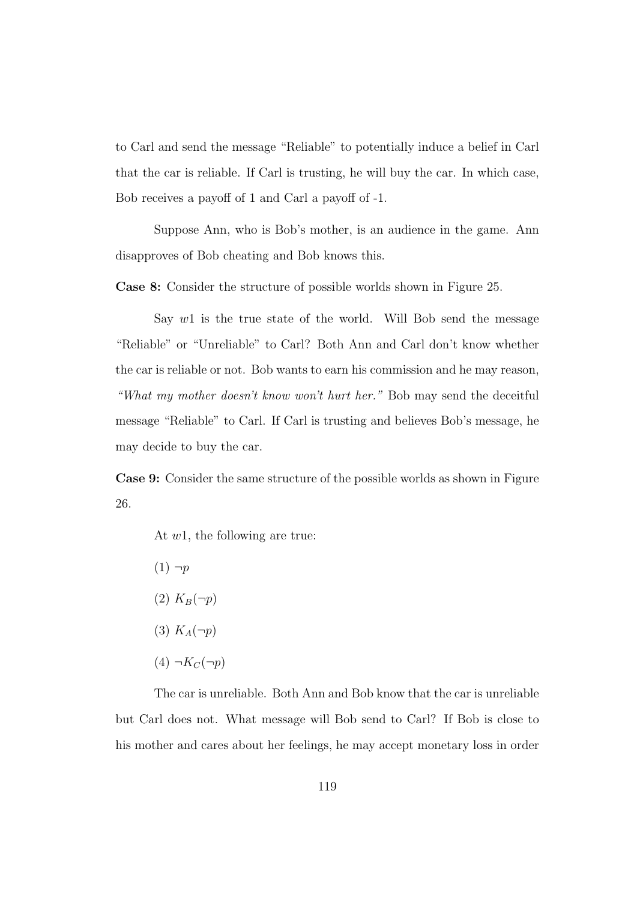to Carl and send the message "Reliable" to potentially induce a belief in Carl that the car is reliable. If Carl is trusting, he will buy the car. In which case, Bob receives a payoff of 1 and Carl a payoff of -1.

Suppose Ann, who is Bob's mother, is an audience in the game. Ann disapproves of Bob cheating and Bob knows this.

**Case 8:** Consider the structure of possible worlds shown in Figure 25.

Say $w1$ is the true state of the world. Will Bob send the message "Reliable" or "Unreliable" to Carl? Both Ann and Carl don't know whether the car is reliable or not. Bob wants to earn his commission and he may reason, *"What my mother doesn't know won't hurt her."* Bob may send the deceitful message "Reliable" to Carl. If Carl is trusting and believes Bob's message, he may decide to buy the car.

**Case 9:** Consider the same structure of the possible worlds as shown in Figure 26.

At $w1$, the following are true:

(1) $\neg p$

(2) $K_B(\neg p)$

(3) $K_A(\neg p)$

(4) $\neg K_C(\neg p)$

The car is unreliable. Both Ann and Bob know that the car is unreliable but Carl does not. What message will Bob send to Carl? If Bob is close to his mother and cares about her feelings, he may accept monetary loss in order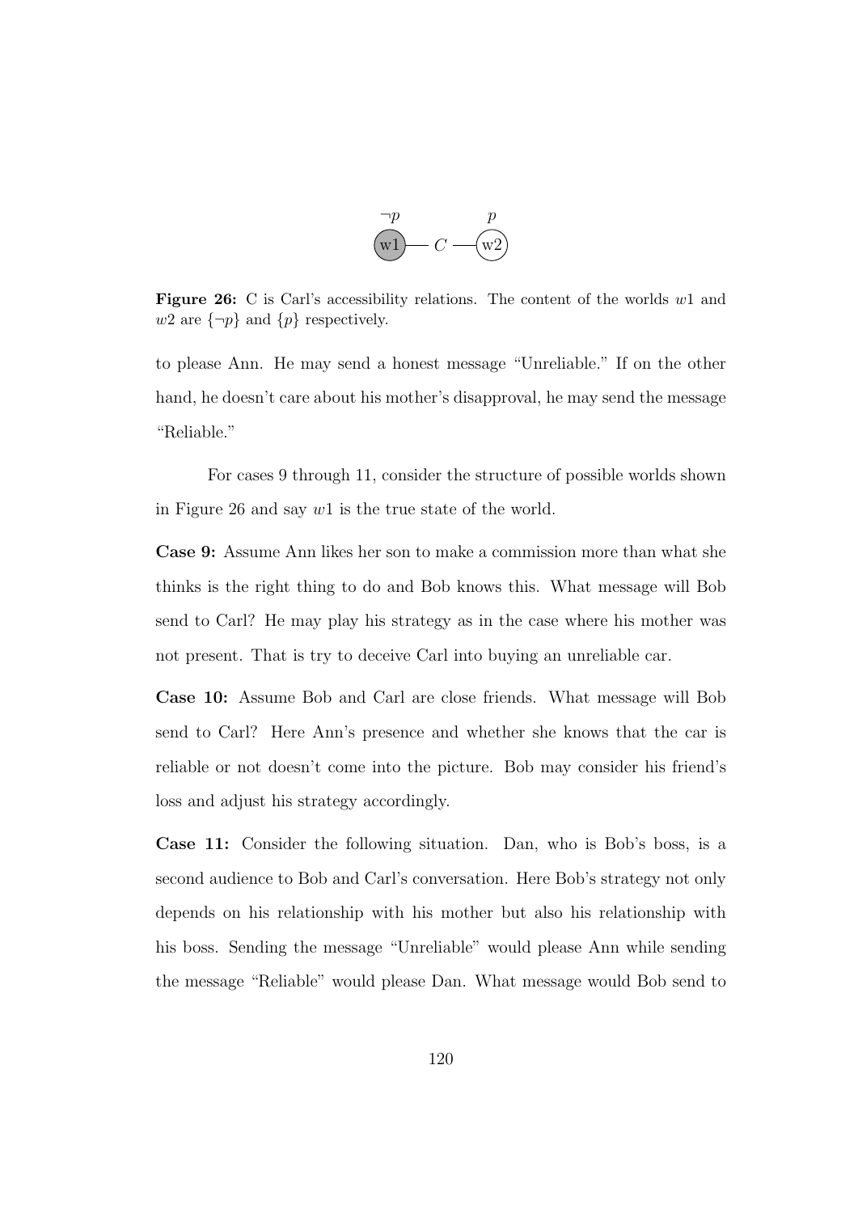Figure 26: C is Carl's accessibility relations. The content of the worlds $w1$ and $w2$ are $\{\neg p\}$ and $\{p\}$ respectively.

to please Ann. He may send a honest message "Unreliable." If on the other hand, he doesn't care about his mother's disapproval, he may send the message "Reliable."

For cases 9 through 11, consider the structure of possible worlds shown in Figure 26 and say $w1$ is the true state of the world.

**Case 9:** Assume Ann likes her son to make a commission more than what she thinks is the right thing to do and Bob knows this. What message will Bob send to Carl? He may play his strategy as in the case where his mother was not present. That is try to deceive Carl into buying an unreliable car.

**Case 10:** Assume Bob and Carl are close friends. What message will Bob send to Carl? Here Ann's presence and whether she knows that the car is reliable or not doesn't come into the picture. Bob may consider his friend's loss and adjust his strategy accordingly.

**Case 11:** Consider the following situation. Dan, who is Bob's boss, is a second audience to Bob and Carl's conversation. Here Bob's strategy not only depends on his relationship with his mother but also his relationship with his boss. Sending the message "Unreliable" would please Ann while sending the message "Reliable" would please Dan. What message would Bob send to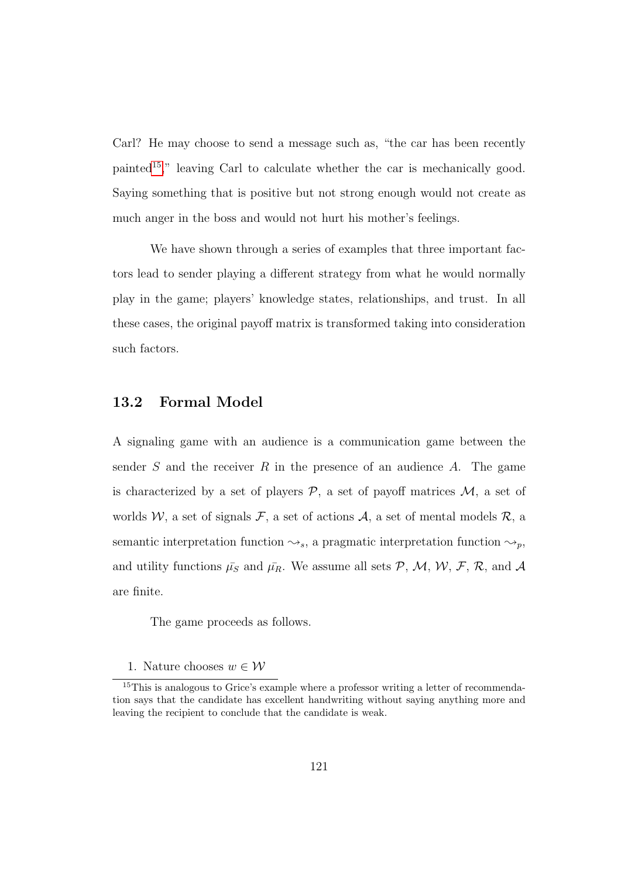Carl? He may choose to send a message such as, "the car has been recently painted[15]," leaving Carl to calculate whether the car is mechanically good. Saying something that is positive but not strong enough would not create as much anger in the boss and would not hurt his mother's feelings.

We have shown through a series of examples that three important factors lead to sender playing a different strategy from what he would normally play in the game; players' knowledge states, relationships, and trust. In all these cases, the original payoff matrix is transformed taking into consideration such factors.

## 13.2 Formal Model

A signaling game with an audience is a communication game between the sender $S$ and the receiver $R$ in the presence of an audience $A$. The game is characterized by a set of players $\mathcal{P}$, a set of payoff matrices $\mathcal{M}$, a set of worlds $\mathcal{W}$, a set of signals $\mathcal{F}$, a set of actions $\mathcal{A}$, a set of mental models $\mathcal{R}$, a semantic interpretation function $\rightsquigarrow_s$, a pragmatic interpretation function $\rightsquigarrow_p$, and utility functions $\bar{\mu_S}$ and $\bar{\mu_R}$. We assume all sets $\mathcal{P}$, $\mathcal{M}$, $\mathcal{W}$, $\mathcal{F}$, $\mathcal{R}$, and $\mathcal{A}$ are finite.

The game proceeds as follows.

1. Nature chooses $w \in \mathcal{W}$

[15] This is analogous to Grice's example where a professor writing a letter of recommendation says that the candidate has excellent handwriting without saying anything more and leaving the recipient to conclude that the candidate is weak.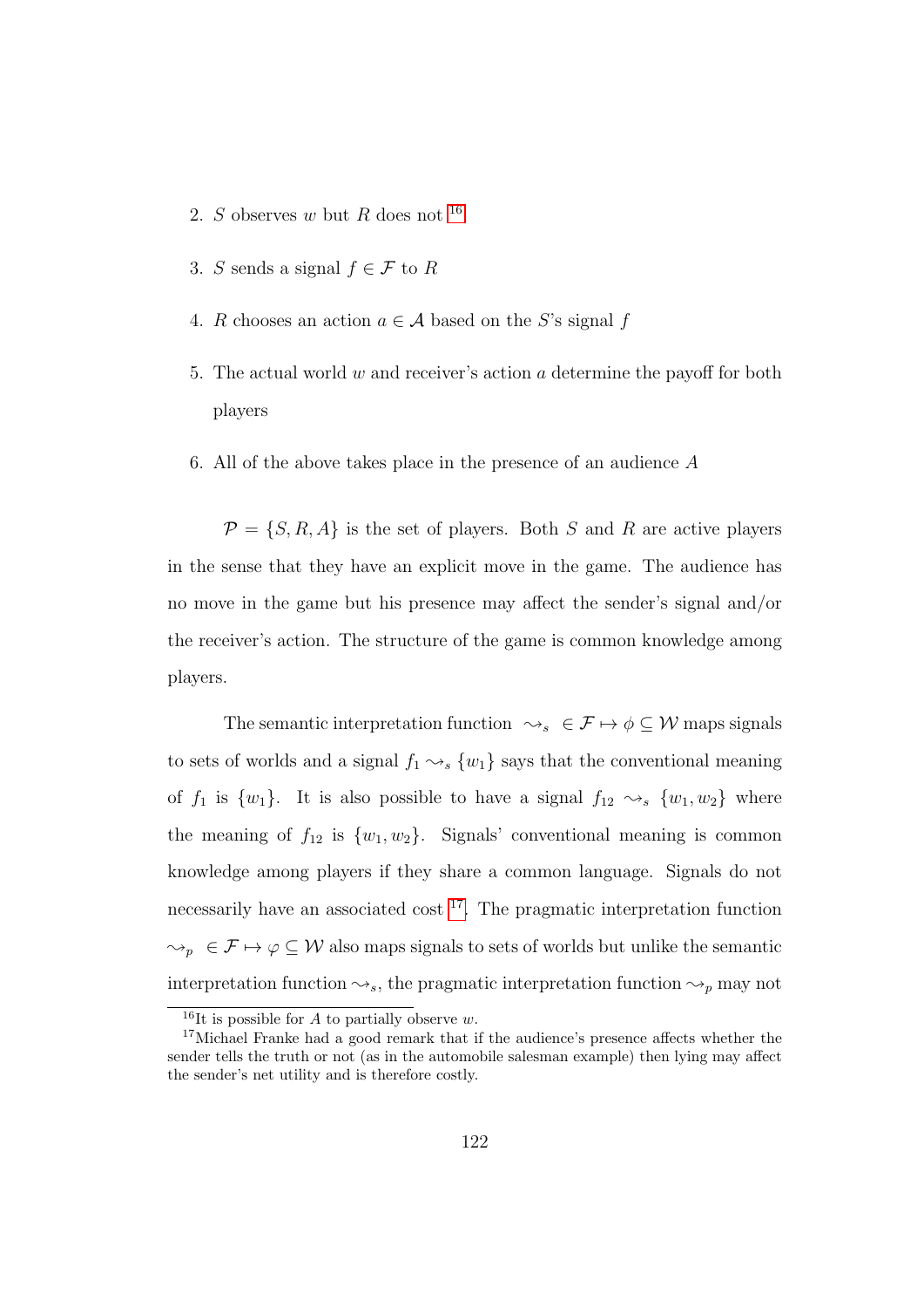2. $S$ observes $w$ but $R$ does not [16]

3. $S$ sends a signal $f \in \mathcal{F}$ to $R$

4. $R$ chooses an action $a \in \mathcal{A}$ based on the $S$'s signal $f$

5. The actual world $w$ and receiver's action $a$ determine the payoff for both players

6. All of the above takes place in the presence of an audience $A$

$\mathcal{P} = \{S, R, A\}$ is the set of players. Both $S$ and $R$ are active players in the sense that they have an explicit move in the game. The audience has no move in the game but his presence may affect the sender's signal and/or the receiver's action. The structure of the game is common knowledge among players.

The semantic interpretation function $\rightsquigarrow_s \in \mathcal{F} \mapsto \phi \subseteq \mathcal{W}$ maps signals to sets of worlds and a signal $f_1 \rightsquigarrow_s \{w_1\}$ says that the conventional meaning of $f_1$ is $\{w_1\}$. It is also possible to have a signal $f_{12} \rightsquigarrow_s \{w_1, w_2\}$ where the meaning of $f_{12}$ is $\{w_1, w_2\}$. Signals' conventional meaning is common knowledge among players if they share a common language. Signals do not necessarily have an associated cost [17]. The pragmatic interpretation function $\rightsquigarrow_p \in \mathcal{F} \mapsto \varphi \subseteq \mathcal{W}$ also maps signals to sets of worlds but unlike the semantic interpretation function $\rightsquigarrow_s$, the pragmatic interpretation function $\rightsquigarrow_p$ may not

[16] It is possible for $A$ to partially observe $w$.

[17] Michael Franke had a good remark that if the audience's presence affects whether the sender tells the truth or not (as in the automobile salesman example) then lying may affect the sender's net utility and is therefore costly.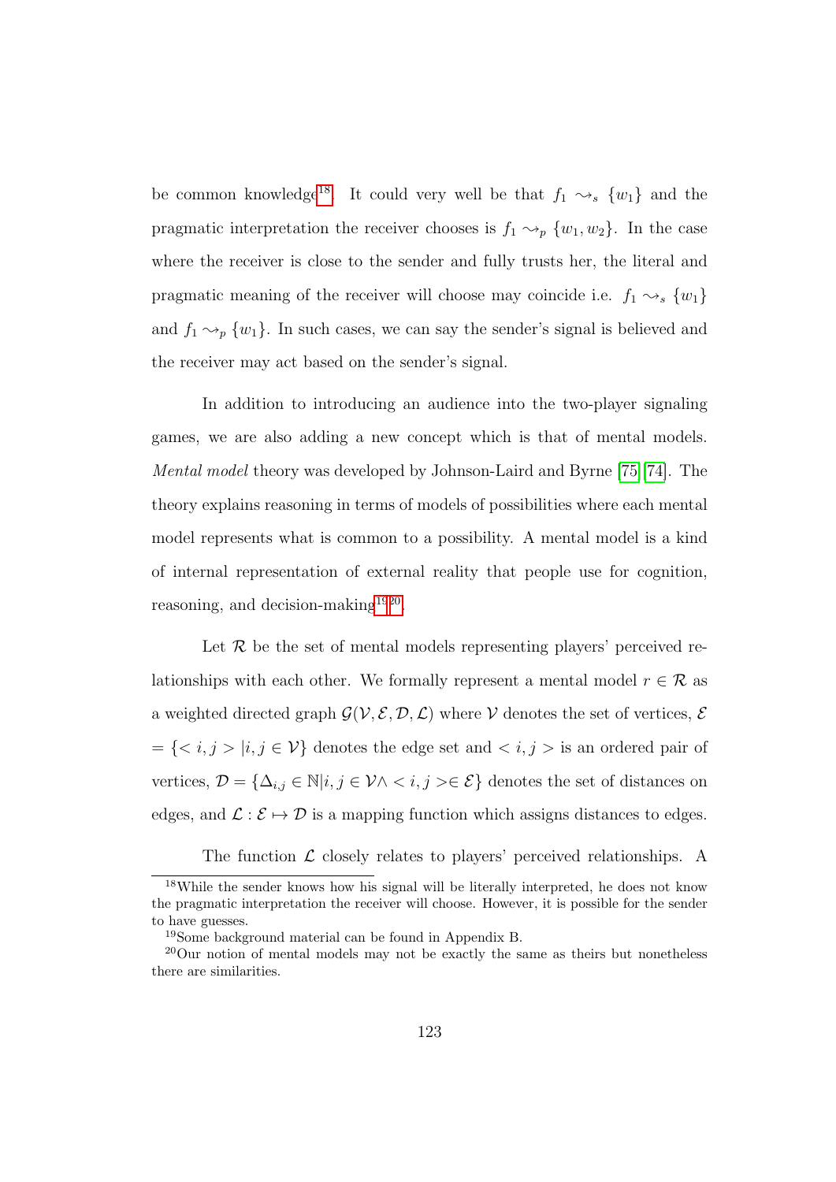be common knowledge[18]. It could very well be that $f_1 \rightsquigarrow_s \{w_1\}$ and the pragmatic interpretation the receiver chooses is $f_1 \rightsquigarrow_p \{w_1, w_2\}$. In the case where the receiver is close to the sender and fully trusts her, the literal and pragmatic meaning of the receiver will choose may coincide i.e. $f_1 \rightsquigarrow_s \{w_1\}$ and $f_1 \rightsquigarrow_p \{w_1\}$. In such cases, we can say the sender's signal is believed and the receiver may act based on the sender's signal.

In addition to introducing an audience into the two-player signaling games, we are also adding a new concept which is that of mental models. *Mental model* theory was developed by Johnson-Laird and Byrne [75][74]. The theory explains reasoning in terms of models of possibilities where each mental model represents what is common to a possibility. A mental model is a kind of internal representation of external reality that people use for cognition, reasoning, and decision-making[19][20].

Let $\mathcal{R}$ be the set of mental models representing players' perceived relationships with each other. We formally represent a mental model $r \in \mathcal{R}$ as a weighted directed graph $\mathcal{G}(\mathcal{V}, \mathcal{E}, \mathcal{D}, \mathcal{L})$ where $\mathcal{V}$ denotes the set of vertices, $\mathcal{E} = \{< i, j > | i, j \in \mathcal{V}\}$ denotes the edge set and $< i, j >$ is an ordered pair of vertices, $\mathcal{D} = \{\Delta_{i,j} \in \mathbb{N} | i, j \in \mathcal{V} \wedge < i, j > \in \mathcal{E}\}$ denotes the set of distances on edges, and $\mathcal{L} : \mathcal{E} \mapsto \mathcal{D}$ is a mapping function which assigns distances to edges.

The function $\mathcal{L}$ closely relates to players' perceived relationships. A

[18] While the sender knows how his signal will be literally interpreted, he does not know the pragmatic interpretation the receiver will choose. However, it is possible for the sender to have guesses.

[19] Some background material can be found in Appendix B.

[20] Our notion of mental models may not be exactly the same as theirs but nonetheless there are similarities.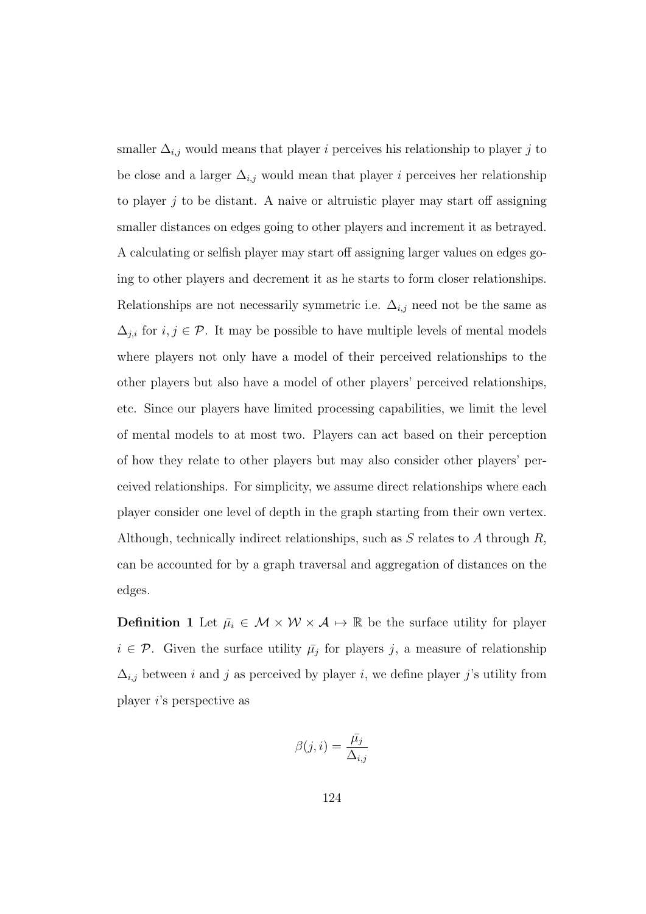smaller $\Delta_{i,j}$ would means that player $i$ perceives his relationship to player $j$ to be close and a larger $\Delta_{i,j}$ would mean that player $i$ perceives her relationship to player $j$ to be distant. A naive or altruistic player may start off assigning smaller distances on edges going to other players and increment it as betrayed. A calculating or selfish player may start off assigning larger values on edges going to other players and decrement it as he starts to form closer relationships. Relationships are not necessarily symmetric i.e. $\Delta_{i,j}$ need not be the same as $\Delta_{j,i}$ for $i, j \in \mathcal{P}$. It may be possible to have multiple levels of mental models where players not only have a model of their perceived relationships to the other players but also have a model of other players' perceived relationships, etc. Since our players have limited processing capabilities, we limit the level of mental models to at most two. Players can act based on their perception of how they relate to other players but may also consider other players' perceived relationships. For simplicity, we assume direct relationships where each player consider one level of depth in the graph starting from their own vertex. Although, technically indirect relationships, such as $S$ relates to $A$ through $R$, can be accounted for by a graph traversal and aggregation of distances on the edges.

**Definition 1** Let $\bar{\mu_i} \in \mathcal{M} \times \mathcal{W} \times \mathcal{A} \mapsto \mathbb{R}$ be the surface utility for player $i \in \mathcal{P}$. Given the surface utility $\bar{\mu_j}$ for players $j$, a measure of relationship $\Delta_{i,j}$ between $i$ and $j$ as perceived by player $i$, we define player $j$'s utility from player $i$'s perspective as

$$\beta(j, i) = \frac{\bar{\mu_j}}{\Delta_{i,j}}$$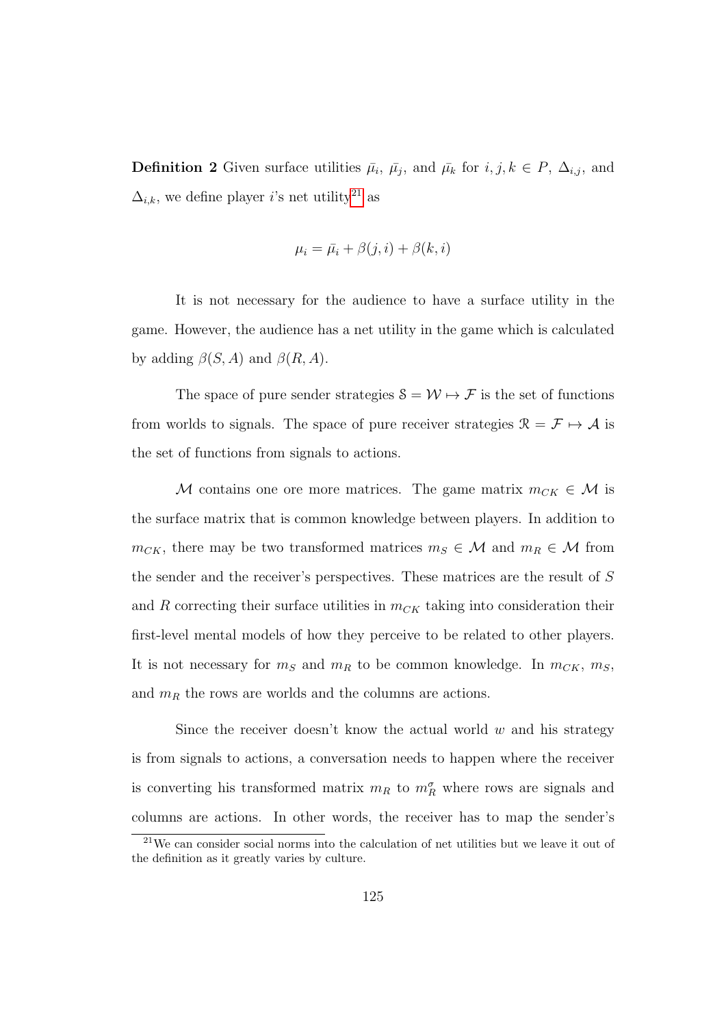**Definition 2** Given surface utilities $\bar{\mu_i}$, $\bar{\mu_j}$, and $\bar{\mu_k}$ for $i, j, k \in P$, $\Delta_{i,j}$, and $\Delta_{i,k}$, we define player $i$'s net utility[21] as

$$\mu_i = \bar{\mu_i} + \beta(j, i) + \beta(k, i)$$

It is not necessary for the audience to have a surface utility in the game. However, the audience has a net utility in the game which is calculated by adding $\beta(S, A)$ and $\beta(R, A)$.

The space of pure sender strategies $\mathcal{S} = \mathcal{W} \mapsto \mathcal{F}$ is the set of functions from worlds to signals. The space of pure receiver strategies $\mathcal{R} = \mathcal{F} \mapsto \mathcal{A}$ is the set of functions from signals to actions.

$\mathcal{M}$ contains one ore more matrices. The game matrix $m_{CK} \in \mathcal{M}$ is the surface matrix that is common knowledge between players. In addition to $m_{CK}$, there may be two transformed matrices $m_S \in \mathcal{M}$ and $m_R \in \mathcal{M}$ from the sender and the receiver's perspectives. These matrices are the result of $S$ and $R$ correcting their surface utilities in $m_{CK}$ taking into consideration their first-level mental models of how they perceive to be related to other players. It is not necessary for $m_S$ and $m_R$ to be common knowledge. In $m_{CK}$, $m_S$, and $m_R$ the rows are worlds and the columns are actions.

Since the receiver doesn't know the actual world $w$ and his strategy is from signals to actions, a conversation needs to happen where the receiver is converting his transformed matrix $m_R$ to $m_R^{\sigma}$ where rows are signals and columns are actions. In other words, the receiver has to map the sender's

[21] We can consider social norms into the calculation of net utilities but we leave it out of the definition as it greatly varies by culture.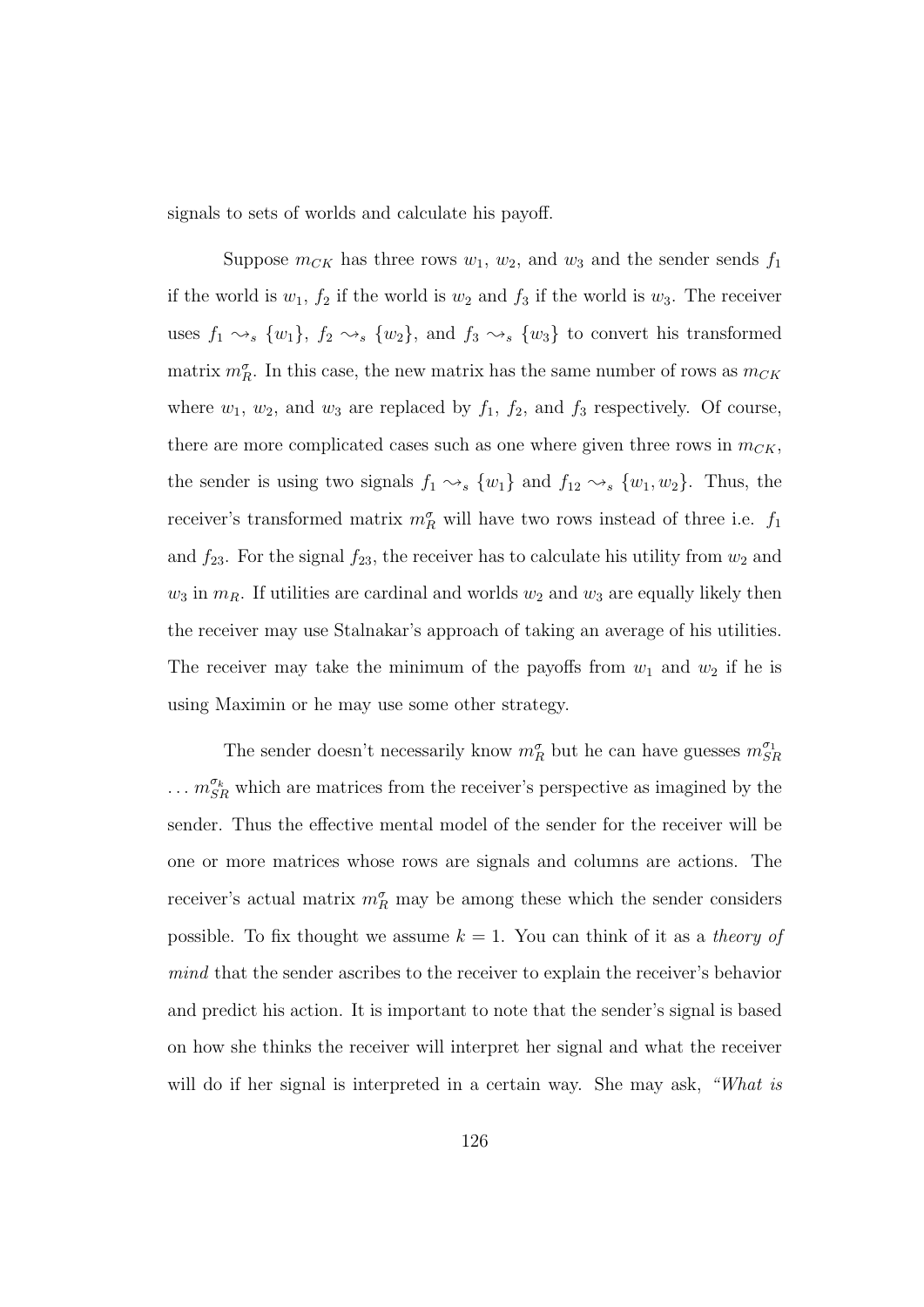signals to sets of worlds and calculate his payoff.

Suppose $m_{CK}$ has three rows $w_1$, $w_2$, and $w_3$ and the sender sends $f_1$ if the world is $w_1$, $f_2$ if the world is $w_2$ and $f_3$ if the world is $w_3$. The receiver uses $f_1 \rightsquigarrow_s \{w_1\}$, $f_2 \rightsquigarrow_s \{w_2\}$, and $f_3 \rightsquigarrow_s \{w_3\}$ to convert his transformed matrix $m_R^\sigma$. In this case, the new matrix has the same number of rows as $m_{CK}$ where $w_1$, $w_2$, and $w_3$ are replaced by $f_1$, $f_2$, and $f_3$ respectively. Of course, there are more complicated cases such as one where given three rows in $m_{CK}$, the sender is using two signals $f_1 \rightsquigarrow_s \{w_1\}$ and $f_{12} \rightsquigarrow_s \{w_1, w_2\}$. Thus, the receiver's transformed matrix $m_R^\sigma$ will have two rows instead of three i.e. $f_1$ and $f_{23}$. For the signal $f_{23}$, the receiver has to calculate his utility from $w_2$ and $w_3$ in $m_R$. If utilities are cardinal and worlds $w_2$ and $w_3$ are equally likely then the receiver may use Stalnakar's approach of taking an average of his utilities. The receiver may take the minimum of the payoffs from $w_1$ and $w_2$ if he is using Maximin or he may use some other strategy.

The sender doesn't necessarily know $m_R^\sigma$ but he can have guesses $m_{SR}^{\sigma_1}$ $\ldots$ $m_{SR}^{\sigma_k}$ which are matrices from the receiver's perspective as imagined by the sender. Thus the effective mental model of the sender for the receiver will be one or more matrices whose rows are signals and columns are actions. The receiver's actual matrix $m_R^\sigma$ may be among these which the sender considers possible. To fix thought we assume $k = 1$. You can think of it as a *theory of mind* that the sender ascribes to the receiver to explain the receiver's behavior and predict his action. It is important to note that the sender's signal is based on how she thinks the receiver will interpret her signal and what the receiver will do if her signal is interpreted in a certain way. She may ask, *"What is*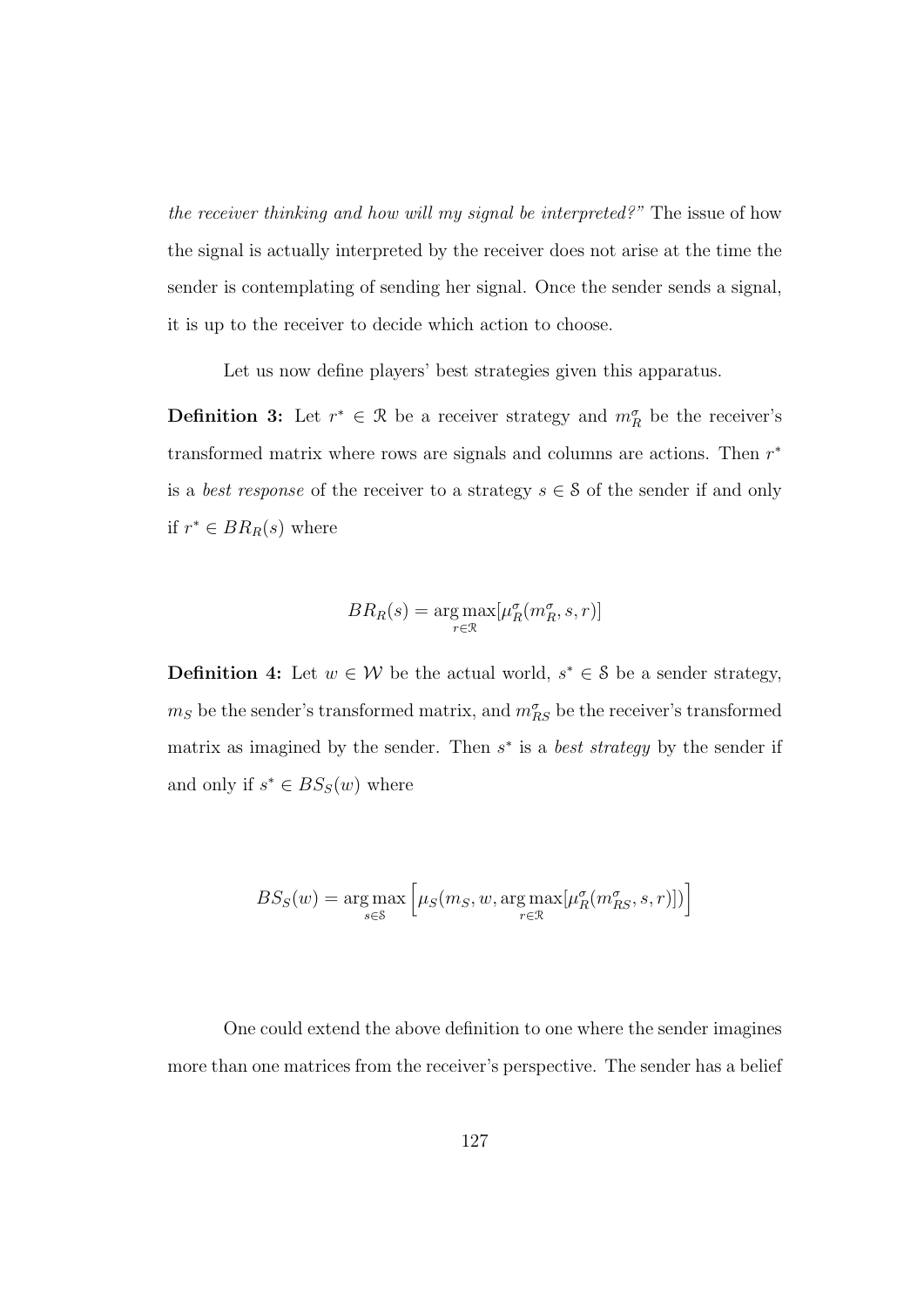*the receiver thinking and how will my signal be interpreted?"* The issue of how the signal is actually interpreted by the receiver does not arise at the time the sender is contemplating of sending her signal. Once the sender sends a signal, it is up to the receiver to decide which action to choose.

Let us now define players' best strategies given this apparatus.

**Definition 3:** Let $r^* \in \mathcal{R}$ be a receiver strategy and $m_R^\sigma$ be the receiver's transformed matrix where rows are signals and columns are actions. Then $r^*$ is a *best response* of the receiver to a strategy $s \in \mathcal{S}$ of the sender if and only if $r^* \in BR_R(s)$ where

$$BR_R(s) = \underset{r \in \mathcal{R}}{\arg\max}[\mu_R^\sigma(m_R^\sigma, s, r)]$$

**Definition 4:** Let $w \in \mathcal{W}$ be the actual world, $s^* \in \mathcal{S}$ be a sender strategy, $m_S$ be the sender's transformed matrix, and $m_{RS}^\sigma$ be the receiver's transformed matrix as imagined by the sender. Then $s^*$ is a *best strategy* by the sender if and only if $s^* \in BS_S(w)$ where

$$BS_S(w) = \underset{s \in \mathcal{S}}{\arg\max}\left[\mu_S(m_S, w, \underset{r \in \mathcal{R}}{\arg\max}[\mu_R^\sigma(m_{RS}^\sigma, s, r)])\right]$$

One could extend the above definition to one where the sender imagines more than one matrices from the receiver's perspective. The sender has a belief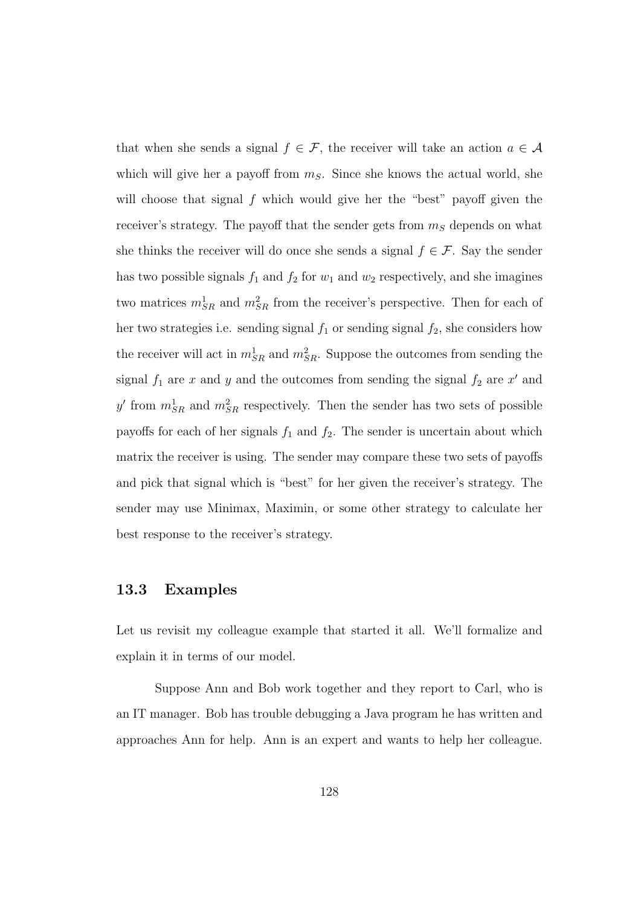that when she sends a signal $f \in \mathcal{F}$, the receiver will take an action $a \in \mathcal{A}$ which will give her a payoff from $m_S$. Since she knows the actual world, she will choose that signal $f$ which would give her the "best" payoff given the receiver's strategy. The payoff that the sender gets from $m_S$ depends on what she thinks the receiver will do once she sends a signal $f \in \mathcal{F}$. Say the sender has two possible signals $f_1$ and $f_2$ for $w_1$ and $w_2$ respectively, and she imagines two matrices $m^1_{SR}$ and $m^2_{SR}$ from the receiver's perspective. Then for each of her two strategies i.e. sending signal $f_1$ or sending signal $f_2$, she considers how the receiver will act in $m^1_{SR}$ and $m^2_{SR}$. Suppose the outcomes from sending the signal $f_1$ are $x$ and $y$ and the outcomes from sending the signal $f_2$ are $x'$ and $y'$ from $m^1_{SR}$ and $m^2_{SR}$ respectively. Then the sender has two sets of possible payoffs for each of her signals $f_1$ and $f_2$. The sender is uncertain about which matrix the receiver is using. The sender may compare these two sets of payoffs and pick that signal which is "best" for her given the receiver's strategy. The sender may use Minimax, Maximin, or some other strategy to calculate her best response to the receiver's strategy.

### 13.3 Examples

Let us revisit my colleague example that started it all. We'll formalize and explain it in terms of our model.

Suppose Ann and Bob work together and they report to Carl, who is an IT manager. Bob has trouble debugging a Java program he has written and approaches Ann for help. Ann is an expert and wants to help her colleague.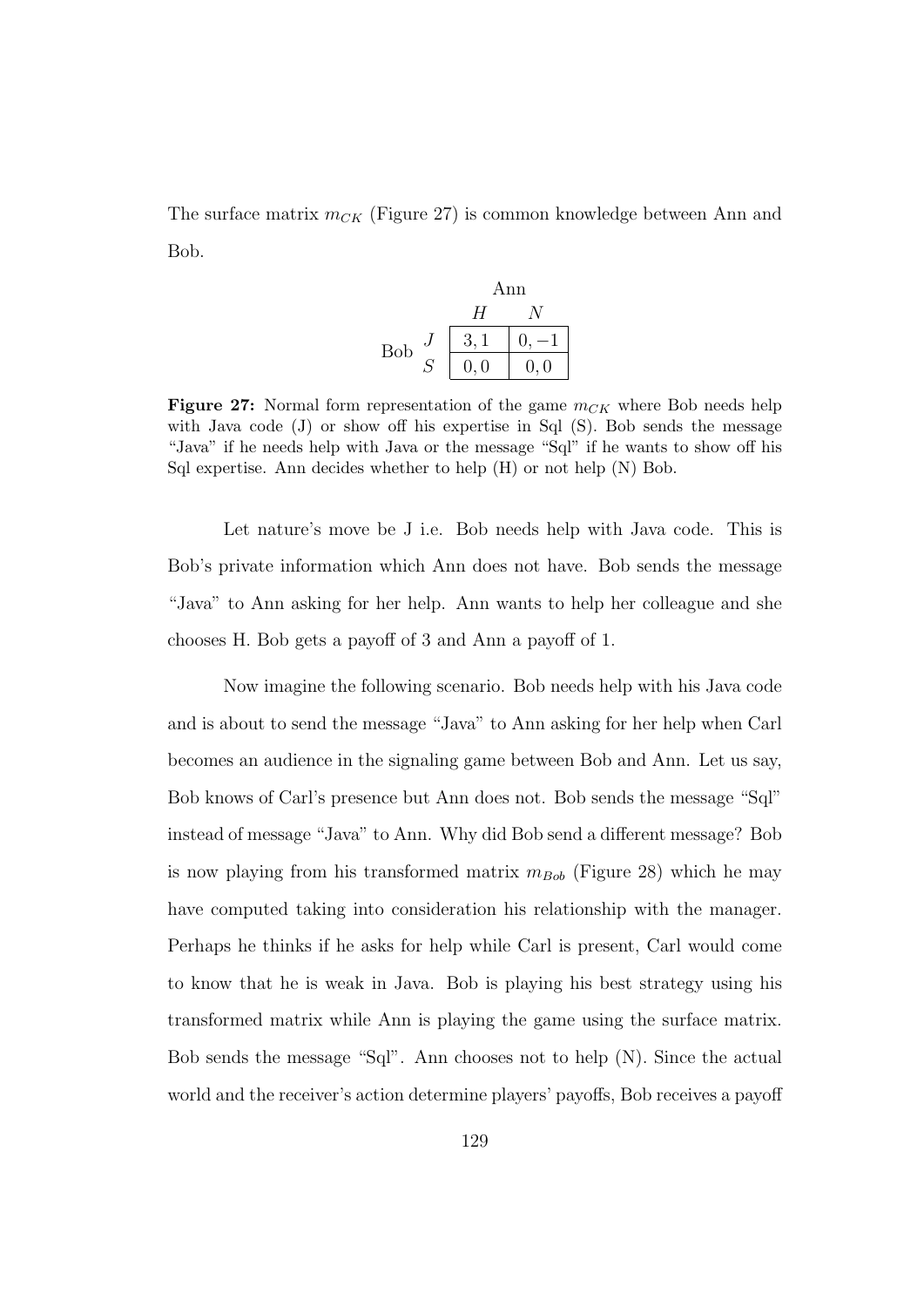The surface matrix $m_{CK}$ (Figure 27) is common knowledge between Ann and Bob.

| | | Ann | |
|---|---|---|---|
| | | $H$ | $N$ |
| Bob | $J$ | $3, 1$ | $0, -1$ |
| | $S$ | $0, 0$ | $0, 0$ |

**Figure 27:** Normal form representation of the game $m_{CK}$ where Bob needs help with Java code (J) or show off his expertise in Sql (S). Bob sends the message "Java" if he needs help with Java or the message "Sql" if he wants to show off his Sql expertise. Ann decides whether to help (H) or not help (N) Bob.

Let nature's move be J i.e. Bob needs help with Java code. This is Bob's private information which Ann does not have. Bob sends the message "Java" to Ann asking for her help. Ann wants to help her colleague and she chooses H. Bob gets a payoff of 3 and Ann a payoff of 1.

Now imagine the following scenario. Bob needs help with his Java code and is about to send the message "Java" to Ann asking for her help when Carl becomes an audience in the signaling game between Bob and Ann. Let us say, Bob knows of Carl's presence but Ann does not. Bob sends the message "Sql" instead of message "Java" to Ann. Why did Bob send a different message? Bob is now playing from his transformed matrix $m_{Bob}$ (Figure 28) which he may have computed taking into consideration his relationship with the manager. Perhaps he thinks if he asks for help while Carl is present, Carl would come to know that he is weak in Java. Bob is playing his best strategy using his transformed matrix while Ann is playing the game using the surface matrix. Bob sends the message "Sql". Ann chooses not to help (N). Since the actual world and the receiver's action determine players' payoffs, Bob receives a payoff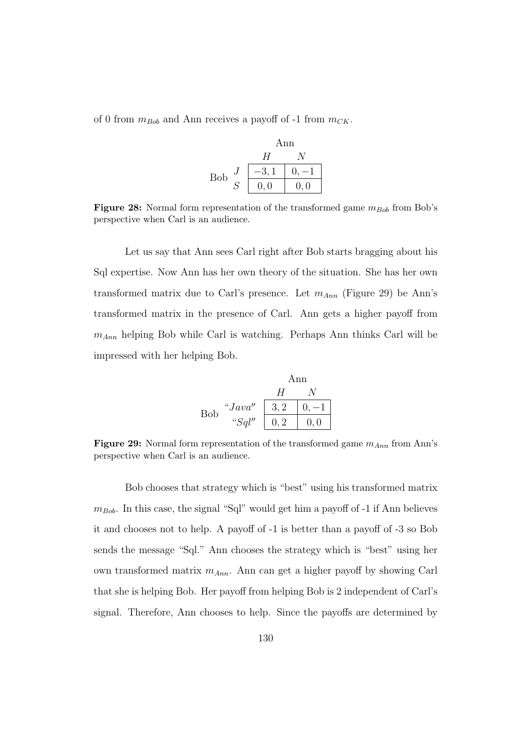of 0 from $m_{Bob}$ and Ann receives a payoff of -1 from $m_{CK}$.

| | | Ann | |
|---|---|---|---|
| | | $H$ | $N$ |
| Bob | $J$ | $-3, 1$ | $0, -1$ |
| | $S$ | $0, 0$ | $0, 0$ |

**Figure 28:** Normal form representation of the transformed game $m_{Bob}$ from Bob's perspective when Carl is an audience.

Let us say that Ann sees Carl right after Bob starts bragging about his Sql expertise. Now Ann has her own theory of the situation. She has her own transformed matrix due to Carl's presence. Let $m_{Ann}$ (Figure 29) be Ann's transformed matrix in the presence of Carl. Ann gets a higher payoff from $m_{Ann}$ helping Bob while Carl is watching. Perhaps Ann thinks Carl will be impressed with her helping Bob.

| | | Ann | |
|---|---|---|---|
| | | $H$ | $N$ |
| Bob | "$Java$" | $3, 2$ | $0, -1$ |
| | "$Sql$" | $0, 2$ | $0, 0$ |

**Figure 29:** Normal form representation of the transformed game $m_{Ann}$ from Ann's perspective when Carl is an audience.

Bob chooses that strategy which is "best" using his transformed matrix $m_{Bob}$. In this case, the signal "Sql" would get him a payoff of -1 if Ann believes it and chooses not to help. A payoff of -1 is better than a payoff of -3 so Bob sends the message "Sql." Ann chooses the strategy which is "best" using her own transformed matrix $m_{Ann}$. Ann can get a higher payoff by showing Carl that she is helping Bob. Her payoff from helping Bob is 2 independent of Carl's signal. Therefore, Ann chooses to help. Since the payoffs are determined by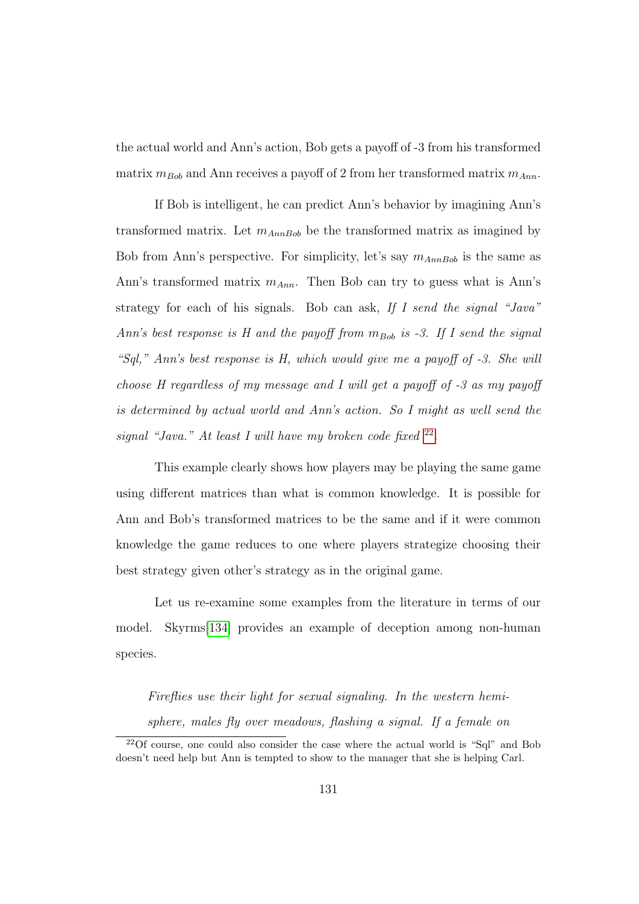the actual world and Ann's action, Bob gets a payoff of -3 from his transformed matrix $m_{Bob}$ and Ann receives a payoff of 2 from her transformed matrix $m_{Ann}$.

If Bob is intelligent, he can predict Ann's behavior by imagining Ann's transformed matrix. Let $m_{AnnBob}$ be the transformed matrix as imagined by Bob from Ann's perspective. For simplicity, let's say $m_{AnnBob}$ is the same as Ann's transformed matrix $m_{Ann}$. Then Bob can try to guess what is Ann's strategy for each of his signals. Bob can ask, *If I send the signal "Java" Ann's best response is H and the payoff from $m_{Bob}$ is -3. If I send the signal "Sql," Ann's best response is H, which would give me a payoff of -3. She will choose H regardless of my message and I will get a payoff of -3 as my payoff is determined by actual world and Ann's action. So I might as well send the signal "Java." At least I will have my broken code fixed* [22]

This example clearly shows how players may be playing the same game using different matrices than what is common knowledge. It is possible for Ann and Bob's transformed matrices to be the same and if it were common knowledge the game reduces to one where players strategize choosing their best strategy given other's strategy as in the original game.

Let us re-examine some examples from the literature in terms of our model. Skyrms[134] provides an example of deception among non-human species.

> *Fireflies use their light for sexual signaling. In the western hemisphere, males fly over meadows, flashing a signal. If a female on*

[22] Of course, one could also consider the case where the actual world is "Sql" and Bob doesn't need help but Ann is tempted to show to the manager that she is helping Carl.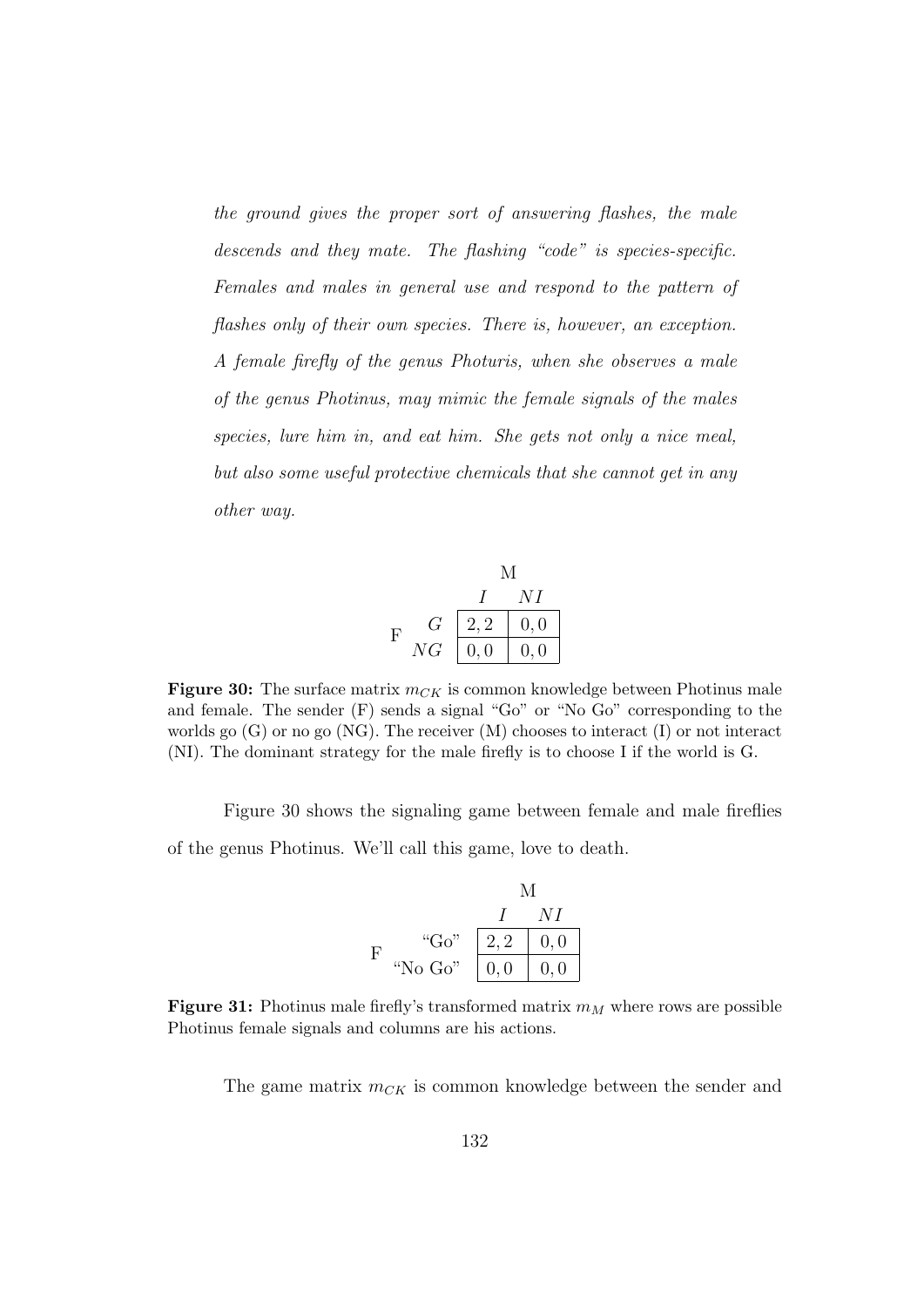*the ground gives the proper sort of answering flashes, the male descends and they mate. The flashing "code" is species-specific. Females and males in general use and respond to the pattern of flashes only of their own species. There is, however, an exception. A female firefly of the genus Photuris, when she observes a male of the genus Photinus, may mimic the female signals of the males species, lure him in, and eat him. She gets not only a nice meal, but also some useful protective chemicals that she cannot get in any other way.*

| | | M | |
|---|---|---|---|
| | | $I$ | $NI$ |
| F | $G$ | $2, 2$ | $0, 0$ |
| | $NG$ | $0, 0$ | $0, 0$ |

**Figure 30:** The surface matrix $m_{CK}$ is common knowledge between Photinus male and female. The sender (F) sends a signal "Go" or "No Go" corresponding to the worlds go (G) or no go (NG). The receiver (M) chooses to interact (I) or not interact (NI). The dominant strategy for the male firefly is to choose I if the world is G.

Figure 30 shows the signaling game between female and male fireflies of the genus Photinus. We'll call this game, love to death.

| | | M | |
|---|---|---|---|
| | | $I$ | $NI$ |
| F | "Go" | $2, 2$ | $0, 0$ |
| | "No Go" | $0, 0$ | $0, 0$ |

**Figure 31:** Photinus male firefly's transformed matrix $m_M$ where rows are possible Photinus female signals and columns are his actions.

The game matrix $m_{CK}$ is common knowledge between the sender and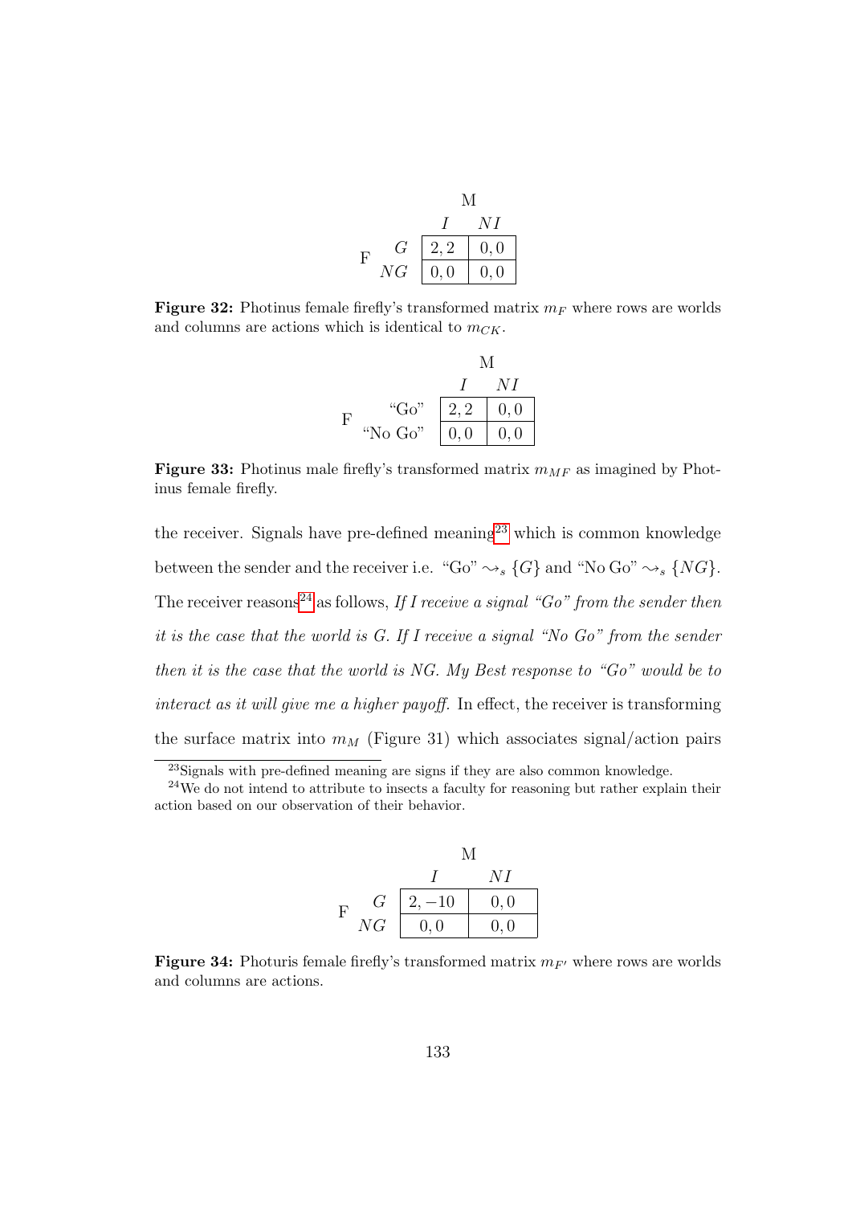| | | M | |
|---|---|---|---|
| | | $I$ | $NI$ |
| F | $G$ | $2,2$ | $0,0$ |
| | $NG$ | $0,0$ | $0,0$ |

**Figure 32:** Photinus female firefly's transformed matrix $m_F$ where rows are worlds and columns are actions which is identical to $m_{CK}$.

| | | M | |
|---|---|---|---|
| | | $I$ | $NI$ |
| F | "Go" | $2,2$ | $0,0$ |
| | "No Go" | $0,0$ | $0,0$ |

**Figure 33:** Photinus male firefly's transformed matrix $m_{MF}$ as imagined by Photinus female firefly.

the receiver. Signals have pre-defined meaning[23] which is common knowledge between the sender and the receiver i.e. "Go" $\rightsquigarrow_s \{G\}$ and "No Go" $\rightsquigarrow_s \{NG\}$. The receiver reasons[24] as follows, *If I receive a signal "Go" from the sender then it is the case that the world is G. If I receive a signal "No Go" from the sender then it is the case that the world is NG. My Best response to "Go" would be to interact as it will give me a higher payoff.* In effect, the receiver is transforming the surface matrix into $m_M$ (Figure 31) which associates signal/action pairs

[23] Signals with pre-defined meaning are signs if they are also common knowledge.

[24] We do not intend to attribute to insects a faculty for reasoning but rather explain their action based on our observation of their behavior.

| | | M | |
|---|---|---|---|
| | | $I$ | $NI$ |
| F | $G$ | $2,-10$ | $0,0$ |
| | $NG$ | $0,0$ | $0,0$ |

**Figure 34:** Photuris female firefly's transformed matrix $m_{F'}$ where rows are worlds and columns are actions.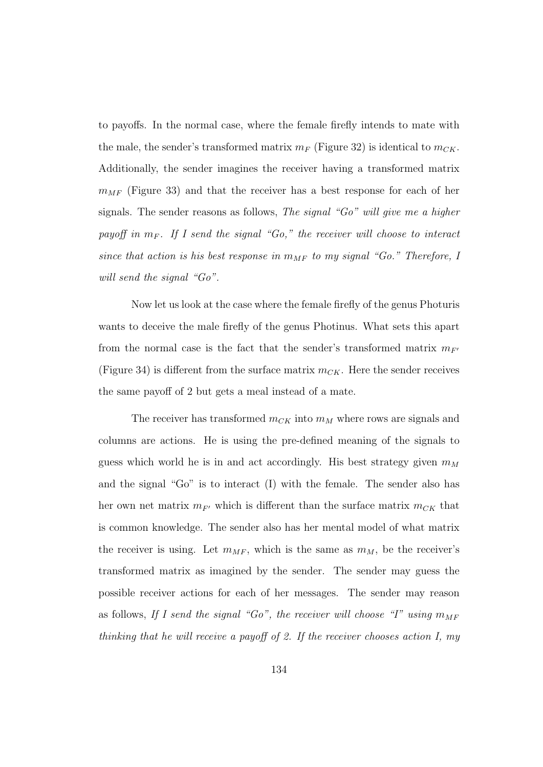to payoffs. In the normal case, where the female firefly intends to mate with the male, the sender's transformed matrix $m_F$ (Figure 32) is identical to $m_{CK}$. Additionally, the sender imagines the receiver having a transformed matrix $m_{MF}$ (Figure 33) and that the receiver has a best response for each of her signals. The sender reasons as follows, *The signal "Go" will give me a higher payoff in $m_F$. If I send the signal "Go," the receiver will choose to interact since that action is his best response in $m_{MF}$ to my signal "Go." Therefore, I will send the signal "Go".*

Now let us look at the case where the female firefly of the genus Photuris wants to deceive the male firefly of the genus Photinus. What sets this apart from the normal case is the fact that the sender's transformed matrix $m_{F'}$ (Figure 34) is different from the surface matrix $m_{CK}$. Here the sender receives the same payoff of 2 but gets a meal instead of a mate.

The receiver has transformed $m_{CK}$ into $m_M$ where rows are signals and columns are actions. He is using the pre-defined meaning of the signals to guess which world he is in and act accordingly. His best strategy given $m_M$ and the signal "Go" is to interact (I) with the female. The sender also has her own net matrix $m_{F'}$ which is different than the surface matrix $m_{CK}$ that is common knowledge. The sender also has her mental model of what matrix the receiver is using. Let $m_{MF}$, which is the same as $m_M$, be the receiver's transformed matrix as imagined by the sender. The sender may guess the possible receiver actions for each of her messages. The sender may reason as follows, *If I send the signal "Go", the receiver will choose "I" using $m_{MF}$ thinking that he will receive a payoff of 2. If the receiver chooses action I, my*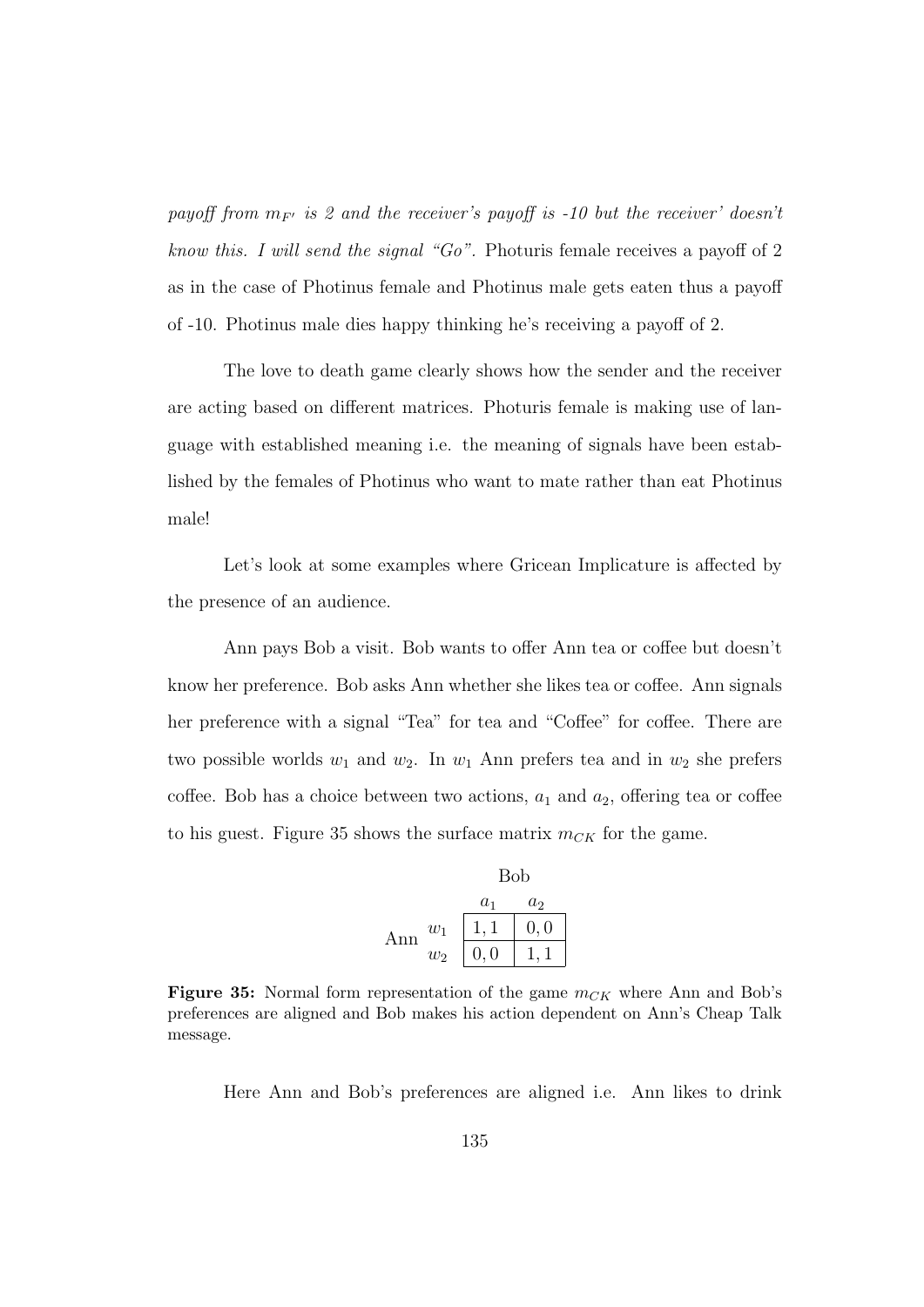*payoff from $m_{F'}$ is 2 and the receiver's payoff is -10 but the receiver' doesn't know this. I will send the signal "Go".* Photuris female receives a payoff of 2 as in the case of Photinus female and Photinus male gets eaten thus a payoff of -10. Photinus male dies happy thinking he's receiving a payoff of 2.

The love to death game clearly shows how the sender and the receiver are acting based on different matrices. Photuris female is making use of language with established meaning i.e. the meaning of signals have been established by the females of Photinus who want to mate rather than eat Photinus male!

Let's look at some examples where Gricean Implicature is affected by the presence of an audience.

Ann pays Bob a visit. Bob wants to offer Ann tea or coffee but doesn't know her preference. Bob asks Ann whether she likes tea or coffee. Ann signals her preference with a signal "Tea" for tea and "Coffee" for coffee. There are two possible worlds $w_1$ and $w_2$. In $w_1$ Ann prefers tea and in $w_2$ she prefers coffee. Bob has a choice between two actions, $a_1$ and $a_2$, offering tea or coffee to his guest. Figure 35 shows the surface matrix $m_{CK}$ for the game.

| | | Bob | |
|---|---|---|---|
| | | $a_1$ | $a_2$ |
| Ann | $w_1$ | 1, 1 | 0, 0 |
| | $w_2$ | 0, 0 | 1, 1 |

**Figure 35:** Normal form representation of the game $m_{CK}$ where Ann and Bob's preferences are aligned and Bob makes his action dependent on Ann's Cheap Talk message.

Here Ann and Bob's preferences are aligned i.e. Ann likes to drink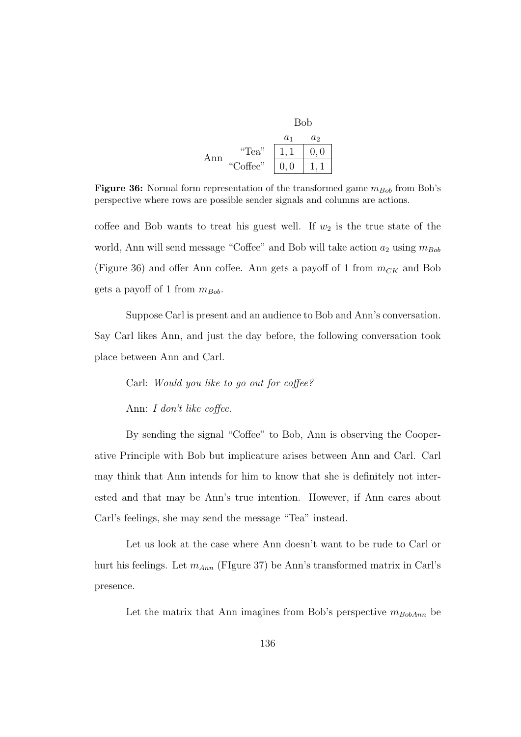| | | Bob | |
|---|---|---|---|
| | | $a_1$ | $a_2$ |
| Ann | "Tea" | $1, 1$ | $0, 0$ |
| | "Coffee" | $0, 0$ | $1, 1$ |

**Figure 36:** Normal form representation of the transformed game $m_{Bob}$ from Bob's perspective where rows are possible sender signals and columns are actions.

coffee and Bob wants to treat his guest well. If $w_2$ is the true state of the world, Ann will send message "Coffee" and Bob will take action $a_2$ using $m_{Bob}$ (Figure 36) and offer Ann coffee. Ann gets a payoff of 1 from $m_{CK}$ and Bob gets a payoff of 1 from $m_{Bob}$.

Suppose Carl is present and an audience to Bob and Ann's conversation. Say Carl likes Ann, and just the day before, the following conversation took place between Ann and Carl.

Carl: *Would you like to go out for coffee?*

Ann: *I don't like coffee.*

By sending the signal "Coffee" to Bob, Ann is observing the Cooperative Principle with Bob but implicature arises between Ann and Carl. Carl may think that Ann intends for him to know that she is definitely not interested and that may be Ann's true intention. However, if Ann cares about Carl's feelings, she may send the message "Tea" instead.

Let us look at the case where Ann doesn't want to be rude to Carl or hurt his feelings. Let $m_{Ann}$ (FIgure 37) be Ann's transformed matrix in Carl's presence.

Let the matrix that Ann imagines from Bob's perspective $m_{BobAnn}$ be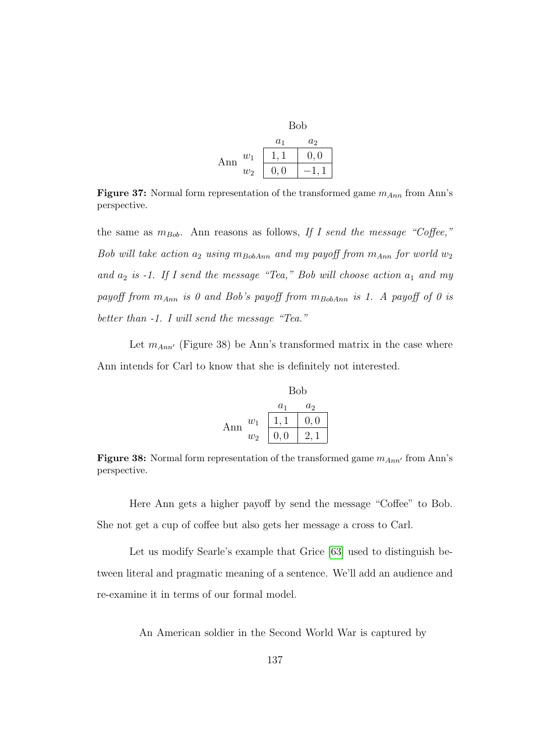| | | Bob | |
|---|---|---|---|
| | | $a_1$ | $a_2$ |
| Ann | $w_1$ | $1, 1$ | $0, 0$ |
| | $w_2$ | $0, 0$ | $-1, 1$ |

**Figure 37:** Normal form representation of the transformed game $m_{Ann}$ from Ann's perspective.

the same as $m_{Bob}$. Ann reasons as follows, *If I send the message "Coffee," Bob will take action $a_2$ using $m_{BobAnn}$ and my payoff from $m_{Ann}$ for world $w_2$ and $a_2$ is -1. If I send the message "Tea," Bob will choose action $a_1$ and my payoff from $m_{Ann}$ is 0 and Bob's payoff from $m_{BobAnn}$ is 1. A payoff of 0 is better than -1. I will send the message "Tea."*

Let $m_{Ann'}$ (Figure 38) be Ann's transformed matrix in the case where Ann intends for Carl to know that she is definitely not interested.

| | | Bob | |
|---|---|---|---|
| | | $a_1$ | $a_2$ |
| Ann | $w_1$ | $1, 1$ | $0, 0$ |
| | $w_2$ | $0, 0$ | $2, 1$ |

**Figure 38:** Normal form representation of the transformed game $m_{Ann'}$ from Ann's perspective.

Here Ann gets a higher payoff by send the message "Coffee" to Bob. She not get a cup of coffee but also gets her message a cross to Carl.

Let us modify Searle's example that Grice [63] used to distinguish between literal and pragmatic meaning of a sentence. We'll add an audience and re-examine it in terms of our formal model.

An American soldier in the Second World War is captured by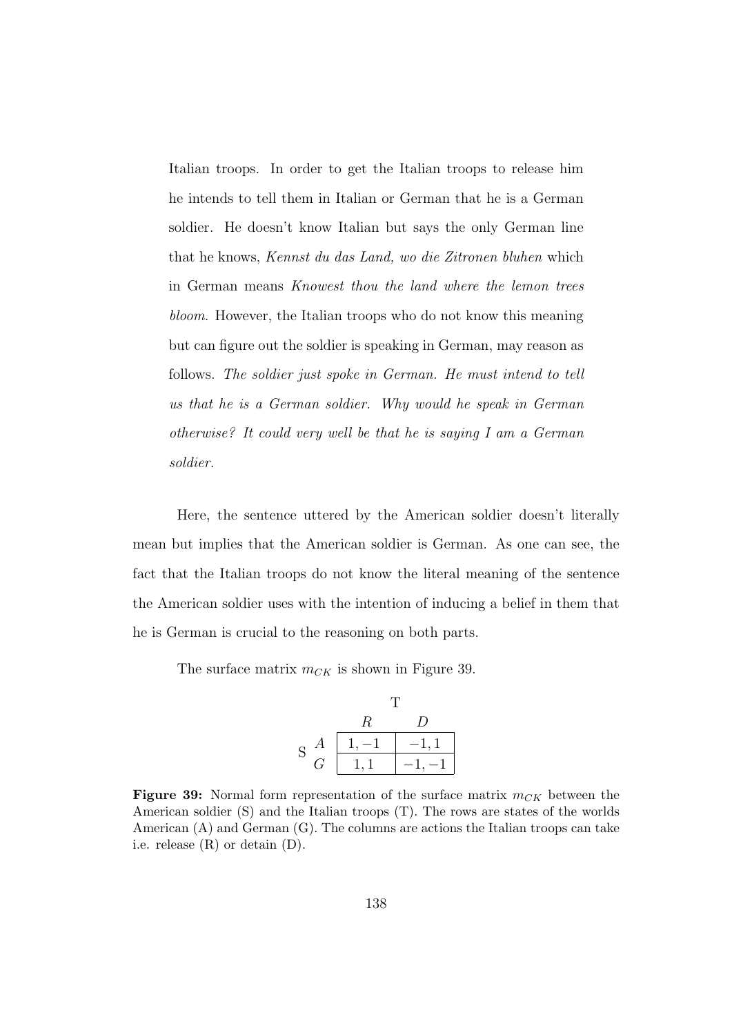Italian troops. In order to get the Italian troops to release him he intends to tell them in Italian or German that he is a German soldier. He doesn't know Italian but says the only German line that he knows, *Kennst du das Land, wo die Zitronen bluhen* which in German means *Knowest thou the land where the lemon trees bloom*. However, the Italian troops who do not know this meaning but can figure out the soldier is speaking in German, may reason as follows. *The soldier just spoke in German. He must intend to tell us that he is a German soldier. Why would he speak in German otherwise? It could very well be that he is saying I am a German soldier.*

Here, the sentence uttered by the American soldier doesn't literally mean but implies that the American soldier is German. As one can see, the fact that the Italian troops do not know the literal meaning of the sentence the American soldier uses with the intention of inducing a belief in them that he is German is crucial to the reasoning on both parts.

The surface matrix $m_{CK}$ is shown in Figure 39.

| | | T | |
|---|---|---|---|
| | | $R$ | $D$ |
| S | $A$ | $1, -1$ | $-1, 1$ |
| | $G$ | $1, 1$ | $-1, -1$ |

**Figure 39:** Normal form representation of the surface matrix $m_{CK}$ between the American soldier (S) and the Italian troops (T). The rows are states of the worlds American (A) and German (G). The columns are actions the Italian troops can take i.e. release (R) or detain (D).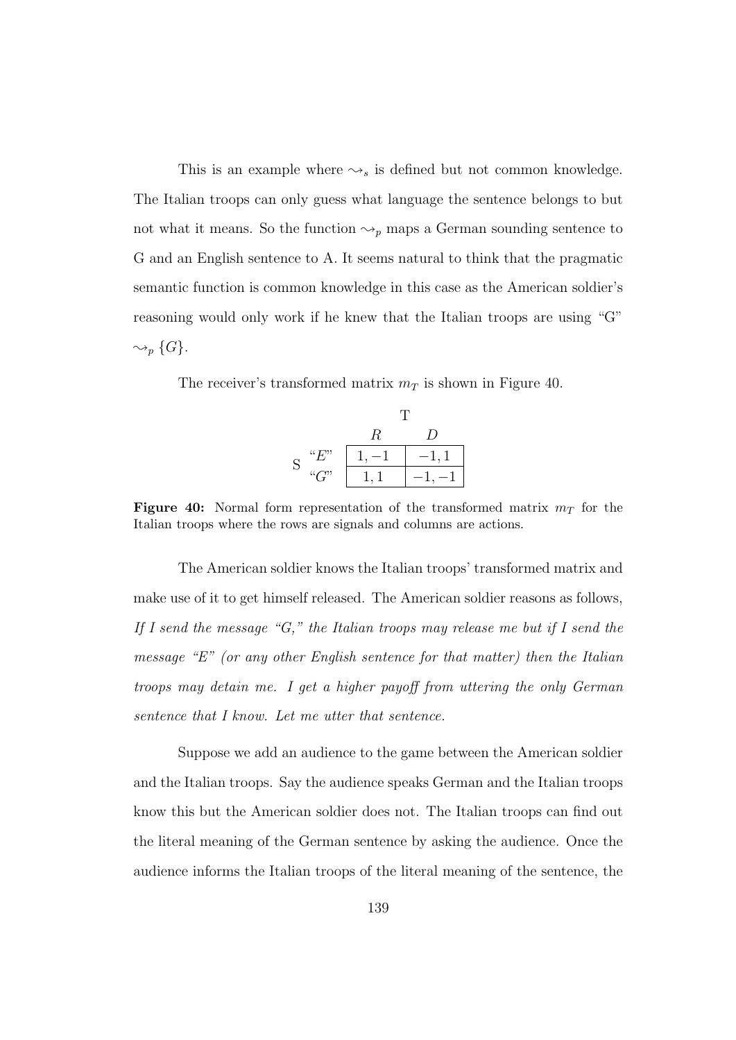This is an example where $\rightsquigarrow_s$ is defined but not common knowledge. The Italian troops can only guess what language the sentence belongs to but not what it means. So the function $\rightsquigarrow_p$ maps a German sounding sentence to G and an English sentence to A. It seems natural to think that the pragmatic semantic function is common knowledge in this case as the American soldier's reasoning would only work if he knew that the Italian troops are using "G" $\rightsquigarrow_p \{G\}$.

The receiver's transformed matrix $m_T$ is shown in Figure 40.

| | | T | |
|---|---|---|---|
| | | $R$ | $D$ |
| S | "$E$" | $1, -1$ | $-1, 1$ |
| | "$G$" | $1, 1$ | $-1, -1$ |

**Figure 40:** Normal form representation of the transformed matrix $m_T$ for the Italian troops where the rows are signals and columns are actions.

The American soldier knows the Italian troops' transformed matrix and make use of it to get himself released. The American soldier reasons as follows, *If I send the message "G," the Italian troops may release me but if I send the message "E" (or any other English sentence for that matter) then the Italian troops may detain me. I get a higher payoff from uttering the only German sentence that I know. Let me utter that sentence.*

Suppose we add an audience to the game between the American soldier and the Italian troops. Say the audience speaks German and the Italian troops know this but the American soldier does not. The Italian troops can find out the literal meaning of the German sentence by asking the audience. Once the audience informs the Italian troops of the literal meaning of the sentence, the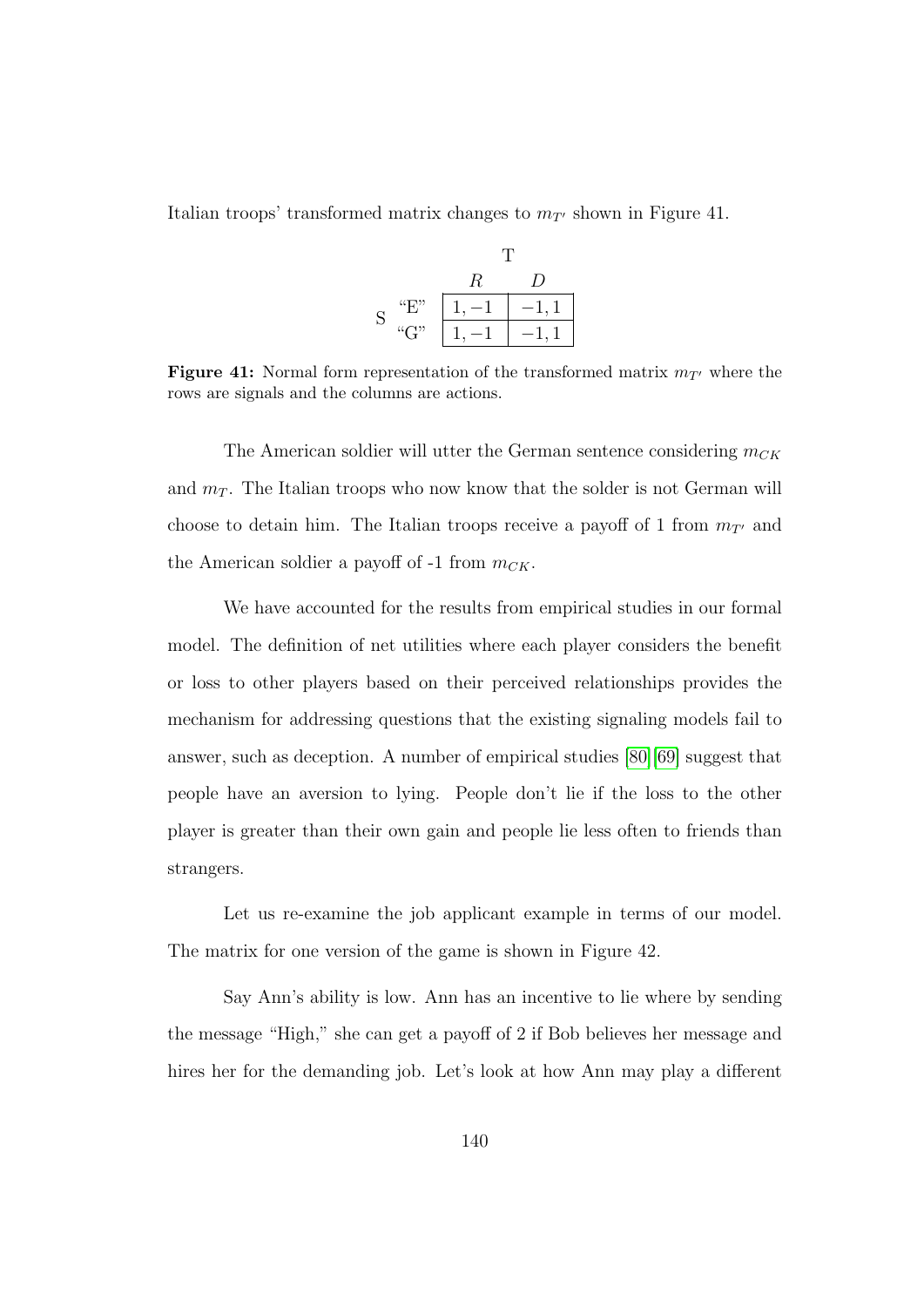Italian troops' transformed matrix changes to $m_{T'}$ shown in Figure 41.

| | | T | |
|---|---|---|---|
| | | $R$ | $D$ |
| S | "E" | $1, -1$ | $-1, 1$ |
| | "G" | $1, -1$ | $-1, 1$ |

**Figure 41:** Normal form representation of the transformed matrix $m_{T'}$ where the rows are signals and the columns are actions.

The American soldier will utter the German sentence considering $m_{CK}$ and $m_T$. The Italian troops who now know that the solder is not German will choose to detain him. The Italian troops receive a payoff of 1 from $m_{T'}$ and the American soldier a payoff of -1 from $m_{CK}$.

We have accounted for the results from empirical studies in our formal model. The definition of net utilities where each player considers the benefit or loss to other players based on their perceived relationships provides the mechanism for addressing questions that the existing signaling models fail to answer, such as deception. A number of empirical studies [80][69] suggest that people have an aversion to lying. People don't lie if the loss to the other player is greater than their own gain and people lie less often to friends than strangers.

Let us re-examine the job applicant example in terms of our model. The matrix for one version of the game is shown in Figure 42.

Say Ann's ability is low. Ann has an incentive to lie where by sending the message "High," she can get a payoff of 2 if Bob believes her message and hires her for the demanding job. Let's look at how Ann may play a different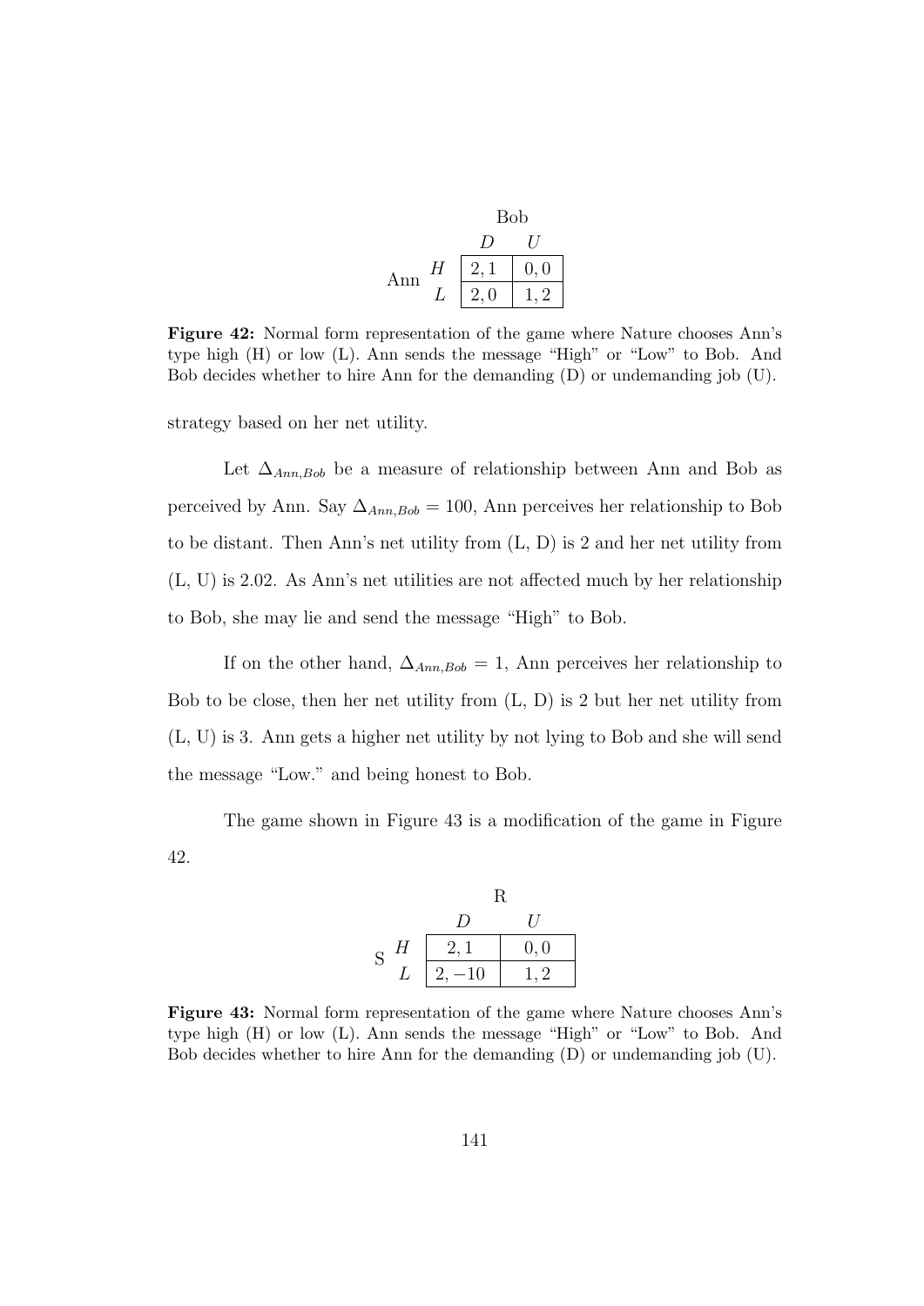| | | Bob | |
|---|---|---|---|
| | | $D$ | $U$ |
| Ann | $H$ | $2, 1$ | $0, 0$ |
| | $L$ | $2, 0$ | $1, 2$ |

**Figure 42:** Normal form representation of the game where Nature chooses Ann's type high (H) or low (L). Ann sends the message "High" or "Low" to Bob. And Bob decides whether to hire Ann for the demanding (D) or undemanding job (U).

strategy based on her net utility.

Let $\Delta_{Ann,Bob}$ be a measure of relationship between Ann and Bob as perceived by Ann. Say $\Delta_{Ann,Bob} = 100$, Ann perceives her relationship to Bob to be distant. Then Ann's net utility from (L, D) is 2 and her net utility from (L, U) is 2.02. As Ann's net utilities are not affected much by her relationship to Bob, she may lie and send the message "High" to Bob.

If on the other hand, $\Delta_{Ann,Bob} = 1$, Ann perceives her relationship to Bob to be close, then her net utility from (L, D) is 2 but her net utility from (L, U) is 3. Ann gets a higher net utility by not lying to Bob and she will send the message "Low." and being honest to Bob.

The game shown in Figure 43 is a modification of the game in Figure 42.

| | | R | |
|---|---|---|---|
| | | $D$ | $U$ |
| S | $H$ | $2, 1$ | $0, 0$ |
| | $L$ | $2, -10$ | $1, 2$ |

**Figure 43:** Normal form representation of the game where Nature chooses Ann's type high (H) or low (L). Ann sends the message "High" or "Low" to Bob. And Bob decides whether to hire Ann for the demanding (D) or undemanding job (U).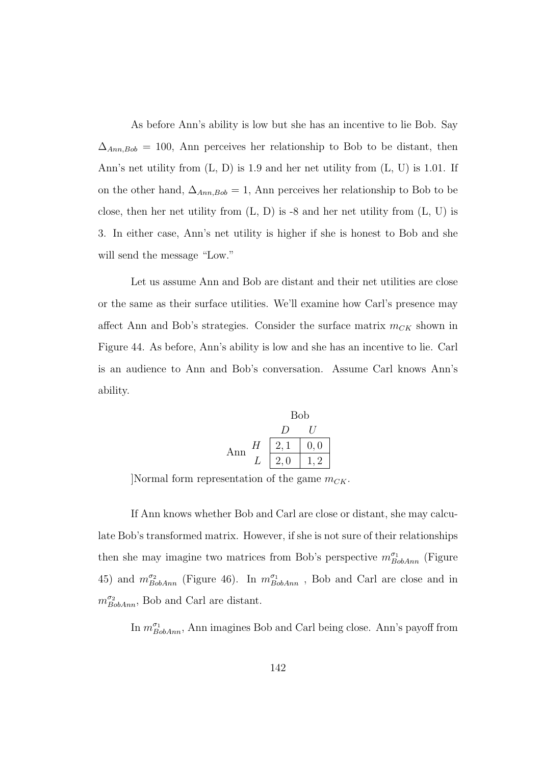As before Ann's ability is low but she has an incentive to lie Bob. Say $\Delta_{Ann,Bob} = 100$, Ann perceives her relationship to Bob to be distant, then Ann's net utility from (L, D) is 1.9 and her net utility from (L, U) is 1.01. If on the other hand, $\Delta_{Ann,Bob} = 1$, Ann perceives her relationship to Bob to be close, then her net utility from (L, D) is -8 and her net utility from (L, U) is 3. In either case, Ann's net utility is higher if she is honest to Bob and she will send the message "Low."

Let us assume Ann and Bob are distant and their net utilities are close or the same as their surface utilities. We'll examine how Carl's presence may affect Ann and Bob's strategies. Consider the surface matrix $m_{CK}$ shown in Figure 44. As before, Ann's ability is low and she has an incentive to lie. Carl is an audience to Ann and Bob's conversation. Assume Carl knows Ann's ability.

| | | Bob | |
|---|---|---|---|
| | | $D$ | $U$ |
| Ann | $H$ | $2, 1$ | $0, 0$ |
| | $L$ | $2, 0$ | $1, 2$ |

]Normal form representation of the game $m_{CK}$.

If Ann knows whether Bob and Carl are close or distant, she may calculate Bob's transformed matrix. However, if she is not sure of their relationships then she may imagine two matrices from Bob's perspective $m^{\sigma_1}_{BobAnn}$ (Figure 45) and $m^{\sigma_2}_{BobAnn}$ (Figure 46). In $m^{\sigma_1}_{BobAnn}$ , Bob and Carl are close and in $m^{\sigma_2}_{BobAnn}$, Bob and Carl are distant.

In $m^{\sigma_1}_{BobAnn}$, Ann imagines Bob and Carl being close. Ann's payoff from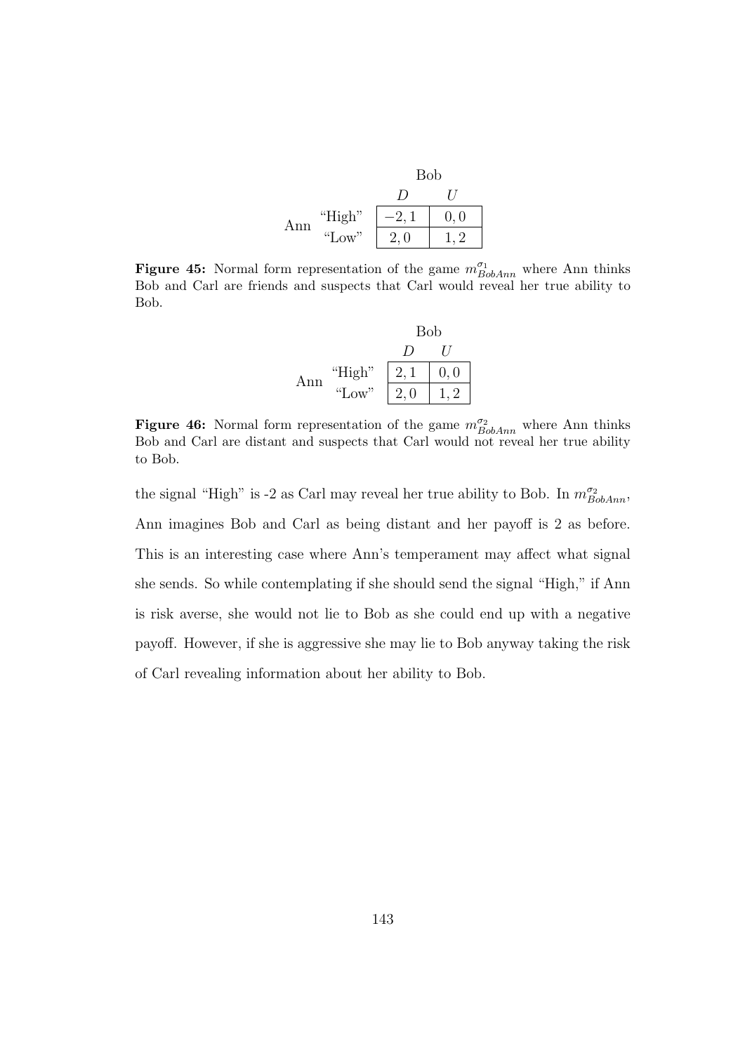| | | Bob | |
|---|---|---|---|
| | | $D$ | $U$ |
| Ann | "High" | $-2, 1$ | $0, 0$ |
| | "Low" | $2, 0$ | $1, 2$ |

**Figure 45:** Normal form representation of the game $m^{\sigma_1}_{BobAnn}$ where Ann thinks Bob and Carl are friends and suspects that Carl would reveal her true ability to Bob.

| | | Bob | |
|---|---|---|---|
| | | $D$ | $U$ |
| Ann | "High" | $2, 1$ | $0, 0$ |
| | "Low" | $2, 0$ | $1, 2$ |

**Figure 46:** Normal form representation of the game $m^{\sigma_2}_{BobAnn}$ where Ann thinks Bob and Carl are distant and suspects that Carl would not reveal her true ability to Bob.

the signal "High" is -2 as Carl may reveal her true ability to Bob. In $m^{\sigma_2}_{BobAnn}$, Ann imagines Bob and Carl as being distant and her payoff is 2 as before. This is an interesting case where Ann's temperament may affect what signal she sends. So while contemplating if she should send the signal "High," if Ann is risk averse, she would not lie to Bob as she could end up with a negative payoff. However, if she is aggressive she may lie to Bob anyway taking the risk of Carl revealing information about her ability to Bob.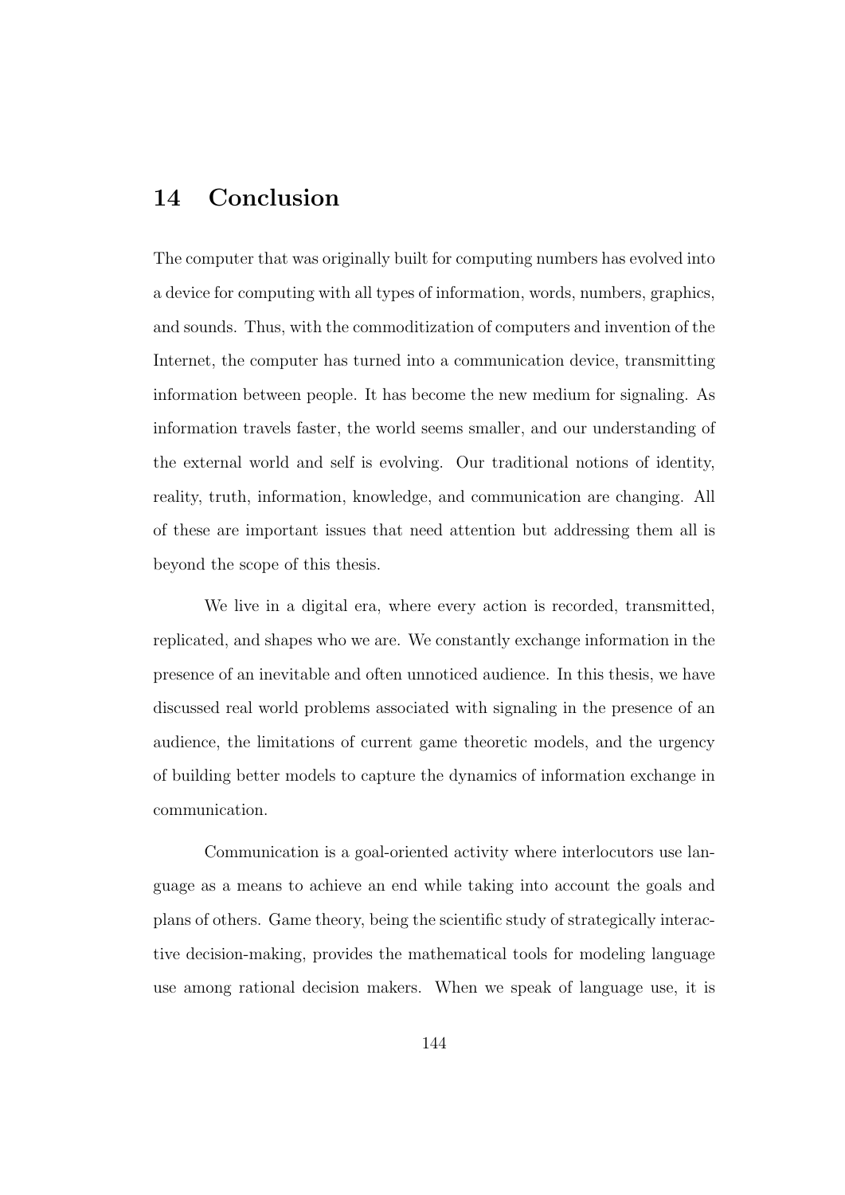# 14 Conclusion

The computer that was originally built for computing numbers has evolved into a device for computing with all types of information, words, numbers, graphics, and sounds. Thus, with the commoditization of computers and invention of the Internet, the computer has turned into a communication device, transmitting information between people. It has become the new medium for signaling. As information travels faster, the world seems smaller, and our understanding of the external world and self is evolving. Our traditional notions of identity, reality, truth, information, knowledge, and communication are changing. All of these are important issues that need attention but addressing them all is beyond the scope of this thesis.

We live in a digital era, where every action is recorded, transmitted, replicated, and shapes who we are. We constantly exchange information in the presence of an inevitable and often unnoticed audience. In this thesis, we have discussed real world problems associated with signaling in the presence of an audience, the limitations of current game theoretic models, and the urgency of building better models to capture the dynamics of information exchange in communication.

Communication is a goal-oriented activity where interlocutors use language as a means to achieve an end while taking into account the goals and plans of others. Game theory, being the scientific study of strategically interactive decision-making, provides the mathematical tools for modeling language use among rational decision makers. When we speak of language use, it is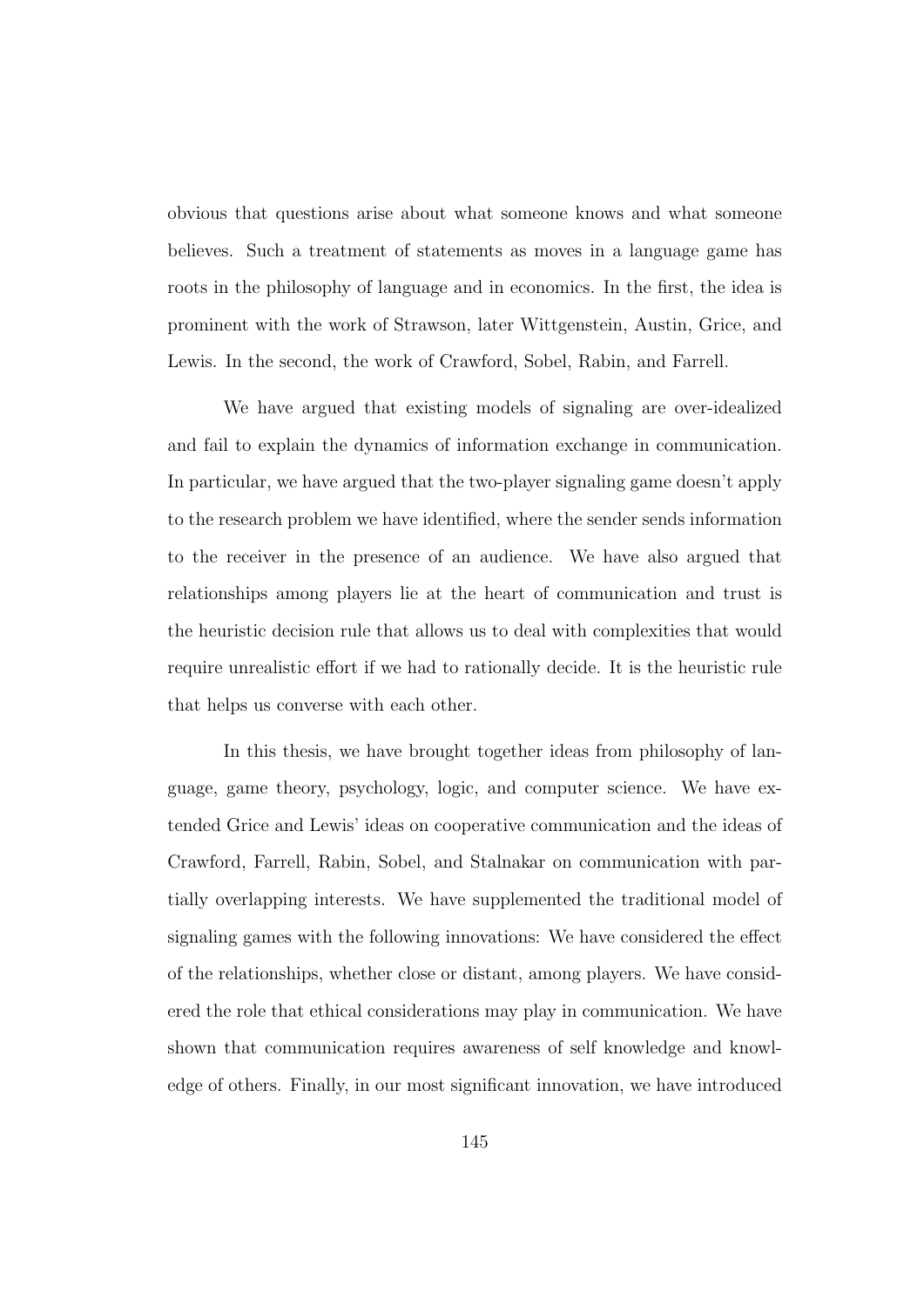obvious that questions arise about what someone knows and what someone believes. Such a treatment of statements as moves in a language game has roots in the philosophy of language and in economics. In the first, the idea is prominent with the work of Strawson, later Wittgenstein, Austin, Grice, and Lewis. In the second, the work of Crawford, Sobel, Rabin, and Farrell.

We have argued that existing models of signaling are over-idealized and fail to explain the dynamics of information exchange in communication. In particular, we have argued that the two-player signaling game doesn't apply to the research problem we have identified, where the sender sends information to the receiver in the presence of an audience. We have also argued that relationships among players lie at the heart of communication and trust is the heuristic decision rule that allows us to deal with complexities that would require unrealistic effort if we had to rationally decide. It is the heuristic rule that helps us converse with each other.

In this thesis, we have brought together ideas from philosophy of language, game theory, psychology, logic, and computer science. We have extended Grice and Lewis' ideas on cooperative communication and the ideas of Crawford, Farrell, Rabin, Sobel, and Stalnakar on communication with partially overlapping interests. We have supplemented the traditional model of signaling games with the following innovations: We have considered the effect of the relationships, whether close or distant, among players. We have considered the role that ethical considerations may play in communication. We have shown that communication requires awareness of self knowledge and knowledge of others. Finally, in our most significant innovation, we have introduced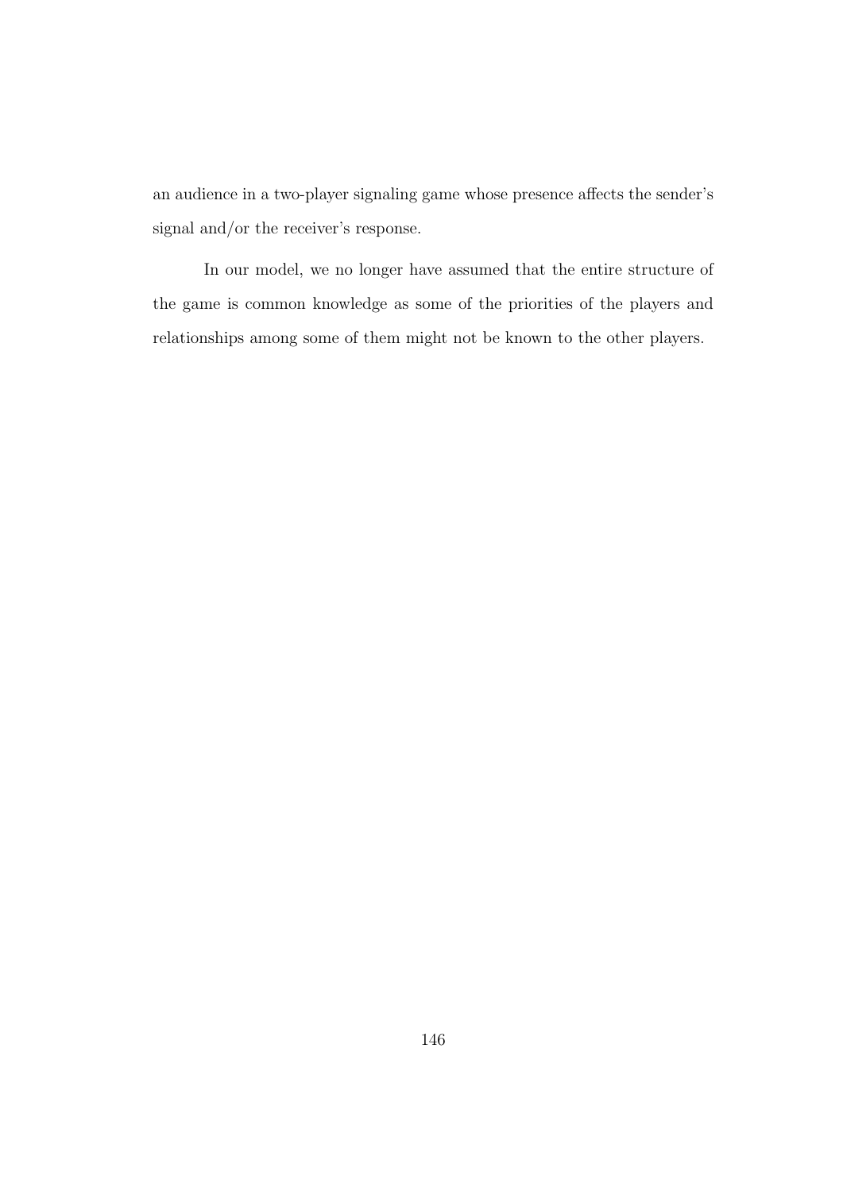an audience in a two-player signaling game whose presence affects the sender's signal and/or the receiver's response.

In our model, we no longer have assumed that the entire structure of the game is common knowledge as some of the priorities of the players and relationships among some of them might not be known to the other players.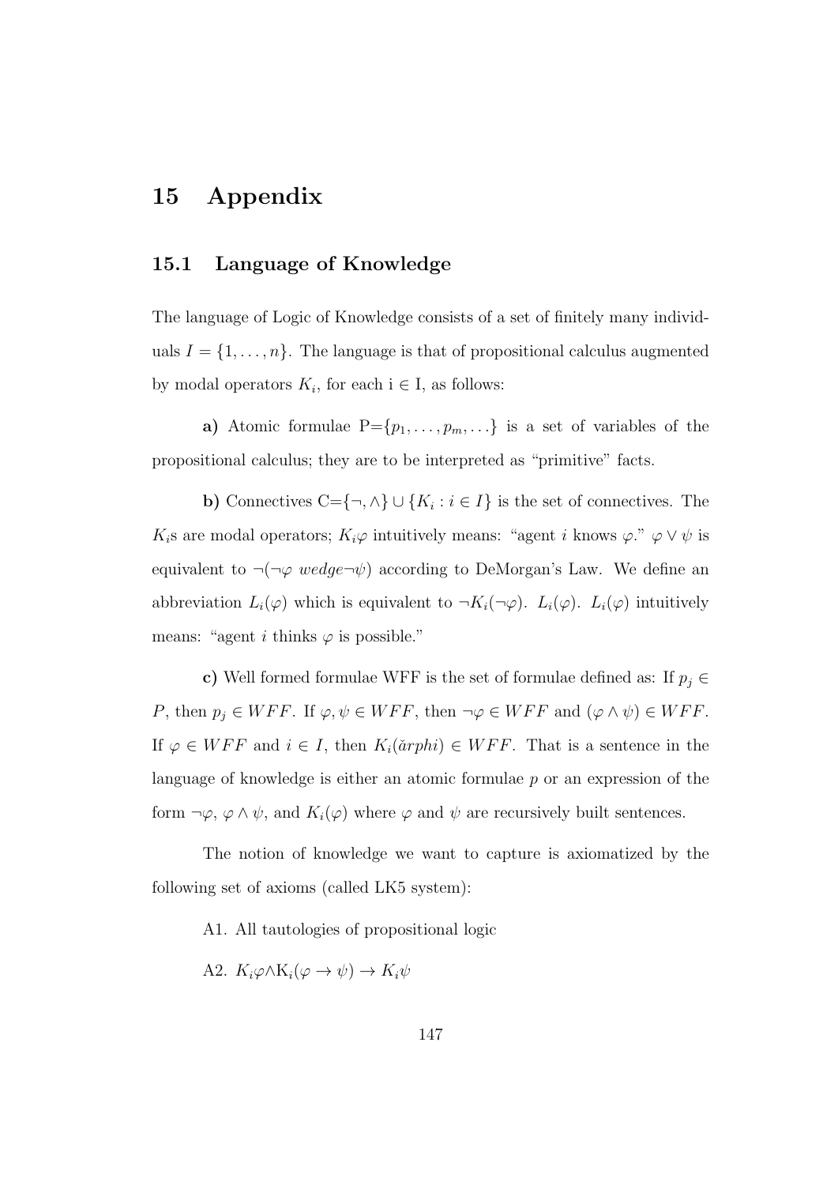# 15 Appendix

## 15.1 Language of Knowledge

The language of Logic of Knowledge consists of a set of finitely many individuals $I = \{1, \ldots, n\}$. The language is that of propositional calculus augmented by modal operators $K_i$, for each i ∈ I, as follows:

**a)** Atomic formulae P=$\{p_1, \ldots, p_m, \ldots\}$ is a set of variables of the propositional calculus; they are to be interpreted as "primitive" facts.

**b)** Connectives C=$\{\neg, \wedge\} \cup \{K_i : i \in I\}$ is the set of connectives. The $K_i$s are modal operators; $K_i\varphi$ intuitively means: "agent $i$ knows $\varphi$." $\varphi \vee \psi$ is equivalent to $\neg(\neg\varphi\ wedge \neg\psi)$ according to DeMorgan's Law. We define an abbreviation $L_i(\varphi)$ which is equivalent to $\neg K_i(\neg\varphi)$. $L_i(\varphi)$. $L_i(\varphi)$ intuitively means: "agent $i$ thinks $\varphi$ is possible."

**c)** Well formed formulae WFF is the set of formulae defined as: If $p_j \in P$, then $p_j \in WFF$. If $\varphi, \psi \in WFF$, then $\neg\varphi \in WFF$ and $(\varphi \wedge \psi) \in WFF$. If $\varphi \in WFF$ and $i \in I$, then $K_i(\breve{a}rphi) \in WFF$. That is a sentence in the language of knowledge is either an atomic formulae $p$ or an expression of the form $\neg\varphi$, $\varphi \wedge \psi$, and $K_i(\varphi)$ where $\varphi$ and $\psi$ are recursively built sentences.

The notion of knowledge we want to capture is axiomatized by the following set of axioms (called LK5 system):

A1. All tautologies of propositional logic

A2. $K_i\varphi \wedge K_i(\varphi \rightarrow \psi) \rightarrow K_i\psi$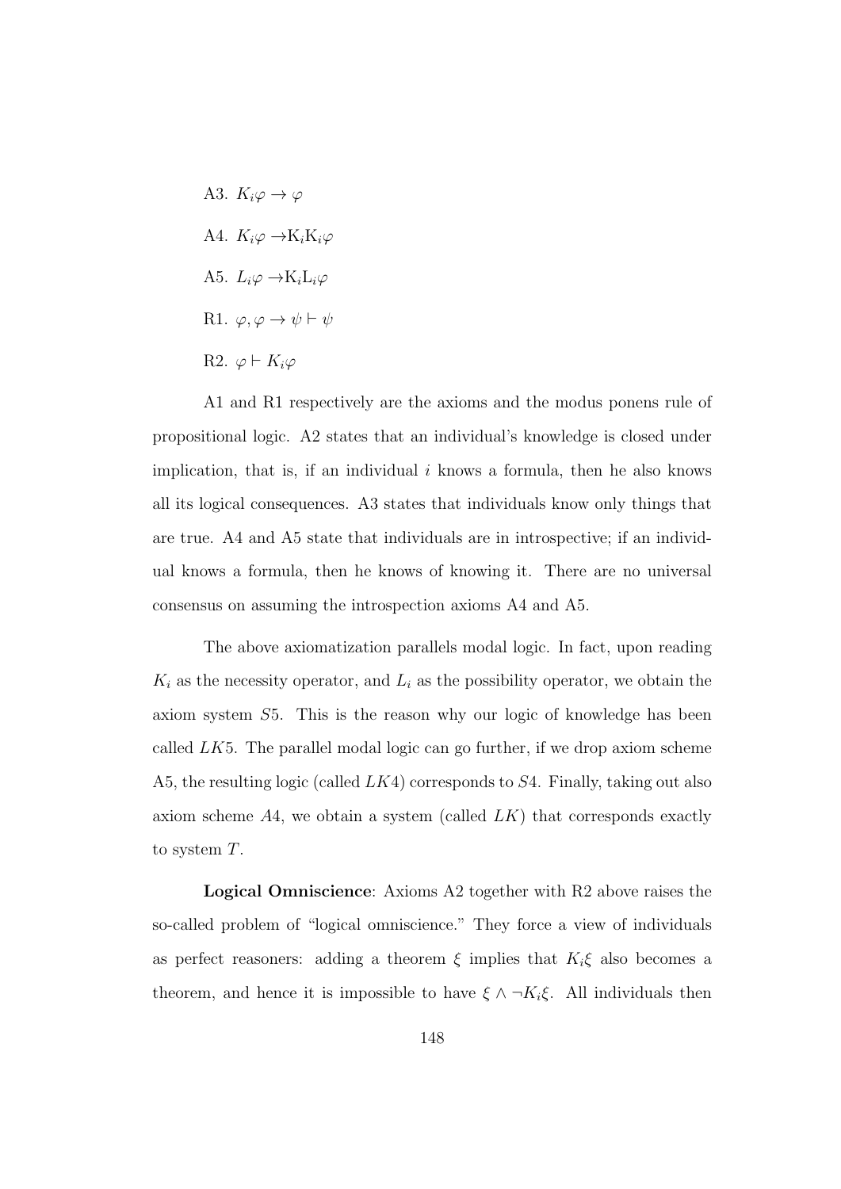A3. $K_i\varphi \rightarrow \varphi$

A4. $K_i\varphi \rightarrow K_iK_i\varphi$

A5. $L_i\varphi \rightarrow K_iL_i\varphi$

R1. $\varphi, \varphi \rightarrow \psi \vdash \psi$

R2. $\varphi \vdash K_i\varphi$

A1 and R1 respectively are the axioms and the modus ponens rule of propositional logic. A2 states that an individual's knowledge is closed under implication, that is, if an individual $i$ knows a formula, then he also knows all its logical consequences. A3 states that individuals know only things that are true. A4 and A5 state that individuals are in introspective; if an individual knows a formula, then he knows of knowing it. There are no universal consensus on assuming the introspection axioms A4 and A5.

The above axiomatization parallels modal logic. In fact, upon reading $K_i$ as the necessity operator, and $L_i$ as the possibility operator, we obtain the axiom system $S5$. This is the reason why our logic of knowledge has been called $LK5$. The parallel modal logic can go further, if we drop axiom scheme A5, the resulting logic (called $LK4$) corresponds to $S4$. Finally, taking out also axiom scheme $A4$, we obtain a system (called $LK$) that corresponds exactly to system $T$.

**Logical Omniscience**: Axioms A2 together with R2 above raises the so-called problem of "logical omniscience." They force a view of individuals as perfect reasoners: adding a theorem $\xi$ implies that $K_i\xi$ also becomes a theorem, and hence it is impossible to have $\xi \wedge \neg K_i\xi$. All individuals then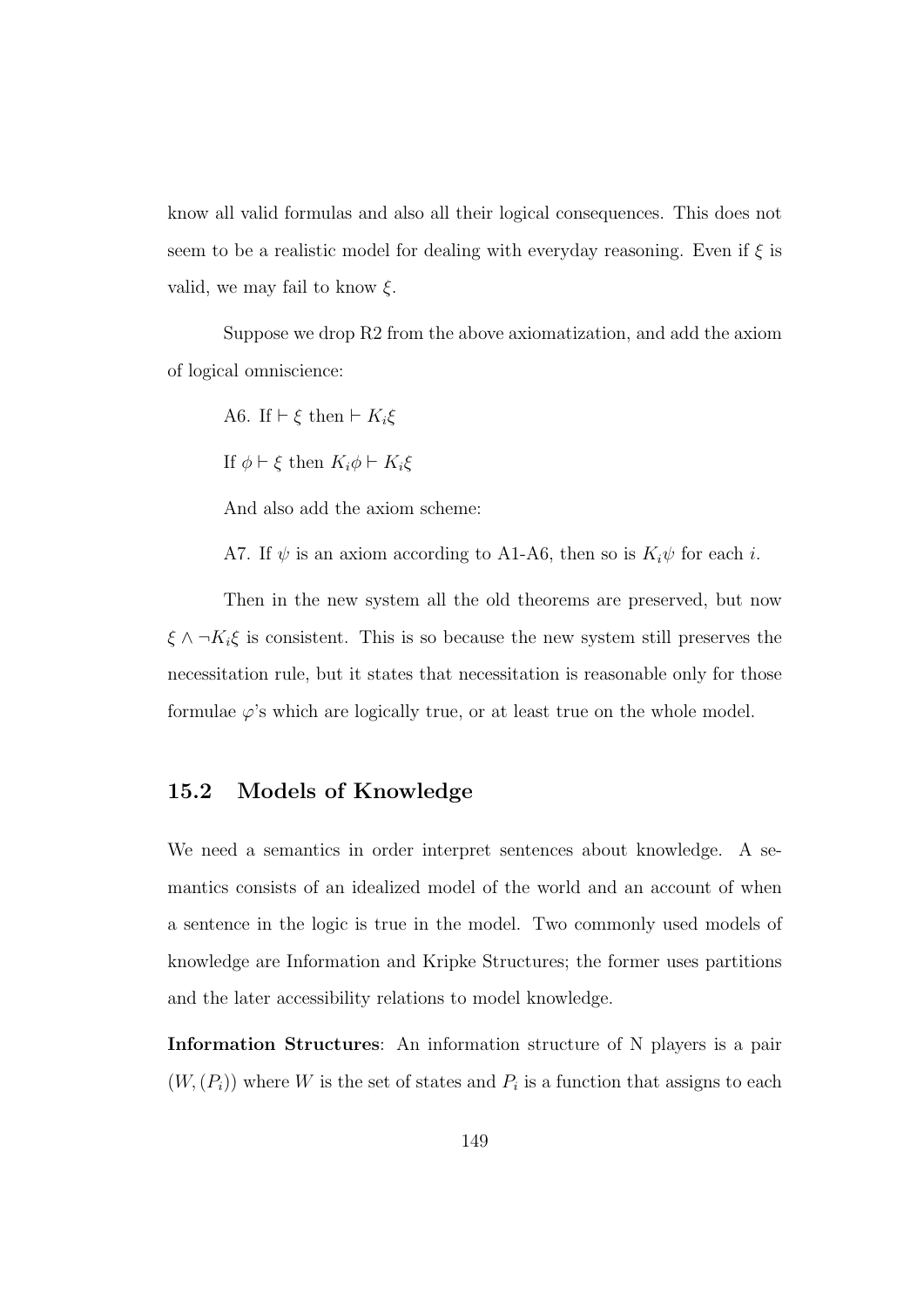know all valid formulas and also all their logical consequences. This does not seem to be a realistic model for dealing with everyday reasoning. Even if $\xi$ is valid, we may fail to know $\xi$.

Suppose we drop R2 from the above axiomatization, and add the axiom of logical omniscience:

A6. If $\vdash \xi$ then $\vdash K_i\xi$

If $\phi \vdash \xi$ then $K_i\phi \vdash K_i\xi$

And also add the axiom scheme:

A7. If $\psi$ is an axiom according to A1-A6, then so is $K_i\psi$ for each $i$.

Then in the new system all the old theorems are preserved, but now $\xi \wedge \neg K_i\xi$ is consistent. This is so because the new system still preserves the necessitation rule, but it states that necessitation is reasonable only for those formulae $\varphi$'s which are logically true, or at least true on the whole model.

## 15.2 Models of Knowledge

We need a semantics in order interpret sentences about knowledge. A semantics consists of an idealized model of the world and an account of when a sentence in the logic is true in the model. Two commonly used models of knowledge are Information and Kripke Structures; the former uses partitions and the later accessibility relations to model knowledge.

**Information Structures**: An information structure of N players is a pair $(W, (P_i))$ where $W$ is the set of states and $P_i$ is a function that assigns to each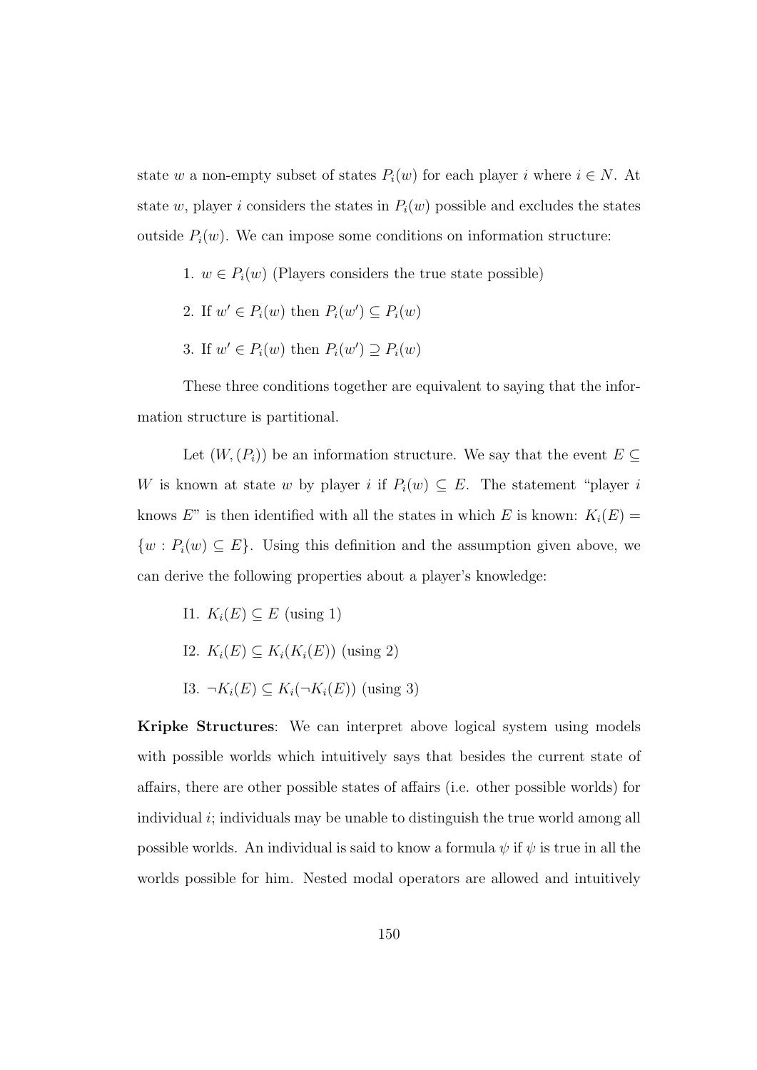state $w$ a non-empty subset of states $P_i(w)$ for each player $i$ where $i \in N$. At state $w$, player $i$ considers the states in $P_i(w)$ possible and excludes the states outside $P_i(w)$. We can impose some conditions on information structure:

1. $w \in P_i(w)$ (Players considers the true state possible)
2. If $w' \in P_i(w)$ then $P_i(w') \subseteq P_i(w)$
3. If $w' \in P_i(w)$ then $P_i(w') \supseteq P_i(w)$

These three conditions together are equivalent to saying that the information structure is partitional.

Let $(W, (P_i))$ be an information structure. We say that the event $E \subseteq W$ is known at state $w$ by player $i$ if $P_i(w) \subseteq E$. The statement "player $i$ knows $E$" is then identified with all the states in which $E$ is known: $K_i(E) = \{w : P_i(w) \subseteq E\}$. Using this definition and the assumption given above, we can derive the following properties about a player's knowledge:

I1. $K_i(E) \subseteq E$ (using 1)

I2. $K_i(E) \subseteq K_i(K_i(E))$ (using 2)

I3. $\neg K_i(E) \subseteq K_i(\neg K_i(E))$ (using 3)

**Kripke Structures**: We can interpret above logical system using models with possible worlds which intuitively says that besides the current state of affairs, there are other possible states of affairs (i.e. other possible worlds) for individual $i$; individuals may be unable to distinguish the true world among all possible worlds. An individual is said to know a formula $\psi$ if $\psi$ is true in all the worlds possible for him. Nested modal operators are allowed and intuitively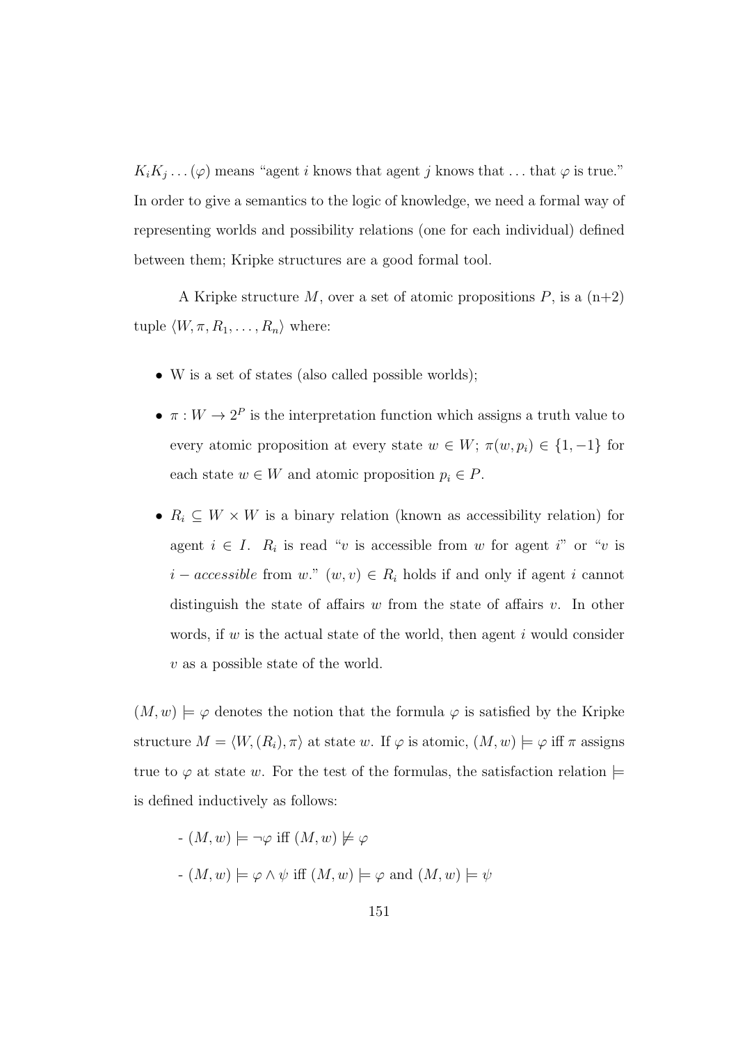$K_i K_j \ldots (\varphi)$ means "agent $i$ knows that agent $j$ knows that $\ldots$ that $\varphi$ is true." In order to give a semantics to the logic of knowledge, we need a formal way of representing worlds and possibility relations (one for each individual) defined between them; Kripke structures are a good formal tool.

A Kripke structure $M$, over a set of atomic propositions $P$, is a (n+2) tuple $\langle W, \pi, R_1, \ldots, R_n \rangle$ where:

- W is a set of states (also called possible worlds);
- $\pi : W \rightarrow 2^P$ is the interpretation function which assigns a truth value to every atomic proposition at every state $w \in W$; $\pi(w, p_i) \in \{1, -1\}$ for each state $w \in W$ and atomic proposition $p_i \in P$.
- $R_i \subseteq W \times W$ is a binary relation (known as accessibility relation) for agent $i \in I$. $R_i$ is read "$v$ is accessible from $w$ for agent $i$" or "$v$ is $i - accessible$ from $w$." $(w, v) \in R_i$ holds if and only if agent $i$ cannot distinguish the state of affairs $w$ from the state of affairs $v$. In other words, if $w$ is the actual state of the world, then agent $i$ would consider $v$ as a possible state of the world.

$(M, w) \models \varphi$ denotes the notion that the formula $\varphi$ is satisfied by the Kripke structure $M = \langle W, (R_i), \pi \rangle$ at state $w$. If $\varphi$ is atomic, $(M, w) \models \varphi$ iff $\pi$ assigns true to $\varphi$ at state $w$. For the test of the formulas, the satisfaction relation $\models$ is defined inductively as follows:

- $(M, w) \models \neg\varphi$ iff $(M, w) \not\models \varphi$

- $(M, w) \models \varphi \wedge \psi$ iff $(M, w) \models \varphi$ and $(M, w) \models \psi$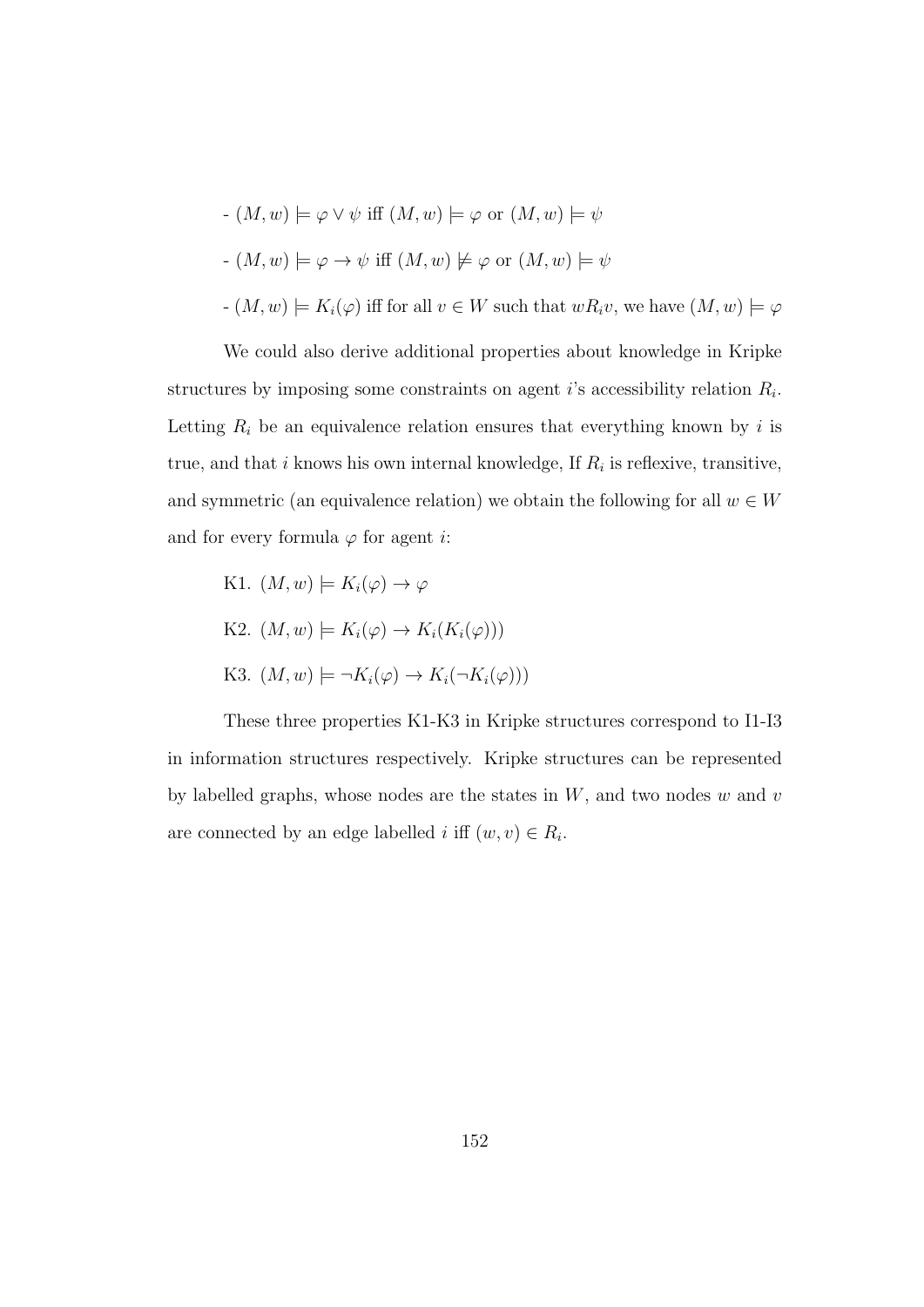- $(M, w) \models \varphi \vee \psi$ iff $(M, w) \models \varphi$ or $(M, w) \models \psi$

- $(M, w) \models \varphi \rightarrow \psi$ iff $(M, w) \not\models \varphi$ or $(M, w) \models \psi$

- $(M, w) \models K_i(\varphi)$ iff for all $v \in W$ such that $wR_iv$, we have $(M, w) \models \varphi$

We could also derive additional properties about knowledge in Kripke structures by imposing some constraints on agent $i$'s accessibility relation $R_i$. Letting $R_i$ be an equivalence relation ensures that everything known by $i$ is true, and that $i$ knows his own internal knowledge, If $R_i$ is reflexive, transitive, and symmetric (an equivalence relation) we obtain the following for all $w \in W$ and for every formula $\varphi$ for agent $i$:

K1. $(M, w) \models K_i(\varphi) \rightarrow \varphi$

K2. $(M, w) \models K_i(\varphi) \rightarrow K_i(K_i(\varphi)))$

K3. $(M, w) \models \neg K_i(\varphi) \rightarrow K_i(\neg K_i(\varphi)))$

These three properties K1-K3 in Kripke structures correspond to I1-I3 in information structures respectively. Kripke structures can be represented by labelled graphs, whose nodes are the states in $W$, and two nodes $w$ and $v$ are connected by an edge labelled $i$ iff $(w, v) \in R_i$.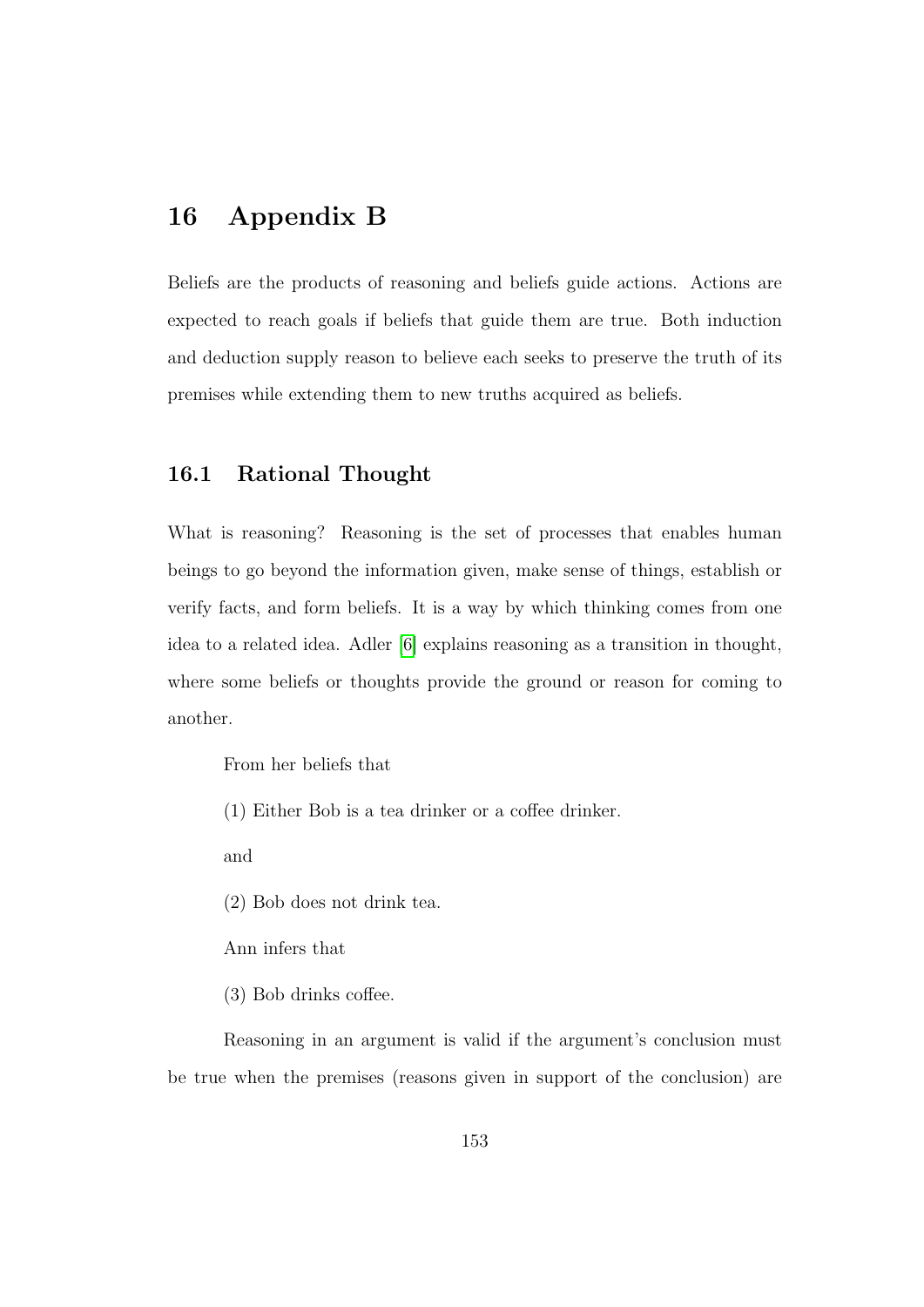# 16 Appendix B

Beliefs are the products of reasoning and beliefs guide actions. Actions are expected to reach goals if beliefs that guide them are true. Both induction and deduction supply reason to believe each seeks to preserve the truth of its premises while extending them to new truths acquired as beliefs.

## 16.1 Rational Thought

What is reasoning? Reasoning is the set of processes that enables human beings to go beyond the information given, make sense of things, establish or verify facts, and form beliefs. It is a way by which thinking comes from one idea to a related idea. Adler [6] explains reasoning as a transition in thought, where some beliefs or thoughts provide the ground or reason for coming to another.

From her beliefs that

(1) Either Bob is a tea drinker or a coffee drinker.

and

(2) Bob does not drink tea.

Ann infers that

(3) Bob drinks coffee.

Reasoning in an argument is valid if the argument's conclusion must be true when the premises (reasons given in support of the conclusion) are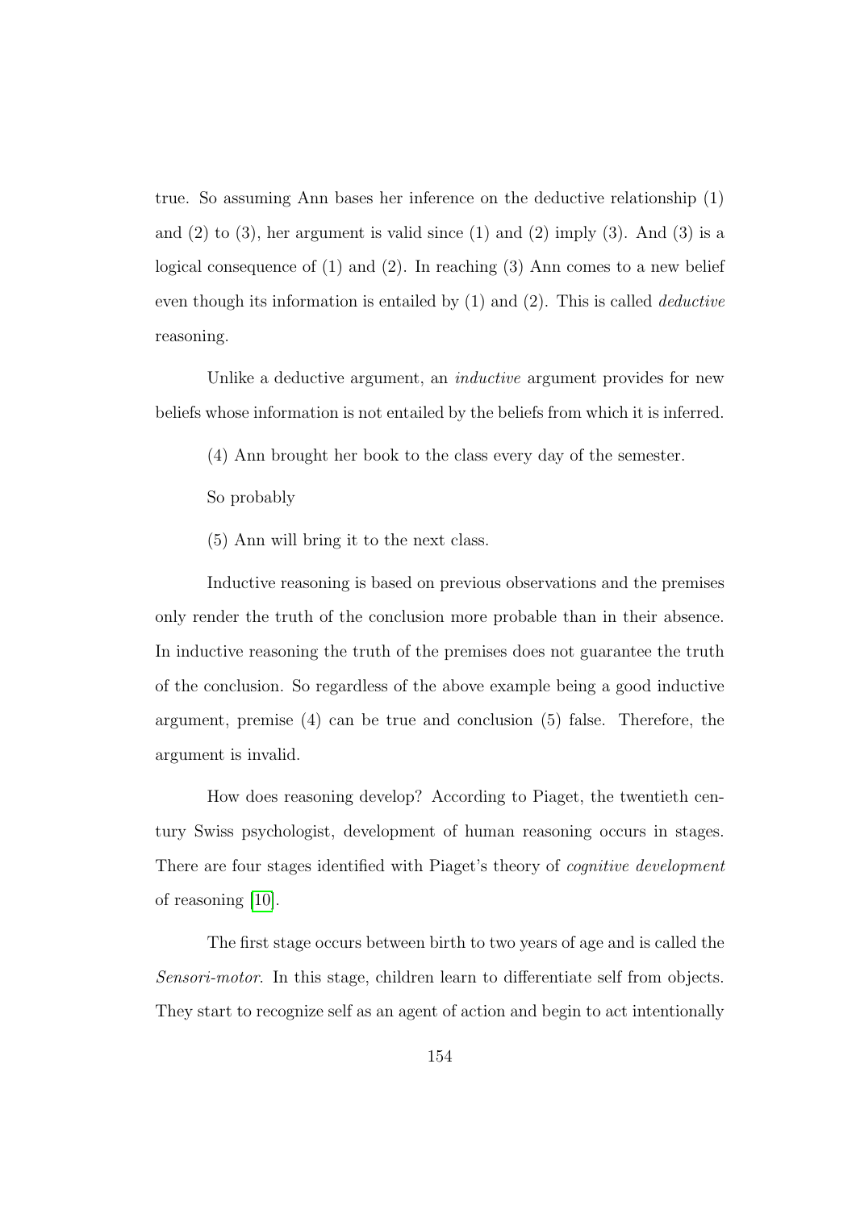true. So assuming Ann bases her inference on the deductive relationship (1) and (2) to (3), her argument is valid since (1) and (2) imply (3). And (3) is a logical consequence of (1) and (2). In reaching (3) Ann comes to a new belief even though its information is entailed by (1) and (2). This is called *deductive* reasoning.

Unlike a deductive argument, an *inductive* argument provides for new beliefs whose information is not entailed by the beliefs from which it is inferred.

(4) Ann brought her book to the class every day of the semester.

So probably

(5) Ann will bring it to the next class.

Inductive reasoning is based on previous observations and the premises only render the truth of the conclusion more probable than in their absence. In inductive reasoning the truth of the premises does not guarantee the truth of the conclusion. So regardless of the above example being a good inductive argument, premise (4) can be true and conclusion (5) false. Therefore, the argument is invalid.

How does reasoning develop? According to Piaget, the twentieth century Swiss psychologist, development of human reasoning occurs in stages. There are four stages identified with Piaget's theory of *cognitive development* of reasoning [10].

The first stage occurs between birth to two years of age and is called the *Sensori-motor*. In this stage, children learn to differentiate self from objects. They start to recognize self as an agent of action and begin to act intentionally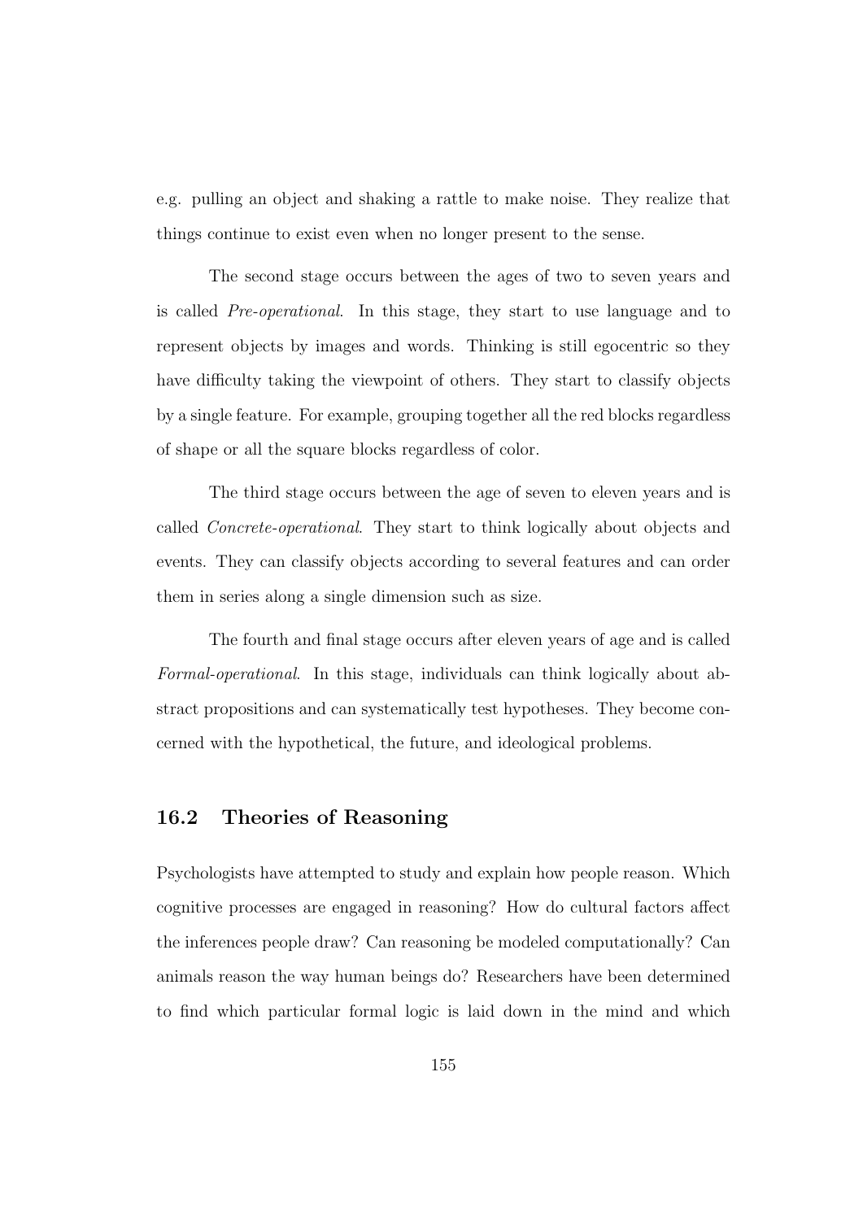e.g. pulling an object and shaking a rattle to make noise. They realize that things continue to exist even when no longer present to the sense.

The second stage occurs between the ages of two to seven years and is called *Pre-operational*. In this stage, they start to use language and to represent objects by images and words. Thinking is still egocentric so they have difficulty taking the viewpoint of others. They start to classify objects by a single feature. For example, grouping together all the red blocks regardless of shape or all the square blocks regardless of color.

The third stage occurs between the age of seven to eleven years and is called *Concrete-operational*. They start to think logically about objects and events. They can classify objects according to several features and can order them in series along a single dimension such as size.

The fourth and final stage occurs after eleven years of age and is called *Formal-operational*. In this stage, individuals can think logically about abstract propositions and can systematically test hypotheses. They become concerned with the hypothetical, the future, and ideological problems.

## 16.2 Theories of Reasoning

Psychologists have attempted to study and explain how people reason. Which cognitive processes are engaged in reasoning? How do cultural factors affect the inferences people draw? Can reasoning be modeled computationally? Can animals reason the way human beings do? Researchers have been determined to find which particular formal logic is laid down in the mind and which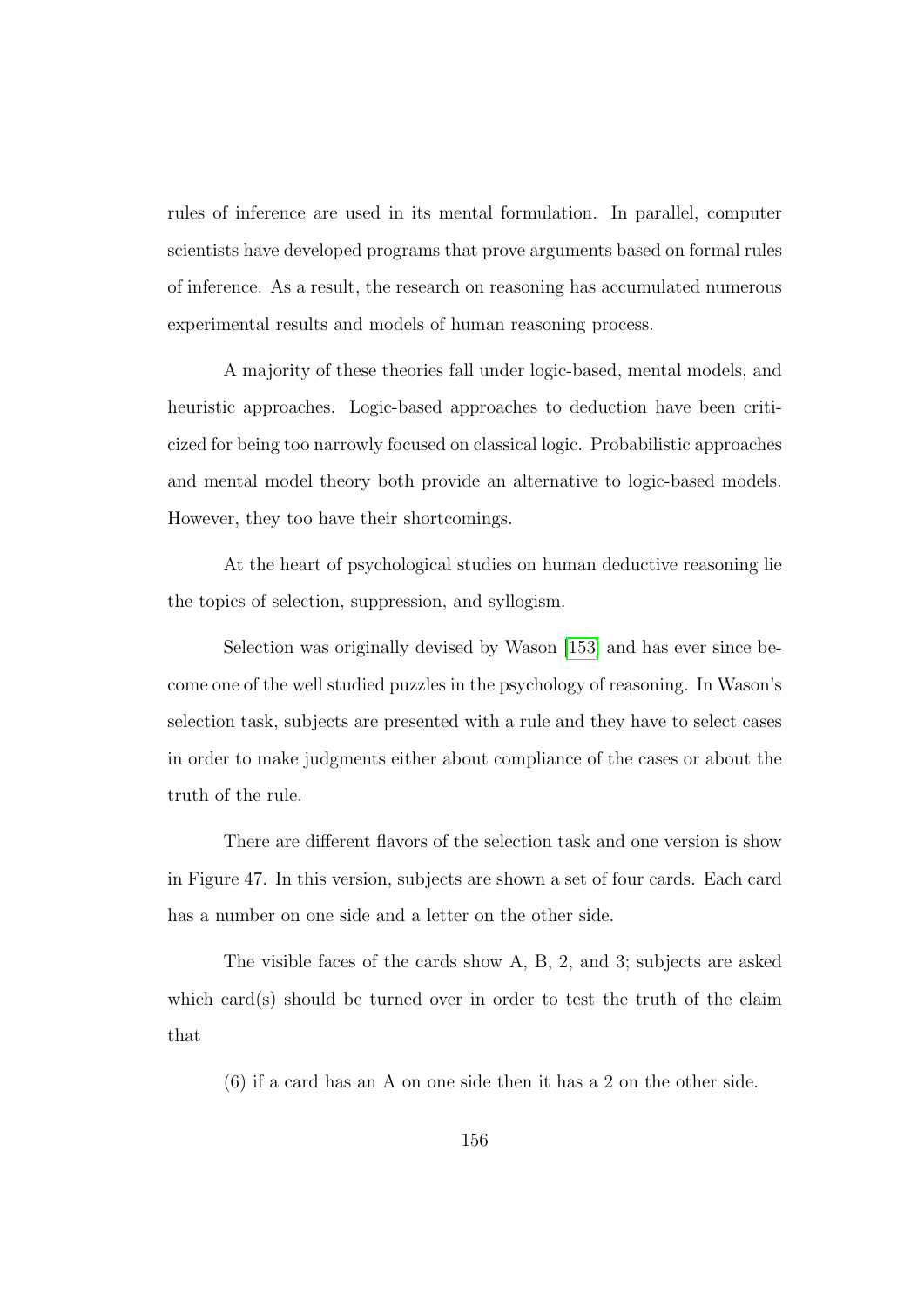rules of inference are used in its mental formulation. In parallel, computer scientists have developed programs that prove arguments based on formal rules of inference. As a result, the research on reasoning has accumulated numerous experimental results and models of human reasoning process.

A majority of these theories fall under logic-based, mental models, and heuristic approaches. Logic-based approaches to deduction have been criticized for being too narrowly focused on classical logic. Probabilistic approaches and mental model theory both provide an alternative to logic-based models. However, they too have their shortcomings.

At the heart of psychological studies on human deductive reasoning lie the topics of selection, suppression, and syllogism.

Selection was originally devised by Wason [153] and has ever since become one of the well studied puzzles in the psychology of reasoning. In Wason's selection task, subjects are presented with a rule and they have to select cases in order to make judgments either about compliance of the cases or about the truth of the rule.

There are different flavors of the selection task and one version is show in Figure 47. In this version, subjects are shown a set of four cards. Each card has a number on one side and a letter on the other side.

The visible faces of the cards show A, B, 2, and 3; subjects are asked which card(s) should be turned over in order to test the truth of the claim that

(6) if a card has an A on one side then it has a 2 on the other side.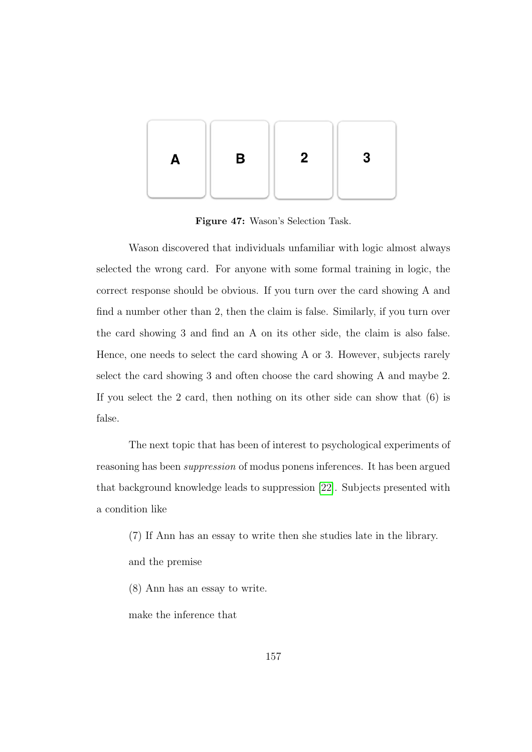A B 2 3

**Figure 47:** Wason's Selection Task.

Wason discovered that individuals unfamiliar with logic almost always selected the wrong card. For anyone with some formal training in logic, the correct response should be obvious. If you turn over the card showing A and find a number other than 2, then the claim is false. Similarly, if you turn over the card showing 3 and find an A on its other side, the claim is also false. Hence, one needs to select the card showing A or 3. However, subjects rarely select the card showing 3 and often choose the card showing A and maybe 2. If you select the 2 card, then nothing on its other side can show that (6) is false.

The next topic that has been of interest to psychological experiments of reasoning has been *suppression* of modus ponens inferences. It has been argued that background knowledge leads to suppression [22]. Subjects presented with a condition like

(7) If Ann has an essay to write then she studies late in the library.

and the premise

(8) Ann has an essay to write.

make the inference that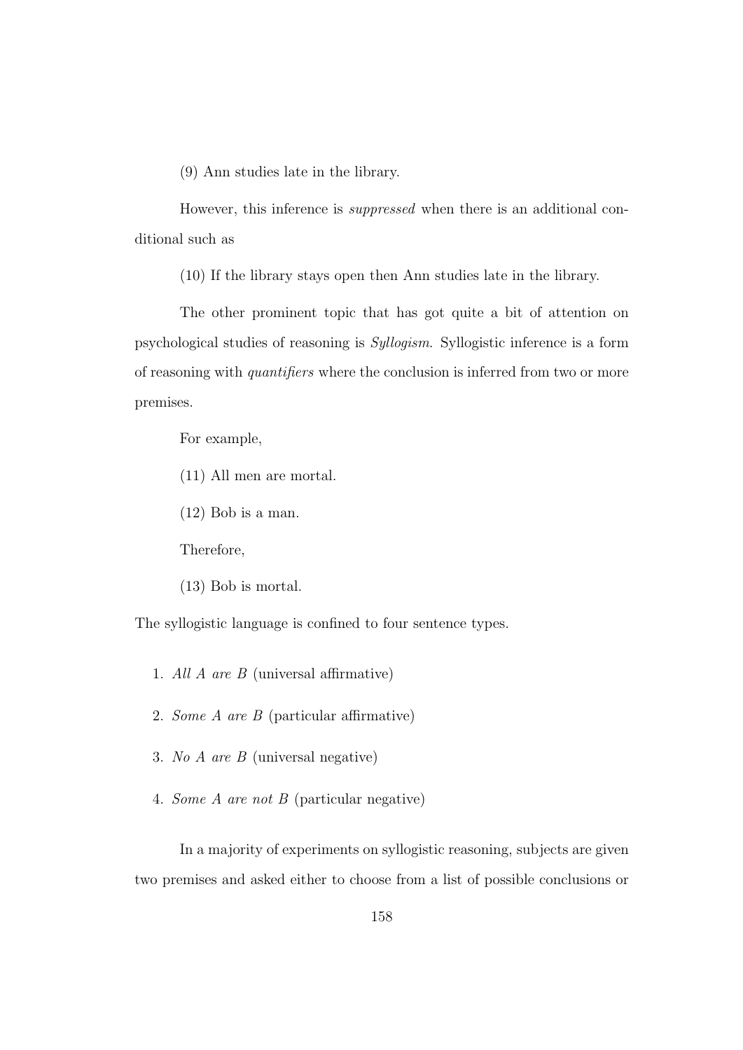(9) Ann studies late in the library.

However, this inference is *suppressed* when there is an additional conditional such as

(10) If the library stays open then Ann studies late in the library.

The other prominent topic that has got quite a bit of attention on psychological studies of reasoning is *Syllogism*. Syllogistic inference is a form of reasoning with *quantifiers* where the conclusion is inferred from two or more premises.

For example,

(11) All men are mortal.

(12) Bob is a man.

Therefore,

(13) Bob is mortal.

The syllogistic language is confined to four sentence types.

1. *All A are B* (universal affirmative)
2. *Some A are B* (particular affirmative)
3. *No A are B* (universal negative)
4. *Some A are not B* (particular negative)

In a majority of experiments on syllogistic reasoning, subjects are given two premises and asked either to choose from a list of possible conclusions or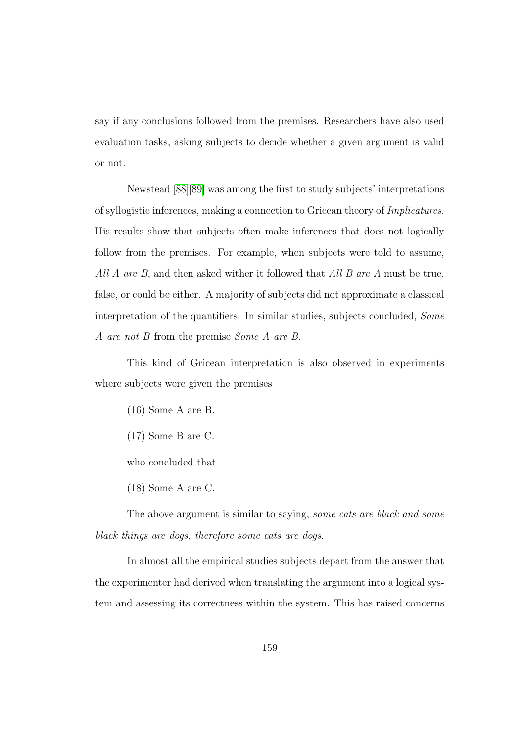say if any conclusions followed from the premises. Researchers have also used evaluation tasks, asking subjects to decide whether a given argument is valid or not.

Newstead [88][89] was among the first to study subjects' interpretations of syllogistic inferences, making a connection to Gricean theory of *Implicatures*. His results show that subjects often make inferences that does not logically follow from the premises. For example, when subjects were told to assume, *All A are B*, and then asked wither it followed that *All B are A* must be true, false, or could be either. A majority of subjects did not approximate a classical interpretation of the quantifiers. In similar studies, subjects concluded, *Some A are not B* from the premise *Some A are B*.

This kind of Gricean interpretation is also observed in experiments where subjects were given the premises

(16) Some A are B.

(17) Some B are C.

who concluded that

(18) Some A are C.

The above argument is similar to saying, *some cats are black and some black things are dogs, therefore some cats are dogs*.

In almost all the empirical studies subjects depart from the answer that the experimenter had derived when translating the argument into a logical system and assessing its correctness within the system. This has raised concerns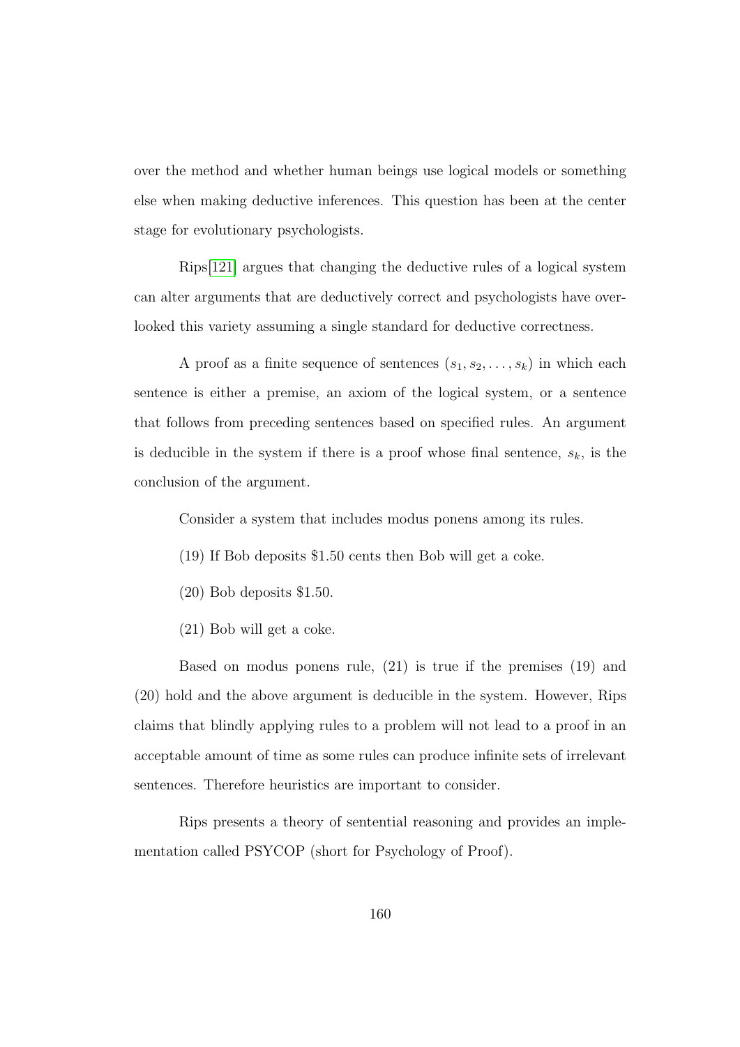over the method and whether human beings use logical models or something else when making deductive inferences. This question has been at the center stage for evolutionary psychologists.

Rips[121] argues that changing the deductive rules of a logical system can alter arguments that are deductively correct and psychologists have overlooked this variety assuming a single standard for deductive correctness.

A proof as a finite sequence of sentences $(s_1, s_2, \ldots, s_k)$ in which each sentence is either a premise, an axiom of the logical system, or a sentence that follows from preceding sentences based on specified rules. An argument is deducible in the system if there is a proof whose final sentence, $s_k$, is the conclusion of the argument.

Consider a system that includes modus ponens among its rules.

(19) If Bob deposits $1.50 cents then Bob will get a coke.

(20) Bob deposits $1.50.

(21) Bob will get a coke.

Based on modus ponens rule, (21) is true if the premises (19) and (20) hold and the above argument is deducible in the system. However, Rips claims that blindly applying rules to a problem will not lead to a proof in an acceptable amount of time as some rules can produce infinite sets of irrelevant sentences. Therefore heuristics are important to consider.

Rips presents a theory of sentential reasoning and provides an implementation called PSYCOP (short for Psychology of Proof).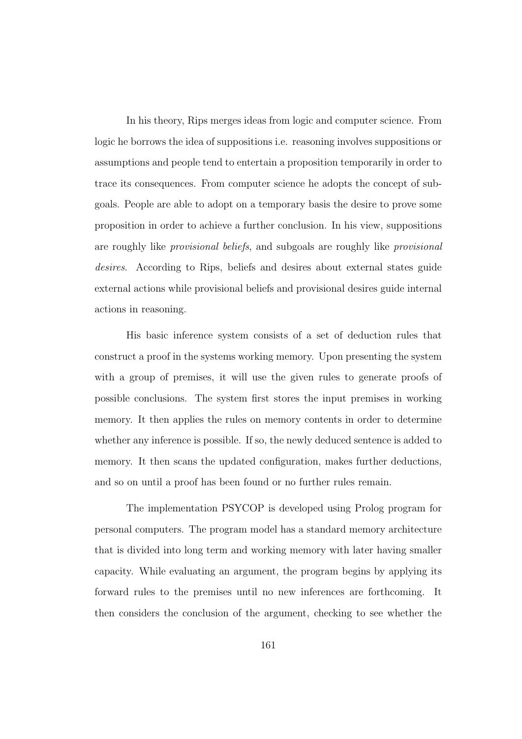In his theory, Rips merges ideas from logic and computer science. From logic he borrows the idea of suppositions i.e. reasoning involves suppositions or assumptions and people tend to entertain a proposition temporarily in order to trace its consequences. From computer science he adopts the concept of subgoals. People are able to adopt on a temporary basis the desire to prove some proposition in order to achieve a further conclusion. In his view, suppositions are roughly like *provisional beliefs*, and subgoals are roughly like *provisional desires*. According to Rips, beliefs and desires about external states guide external actions while provisional beliefs and provisional desires guide internal actions in reasoning.

His basic inference system consists of a set of deduction rules that construct a proof in the systems working memory. Upon presenting the system with a group of premises, it will use the given rules to generate proofs of possible conclusions. The system first stores the input premises in working memory. It then applies the rules on memory contents in order to determine whether any inference is possible. If so, the newly deduced sentence is added to memory. It then scans the updated configuration, makes further deductions, and so on until a proof has been found or no further rules remain.

The implementation PSYCOP is developed using Prolog program for personal computers. The program model has a standard memory architecture that is divided into long term and working memory with later having smaller capacity. While evaluating an argument, the program begins by applying its forward rules to the premises until no new inferences are forthcoming. It then considers the conclusion of the argument, checking to see whether the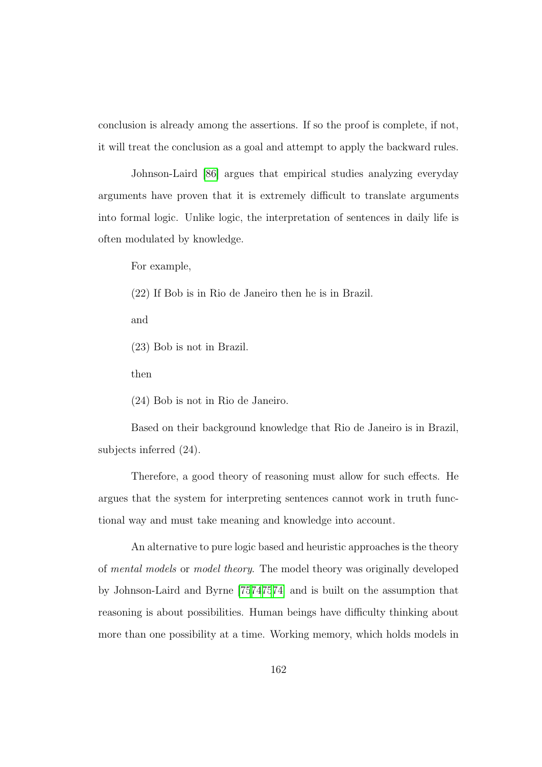conclusion is already among the assertions. If so the proof is complete, if not, it will treat the conclusion as a goal and attempt to apply the backward rules.

Johnson-Laird [86] argues that empirical studies analyzing everyday arguments have proven that it is extremely difficult to translate arguments into formal logic. Unlike logic, the interpretation of sentences in daily life is often modulated by knowledge.

For example,

(22) If Bob is in Rio de Janeiro then he is in Brazil.

and

(23) Bob is not in Brazil.

then

(24) Bob is not in Rio de Janeiro.

Based on their background knowledge that Rio de Janeiro is in Brazil, subjects inferred (24).

Therefore, a good theory of reasoning must allow for such effects. He argues that the system for interpreting sentences cannot work in truth functional way and must take meaning and knowledge into account.

An alternative to pure logic based and heuristic approaches is the theory of *mental models* or *model theory*. The model theory was originally developed by Johnson-Laird and Byrne [75][74][75][74] and is built on the assumption that reasoning is about possibilities. Human beings have difficulty thinking about more than one possibility at a time. Working memory, which holds models in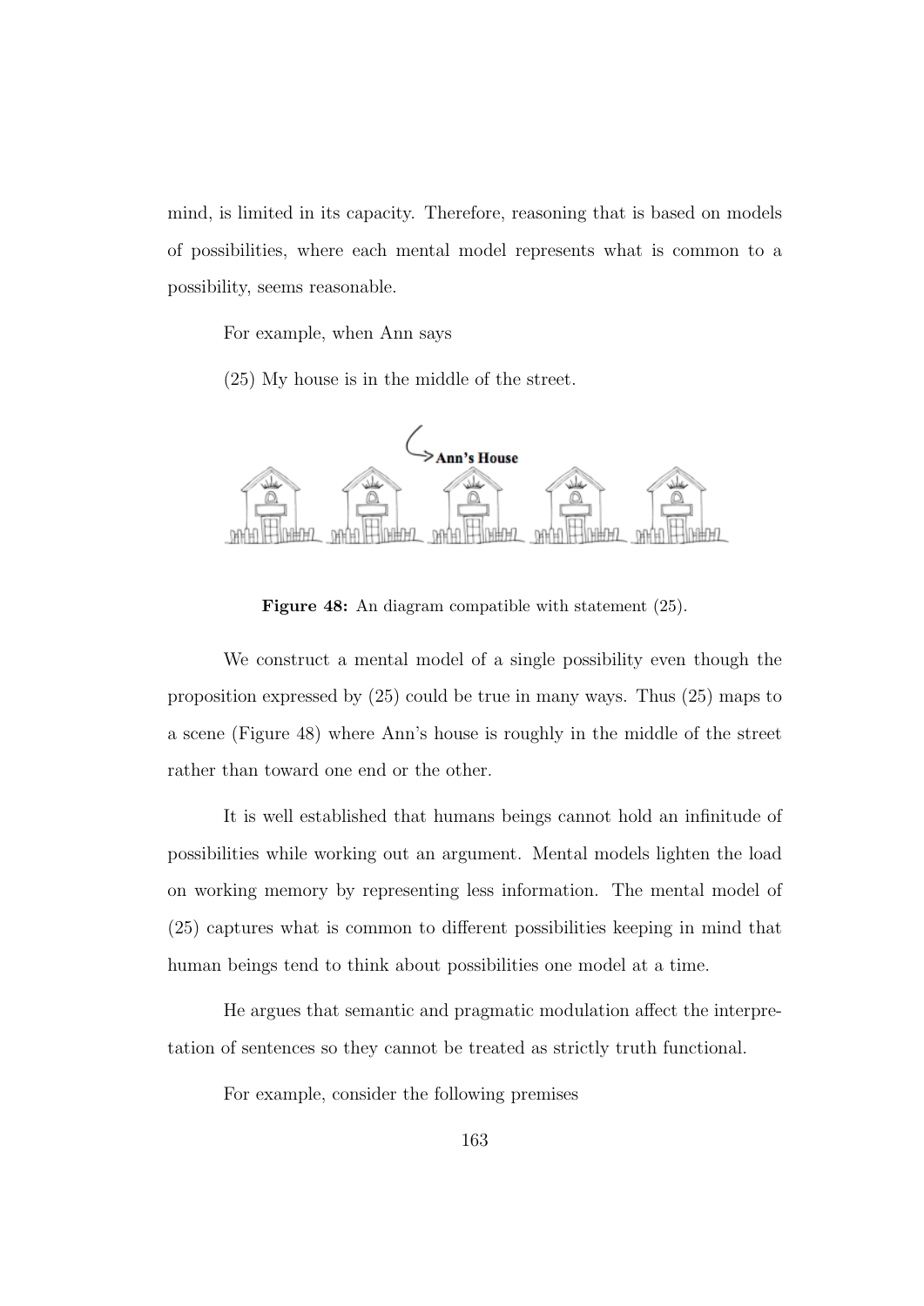mind, is limited in its capacity. Therefore, reasoning that is based on models of possibilities, where each mental model represents what is common to a possibility, seems reasonable.

For example, when Ann says

(25) My house is in the middle of the street.

**Figure 48:** An diagram compatible with statement (25).

We construct a mental model of a single possibility even though the proposition expressed by (25) could be true in many ways. Thus (25) maps to a scene (Figure 48) where Ann's house is roughly in the middle of the street rather than toward one end or the other.

It is well established that humans beings cannot hold an infinitude of possibilities while working out an argument. Mental models lighten the load on working memory by representing less information. The mental model of (25) captures what is common to different possibilities keeping in mind that human beings tend to think about possibilities one model at a time.

He argues that semantic and pragmatic modulation affect the interpretation of sentences so they cannot be treated as strictly truth functional.

For example, consider the following premises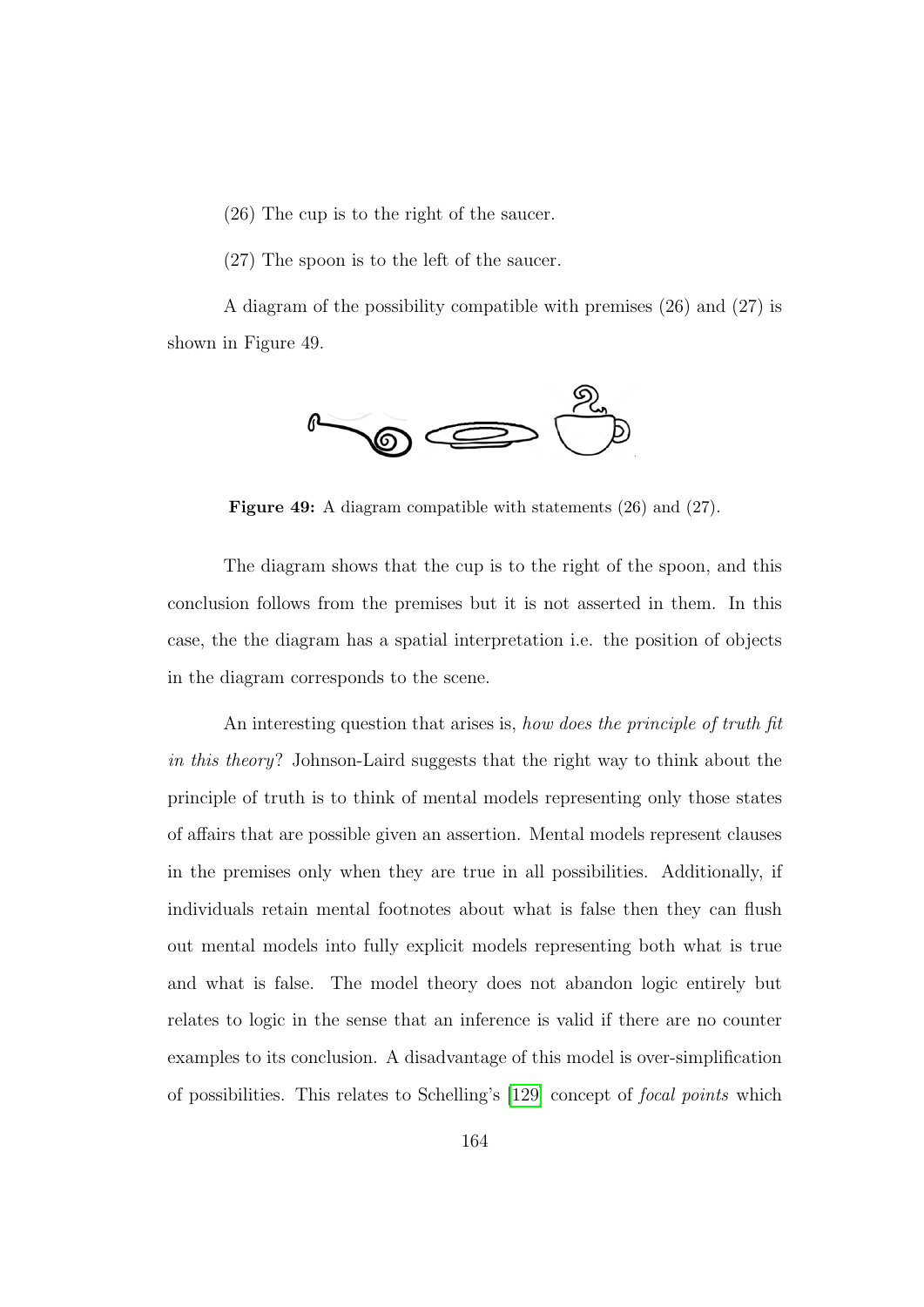(26) The cup is to the right of the saucer.

(27) The spoon is to the left of the saucer.

A diagram of the possibility compatible with premises (26) and (27) is shown in Figure 49.

**Figure 49:** A diagram compatible with statements (26) and (27).

The diagram shows that the cup is to the right of the spoon, and this conclusion follows from the premises but it is not asserted in them. In this case, the the diagram has a spatial interpretation i.e. the position of objects in the diagram corresponds to the scene.

An interesting question that arises is, *how does the principle of truth fit in this theory*? Johnson-Laird suggests that the right way to think about the principle of truth is to think of mental models representing only those states of affairs that are possible given an assertion. Mental models represent clauses in the premises only when they are true in all possibilities. Additionally, if individuals retain mental footnotes about what is false then they can flush out mental models into fully explicit models representing both what is true and what is false. The model theory does not abandon logic entirely but relates to logic in the sense that an inference is valid if there are no counter examples to its conclusion. A disadvantage of this model is over-simplification of possibilities. This relates to Schelling's [129] concept of *focal points* which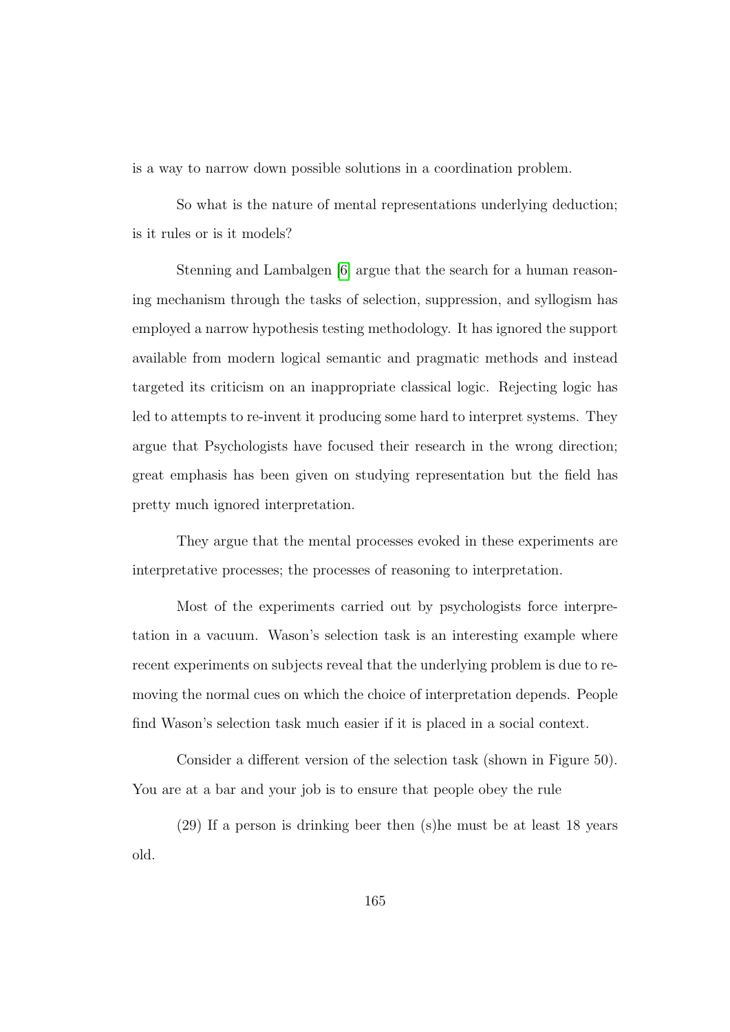is a way to narrow down possible solutions in a coordination problem.

So what is the nature of mental representations underlying deduction; is it rules or is it models?

Stenning and Lambalgen [6] argue that the search for a human reasoning mechanism through the tasks of selection, suppression, and syllogism has employed a narrow hypothesis testing methodology. It has ignored the support available from modern logical semantic and pragmatic methods and instead targeted its criticism on an inappropriate classical logic. Rejecting logic has led to attempts to re-invent it producing some hard to interpret systems. They argue that Psychologists have focused their research in the wrong direction; great emphasis has been given on studying representation but the field has pretty much ignored interpretation.

They argue that the mental processes evoked in these experiments are interpretative processes; the processes of reasoning to interpretation.

Most of the experiments carried out by psychologists force interpretation in a vacuum. Wason's selection task is an interesting example where recent experiments on subjects reveal that the underlying problem is due to removing the normal cues on which the choice of interpretation depends. People find Wason's selection task much easier if it is placed in a social context.

Consider a different version of the selection task (shown in Figure 50). You are at a bar and your job is to ensure that people obey the rule

(29) If a person is drinking beer then (s)he must be at least 18 years old.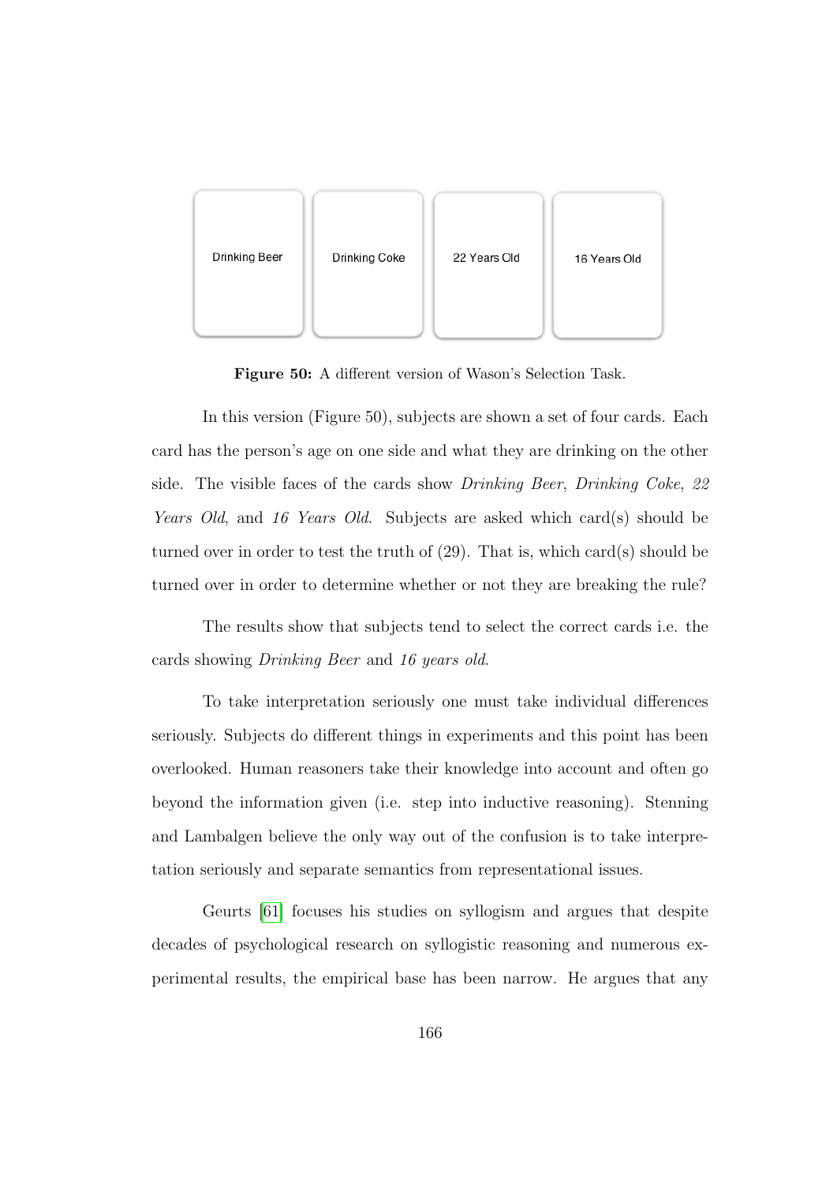| Drinking Beer | Drinking Coke | 22 Years Old | 16 Years Old |
|---|---|---|---|

**Figure 50:** A different version of Wason's Selection Task.

In this version (Figure 50), subjects are shown a set of four cards. Each card has the person's age on one side and what they are drinking on the other side. The visible faces of the cards show *Drinking Beer*, *Drinking Coke*, *22 Years Old*, and *16 Years Old*. Subjects are asked which card(s) should be turned over in order to test the truth of (29). That is, which card(s) should be turned over in order to determine whether or not they are breaking the rule?

The results show that subjects tend to select the correct cards i.e. the cards showing *Drinking Beer* and *16 years old*.

To take interpretation seriously one must take individual differences seriously. Subjects do different things in experiments and this point has been overlooked. Human reasoners take their knowledge into account and often go beyond the information given (i.e. step into inductive reasoning). Stenning and Lambalgen believe the only way out of the confusion is to take interpretation seriously and separate semantics from representational issues.

Geurts [61] focuses his studies on syllogism and argues that despite decades of psychological research on syllogistic reasoning and numerous experimental results, the empirical base has been narrow. He argues that any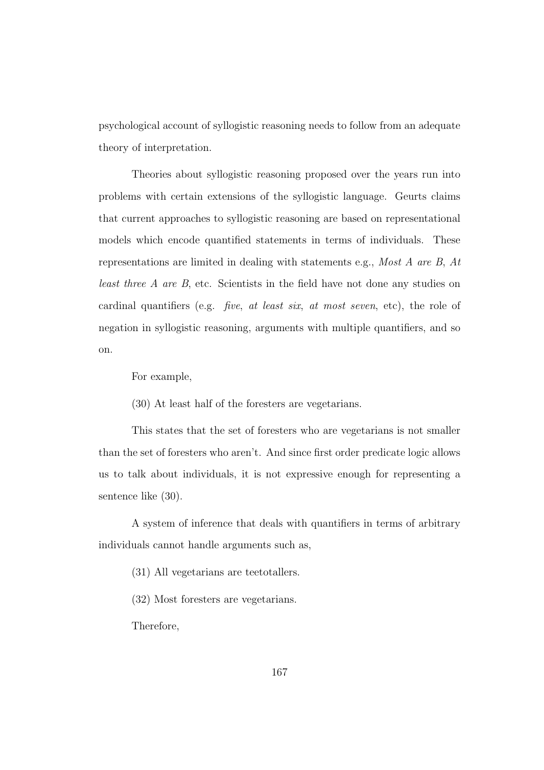psychological account of syllogistic reasoning needs to follow from an adequate theory of interpretation.

Theories about syllogistic reasoning proposed over the years run into problems with certain extensions of the syllogistic language. Geurts claims that current approaches to syllogistic reasoning are based on representational models which encode quantified statements in terms of individuals. These representations are limited in dealing with statements e.g., *Most A are B*, *At least three A are B*, etc. Scientists in the field have not done any studies on cardinal quantifiers (e.g. *five*, *at least six*, *at most seven*, etc), the role of negation in syllogistic reasoning, arguments with multiple quantifiers, and so on.

For example,

(30) At least half of the foresters are vegetarians.

This states that the set of foresters who are vegetarians is not smaller than the set of foresters who aren't. And since first order predicate logic allows us to talk about individuals, it is not expressive enough for representing a sentence like (30).

A system of inference that deals with quantifiers in terms of arbitrary individuals cannot handle arguments such as,

(31) All vegetarians are teetotallers.

(32) Most foresters are vegetarians.

Therefore,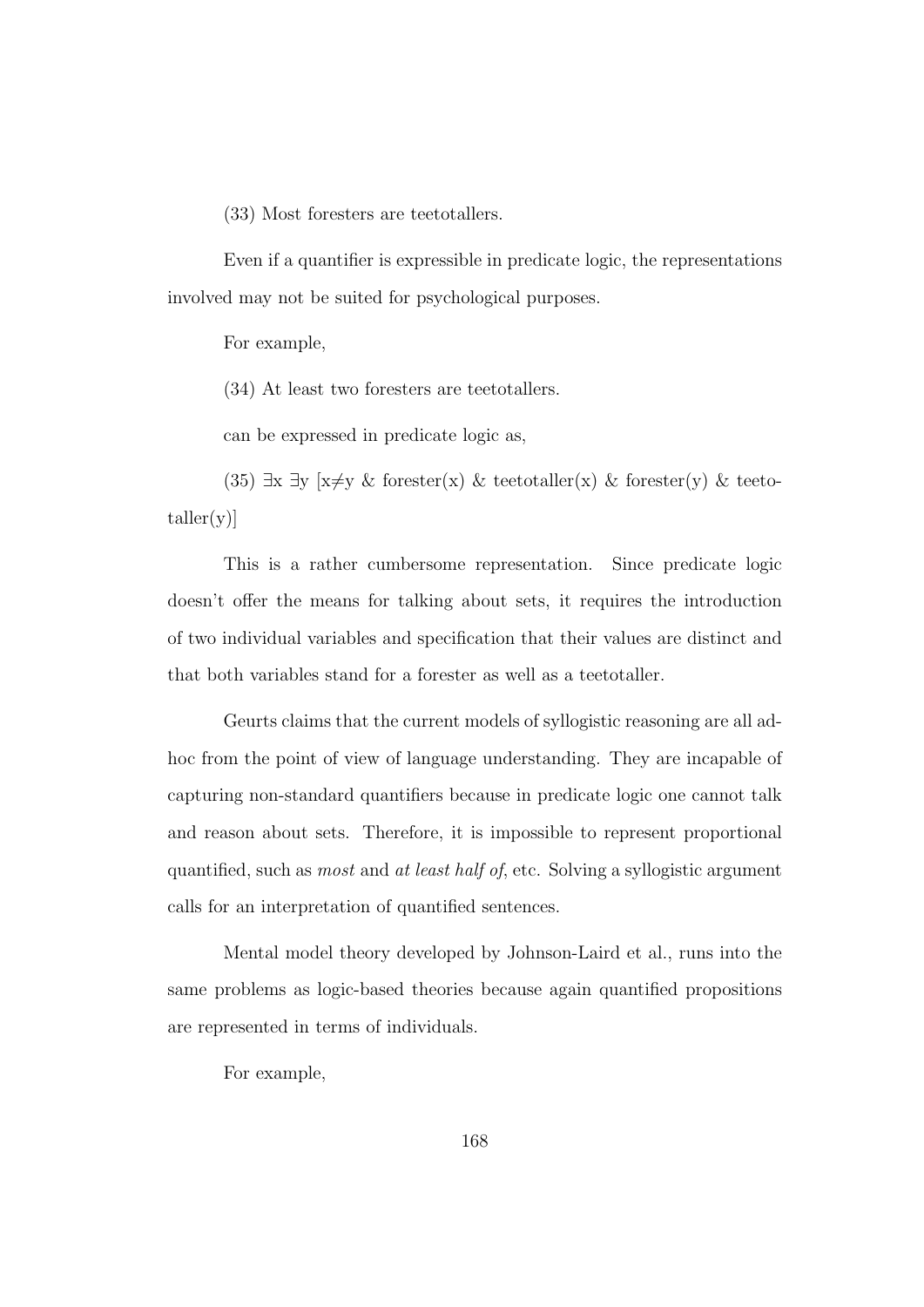(33) Most foresters are teetotallers.

Even if a quantifier is expressible in predicate logic, the representations involved may not be suited for psychological purposes.

For example,

(34) At least two foresters are teetotallers.

can be expressed in predicate logic as,

(35) $\exists x\ \exists y\ [x \neq y\ \&\ \text{forester}(x)\ \&\ \text{teetotaller}(x)\ \&\ \text{forester}(y)\ \&\ \text{teetotaller}(y)]$

This is a rather cumbersome representation. Since predicate logic doesn't offer the means for talking about sets, it requires the introduction of two individual variables and specification that their values are distinct and that both variables stand for a forester as well as a teetotaller.

Geurts claims that the current models of syllogistic reasoning are all ad-hoc from the point of view of language understanding. They are incapable of capturing non-standard quantifiers because in predicate logic one cannot talk and reason about sets. Therefore, it is impossible to represent proportional quantified, such as *most* and *at least half of*, etc. Solving a syllogistic argument calls for an interpretation of quantified sentences.

Mental model theory developed by Johnson-Laird et al., runs into the same problems as logic-based theories because again quantified propositions are represented in terms of individuals.

For example,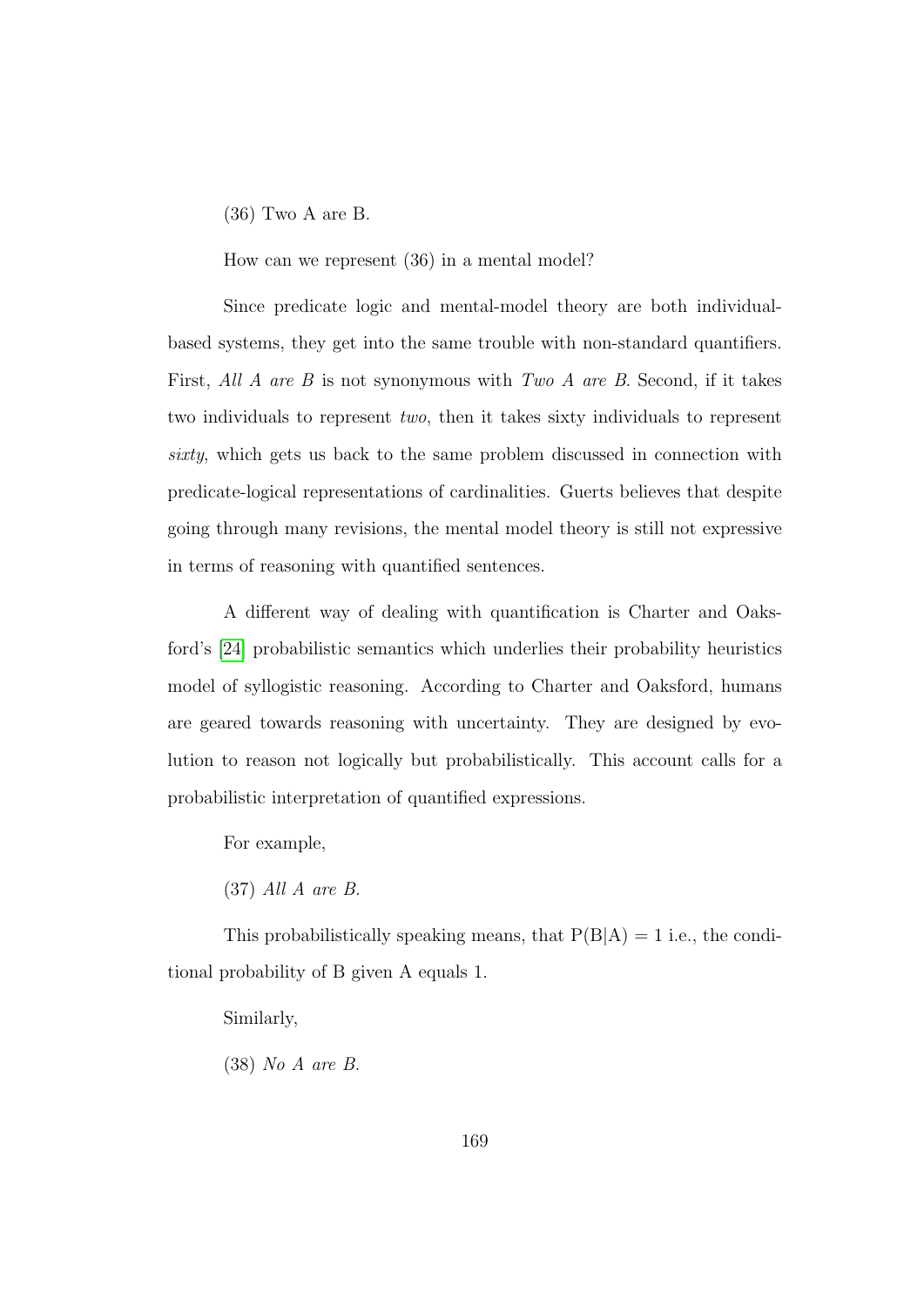(36) Two A are B.

How can we represent (36) in a mental model?

Since predicate logic and mental-model theory are both individual-based systems, they get into the same trouble with non-standard quantifiers. First, *All A are B* is not synonymous with *Two A are B*. Second, if it takes two individuals to represent *two*, then it takes sixty individuals to represent *sixty*, which gets us back to the same problem discussed in connection with predicate-logical representations of cardinalities. Guerts believes that despite going through many revisions, the mental model theory is still not expressive in terms of reasoning with quantified sentences.

A different way of dealing with quantification is Charter and Oaksford's [24] probabilistic semantics which underlies their probability heuristics model of syllogistic reasoning. According to Charter and Oaksford, humans are geared towards reasoning with uncertainty. They are designed by evolution to reason not logically but probabilistically. This account calls for a probabilistic interpretation of quantified expressions.

For example,

(37) *All A are B.*

This probabilistically speaking means, that $P(B|A) = 1$ i.e., the conditional probability of B given A equals 1.

Similarly,

(38) *No A are B.*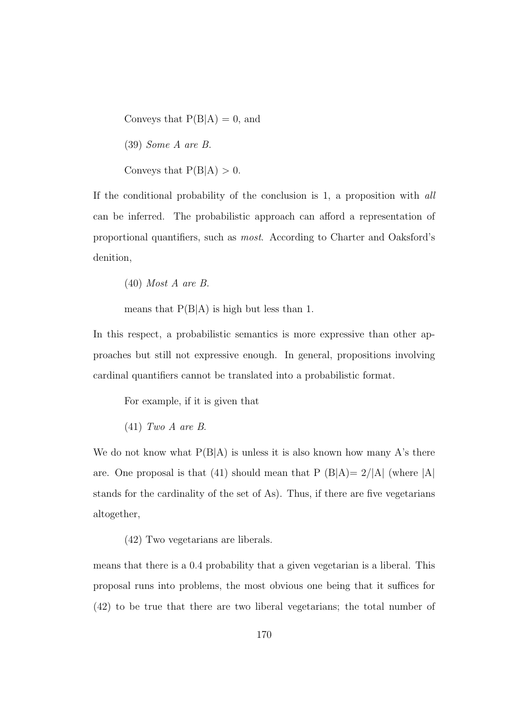Conveys that $P(B|A) = 0$, and

(39) *Some A are B.*

Conveys that $P(B|A) > 0$.

If the conditional probability of the conclusion is 1, a proposition with *all* can be inferred. The probabilistic approach can afford a representation of proportional quantifiers, such as *most*. According to Charter and Oaksford's denition,

(40) *Most A are B.*

means that $P(B|A)$ is high but less than 1.

In this respect, a probabilistic semantics is more expressive than other approaches but still not expressive enough. In general, propositions involving cardinal quantifiers cannot be translated into a probabilistic format.

For example, if it is given that

(41) *Two A are B.*

We do not know what $P(B|A)$ is unless it is also known how many A's there are. One proposal is that (41) should mean that $P(B|A) = 2/|A|$ (where $|A|$ stands for the cardinality of the set of As). Thus, if there are five vegetarians altogether,

(42) Two vegetarians are liberals.

means that there is a 0.4 probability that a given vegetarian is a liberal. This proposal runs into problems, the most obvious one being that it suffices for (42) to be true that there are two liberal vegetarians; the total number of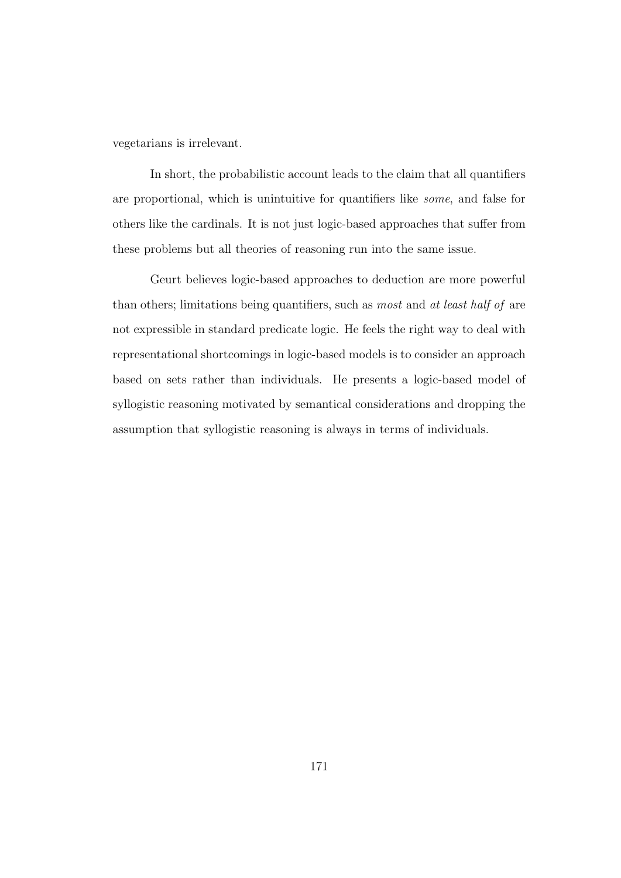vegetarians is irrelevant.

In short, the probabilistic account leads to the claim that all quantifiers are proportional, which is unintuitive for quantifiers like *some*, and false for others like the cardinals. It is not just logic-based approaches that suffer from these problems but all theories of reasoning run into the same issue.

Geurt believes logic-based approaches to deduction are more powerful than others; limitations being quantifiers, such as *most* and *at least half of* are not expressible in standard predicate logic. He feels the right way to deal with representational shortcomings in logic-based models is to consider an approach based on sets rather than individuals. He presents a logic-based model of syllogistic reasoning motivated by semantical considerations and dropping the assumption that syllogistic reasoning is always in terms of individuals.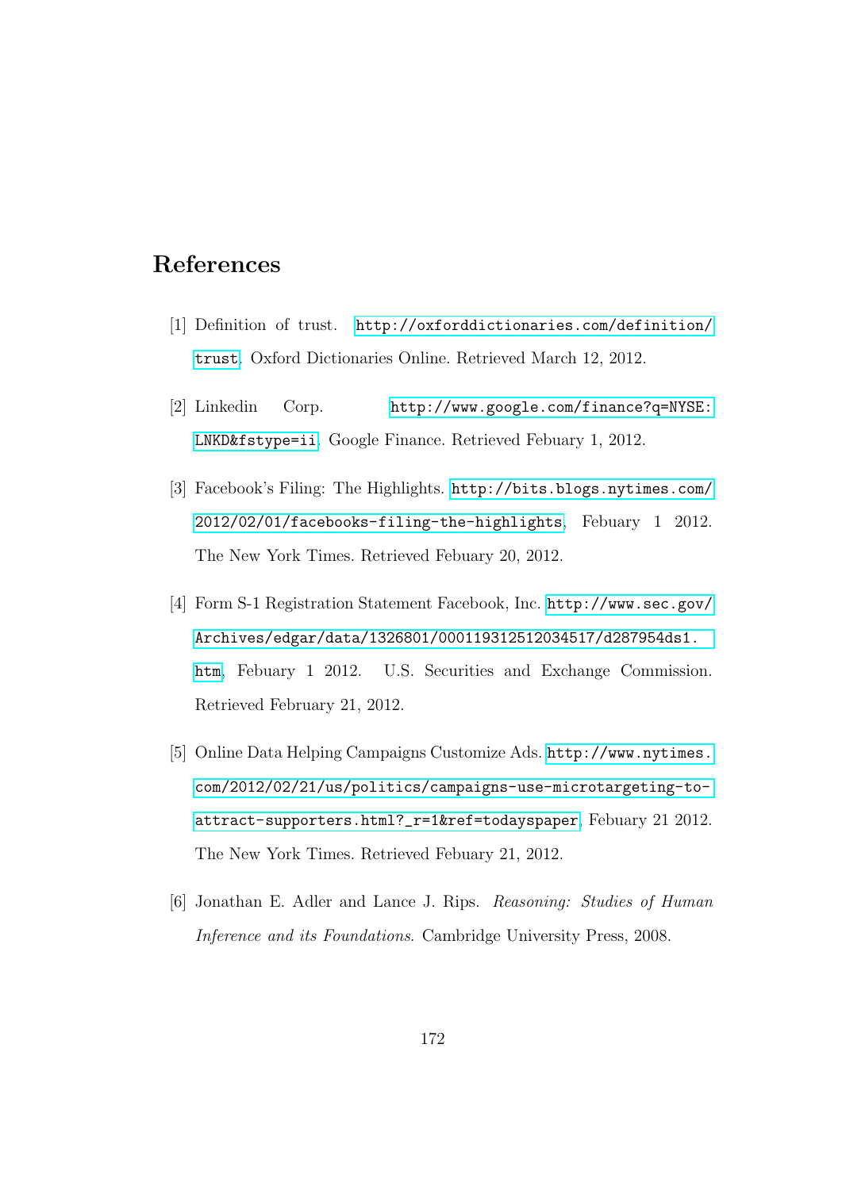# References

[1] Definition of trust. http://oxforddictionaries.com/definition/trust. Oxford Dictionaries Online. Retrieved March 12, 2012.

[2] Linkedin Corp. http://www.google.com/finance?q=NYSE:LNKD&fstype=ii. Google Finance. Retrieved Febuary 1, 2012.

[3] Facebook's Filing: The Highlights. http://bits.blogs.nytimes.com/2012/02/01/facebooks-filing-the-highlights, Febuary 1 2012. The New York Times. Retrieved Febuary 20, 2012.

[4] Form S-1 Registration Statement Facebook, Inc. http://www.sec.gov/Archives/edgar/data/1326801/000119312512034517/d287954ds1.htm, Febuary 1 2012. U.S. Securities and Exchange Commission. Retrieved February 21, 2012.

[5] Online Data Helping Campaigns Customize Ads. http://www.nytimes.com/2012/02/21/us/politics/campaigns-use-microtargeting-to-attract-supporters.html?_r=1&ref=todayspaper, Febuary 21 2012. The New York Times. Retrieved Febuary 21, 2012.

[6] Jonathan E. Adler and Lance J. Rips. *Reasoning: Studies of Human Inference and its Foundations*. Cambridge University Press, 2008.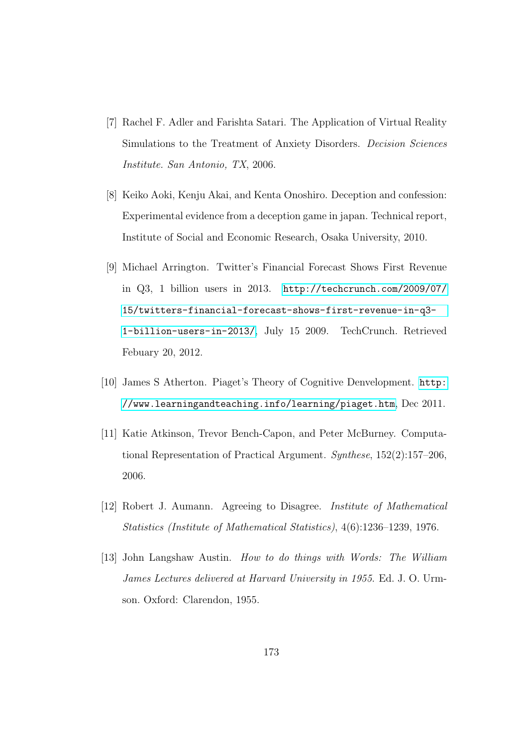[7] Rachel F. Adler and Farishta Satari. The Application of Virtual Reality Simulations to the Treatment of Anxiety Disorders. *Decision Sciences Institute. San Antonio, TX*, 2006.

[8] Keiko Aoki, Kenju Akai, and Kenta Onoshiro. Deception and confession: Experimental evidence from a deception game in japan. Technical report, Institute of Social and Economic Research, Osaka University, 2010.

[9] Michael Arrington. Twitter's Financial Forecast Shows First Revenue in Q3, 1 billion users in 2013. http://techcrunch.com/2009/07/15/twitters-financial-forecast-shows-first-revenue-in-q3-1-billion-users-in-2013/, July 15 2009. TechCrunch. Retrieved Febuary 20, 2012.

[10] James S Atherton. Piaget's Theory of Cognitive Denvelopment. http://www.learningandteaching.info/learning/piaget.htm, Dec 2011.

[11] Katie Atkinson, Trevor Bench-Capon, and Peter McBurney. Computational Representation of Practical Argument. *Synthese*, 152(2):157–206, 2006.

[12] Robert J. Aumann. Agreeing to Disagree. *Institute of Mathematical Statistics (Institute of Mathematical Statistics)*, 4(6):1236–1239, 1976.

[13] John Langshaw Austin. *How to do things with Words: The William James Lectures delivered at Harvard University in 1955*. Ed. J. O. Urmson. Oxford: Clarendon, 1955.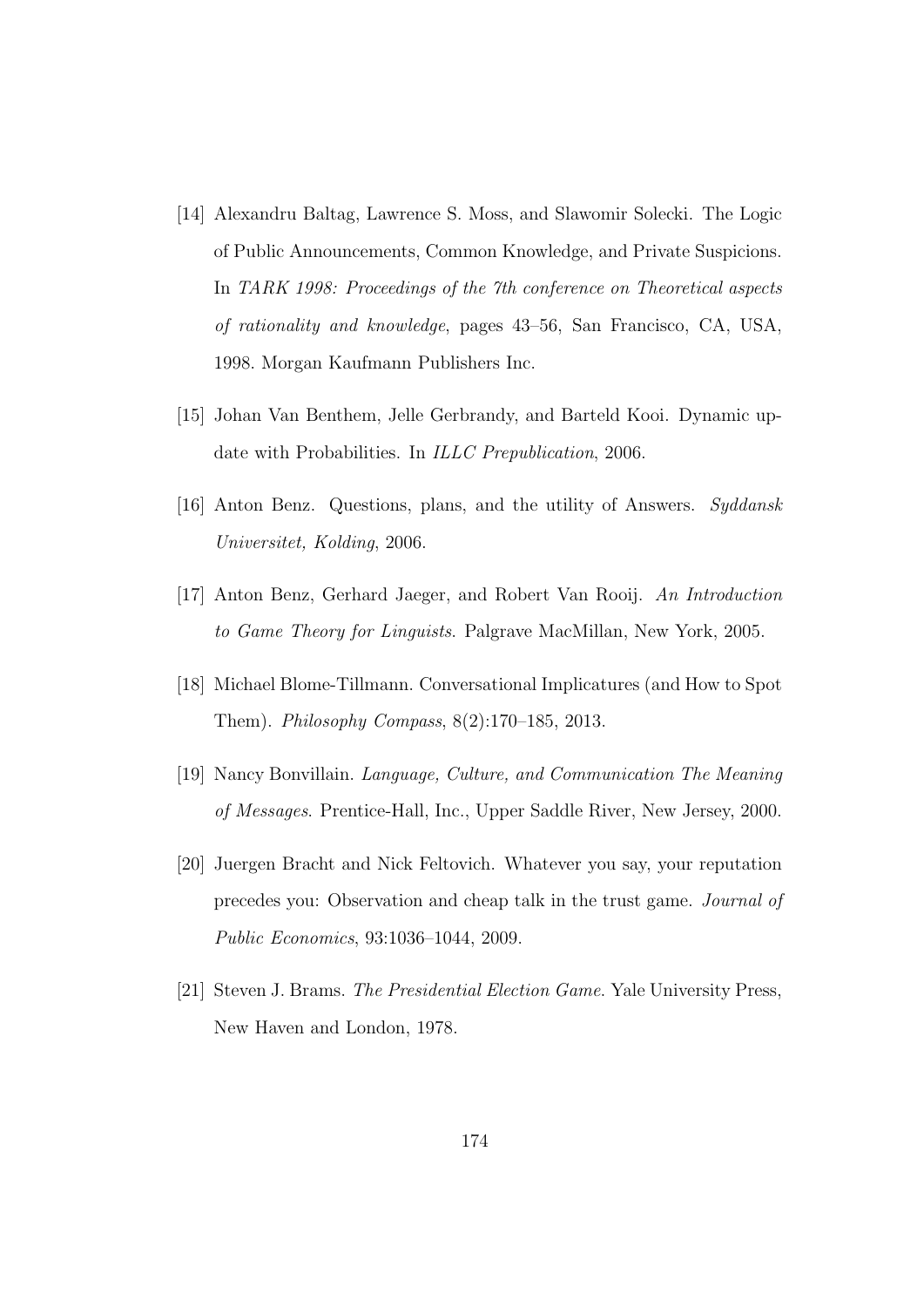[14] Alexandru Baltag, Lawrence S. Moss, and Slawomir Solecki. The Logic of Public Announcements, Common Knowledge, and Private Suspicions. In *TARK 1998: Proceedings of the 7th conference on Theoretical aspects of rationality and knowledge*, pages 43–56, San Francisco, CA, USA, 1998. Morgan Kaufmann Publishers Inc.

[15] Johan Van Benthem, Jelle Gerbrandy, and Barteld Kooi. Dynamic update with Probabilities. In *ILLC Prepublication*, 2006.

[16] Anton Benz. Questions, plans, and the utility of Answers. *Syddansk Universitet, Kolding*, 2006.

[17] Anton Benz, Gerhard Jaeger, and Robert Van Rooij. *An Introduction to Game Theory for Linguists*. Palgrave MacMillan, New York, 2005.

[18] Michael Blome-Tillmann. Conversational Implicatures (and How to Spot Them). *Philosophy Compass*, 8(2):170–185, 2013.

[19] Nancy Bonvillain. *Language, Culture, and Communication The Meaning of Messages*. Prentice-Hall, Inc., Upper Saddle River, New Jersey, 2000.

[20] Juergen Bracht and Nick Feltovich. Whatever you say, your reputation precedes you: Observation and cheap talk in the trust game. *Journal of Public Economics*, 93:1036–1044, 2009.

[21] Steven J. Brams. *The Presidential Election Game*. Yale University Press, New Haven and London, 1978.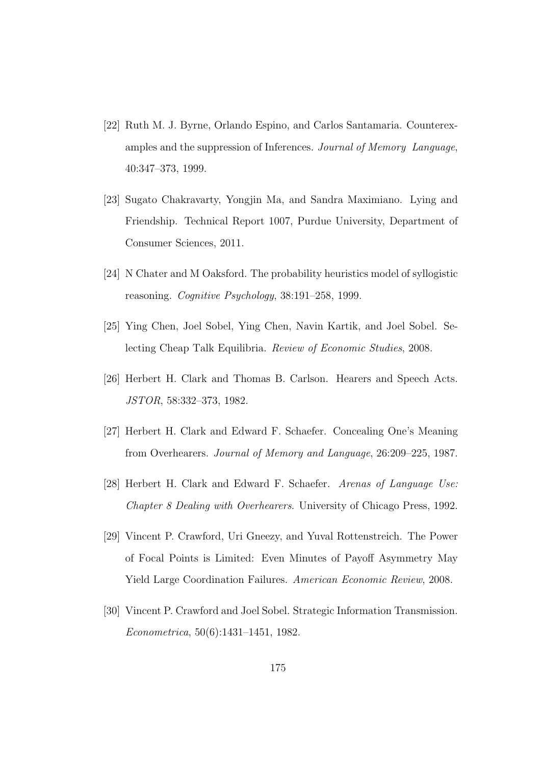[22] Ruth M. J. Byrne, Orlando Espino, and Carlos Santamaria. Counterexamples and the suppression of Inferences. *Journal of Memory  Language*, 40:347–373, 1999.

[23] Sugato Chakravarty, Yongjin Ma, and Sandra Maximiano. Lying and Friendship. Technical Report 1007, Purdue University, Department of Consumer Sciences, 2011.

[24] N Chater and M Oaksford. The probability heuristics model of syllogistic reasoning. *Cognitive Psychology*, 38:191–258, 1999.

[25] Ying Chen, Joel Sobel, Ying Chen, Navin Kartik, and Joel Sobel. Selecting Cheap Talk Equilibria. *Review of Economic Studies*, 2008.

[26] Herbert H. Clark and Thomas B. Carlson. Hearers and Speech Acts. *JSTOR*, 58:332–373, 1982.

[27] Herbert H. Clark and Edward F. Schaefer. Concealing One's Meaning from Overhearers. *Journal of Memory and Language*, 26:209–225, 1987.

[28] Herbert H. Clark and Edward F. Schaefer. *Arenas of Language Use: Chapter 8 Dealing with Overhearers*. University of Chicago Press, 1992.

[29] Vincent P. Crawford, Uri Gneezy, and Yuval Rottenstreich. The Power of Focal Points is Limited: Even Minutes of Payoff Asymmetry May Yield Large Coordination Failures. *American Economic Review*, 2008.

[30] Vincent P. Crawford and Joel Sobel. Strategic Information Transmission. *Econometrica*, 50(6):1431–1451, 1982.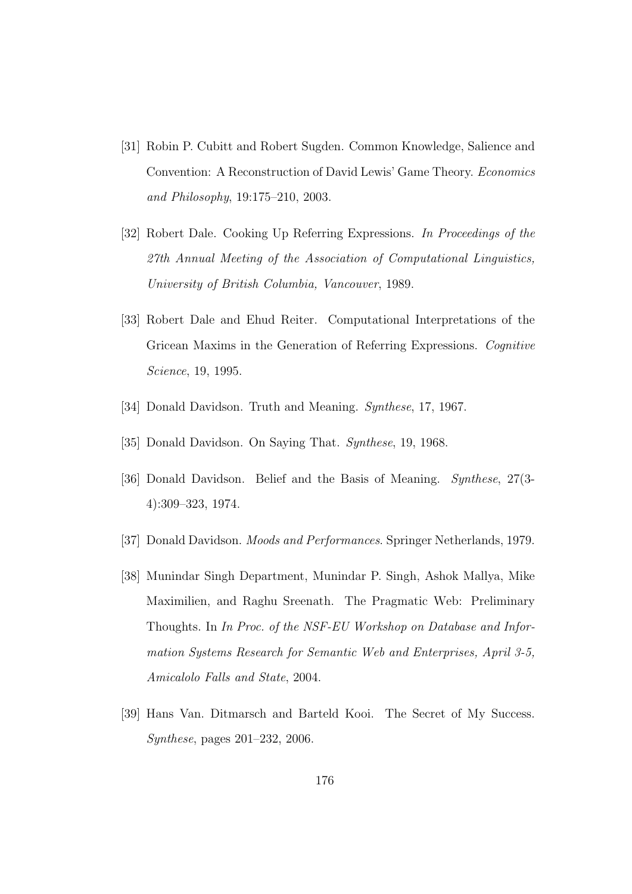[31] Robin P. Cubitt and Robert Sugden. Common Knowledge, Salience and Convention: A Reconstruction of David Lewis' Game Theory. *Economics and Philosophy*, 19:175–210, 2003.

[32] Robert Dale. Cooking Up Referring Expressions. *In Proceedings of the 27th Annual Meeting of the Association of Computational Linguistics, University of British Columbia, Vancouver*, 1989.

[33] Robert Dale and Ehud Reiter. Computational Interpretations of the Gricean Maxims in the Generation of Referring Expressions. *Cognitive Science*, 19, 1995.

[34] Donald Davidson. Truth and Meaning. *Synthese*, 17, 1967.

[35] Donald Davidson. On Saying That. *Synthese*, 19, 1968.

[36] Donald Davidson. Belief and the Basis of Meaning. *Synthese*, 27(3-4):309–323, 1974.

[37] Donald Davidson. *Moods and Performances*. Springer Netherlands, 1979.

[38] Munindar Singh Department, Munindar P. Singh, Ashok Mallya, Mike Maximilien, and Raghu Sreenath. The Pragmatic Web: Preliminary Thoughts. In *In Proc. of the NSF-EU Workshop on Database and Information Systems Research for Semantic Web and Enterprises, April 3-5, Amicalolo Falls and State*, 2004.

[39] Hans Van. Ditmarsch and Barteld Kooi. The Secret of My Success. *Synthese*, pages 201–232, 2006.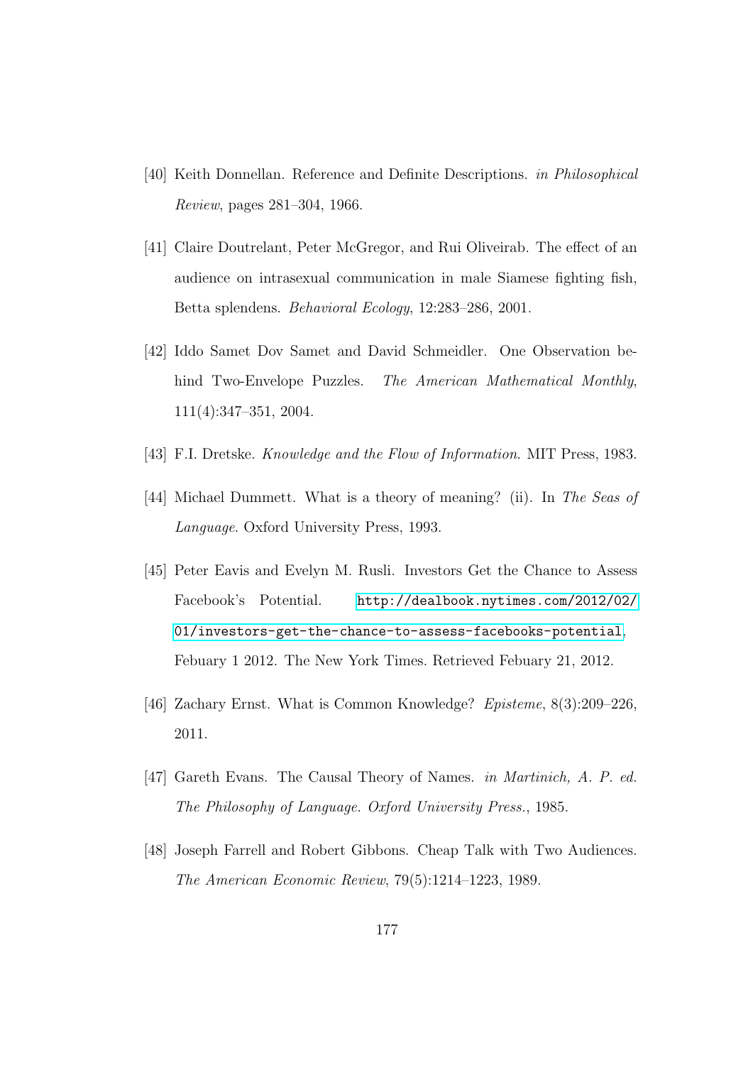[40] Keith Donnellan. Reference and Definite Descriptions. *in Philosophical Review*, pages 281–304, 1966.

[41] Claire Doutrelant, Peter McGregor, and Rui Oliveirab. The effect of an audience on intrasexual communication in male Siamese fighting fish, Betta splendens. *Behavioral Ecology*, 12:283–286, 2001.

[42] Iddo Samet Dov Samet and David Schmeidler. One Observation behind Two-Envelope Puzzles. *The American Mathematical Monthly*, 111(4):347–351, 2004.

[43] F.I. Dretske. *Knowledge and the Flow of Information*. MIT Press, 1983.

[44] Michael Dummett. What is a theory of meaning? (ii). In *The Seas of Language*. Oxford University Press, 1993.

[45] Peter Eavis and Evelyn M. Rusli. Investors Get the Chance to Assess Facebook's Potential. `http://dealbook.nytimes.com/2012/02/01/investors-get-the-chance-to-assess-facebooks-potential`, Febuary 1 2012. The New York Times. Retrieved Febuary 21, 2012.

[46] Zachary Ernst. What is Common Knowledge? *Episteme*, 8(3):209–226, 2011.

[47] Gareth Evans. The Causal Theory of Names. *in Martinich, A. P. ed. The Philosophy of Language. Oxford University Press.*, 1985.

[48] Joseph Farrell and Robert Gibbons. Cheap Talk with Two Audiences. *The American Economic Review*, 79(5):1214–1223, 1989.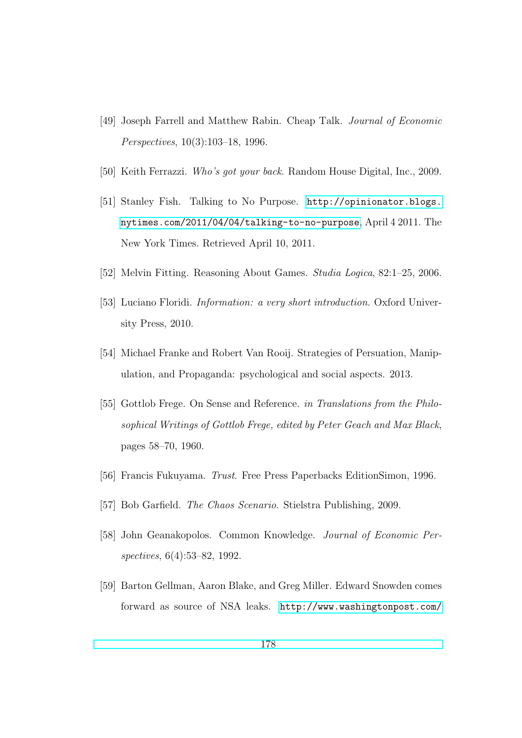[49] Joseph Farrell and Matthew Rabin. Cheap Talk. *Journal of Economic Perspectives*, 10(3):103–18, 1996.

[50] Keith Ferrazzi. *Who's got your back*. Random House Digital, Inc., 2009.

[51] Stanley Fish. Talking to No Purpose. http://opinionator.blogs.nytimes.com/2011/04/04/talking-to-no-purpose, April 4 2011. The New York Times. Retrieved April 10, 2011.

[52] Melvin Fitting. Reasoning About Games. *Studia Logica*, 82:1–25, 2006.

[53] Luciano Floridi. *Information: a very short introduction*. Oxford University Press, 2010.

[54] Michael Franke and Robert Van Rooij. Strategies of Persuasion, Manipulation, and Propaganda: psychological and social aspects. 2013.

[55] Gottlob Frege. On Sense and Reference. *in Translations from the Philosophical Writings of Gottlob Frege, edited by Peter Geach and Max Black*, pages 58–70, 1960.

[56] Francis Fukuyama. *Trust*. Free Press Paperbacks EditionSimon, 1996.

[57] Bob Garfield. *The Chaos Scenario*. Stielstra Publishing, 2009.

[58] John Geanakopolos. Common Knowledge. *Journal of Economic Perspectives*, 6(4):53–82, 1992.

[59] Barton Gellman, Aaron Blake, and Greg Miller. Edward Snowden comes forward as source of NSA leaks. http://www.washingtonpost.com/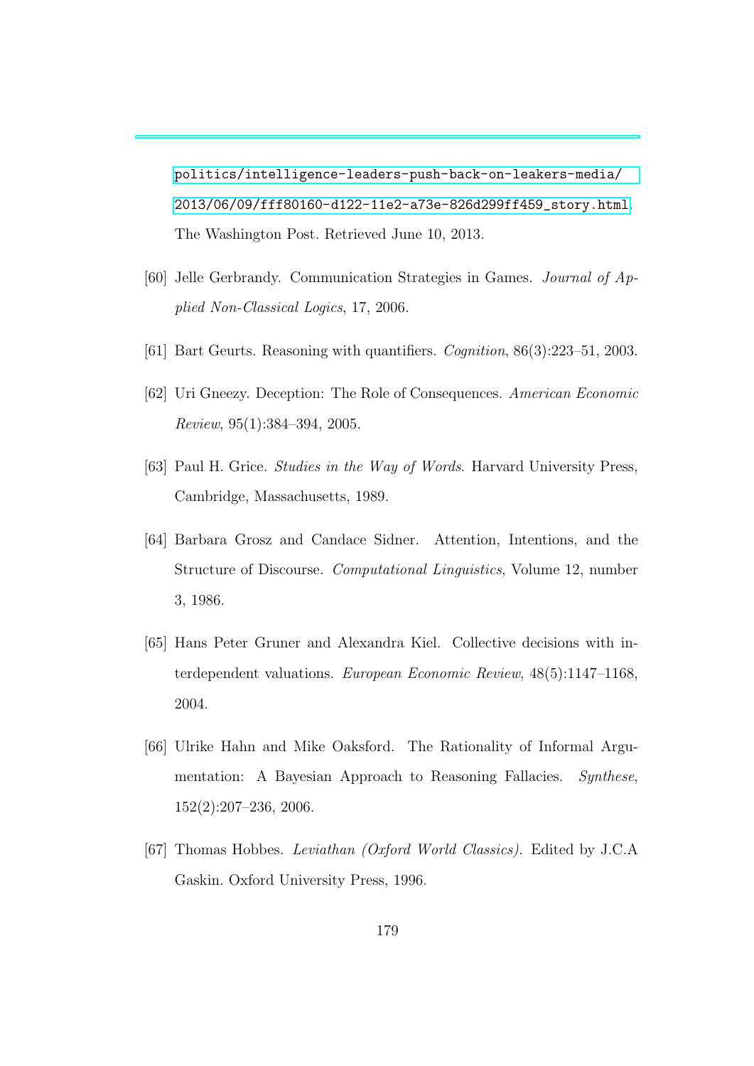politics/intelligence-leaders-push-back-on-leakers-media/2013/06/09/fff80160-d122-11e2-a73e-826d299ff459_story.html. The Washington Post. Retrieved June 10, 2013.

[60] Jelle Gerbrandy. Communication Strategies in Games. *Journal of Applied Non-Classical Logics*, 17, 2006.

[61] Bart Geurts. Reasoning with quantifiers. *Cognition*, 86(3):223–51, 2003.

[62] Uri Gneezy. Deception: The Role of Consequences. *American Economic Review*, 95(1):384–394, 2005.

[63] Paul H. Grice. *Studies in the Way of Words*. Harvard University Press, Cambridge, Massachusetts, 1989.

[64] Barbara Grosz and Candace Sidner. Attention, Intentions, and the Structure of Discourse. *Computational Linguistics*, Volume 12, number 3, 1986.

[65] Hans Peter Gruner and Alexandra Kiel. Collective decisions with interdependent valuations. *European Economic Review*, 48(5):1147–1168, 2004.

[66] Ulrike Hahn and Mike Oaksford. The Rationality of Informal Argumentation: A Bayesian Approach to Reasoning Fallacies. *Synthese*, 152(2):207–236, 2006.

[67] Thomas Hobbes. *Leviathan (Oxford World Classics)*. Edited by J.C.A Gaskin. Oxford University Press, 1996.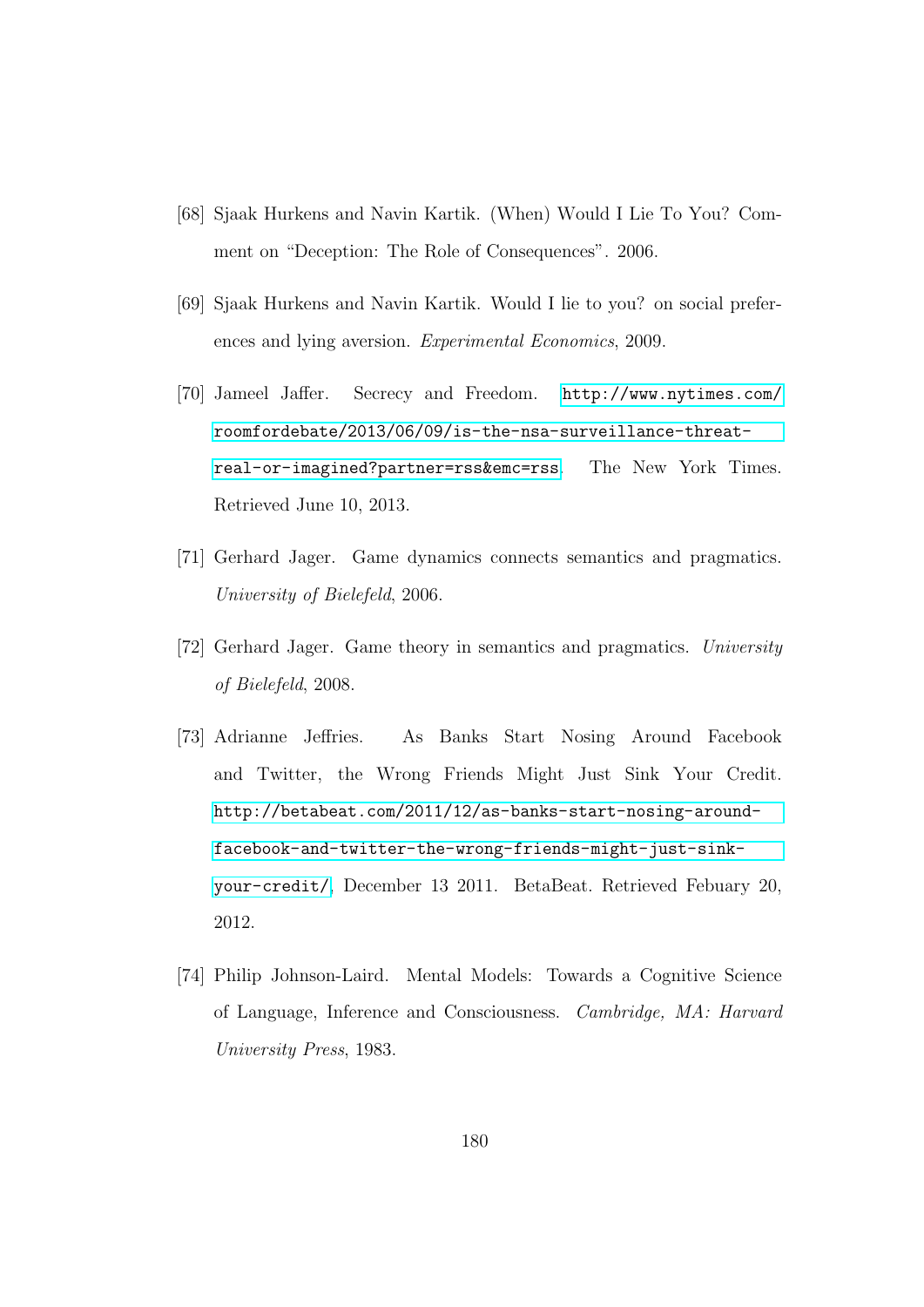[68] Sjaak Hurkens and Navin Kartik. (When) Would I Lie To You? Comment on “Deception: The Role of Consequences”. 2006.

[69] Sjaak Hurkens and Navin Kartik. Would I lie to you? on social preferences and lying aversion. *Experimental Economics*, 2009.

[70] Jameel Jaffer. Secrecy and Freedom. http://www.nytimes.com/roomfordebate/2013/06/09/is-the-nsa-surveillance-threat-real-or-imagined?partner=rss&emc=rss. The New York Times. Retrieved June 10, 2013.

[71] Gerhard Jager. Game dynamics connects semantics and pragmatics. *University of Bielefeld*, 2006.

[72] Gerhard Jager. Game theory in semantics and pragmatics. *University of Bielefeld*, 2008.

[73] Adrianne Jeffries. As Banks Start Nosing Around Facebook and Twitter, the Wrong Friends Might Just Sink Your Credit. http://betabeat.com/2011/12/as-banks-start-nosing-around-facebook-and-twitter-the-wrong-friends-might-just-sink-your-credit/, December 13 2011. BetaBeat. Retrieved Febuary 20, 2012.

[74] Philip Johnson-Laird. Mental Models: Towards a Cognitive Science of Language, Inference and Consciousness. *Cambridge, MA: Harvard University Press*, 1983.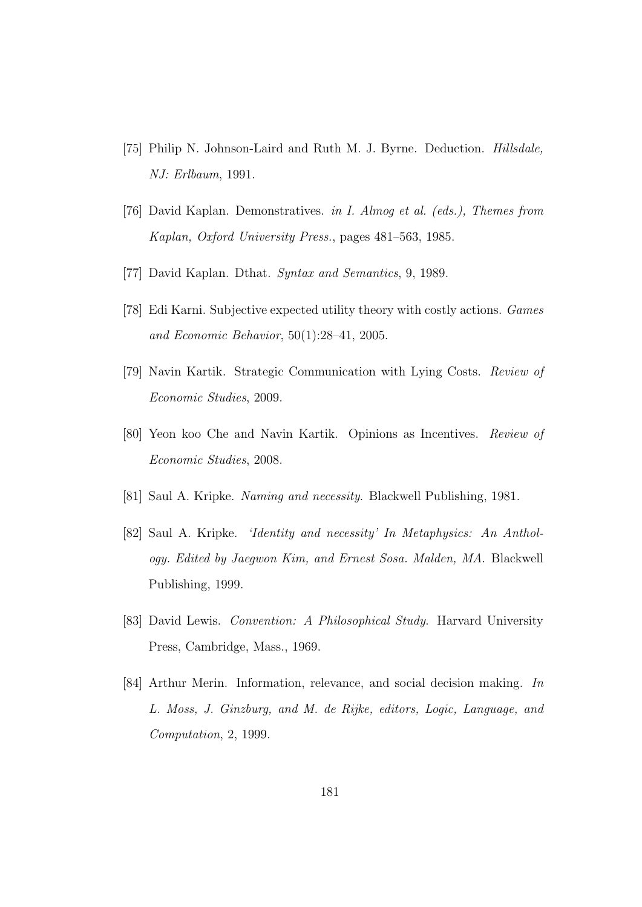[75] Philip N. Johnson-Laird and Ruth M. J. Byrne. Deduction. *Hillsdale, NJ: Erlbaum*, 1991.

[76] David Kaplan. Demonstratives. *in I. Almog et al. (eds.), Themes from Kaplan, Oxford University Press.*, pages 481–563, 1985.

[77] David Kaplan. Dthat. *Syntax and Semantics*, 9, 1989.

[78] Edi Karni. Subjective expected utility theory with costly actions. *Games and Economic Behavior*, 50(1):28–41, 2005.

[79] Navin Kartik. Strategic Communication with Lying Costs. *Review of Economic Studies*, 2009.

[80] Yeon koo Che and Navin Kartik. Opinions as Incentives. *Review of Economic Studies*, 2008.

[81] Saul A. Kripke. *Naming and necessity*. Blackwell Publishing, 1981.

[82] Saul A. Kripke. *'Identity and necessity' In Metaphysics: An Anthology. Edited by Jaegwon Kim, and Ernest Sosa. Malden, MA*. Blackwell Publishing, 1999.

[83] David Lewis. *Convention: A Philosophical Study*. Harvard University Press, Cambridge, Mass., 1969.

[84] Arthur Merin. Information, relevance, and social decision making. *In L. Moss, J. Ginzburg, and M. de Rijke, editors, Logic, Language, and Computation*, 2, 1999.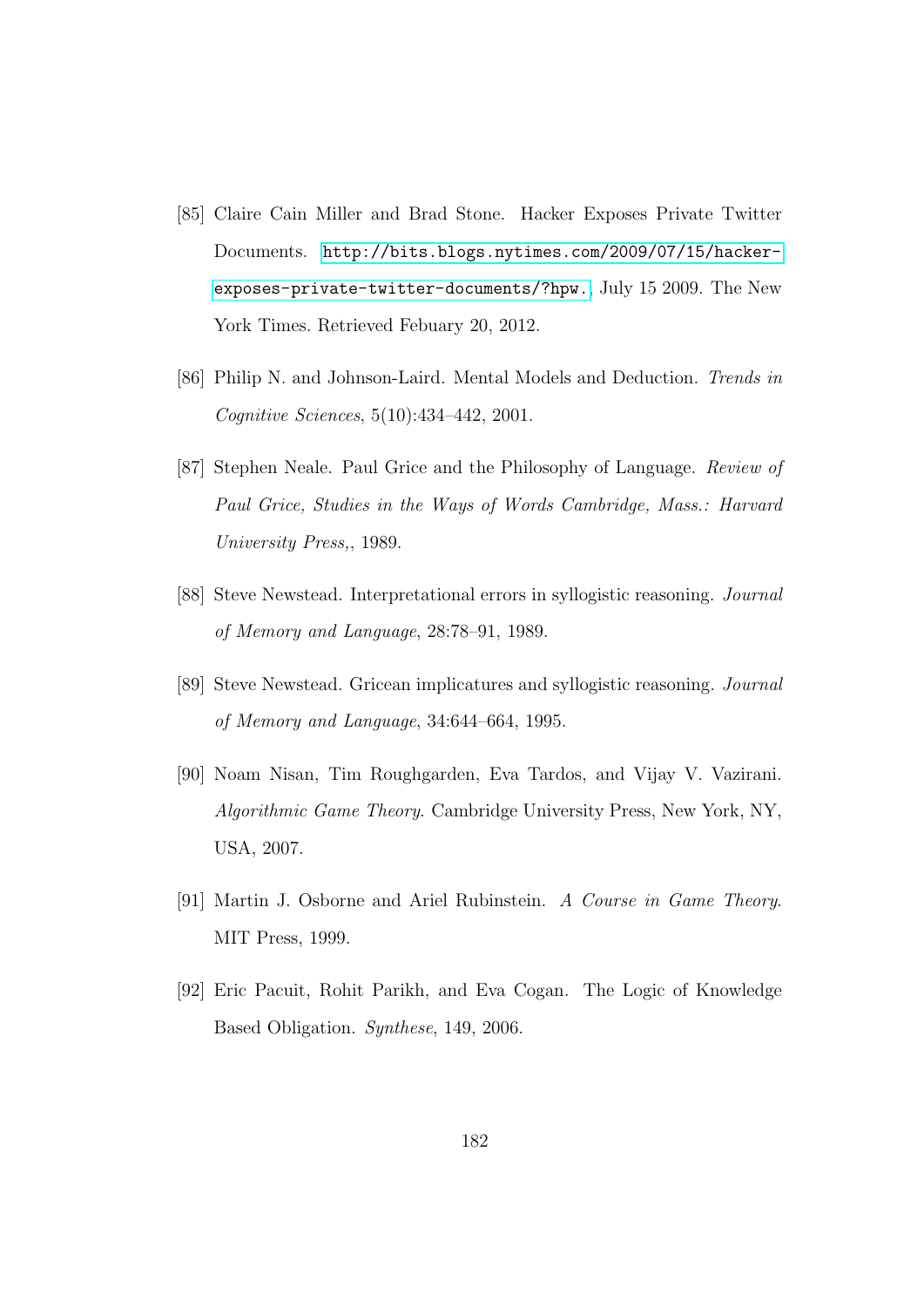[85] Claire Cain Miller and Brad Stone. Hacker Exposes Private Twitter Documents. http://bits.blogs.nytimes.com/2009/07/15/hacker-exposes-private-twitter-documents/?hpw., July 15 2009. The New York Times. Retrieved Febuary 20, 2012.

[86] Philip N. and Johnson-Laird. Mental Models and Deduction. *Trends in Cognitive Sciences*, 5(10):434–442, 2001.

[87] Stephen Neale. Paul Grice and the Philosophy of Language. *Review of Paul Grice, Studies in the Ways of Words Cambridge, Mass.: Harvard University Press,*, 1989.

[88] Steve Newstead. Interpretational errors in syllogistic reasoning. *Journal of Memory and Language*, 28:78–91, 1989.

[89] Steve Newstead. Gricean implicatures and syllogistic reasoning. *Journal of Memory and Language*, 34:644–664, 1995.

[90] Noam Nisan, Tim Roughgarden, Eva Tardos, and Vijay V. Vazirani. *Algorithmic Game Theory*. Cambridge University Press, New York, NY, USA, 2007.

[91] Martin J. Osborne and Ariel Rubinstein. *A Course in Game Theory*. MIT Press, 1999.

[92] Eric Pacuit, Rohit Parikh, and Eva Cogan. The Logic of Knowledge Based Obligation. *Synthese*, 149, 2006.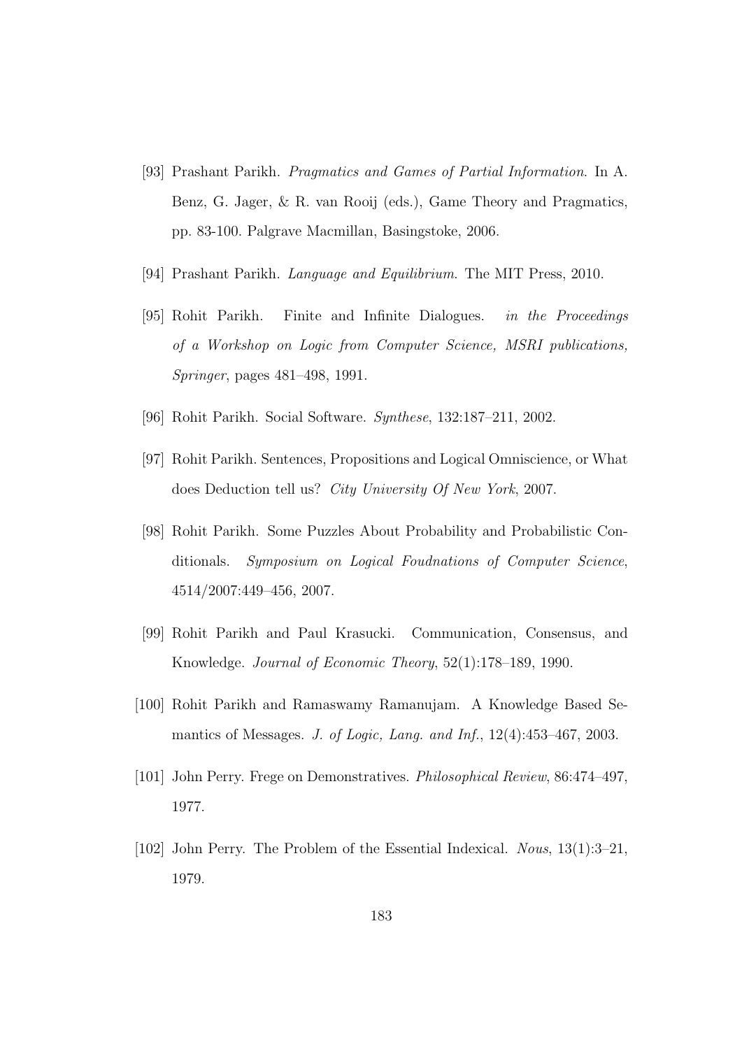[93] Prashant Parikh. *Pragmatics and Games of Partial Information*. In A. Benz, G. Jager, & R. van Rooij (eds.), Game Theory and Pragmatics, pp. 83-100. Palgrave Macmillan, Basingstoke, 2006.

[94] Prashant Parikh. *Language and Equilibrium*. The MIT Press, 2010.

[95] Rohit Parikh. Finite and Infinite Dialogues. *in the Proceedings of a Workshop on Logic from Computer Science, MSRI publications, Springer*, pages 481–498, 1991.

[96] Rohit Parikh. Social Software. *Synthese*, 132:187–211, 2002.

[97] Rohit Parikh. Sentences, Propositions and Logical Omniscience, or What does Deduction tell us? *City University Of New York*, 2007.

[98] Rohit Parikh. Some Puzzles About Probability and Probabilistic Conditionals. *Symposium on Logical Foudnations of Computer Science*, 4514/2007:449–456, 2007.

[99] Rohit Parikh and Paul Krasucki. Communication, Consensus, and Knowledge. *Journal of Economic Theory*, 52(1):178–189, 1990.

[100] Rohit Parikh and Ramaswamy Ramanujam. A Knowledge Based Semantics of Messages. *J. of Logic, Lang. and Inf.*, 12(4):453–467, 2003.

[101] John Perry. Frege on Demonstratives. *Philosophical Review*, 86:474–497, 1977.

[102] John Perry. The Problem of the Essential Indexical. *Nous*, 13(1):3–21, 1979.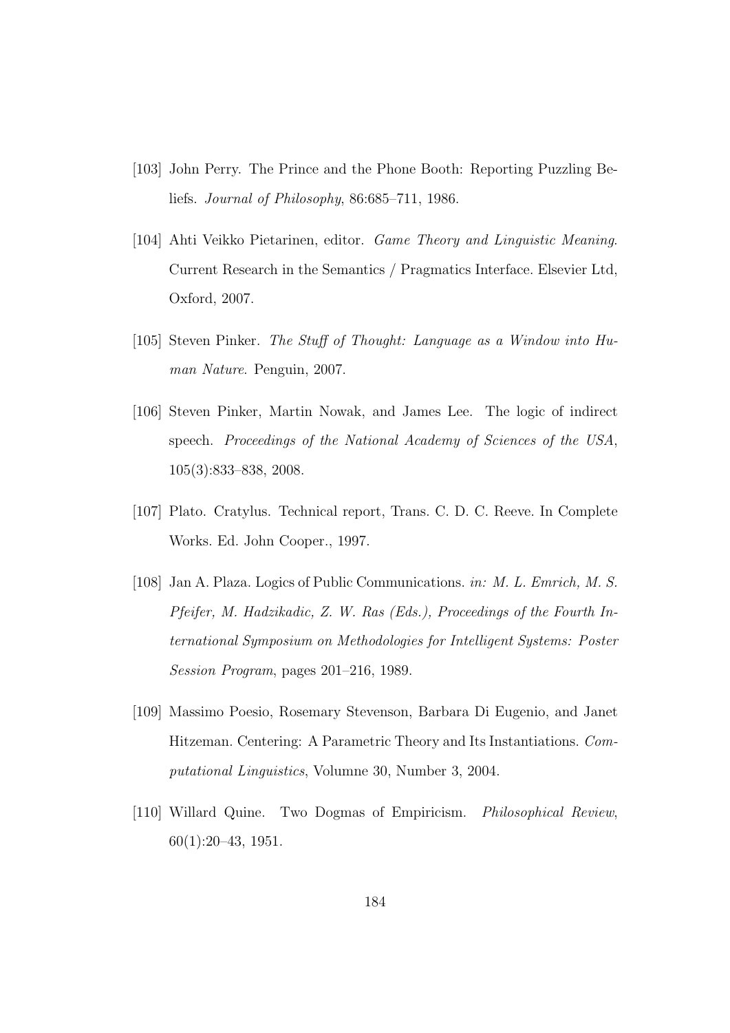[103] John Perry. The Prince and the Phone Booth: Reporting Puzzling Beliefs. *Journal of Philosophy*, 86:685–711, 1986.

[104] Ahti Veikko Pietarinen, editor. *Game Theory and Linguistic Meaning*. Current Research in the Semantics / Pragmatics Interface. Elsevier Ltd, Oxford, 2007.

[105] Steven Pinker. *The Stuff of Thought: Language as a Window into Human Nature*. Penguin, 2007.

[106] Steven Pinker, Martin Nowak, and James Lee. The logic of indirect speech. *Proceedings of the National Academy of Sciences of the USA*, 105(3):833–838, 2008.

[107] Plato. Cratylus. Technical report, Trans. C. D. C. Reeve. In Complete Works. Ed. John Cooper., 1997.

[108] Jan A. Plaza. Logics of Public Communications. *in: M. L. Emrich, M. S. Pfeifer, M. Hadzikadic, Z. W. Ras (Eds.), Proceedings of the Fourth International Symposium on Methodologies for Intelligent Systems: Poster Session Program*, pages 201–216, 1989.

[109] Massimo Poesio, Rosemary Stevenson, Barbara Di Eugenio, and Janet Hitzeman. Centering: A Parametric Theory and Its Instantiations. *Computational Linguistics*, Volumne 30, Number 3, 2004.

[110] Willard Quine. Two Dogmas of Empiricism. *Philosophical Review*, 60(1):20–43, 1951.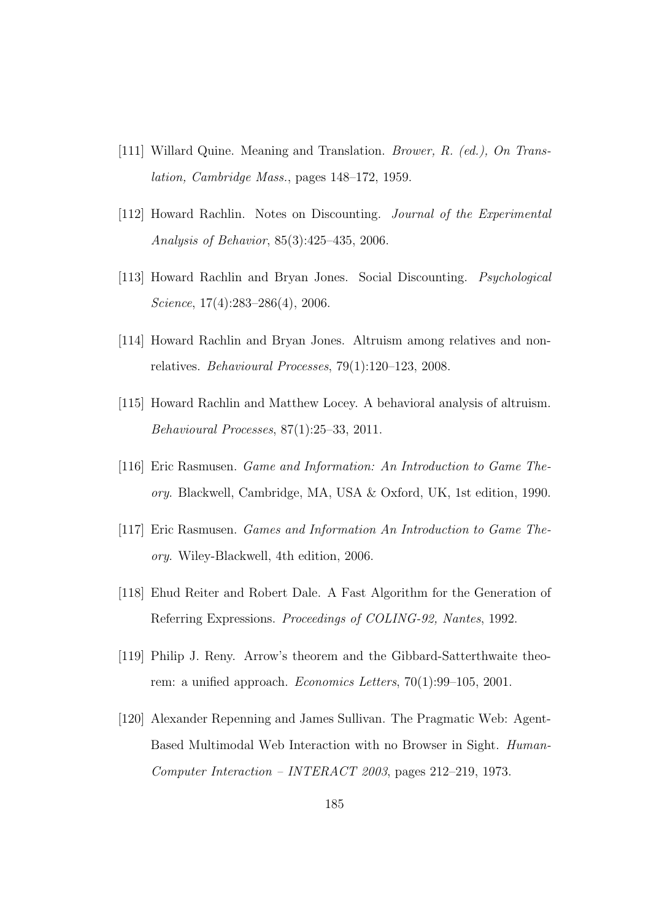[111] Willard Quine. Meaning and Translation. *Brower, R. (ed.), On Translation, Cambridge Mass.*, pages 148–172, 1959.

[112] Howard Rachlin. Notes on Discounting. *Journal of the Experimental Analysis of Behavior*, 85(3):425–435, 2006.

[113] Howard Rachlin and Bryan Jones. Social Discounting. *Psychological Science*, 17(4):283–286(4), 2006.

[114] Howard Rachlin and Bryan Jones. Altruism among relatives and nonrelatives. *Behavioural Processes*, 79(1):120–123, 2008.

[115] Howard Rachlin and Matthew Locey. A behavioral analysis of altruism. *Behavioural Processes*, 87(1):25–33, 2011.

[116] Eric Rasmusen. *Game and Information: An Introduction to Game Theory*. Blackwell, Cambridge, MA, USA & Oxford, UK, 1st edition, 1990.

[117] Eric Rasmusen. *Games and Information An Introduction to Game Theory*. Wiley-Blackwell, 4th edition, 2006.

[118] Ehud Reiter and Robert Dale. A Fast Algorithm for the Generation of Referring Expressions. *Proceedings of COLING-92, Nantes*, 1992.

[119] Philip J. Reny. Arrow's theorem and the Gibbard-Satterthwaite theorem: a unified approach. *Economics Letters*, 70(1):99–105, 2001.

[120] Alexander Repenning and James Sullivan. The Pragmatic Web: Agent-Based Multimodal Web Interaction with no Browser in Sight. *Human-Computer Interaction – INTERACT 2003*, pages 212–219, 1973.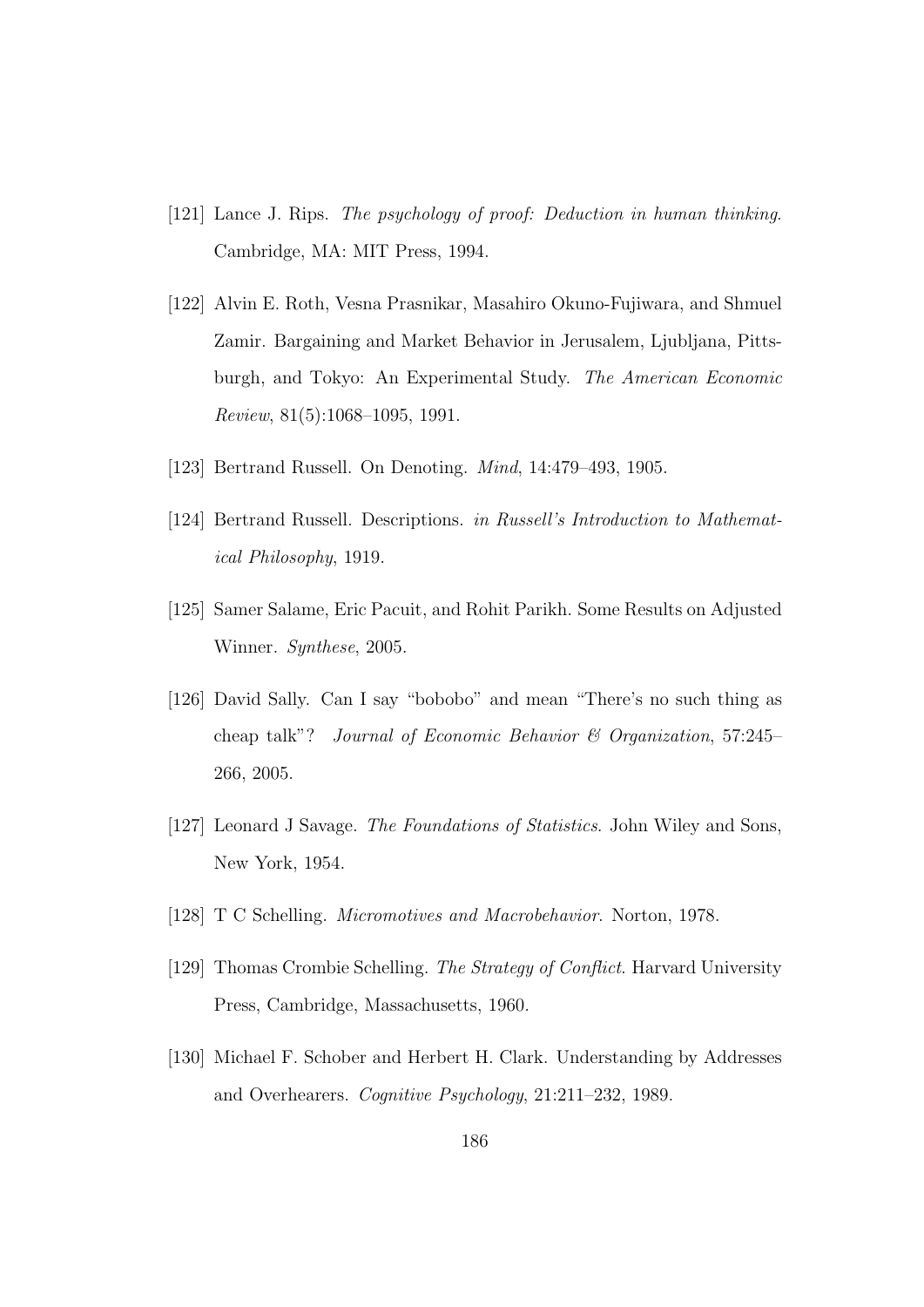[121] Lance J. Rips. *The psychology of proof: Deduction in human thinking*. Cambridge, MA: MIT Press, 1994.

[122] Alvin E. Roth, Vesna Prasnikar, Masahiro Okuno-Fujiwara, and Shmuel Zamir. Bargaining and Market Behavior in Jerusalem, Ljubljana, Pittsburgh, and Tokyo: An Experimental Study. *The American Economic Review*, 81(5):1068–1095, 1991.

[123] Bertrand Russell. On Denoting. *Mind*, 14:479–493, 1905.

[124] Bertrand Russell. Descriptions. *in Russell's Introduction to Mathematical Philosophy*, 1919.

[125] Samer Salame, Eric Pacuit, and Rohit Parikh. Some Results on Adjusted Winner. *Synthese*, 2005.

[126] David Sally. Can I say "bobobo" and mean "There's no such thing as cheap talk"? *Journal of Economic Behavior & Organization*, 57:245–266, 2005.

[127] Leonard J Savage. *The Foundations of Statistics*. John Wiley and Sons, New York, 1954.

[128] T C Schelling. *Micromotives and Macrobehavior*. Norton, 1978.

[129] Thomas Crombie Schelling. *The Strategy of Conflict*. Harvard University Press, Cambridge, Massachusetts, 1960.

[130] Michael F. Schober and Herbert H. Clark. Understanding by Addresses and Overhearers. *Cognitive Psychology*, 21:211–232, 1989.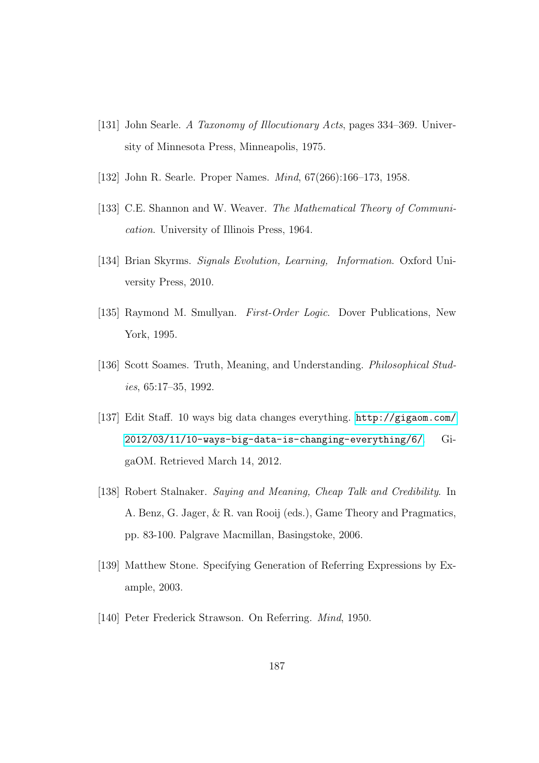[131] John Searle. *A Taxonomy of Illocutionary Acts*, pages 334–369. University of Minnesota Press, Minneapolis, 1975.

[132] John R. Searle. Proper Names. *Mind*, 67(266):166–173, 1958.

[133] C.E. Shannon and W. Weaver. *The Mathematical Theory of Communication*. University of Illinois Press, 1964.

[134] Brian Skyrms. *Signals Evolution, Learning, Information*. Oxford University Press, 2010.

[135] Raymond M. Smullyan. *First-Order Logic*. Dover Publications, New York, 1995.

[136] Scott Soames. Truth, Meaning, and Understanding. *Philosophical Studies*, 65:17–35, 1992.

[137] Edit Staff. 10 ways big data changes everything. http://gigaom.com/2012/03/11/10-ways-big-data-is-changing-everything/6/. GigaOM. Retrieved March 14, 2012.

[138] Robert Stalnaker. *Saying and Meaning, Cheap Talk and Credibility*. In A. Benz, G. Jager, & R. van Rooij (eds.), Game Theory and Pragmatics, pp. 83-100. Palgrave Macmillan, Basingstoke, 2006.

[139] Matthew Stone. Specifying Generation of Referring Expressions by Example, 2003.

[140] Peter Frederick Strawson. On Referring. *Mind*, 1950.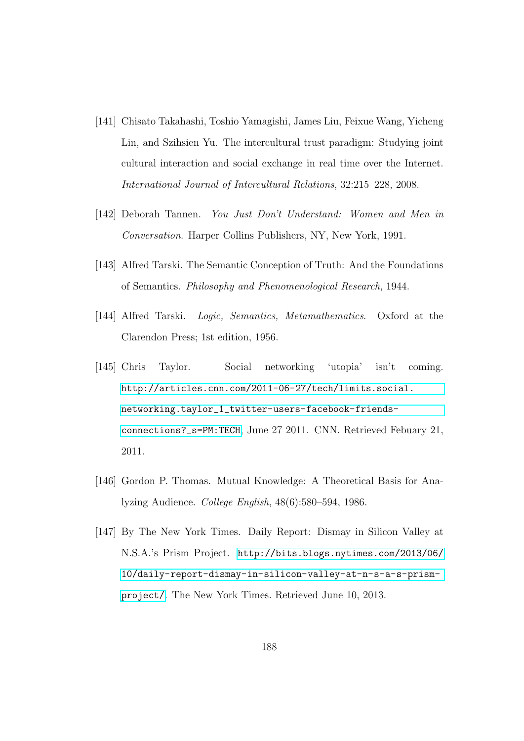[141] Chisato Takahashi, Toshio Yamagishi, James Liu, Feixue Wang, Yicheng Lin, and Szihsien Yu. The intercultural trust paradigm: Studying joint cultural interaction and social exchange in real time over the Internet. *International Journal of Intercultural Relations*, 32:215–228, 2008.

[142] Deborah Tannen. *You Just Don't Understand: Women and Men in Conversation*. Harper Collins Publishers, NY, New York, 1991.

[143] Alfred Tarski. The Semantic Conception of Truth: And the Foundations of Semantics. *Philosophy and Phenomenological Research*, 1944.

[144] Alfred Tarski. *Logic, Semantics, Metamathematics*. Oxford at the Clarendon Press; 1st edition, 1956.

[145] Chris Taylor. Social networking 'utopia' isn't coming. http://articles.cnn.com/2011-06-27/tech/limits.social.networking.taylor_1_twitter-users-facebook-friends-connections?_s=PM:TECH, June 27 2011. CNN. Retrieved Febuary 21, 2011.

[146] Gordon P. Thomas. Mutual Knowledge: A Theoretical Basis for Analyzing Audience. *College English*, 48(6):580–594, 1986.

[147] By The New York Times. Daily Report: Dismay in Silicon Valley at N.S.A.'s Prism Project. http://bits.blogs.nytimes.com/2013/06/10/daily-report-dismay-in-silicon-valley-at-n-s-a-s-prism-project/. The New York Times. Retrieved June 10, 2013.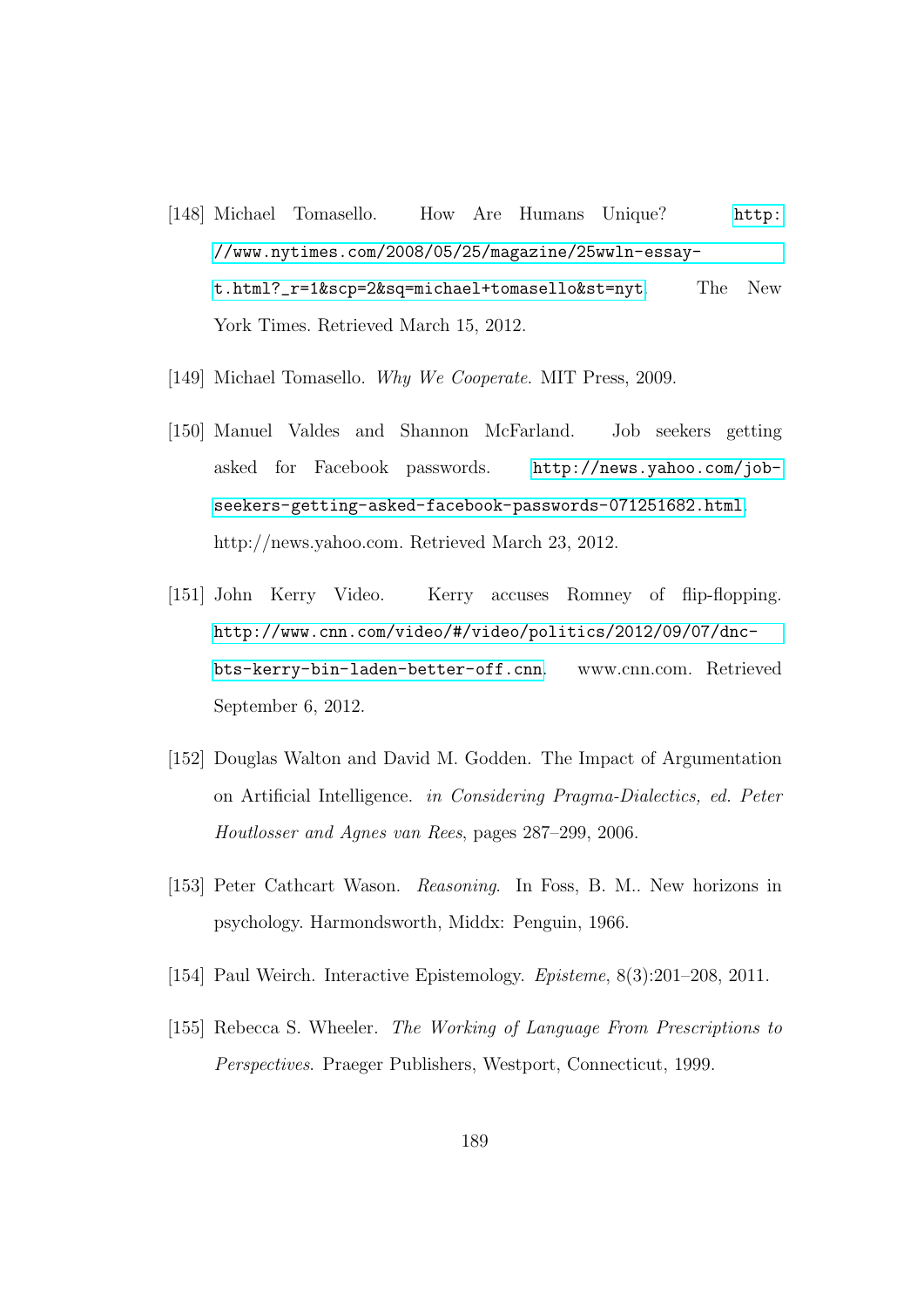[148] Michael Tomasello. How Are Humans Unique? http://www.nytimes.com/2008/05/25/magazine/25wwln-essay-t.html?_r=1&scp=2&sq=michael+tomasello&st=nyt. The New York Times. Retrieved March 15, 2012.

[149] Michael Tomasello. *Why We Cooperate.* MIT Press, 2009.

[150] Manuel Valdes and Shannon McFarland. Job seekers getting asked for Facebook passwords. http://news.yahoo.com/job-seekers-getting-asked-facebook-passwords-071251682.html. http://news.yahoo.com. Retrieved March 23, 2012.

[151] John Kerry Video. Kerry accuses Romney of flip-flopping. http://www.cnn.com/video/#/video/politics/2012/09/07/dnc-bts-kerry-bin-laden-better-off.cnn. www.cnn.com. Retrieved September 6, 2012.

[152] Douglas Walton and David M. Godden. The Impact of Argumentation on Artificial Intelligence. *in Considering Pragma-Dialectics, ed. Peter Houtlosser and Agnes van Rees*, pages 287–299, 2006.

[153] Peter Cathcart Wason. *Reasoning*. In Foss, B. M.. New horizons in psychology. Harmondsworth, Middx: Penguin, 1966.

[154] Paul Weirch. Interactive Epistemology. *Episteme*, 8(3):201–208, 2011.

[155] Rebecca S. Wheeler. *The Working of Language From Prescriptions to Perspectives*. Praeger Publishers, Westport, Connecticut, 1999.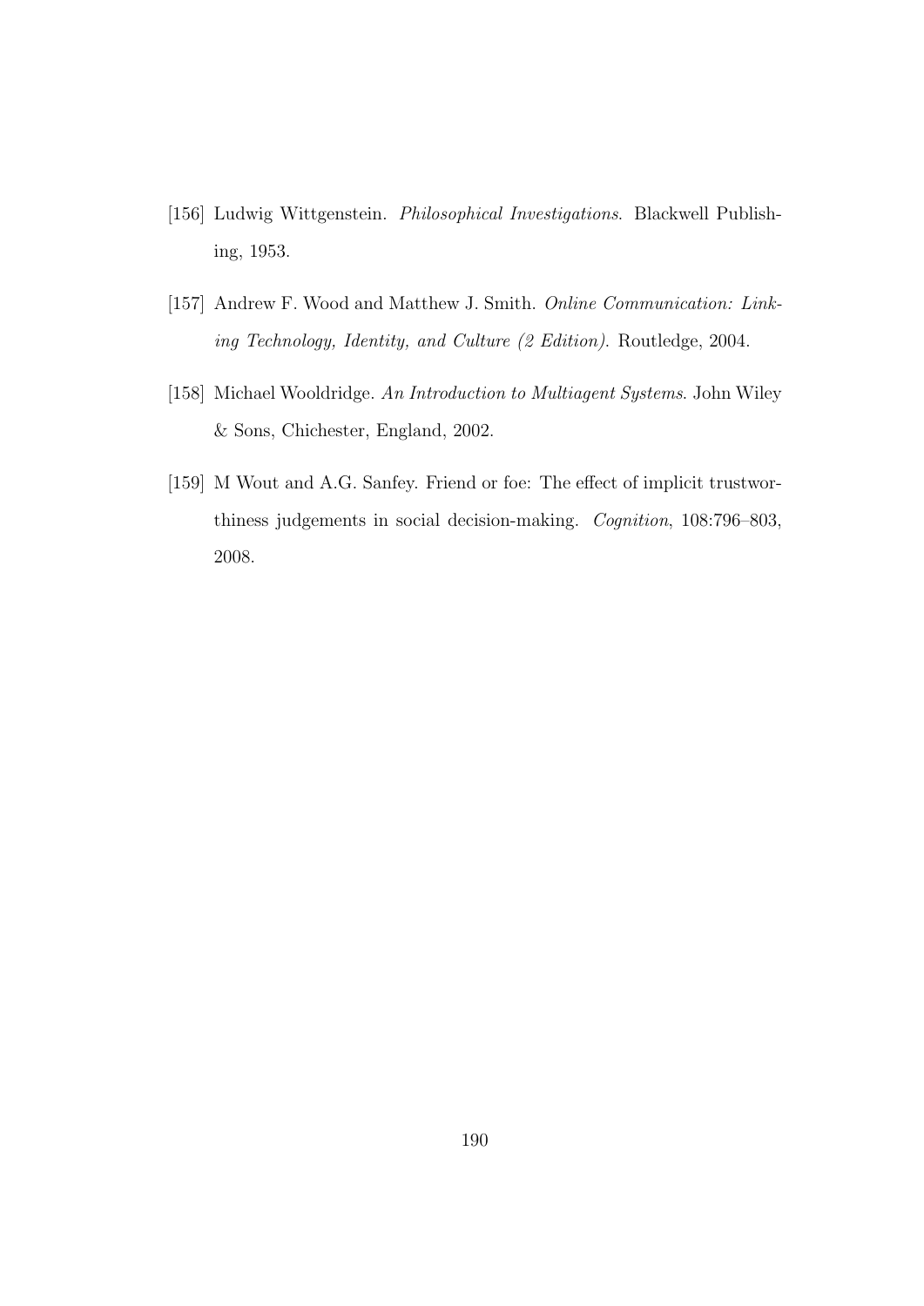[156] Ludwig Wittgenstein. *Philosophical Investigations*. Blackwell Publishing, 1953.

[157] Andrew F. Wood and Matthew J. Smith. *Online Communication: Linking Technology, Identity, and Culture (2 Edition).* Routledge, 2004.

[158] Michael Wooldridge. *An Introduction to Multiagent Systems*. John Wiley & Sons, Chichester, England, 2002.

[159] M Wout and A.G. Sanfey. Friend or foe: The effect of implicit trustworthiness judgements in social decision-making. *Cognition*, 108:796–803, 2008.